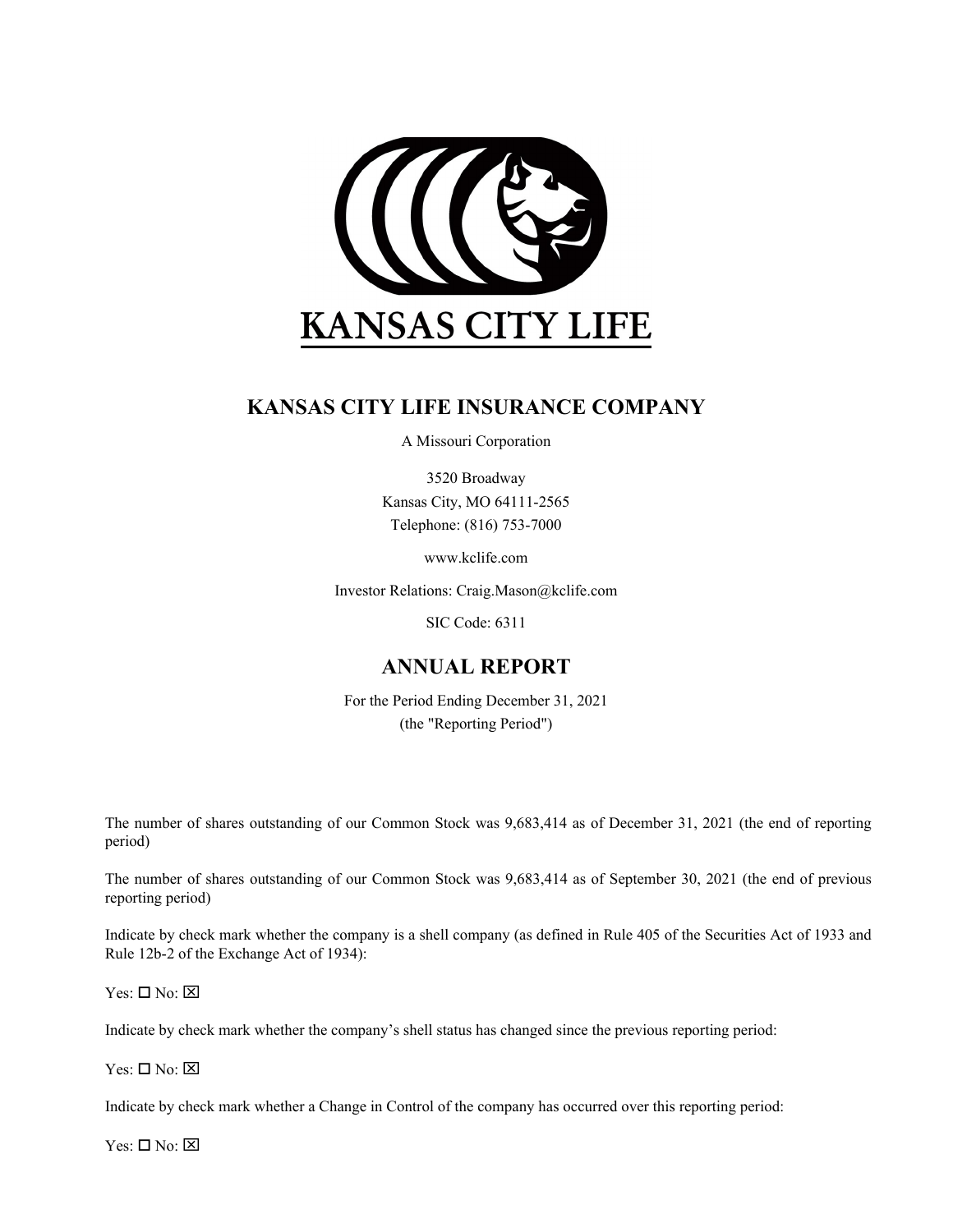KANSAS CITY LIFE

# KANSAS CITY LIFE INSURANCE COMPANY

A Missouri Corporation

3520 Broadway
Kansas City, MO 64111-2565
Telephone: (816) 753-7000

www.kclife.com

Investor Relations: Craig.Mason@kclife.com

SIC Code: 6311

## ANNUAL REPORT

For the Period Ending December 31, 2021
(the "Reporting Period")

The number of shares outstanding of our Common Stock was 9,683,414 as of December 31, 2021 (the end of reporting period)

The number of shares outstanding of our Common Stock was 9,683,414 as of September 30, 2021 (the end of previous reporting period)

Indicate by check mark whether the company is a shell company (as defined in Rule 405 of the Securities Act of 1933 and Rule 12b-2 of the Exchange Act of 1934):

Yes: ☐ No: ☒

Indicate by check mark whether the company's shell status has changed since the previous reporting period:

Yes: ☐ No: ☒

Indicate by check mark whether a Change in Control of the company has occurred over this reporting period:

Yes: ☐ No: ☒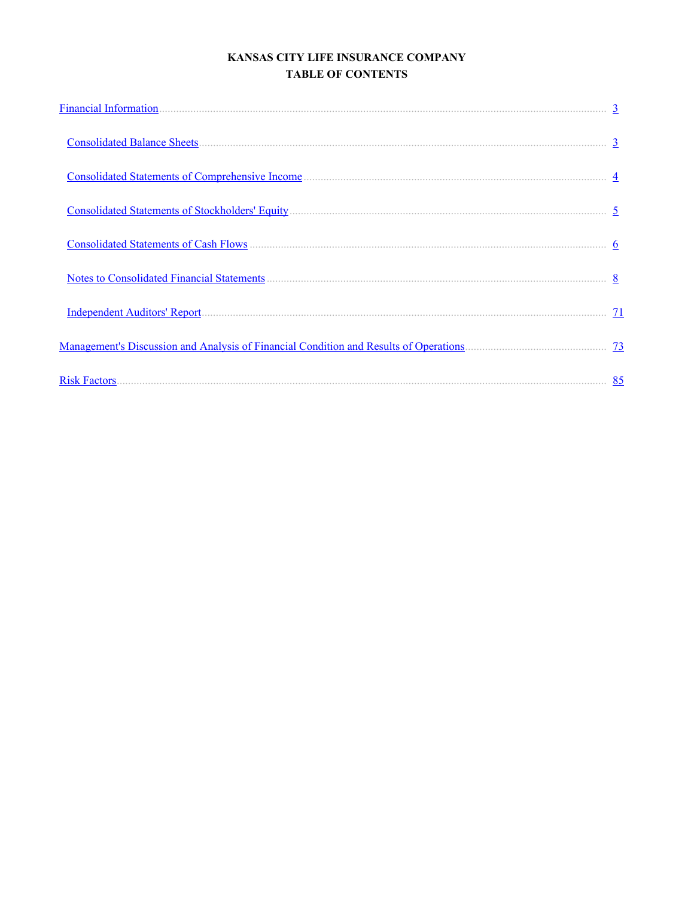# KANSAS CITY LIFE INSURANCE COMPANY

## TABLE OF CONTENTS

| | |
|---|---|
| Financial Information | 3 |
| Consolidated Balance Sheets | 3 |
| Consolidated Statements of Comprehensive Income | 4 |
| Consolidated Statements of Stockholders' Equity | 5 |
| Consolidated Statements of Cash Flows | 6 |
| Notes to Consolidated Financial Statements | 8 |
| Independent Auditors' Report | 71 |
| Management's Discussion and Analysis of Financial Condition and Results of Operations | 73 |
| Risk Factors | 85 |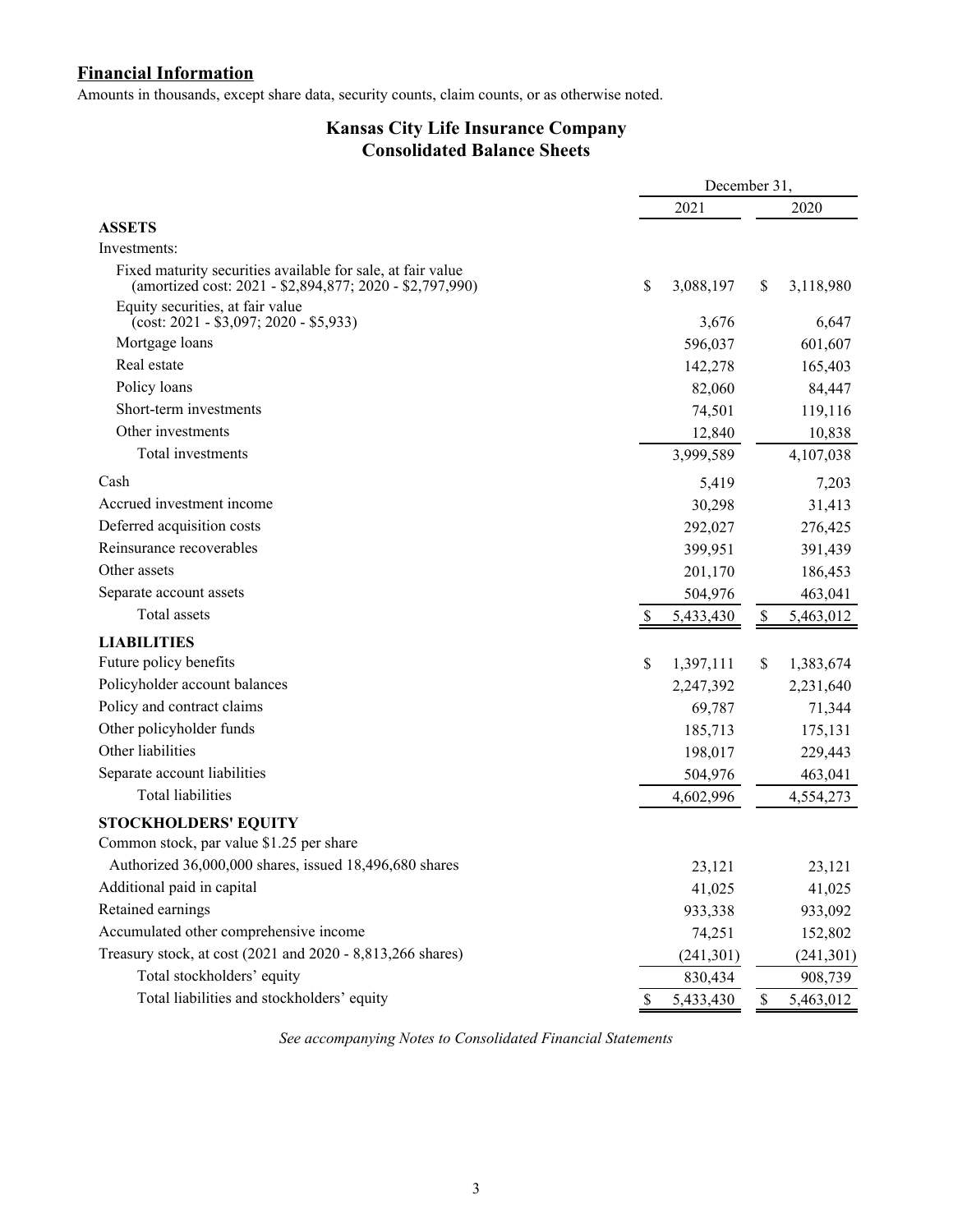## Financial Information

Amounts in thousands, except share data, security counts, claim counts, or as otherwise noted.

# Kansas City Life Insurance Company
## Consolidated Balance Sheets

| | December 31, 2021 | December 31, 2020 |
|---|---|---|
| **ASSETS** | | |
| Investments: | | |
| Fixed maturity securities available for sale, at fair value (amortized cost: 2021 - $2,894,877; 2020 - $2,797,990) | $ 3,088,197 | $ 3,118,980 |
| Equity securities, at fair value (cost: 2021 - $3,097; 2020 - $5,933) | 3,676 | 6,647 |
| Mortgage loans | 596,037 | 601,607 |
| Real estate | 142,278 | 165,403 |
| Policy loans | 82,060 | 84,447 |
| Short-term investments | 74,501 | 119,116 |
| Other investments | 12,840 | 10,838 |
| Total investments | 3,999,589 | 4,107,038 |
| Cash | 5,419 | 7,203 |
| Accrued investment income | 30,298 | 31,413 |
| Deferred acquisition costs | 292,027 | 276,425 |
| Reinsurance recoverables | 399,951 | 391,439 |
| Other assets | 201,170 | 186,453 |
| Separate account assets | 504,976 | 463,041 |
| Total assets | $ 5,433,430 | $ 5,463,012 |
| **LIABILITIES** | | |
| Future policy benefits | $ 1,397,111 | $ 1,383,674 |
| Policyholder account balances | 2,247,392 | 2,231,640 |
| Policy and contract claims | 69,787 | 71,344 |
| Other policyholder funds | 185,713 | 175,131 |
| Other liabilities | 198,017 | 229,443 |
| Separate account liabilities | 504,976 | 463,041 |
| Total liabilities | 4,602,996 | 4,554,273 |
| **STOCKHOLDERS' EQUITY** | | |
| Common stock, par value $1.25 per share | | |
| Authorized 36,000,000 shares, issued 18,496,680 shares | 23,121 | 23,121 |
| Additional paid in capital | 41,025 | 41,025 |
| Retained earnings | 933,338 | 933,092 |
| Accumulated other comprehensive income | 74,251 | 152,802 |
| Treasury stock, at cost (2021 and 2020 - 8,813,266 shares) | (241,301) | (241,301) |
| Total stockholders' equity | 830,434 | 908,739 |
| Total liabilities and stockholders' equity | $ 5,433,430 | $ 5,463,012 |

*See accompanying Notes to Consolidated Financial Statements*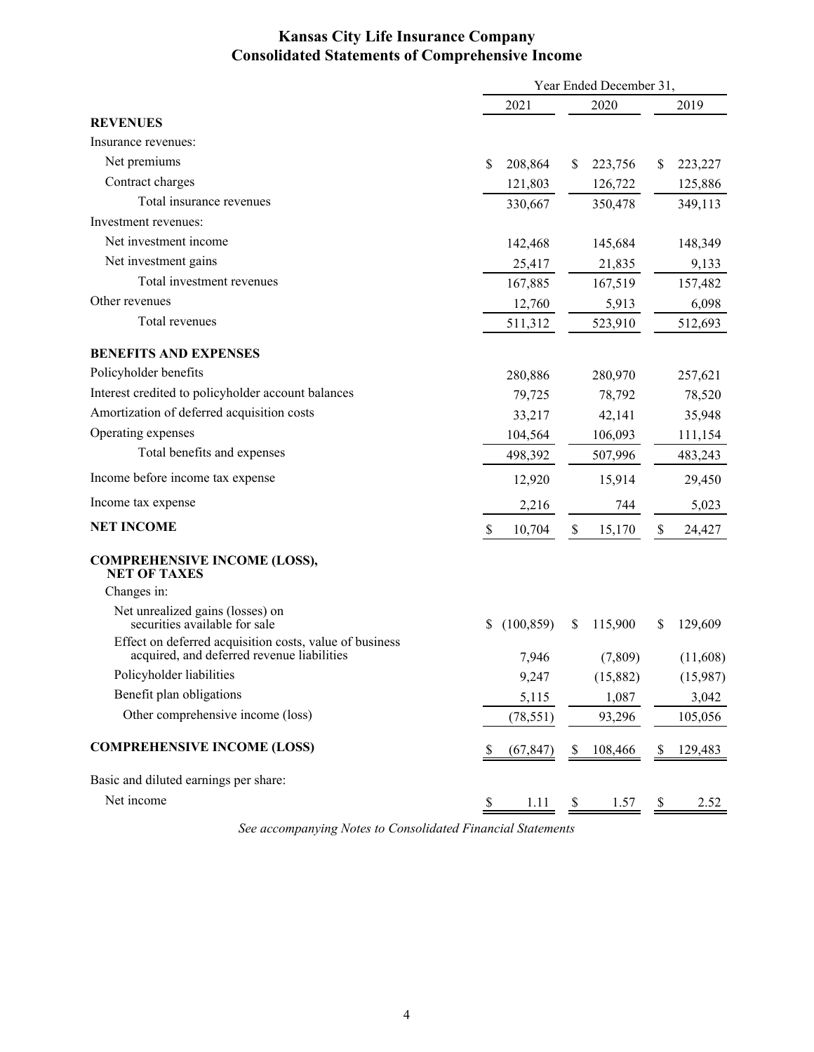# Kansas City Life Insurance Company
## Consolidated Statements of Comprehensive Income

| | Year Ended December 31, | | |
|---|---|---|---|
| | 2021 | 2020 | 2019 |
| **REVENUES** | | | |
| Insurance revenues: | | | |
| Net premiums | $ 208,864 | $ 223,756 | $ 223,227 |
| Contract charges | 121,803 | 126,722 | 125,886 |
| Total insurance revenues | 330,667 | 350,478 | 349,113 |
| Investment revenues: | | | |
| Net investment income | 142,468 | 145,684 | 148,349 |
| Net investment gains | 25,417 | 21,835 | 9,133 |
| Total investment revenues | 167,885 | 167,519 | 157,482 |
| Other revenues | 12,760 | 5,913 | 6,098 |
| Total revenues | 511,312 | 523,910 | 512,693 |
| **BENEFITS AND EXPENSES** | | | |
| Policyholder benefits | 280,886 | 280,970 | 257,621 |
| Interest credited to policyholder account balances | 79,725 | 78,792 | 78,520 |
| Amortization of deferred acquisition costs | 33,217 | 42,141 | 35,948 |
| Operating expenses | 104,564 | 106,093 | 111,154 |
| Total benefits and expenses | 498,392 | 507,996 | 483,243 |
| Income before income tax expense | 12,920 | 15,914 | 29,450 |
| Income tax expense | 2,216 | 744 | 5,023 |
| **NET INCOME** | $ 10,704 | $ 15,170 | $ 24,427 |
| **COMPREHENSIVE INCOME (LOSS), NET OF TAXES** | | | |
| Changes in: | | | |
| Net unrealized gains (losses) on securities available for sale | $ (100,859) | $ 115,900 | $ 129,609 |
| Effect on deferred acquisition costs, value of business acquired, and deferred revenue liabilities | 7,946 | (7,809) | (11,608) |
| Policyholder liabilities | 9,247 | (15,882) | (15,987) |
| Benefit plan obligations | 5,115 | 1,087 | 3,042 |
| Other comprehensive income (loss) | (78,551) | 93,296 | 105,056 |
| **COMPREHENSIVE INCOME (LOSS)** | $ (67,847) | $ 108,466 | $ 129,483 |
| Basic and diluted earnings per share: | | | |
| Net income | $ 1.11 | $ 1.57 | $ 2.52 |

*See accompanying Notes to Consolidated Financial Statements*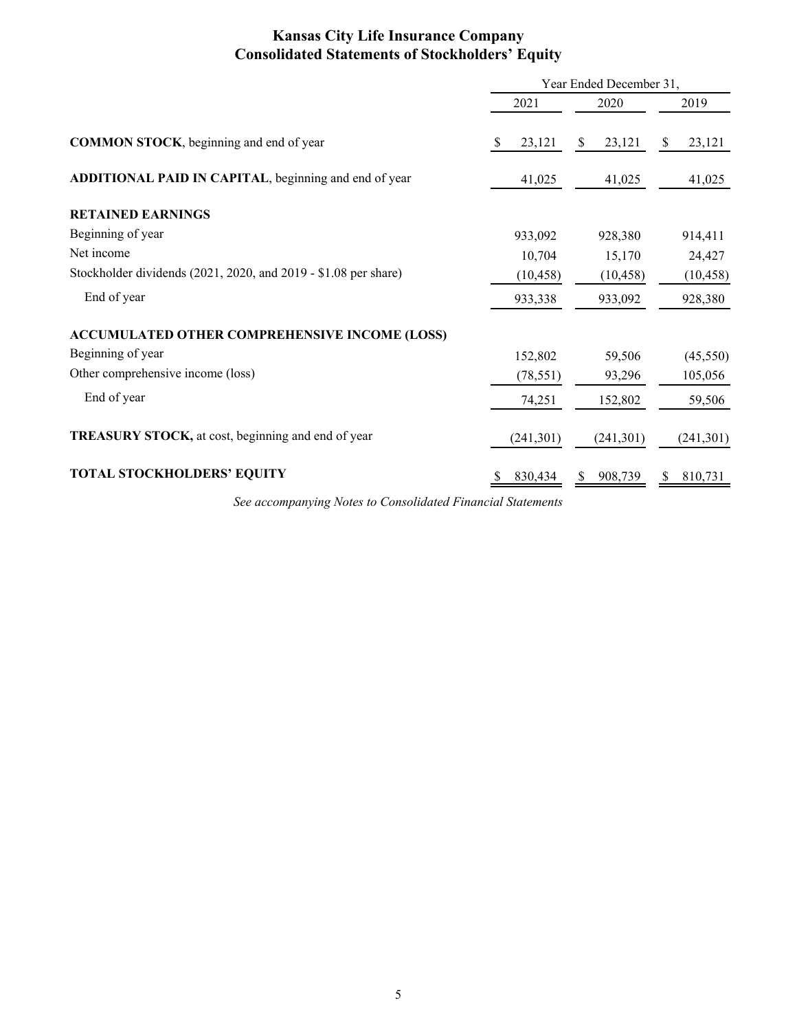# Kansas City Life Insurance Company
## Consolidated Statements of Stockholders' Equity

| | Year Ended December 31, | | |
|---|---|---|---|
| | 2021 | 2020 | 2019 |
| **COMMON STOCK**, beginning and end of year | $ 23,121 | $ 23,121 | $ 23,121 |
| **ADDITIONAL PAID IN CAPITAL**, beginning and end of year | 41,025 | 41,025 | 41,025 |
| **RETAINED EARNINGS** | | | |
| Beginning of year | 933,092 | 928,380 | 914,411 |
| Net income | 10,704 | 15,170 | 24,427 |
| Stockholder dividends (2021, 2020, and 2019 - $1.08 per share) | (10,458) | (10,458) | (10,458) |
| End of year | 933,338 | 933,092 | 928,380 |
| **ACCUMULATED OTHER COMPREHENSIVE INCOME (LOSS)** | | | |
| Beginning of year | 152,802 | 59,506 | (45,550) |
| Other comprehensive income (loss) | (78,551) | 93,296 | 105,056 |
| End of year | 74,251 | 152,802 | 59,506 |
| **TREASURY STOCK,** at cost, beginning and end of year | (241,301) | (241,301) | (241,301) |
| **TOTAL STOCKHOLDERS' EQUITY** | $ 830,434 | $ 908,739 | $ 810,731 |

*See accompanying Notes to Consolidated Financial Statements*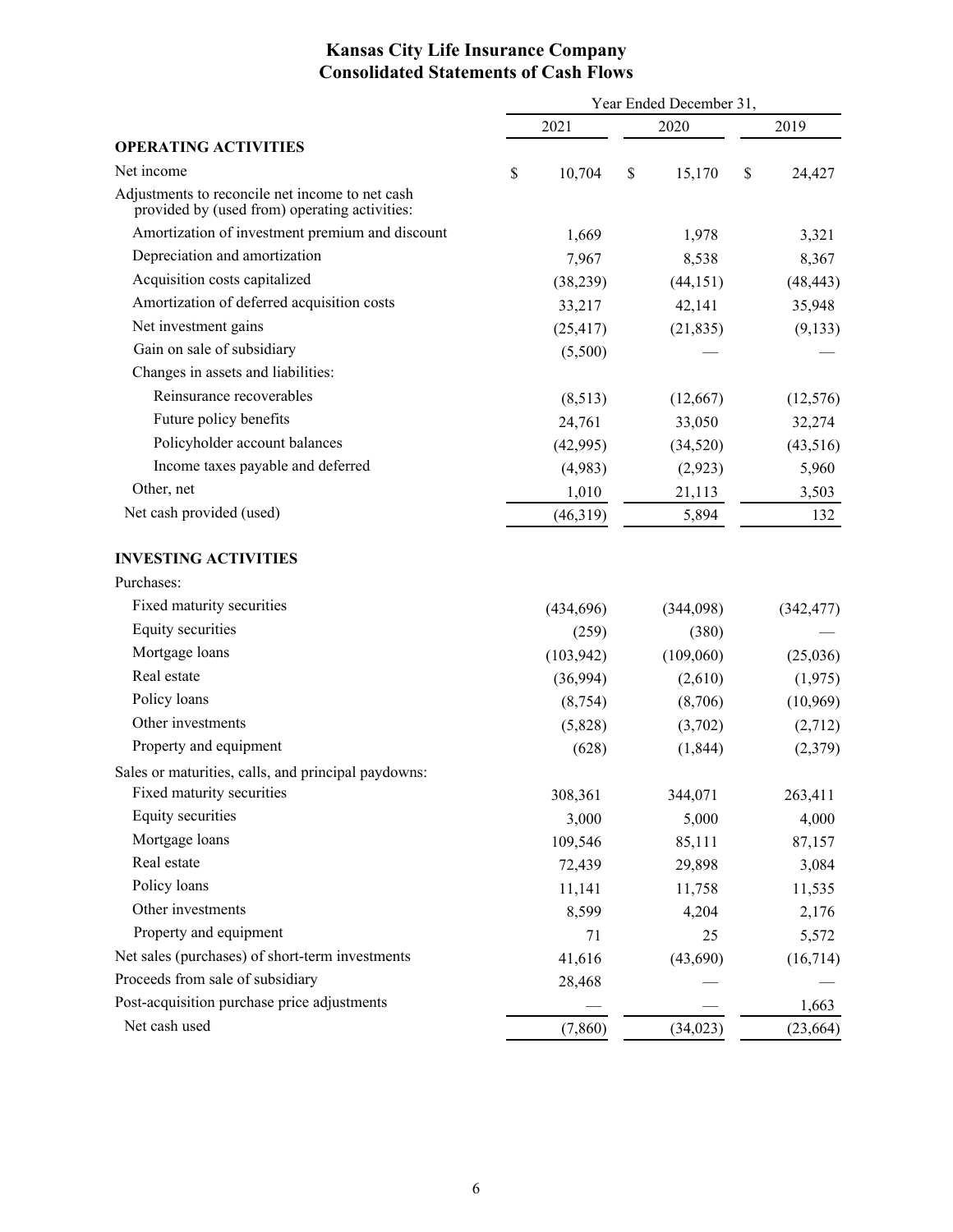# Kansas City Life Insurance Company
## Consolidated Statements of Cash Flows

| | Year Ended December 31, | | |
|---|---|---|---|
| | 2021 | 2020 | 2019 |
| **OPERATING ACTIVITIES** | | | |
| Net income | $ 10,704 | $ 15,170 | $ 24,427 |
| Adjustments to reconcile net income to net cash provided by (used from) operating activities: | | | |
| Amortization of investment premium and discount | 1,669 | 1,978 | 3,321 |
| Depreciation and amortization | 7,967 | 8,538 | 8,367 |
| Acquisition costs capitalized | (38,239) | (44,151) | (48,443) |
| Amortization of deferred acquisition costs | 33,217 | 42,141 | 35,948 |
| Net investment gains | (25,417) | (21,835) | (9,133) |
| Gain on sale of subsidiary | (5,500) | — | — |
| Changes in assets and liabilities: | | | |
| Reinsurance recoverables | (8,513) | (12,667) | (12,576) |
| Future policy benefits | 24,761 | 33,050 | 32,274 |
| Policyholder account balances | (42,995) | (34,520) | (43,516) |
| Income taxes payable and deferred | (4,983) | (2,923) | 5,960 |
| Other, net | 1,010 | 21,113 | 3,503 |
| Net cash provided (used) | (46,319) | 5,894 | 132 |
| **INVESTING ACTIVITIES** | | | |
| Purchases: | | | |
| Fixed maturity securities | (434,696) | (344,098) | (342,477) |
| Equity securities | (259) | (380) | — |
| Mortgage loans | (103,942) | (109,060) | (25,036) |
| Real estate | (36,994) | (2,610) | (1,975) |
| Policy loans | (8,754) | (8,706) | (10,969) |
| Other investments | (5,828) | (3,702) | (2,712) |
| Property and equipment | (628) | (1,844) | (2,379) |
| Sales or maturities, calls, and principal paydowns: | | | |
| Fixed maturity securities | 308,361 | 344,071 | 263,411 |
| Equity securities | 3,000 | 5,000 | 4,000 |
| Mortgage loans | 109,546 | 85,111 | 87,157 |
| Real estate | 72,439 | 29,898 | 3,084 |
| Policy loans | 11,141 | 11,758 | 11,535 |
| Other investments | 8,599 | 4,204 | 2,176 |
| Property and equipment | 71 | 25 | 5,572 |
| Net sales (purchases) of short-term investments | 41,616 | (43,690) | (16,714) |
| Proceeds from sale of subsidiary | 28,468 | — | — |
| Post-acquisition purchase price adjustments | — | — | 1,663 |
| Net cash used | (7,860) | (34,023) | (23,664) |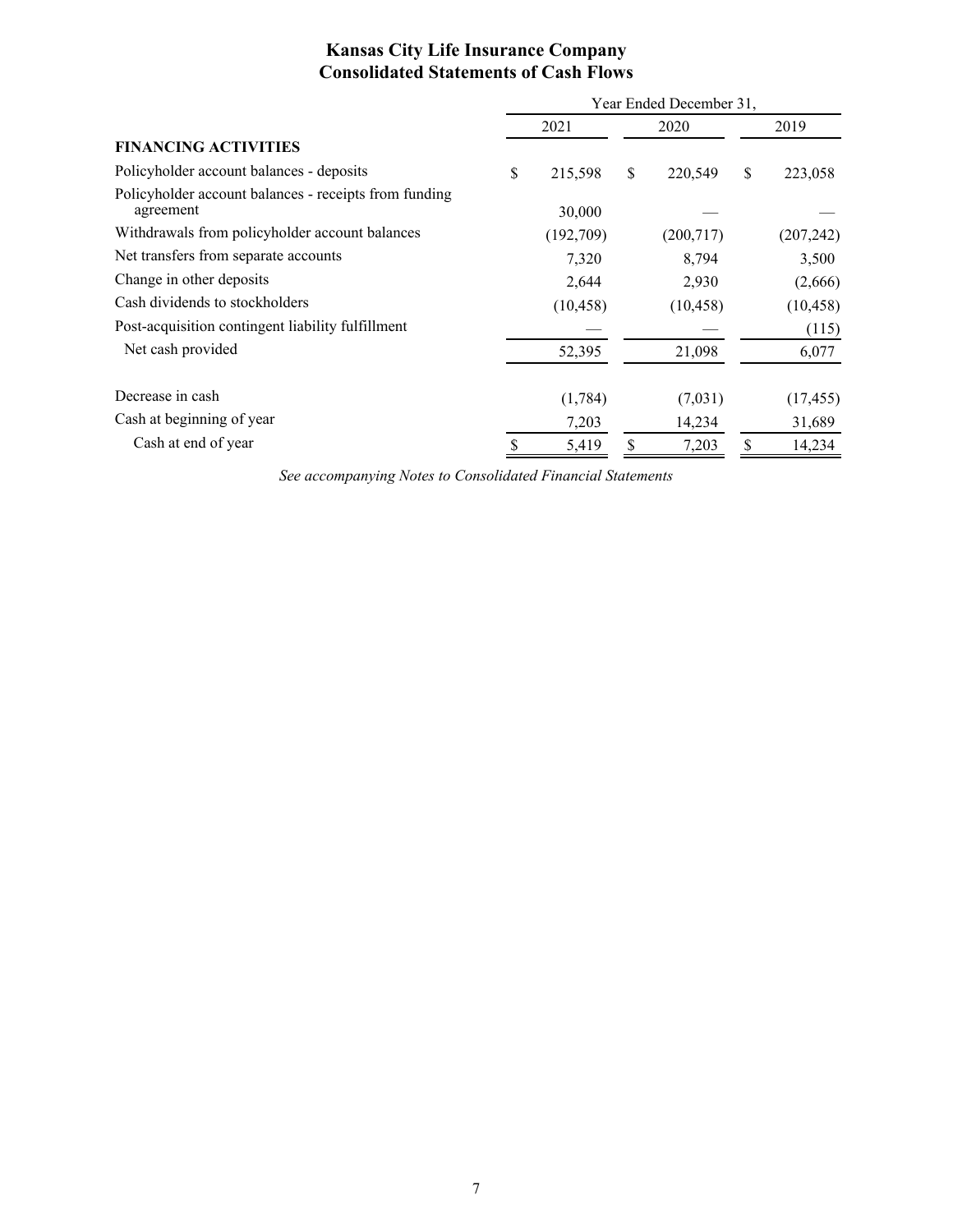# Kansas City Life Insurance Company
## Consolidated Statements of Cash Flows

| | Year Ended December 31, | | |
|---|---|---|---|
| | 2021 | 2020 | 2019 |
| **FINANCING ACTIVITIES** | | | |
| Policyholder account balances - deposits | $ 215,598 | $ 220,549 | $ 223,058 |
| Policyholder account balances - receipts from funding agreement | 30,000 | — | — |
| Withdrawals from policyholder account balances | (192,709) | (200,717) | (207,242) |
| Net transfers from separate accounts | 7,320 | 8,794 | 3,500 |
| Change in other deposits | 2,644 | 2,930 | (2,666) |
| Cash dividends to stockholders | (10,458) | (10,458) | (10,458) |
| Post-acquisition contingent liability fulfillment | — | — | (115) |
| Net cash provided | 52,395 | 21,098 | 6,077 |
| | | | |
| Decrease in cash | (1,784) | (7,031) | (17,455) |
| Cash at beginning of year | 7,203 | 14,234 | 31,689 |
| Cash at end of year | $ 5,419 | $ 7,203 | $ 14,234 |

*See accompanying Notes to Consolidated Financial Statements*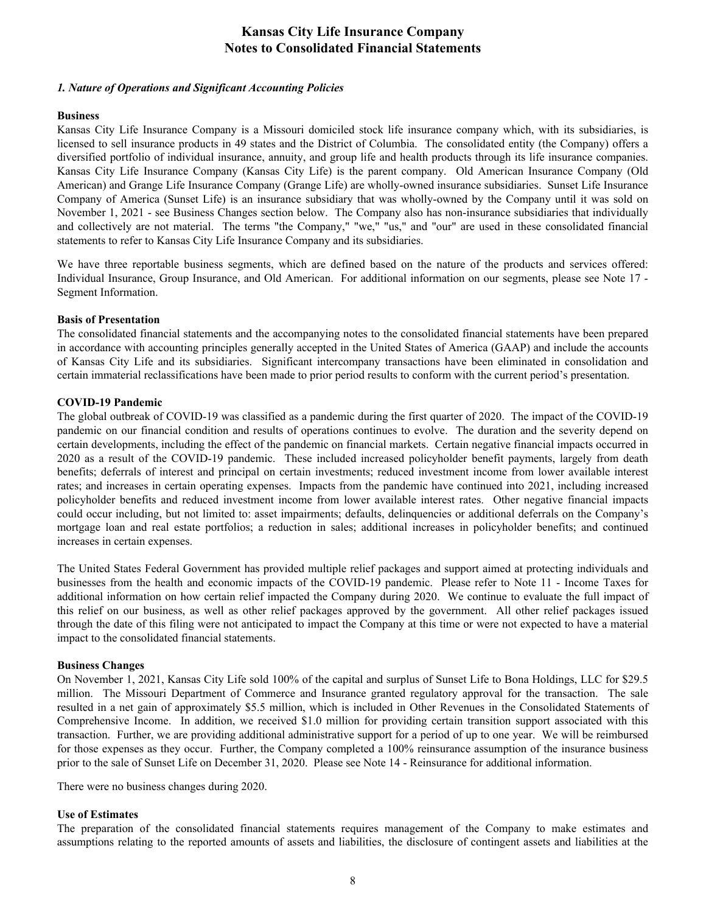# Kansas City Life Insurance Company
# Notes to Consolidated Financial Statements

### *1. Nature of Operations and Significant Accounting Policies*

**Business**

Kansas City Life Insurance Company is a Missouri domiciled stock life insurance company which, with its subsidiaries, is licensed to sell insurance products in 49 states and the District of Columbia. The consolidated entity (the Company) offers a diversified portfolio of individual insurance, annuity, and group life and health products through its life insurance companies. Kansas City Life Insurance Company (Kansas City Life) is the parent company. Old American Insurance Company (Old American) and Grange Life Insurance Company (Grange Life) are wholly-owned insurance subsidiaries. Sunset Life Insurance Company of America (Sunset Life) is an insurance subsidiary that was wholly-owned by the Company until it was sold on November 1, 2021 - see Business Changes section below. The Company also has non-insurance subsidiaries that individually and collectively are not material. The terms "the Company," "we," "us," and "our" are used in these consolidated financial statements to refer to Kansas City Life Insurance Company and its subsidiaries.

We have three reportable business segments, which are defined based on the nature of the products and services offered: Individual Insurance, Group Insurance, and Old American. For additional information on our segments, please see Note 17 - Segment Information.

**Basis of Presentation**

The consolidated financial statements and the accompanying notes to the consolidated financial statements have been prepared in accordance with accounting principles generally accepted in the United States of America (GAAP) and include the accounts of Kansas City Life and its subsidiaries. Significant intercompany transactions have been eliminated in consolidation and certain immaterial reclassifications have been made to prior period results to conform with the current period's presentation.

**COVID-19 Pandemic**

The global outbreak of COVID-19 was classified as a pandemic during the first quarter of 2020. The impact of the COVID-19 pandemic on our financial condition and results of operations continues to evolve. The duration and the severity depend on certain developments, including the effect of the pandemic on financial markets. Certain negative financial impacts occurred in 2020 as a result of the COVID-19 pandemic. These included increased policyholder benefit payments, largely from death benefits; deferrals of interest and principal on certain investments; reduced investment income from lower available interest rates; and increases in certain operating expenses. Impacts from the pandemic have continued into 2021, including increased policyholder benefits and reduced investment income from lower available interest rates. Other negative financial impacts could occur including, but not limited to: asset impairments; defaults, delinquencies or additional deferrals on the Company's mortgage loan and real estate portfolios; a reduction in sales; additional increases in policyholder benefits; and continued increases in certain expenses.

The United States Federal Government has provided multiple relief packages and support aimed at protecting individuals and businesses from the health and economic impacts of the COVID-19 pandemic. Please refer to Note 11 - Income Taxes for additional information on how certain relief impacted the Company during 2020. We continue to evaluate the full impact of this relief on our business, as well as other relief packages approved by the government. All other relief packages issued through the date of this filing were not anticipated to impact the Company at this time or were not expected to have a material impact to the consolidated financial statements.

**Business Changes**

On November 1, 2021, Kansas City Life sold 100% of the capital and surplus of Sunset Life to Bona Holdings, LLC for $29.5 million. The Missouri Department of Commerce and Insurance granted regulatory approval for the transaction. The sale resulted in a net gain of approximately $5.5 million, which is included in Other Revenues in the Consolidated Statements of Comprehensive Income. In addition, we received $1.0 million for providing certain transition support associated with this transaction. Further, we are providing additional administrative support for a period of up to one year. We will be reimbursed for those expenses as they occur. Further, the Company completed a 100% reinsurance assumption of the insurance business prior to the sale of Sunset Life on December 31, 2020. Please see Note 14 - Reinsurance for additional information.

There were no business changes during 2020.

**Use of Estimates**

The preparation of the consolidated financial statements requires management of the Company to make estimates and assumptions relating to the reported amounts of assets and liabilities, the disclosure of contingent assets and liabilities at the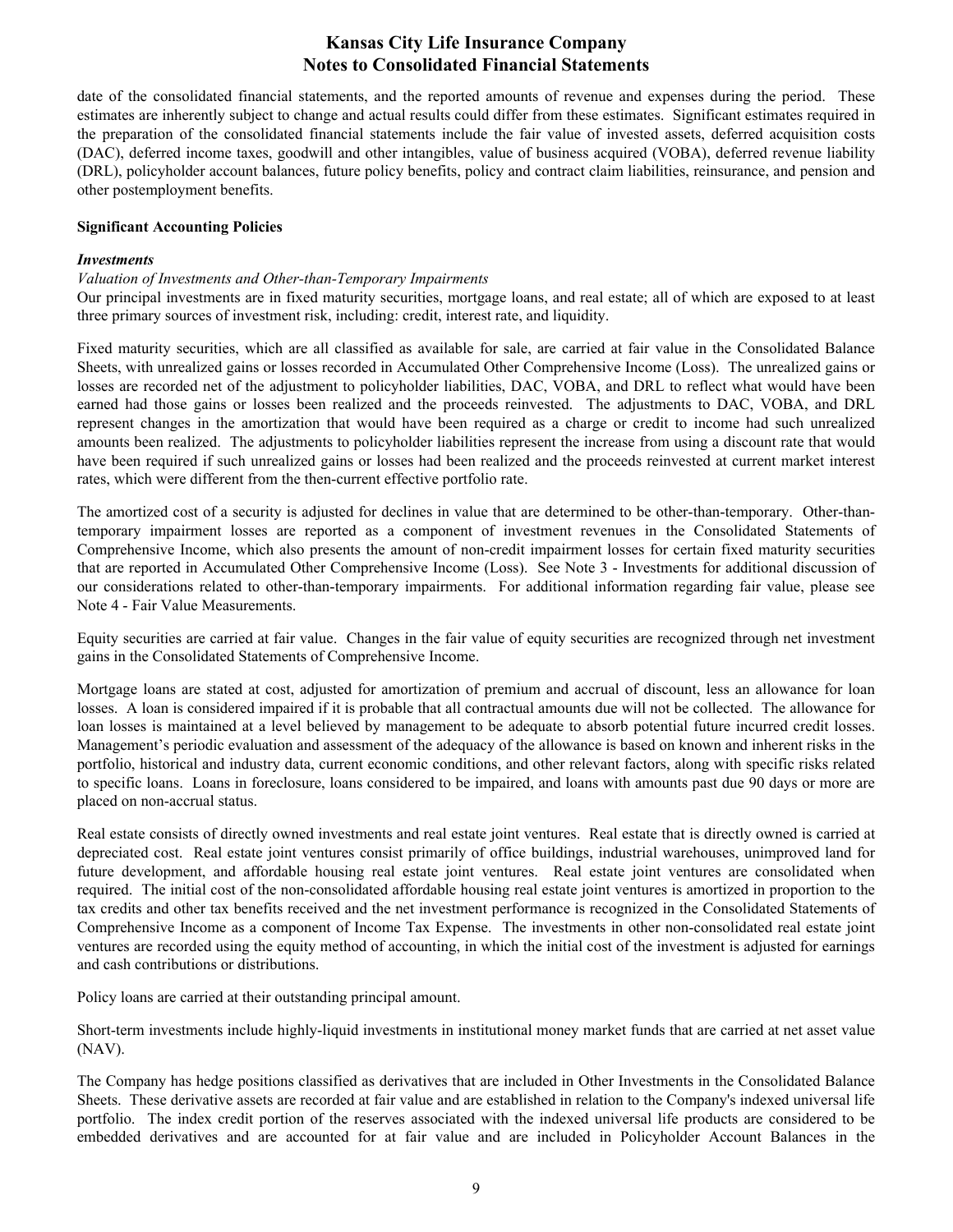date of the consolidated financial statements, and the reported amounts of revenue and expenses during the period. These estimates are inherently subject to change and actual results could differ from these estimates. Significant estimates required in the preparation of the consolidated financial statements include the fair value of invested assets, deferred acquisition costs (DAC), deferred income taxes, goodwill and other intangibles, value of business acquired (VOBA), deferred revenue liability (DRL), policyholder account balances, future policy benefits, policy and contract claim liabilities, reinsurance, and pension and other postemployment benefits.

**Significant Accounting Policies**

***Investments***

*Valuation of Investments and Other-than-Temporary Impairments*

Our principal investments are in fixed maturity securities, mortgage loans, and real estate; all of which are exposed to at least three primary sources of investment risk, including: credit, interest rate, and liquidity.

Fixed maturity securities, which are all classified as available for sale, are carried at fair value in the Consolidated Balance Sheets, with unrealized gains or losses recorded in Accumulated Other Comprehensive Income (Loss). The unrealized gains or losses are recorded net of the adjustment to policyholder liabilities, DAC, VOBA, and DRL to reflect what would have been earned had those gains or losses been realized and the proceeds reinvested. The adjustments to DAC, VOBA, and DRL represent changes in the amortization that would have been required as a charge or credit to income had such unrealized amounts been realized. The adjustments to policyholder liabilities represent the increase from using a discount rate that would have been required if such unrealized gains or losses had been realized and the proceeds reinvested at current market interest rates, which were different from the then-current effective portfolio rate.

The amortized cost of a security is adjusted for declines in value that are determined to be other-than-temporary. Other-than-temporary impairment losses are reported as a component of investment revenues in the Consolidated Statements of Comprehensive Income, which also presents the amount of non-credit impairment losses for certain fixed maturity securities that are reported in Accumulated Other Comprehensive Income (Loss). See Note 3 - Investments for additional discussion of our considerations related to other-than-temporary impairments. For additional information regarding fair value, please see Note 4 - Fair Value Measurements.

Equity securities are carried at fair value. Changes in the fair value of equity securities are recognized through net investment gains in the Consolidated Statements of Comprehensive Income.

Mortgage loans are stated at cost, adjusted for amortization of premium and accrual of discount, less an allowance for loan losses. A loan is considered impaired if it is probable that all contractual amounts due will not be collected. The allowance for loan losses is maintained at a level believed by management to be adequate to absorb potential future incurred credit losses. Management's periodic evaluation and assessment of the adequacy of the allowance is based on known and inherent risks in the portfolio, historical and industry data, current economic conditions, and other relevant factors, along with specific risks related to specific loans. Loans in foreclosure, loans considered to be impaired, and loans with amounts past due 90 days or more are placed on non-accrual status.

Real estate consists of directly owned investments and real estate joint ventures. Real estate that is directly owned is carried at depreciated cost. Real estate joint ventures consist primarily of office buildings, industrial warehouses, unimproved land for future development, and affordable housing real estate joint ventures. Real estate joint ventures are consolidated when required. The initial cost of the non-consolidated affordable housing real estate joint ventures is amortized in proportion to the tax credits and other tax benefits received and the net investment performance is recognized in the Consolidated Statements of Comprehensive Income as a component of Income Tax Expense. The investments in other non-consolidated real estate joint ventures are recorded using the equity method of accounting, in which the initial cost of the investment is adjusted for earnings and cash contributions or distributions.

Policy loans are carried at their outstanding principal amount.

Short-term investments include highly-liquid investments in institutional money market funds that are carried at net asset value (NAV).

The Company has hedge positions classified as derivatives that are included in Other Investments in the Consolidated Balance Sheets. These derivative assets are recorded at fair value and are established in relation to the Company's indexed universal life portfolio. The index credit portion of the reserves associated with the indexed universal life products are considered to be embedded derivatives and are accounted for at fair value and are included in Policyholder Account Balances in the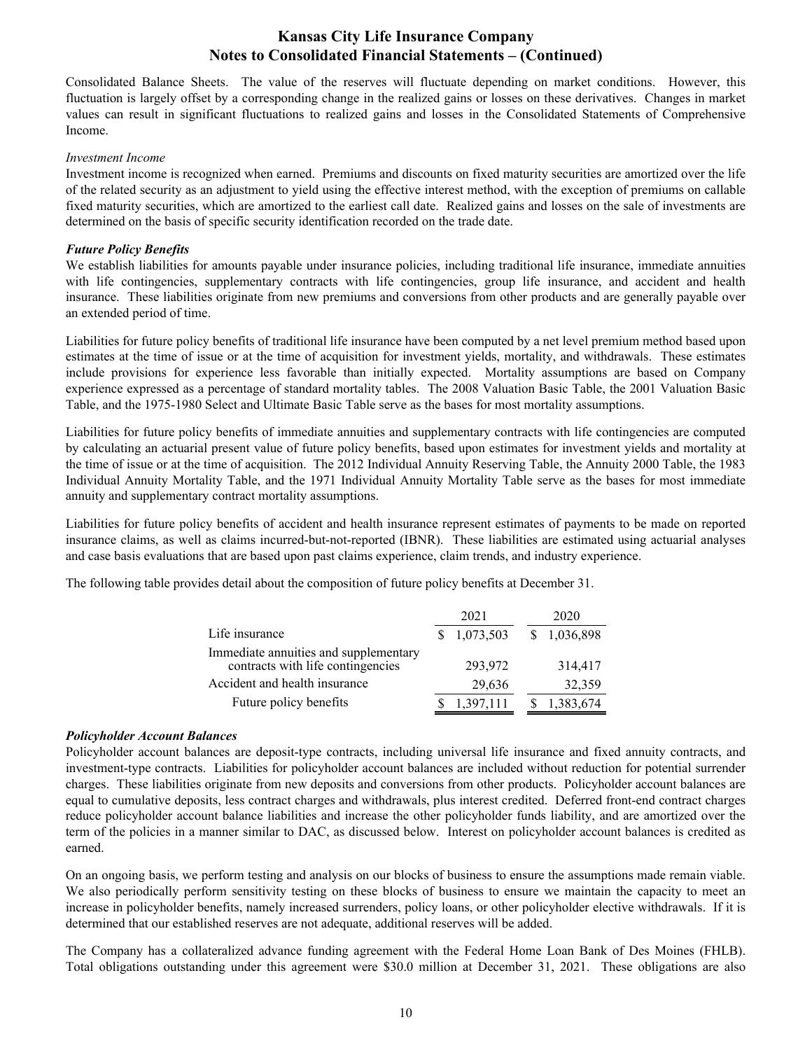Consolidated Balance Sheets. The value of the reserves will fluctuate depending on market conditions. However, this fluctuation is largely offset by a corresponding change in the realized gains or losses on these derivatives. Changes in market values can result in significant fluctuations to realized gains and losses in the Consolidated Statements of Comprehensive Income.

*Investment Income*

Investment income is recognized when earned. Premiums and discounts on fixed maturity securities are amortized over the life of the related security as an adjustment to yield using the effective interest method, with the exception of premiums on callable fixed maturity securities, which are amortized to the earliest call date. Realized gains and losses on the sale of investments are determined on the basis of specific security identification recorded on the trade date.

***Future Policy Benefits***

We establish liabilities for amounts payable under insurance policies, including traditional life insurance, immediate annuities with life contingencies, supplementary contracts with life contingencies, group life insurance, and accident and health insurance. These liabilities originate from new premiums and conversions from other products and are generally payable over an extended period of time.

Liabilities for future policy benefits of traditional life insurance have been computed by a net level premium method based upon estimates at the time of issue or at the time of acquisition for investment yields, mortality, and withdrawals. These estimates include provisions for experience less favorable than initially expected. Mortality assumptions are based on Company experience expressed as a percentage of standard mortality tables. The 2008 Valuation Basic Table, the 2001 Valuation Basic Table, and the 1975-1980 Select and Ultimate Basic Table serve as the bases for most mortality assumptions.

Liabilities for future policy benefits of immediate annuities and supplementary contracts with life contingencies are computed by calculating an actuarial present value of future policy benefits, based upon estimates for investment yields and mortality at the time of issue or at the time of acquisition. The 2012 Individual Annuity Reserving Table, the Annuity 2000 Table, the 1983 Individual Annuity Mortality Table, and the 1971 Individual Annuity Mortality Table serve as the bases for most immediate annuity and supplementary contract mortality assumptions.

Liabilities for future policy benefits of accident and health insurance represent estimates of payments to be made on reported insurance claims, as well as claims incurred-but-not-reported (IBNR). These liabilities are estimated using actuarial analyses and case basis evaluations that are based upon past claims experience, claim trends, and industry experience.

The following table provides detail about the composition of future policy benefits at December 31.

| | 2021 | 2020 |
|---|---|---|
| Life insurance | $ 1,073,503 | $ 1,036,898 |
| Immediate annuities and supplementary contracts with life contingencies | 293,972 | 314,417 |
| Accident and health insurance | 29,636 | 32,359 |
| Future policy benefits | $ 1,397,111 | $ 1,383,674 |

***Policyholder Account Balances***

Policyholder account balances are deposit-type contracts, including universal life insurance and fixed annuity contracts, and investment-type contracts. Liabilities for policyholder account balances are included without reduction for potential surrender charges. These liabilities originate from new deposits and conversions from other products. Policyholder account balances are equal to cumulative deposits, less contract charges and withdrawals, plus interest credited. Deferred front-end contract charges reduce policyholder account balance liabilities and increase the other policyholder funds liability, and are amortized over the term of the policies in a manner similar to DAC, as discussed below. Interest on policyholder account balances is credited as earned.

On an ongoing basis, we perform testing and analysis on our blocks of business to ensure the assumptions made remain viable. We also periodically perform sensitivity testing on these blocks of business to ensure we maintain the capacity to meet an increase in policyholder benefits, namely increased surrenders, policy loans, or other policyholder elective withdrawals. If it is determined that our established reserves are not adequate, additional reserves will be added.

The Company has a collateralized advance funding agreement with the Federal Home Loan Bank of Des Moines (FHLB). Total obligations outstanding under this agreement were $30.0 million at December 31, 2021. These obligations are also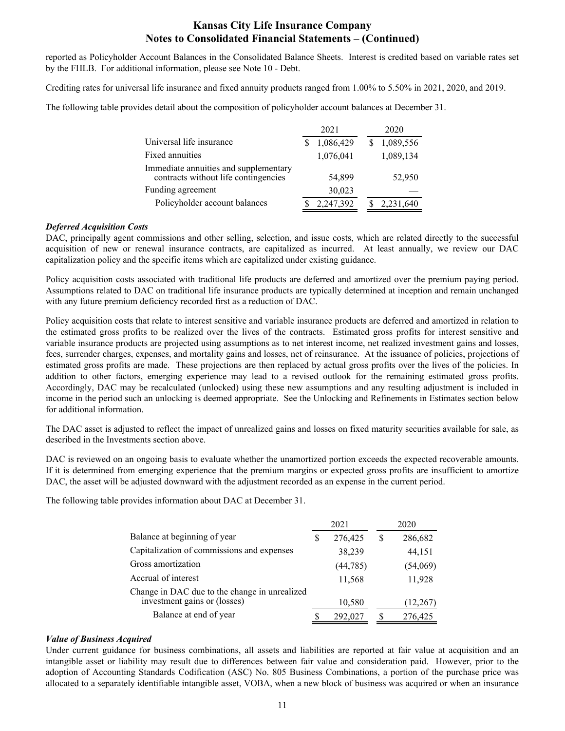reported as Policyholder Account Balances in the Consolidated Balance Sheets. Interest is credited based on variable rates set by the FHLB. For additional information, please see Note 10 - Debt.

Crediting rates for universal life insurance and fixed annuity products ranged from 1.00% to 5.50% in 2021, 2020, and 2019.

The following table provides detail about the composition of policyholder account balances at December 31.

| | 2021 | 2020 |
|---|---|---|
| Universal life insurance | $ 1,086,429 | $ 1,089,556 |
| Fixed annuities | 1,076,041 | 1,089,134 |
| Immediate annuities and supplementary contracts without life contingencies | 54,899 | 52,950 |
| Funding agreement | 30,023 | — |
| Policyholder account balances | $ 2,247,392 | $ 2,231,640 |

***Deferred Acquisition Costs***

DAC, principally agent commissions and other selling, selection, and issue costs, which are related directly to the successful acquisition of new or renewal insurance contracts, are capitalized as incurred. At least annually, we review our DAC capitalization policy and the specific items which are capitalized under existing guidance.

Policy acquisition costs associated with traditional life products are deferred and amortized over the premium paying period. Assumptions related to DAC on traditional life insurance products are typically determined at inception and remain unchanged with any future premium deficiency recorded first as a reduction of DAC.

Policy acquisition costs that relate to interest sensitive and variable insurance products are deferred and amortized in relation to the estimated gross profits to be realized over the lives of the contracts. Estimated gross profits for interest sensitive and variable insurance products are projected using assumptions as to net interest income, net realized investment gains and losses, fees, surrender charges, expenses, and mortality gains and losses, net of reinsurance. At the issuance of policies, projections of estimated gross profits are made. These projections are then replaced by actual gross profits over the lives of the policies. In addition to other factors, emerging experience may lead to a revised outlook for the remaining estimated gross profits. Accordingly, DAC may be recalculated (unlocked) using these new assumptions and any resulting adjustment is included in income in the period such an unlocking is deemed appropriate. See the Unlocking and Refinements in Estimates section below for additional information.

The DAC asset is adjusted to reflect the impact of unrealized gains and losses on fixed maturity securities available for sale, as described in the Investments section above.

DAC is reviewed on an ongoing basis to evaluate whether the unamortized portion exceeds the expected recoverable amounts. If it is determined from emerging experience that the premium margins or expected gross profits are insufficient to amortize DAC, the asset will be adjusted downward with the adjustment recorded as an expense in the current period.

The following table provides information about DAC at December 31.

| | 2021 | 2020 |
|---|---|---|
| Balance at beginning of year | $ 276,425 | $ 286,682 |
| Capitalization of commissions and expenses | 38,239 | 44,151 |
| Gross amortization | (44,785) | (54,069) |
| Accrual of interest | 11,568 | 11,928 |
| Change in DAC due to the change in unrealized investment gains or (losses) | 10,580 | (12,267) |
| Balance at end of year | $ 292,027 | $ 276,425 |

***Value of Business Acquired***

Under current guidance for business combinations, all assets and liabilities are reported at fair value at acquisition and an intangible asset or liability may result due to differences between fair value and consideration paid. However, prior to the adoption of Accounting Standards Codification (ASC) No. 805 Business Combinations, a portion of the purchase price was allocated to a separately identifiable intangible asset, VOBA, when a new block of business was acquired or when an insurance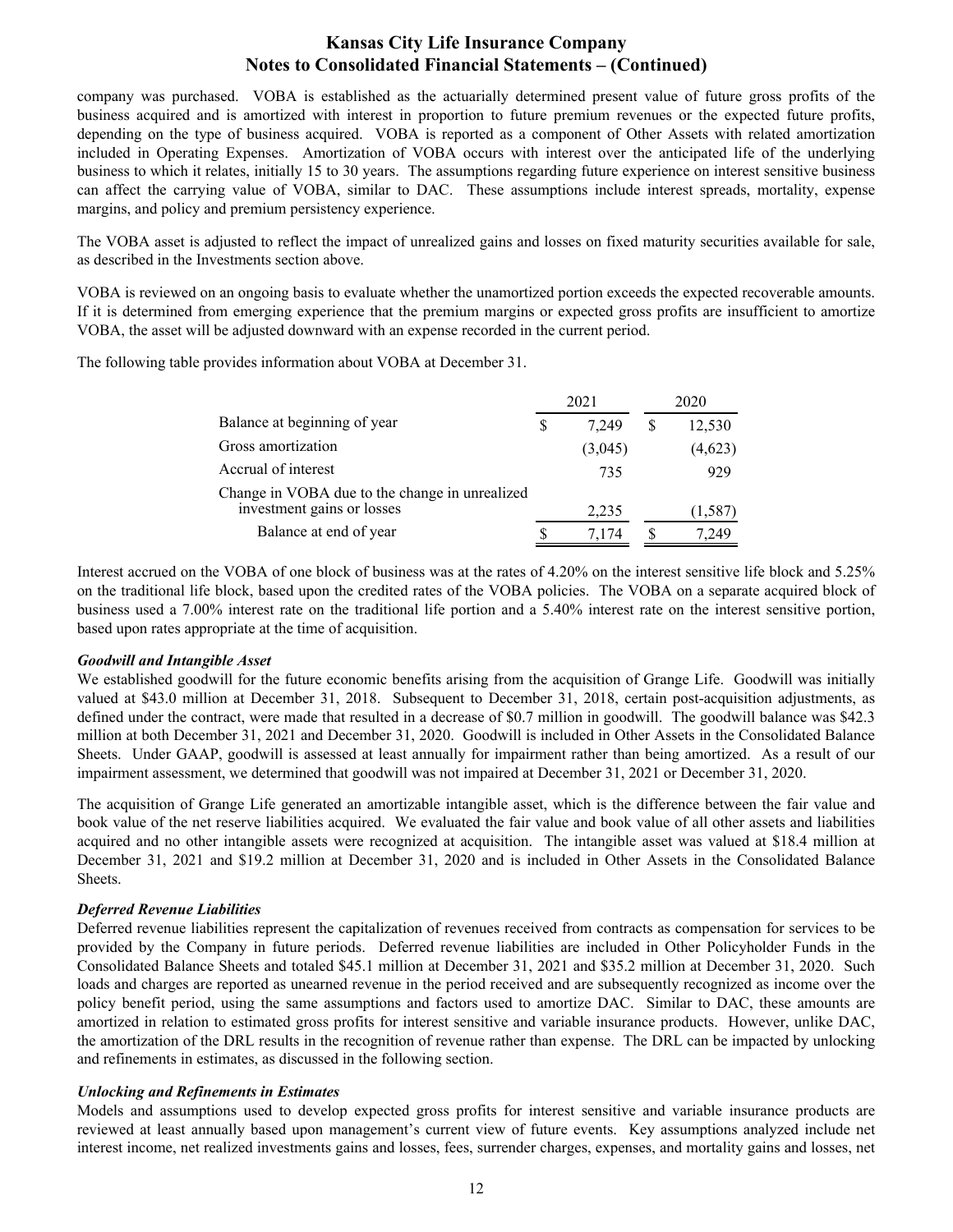company was purchased. VOBA is established as the actuarially determined present value of future gross profits of the business acquired and is amortized with interest in proportion to future premium revenues or the expected future profits, depending on the type of business acquired. VOBA is reported as a component of Other Assets with related amortization included in Operating Expenses. Amortization of VOBA occurs with interest over the anticipated life of the underlying business to which it relates, initially 15 to 30 years. The assumptions regarding future experience on interest sensitive business can affect the carrying value of VOBA, similar to DAC. These assumptions include interest spreads, mortality, expense margins, and policy and premium persistency experience.

The VOBA asset is adjusted to reflect the impact of unrealized gains and losses on fixed maturity securities available for sale, as described in the Investments section above.

VOBA is reviewed on an ongoing basis to evaluate whether the unamortized portion exceeds the expected recoverable amounts. If it is determined from emerging experience that the premium margins or expected gross profits are insufficient to amortize VOBA, the asset will be adjusted downward with an expense recorded in the current period.

The following table provides information about VOBA at December 31.

| | 2021 | 2020 |
|---|---|---|
| Balance at beginning of year | $ 7,249 | $ 12,530 |
| Gross amortization | (3,045) | (4,623) |
| Accrual of interest | 735 | 929 |
| Change in VOBA due to the change in unrealized investment gains or losses | 2,235 | (1,587) |
| Balance at end of year | $ 7,174 | $ 7,249 |

Interest accrued on the VOBA of one block of business was at the rates of 4.20% on the interest sensitive life block and 5.25% on the traditional life block, based upon the credited rates of the VOBA policies. The VOBA on a separate acquired block of business used a 7.00% interest rate on the traditional life portion and a 5.40% interest rate on the interest sensitive portion, based upon rates appropriate at the time of acquisition.

***Goodwill and Intangible Asset***

We established goodwill for the future economic benefits arising from the acquisition of Grange Life. Goodwill was initially valued at $43.0 million at December 31, 2018. Subsequent to December 31, 2018, certain post-acquisition adjustments, as defined under the contract, were made that resulted in a decrease of $0.7 million in goodwill. The goodwill balance was $42.3 million at both December 31, 2021 and December 31, 2020. Goodwill is included in Other Assets in the Consolidated Balance Sheets. Under GAAP, goodwill is assessed at least annually for impairment rather than being amortized. As a result of our impairment assessment, we determined that goodwill was not impaired at December 31, 2021 or December 31, 2020.

The acquisition of Grange Life generated an amortizable intangible asset, which is the difference between the fair value and book value of the net reserve liabilities acquired. We evaluated the fair value and book value of all other assets and liabilities acquired and no other intangible assets were recognized at acquisition. The intangible asset was valued at $18.4 million at December 31, 2021 and $19.2 million at December 31, 2020 and is included in Other Assets in the Consolidated Balance Sheets.

***Deferred Revenue Liabilities***

Deferred revenue liabilities represent the capitalization of revenues received from contracts as compensation for services to be provided by the Company in future periods. Deferred revenue liabilities are included in Other Policyholder Funds in the Consolidated Balance Sheets and totaled $45.1 million at December 31, 2021 and $35.2 million at December 31, 2020. Such loads and charges are reported as unearned revenue in the period received and are subsequently recognized as income over the policy benefit period, using the same assumptions and factors used to amortize DAC. Similar to DAC, these amounts are amortized in relation to estimated gross profits for interest sensitive and variable insurance products. However, unlike DAC, the amortization of the DRL results in the recognition of revenue rather than expense. The DRL can be impacted by unlocking and refinements in estimates, as discussed in the following section.

***Unlocking and Refinements in Estimates***

Models and assumptions used to develop expected gross profits for interest sensitive and variable insurance products are reviewed at least annually based upon management's current view of future events. Key assumptions analyzed include net interest income, net realized investments gains and losses, fees, surrender charges, expenses, and mortality gains and losses, net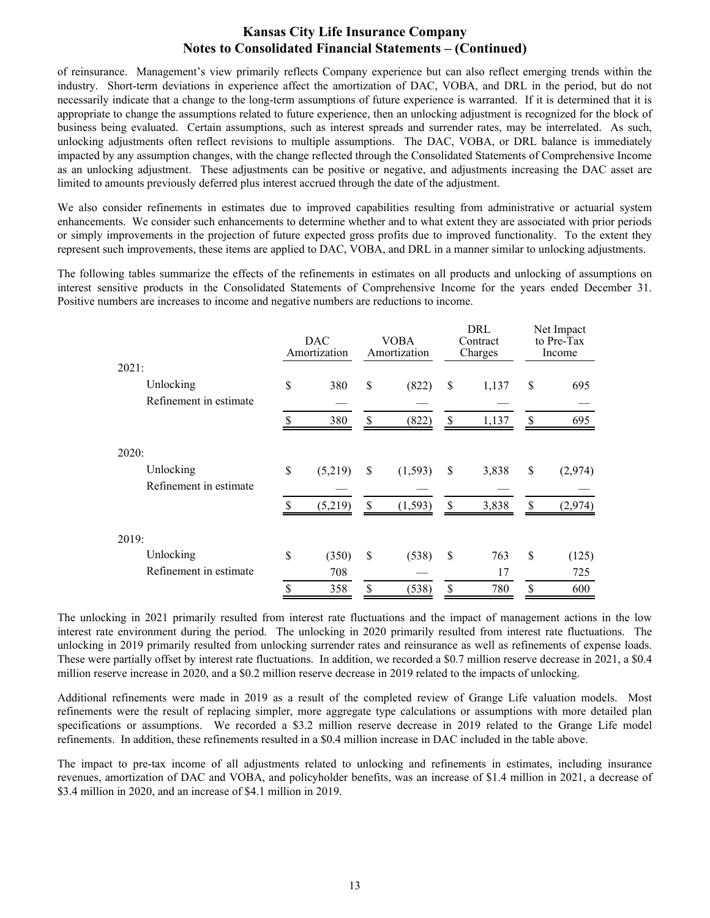of reinsurance. Management's view primarily reflects Company experience but can also reflect emerging trends within the industry. Short-term deviations in experience affect the amortization of DAC, VOBA, and DRL in the period, but do not necessarily indicate that a change to the long-term assumptions of future experience is warranted. If it is determined that it is appropriate to change the assumptions related to future experience, then an unlocking adjustment is recognized for the block of business being evaluated. Certain assumptions, such as interest spreads and surrender rates, may be interrelated. As such, unlocking adjustments often reflect revisions to multiple assumptions. The DAC, VOBA, or DRL balance is immediately impacted by any assumption changes, with the change reflected through the Consolidated Statements of Comprehensive Income as an unlocking adjustment. These adjustments can be positive or negative, and adjustments increasing the DAC asset are limited to amounts previously deferred plus interest accrued through the date of the adjustment.

We also consider refinements in estimates due to improved capabilities resulting from administrative or actuarial system enhancements. We consider such enhancements to determine whether and to what extent they are associated with prior periods or simply improvements in the projection of future expected gross profits due to improved functionality. To the extent they represent such improvements, these items are applied to DAC, VOBA, and DRL in a manner similar to unlocking adjustments.

The following tables summarize the effects of the refinements in estimates on all products and unlocking of assumptions on interest sensitive products in the Consolidated Statements of Comprehensive Income for the years ended December 31. Positive numbers are increases to income and negative numbers are reductions to income.

| | DAC Amortization | VOBA Amortization | DRL Contract Charges | Net Impact to Pre-Tax Income |
|---|---|---|---|---|
| 2021: | | | | |
| Unlocking | $ 380 | $ (822) | $ 1,137 | $ 695 |
| Refinement in estimate | — | — | — | — |
| | $ 380 | $ (822) | $ 1,137 | $ 695 |
| 2020: | | | | |
| Unlocking | $ (5,219) | $ (1,593) | $ 3,838 | $ (2,974) |
| Refinement in estimate | — | — | — | — |
| | $ (5,219) | $ (1,593) | $ 3,838 | $ (2,974) |
| 2019: | | | | |
| Unlocking | $ (350) | $ (538) | $ 763 | $ (125) |
| Refinement in estimate | 708 | — | 17 | 725 |
| | $ 358 | $ (538) | $ 780 | $ 600 |

The unlocking in 2021 primarily resulted from interest rate fluctuations and the impact of management actions in the low interest rate environment during the period. The unlocking in 2020 primarily resulted from interest rate fluctuations. The unlocking in 2019 primarily resulted from unlocking surrender rates and reinsurance as well as refinements of expense loads. These were partially offset by interest rate fluctuations. In addition, we recorded a $0.7 million reserve decrease in 2021, a $0.4 million reserve increase in 2020, and a $0.2 million reserve decrease in 2019 related to the impacts of unlocking.

Additional refinements were made in 2019 as a result of the completed review of Grange Life valuation models. Most refinements were the result of replacing simpler, more aggregate type calculations or assumptions with more detailed plan specifications or assumptions. We recorded a $3.2 million reserve decrease in 2019 related to the Grange Life model refinements. In addition, these refinements resulted in a $0.4 million increase in DAC included in the table above.

The impact to pre-tax income of all adjustments related to unlocking and refinements in estimates, including insurance revenues, amortization of DAC and VOBA, and policyholder benefits, was an increase of $1.4 million in 2021, a decrease of $3.4 million in 2020, and an increase of $4.1 million in 2019.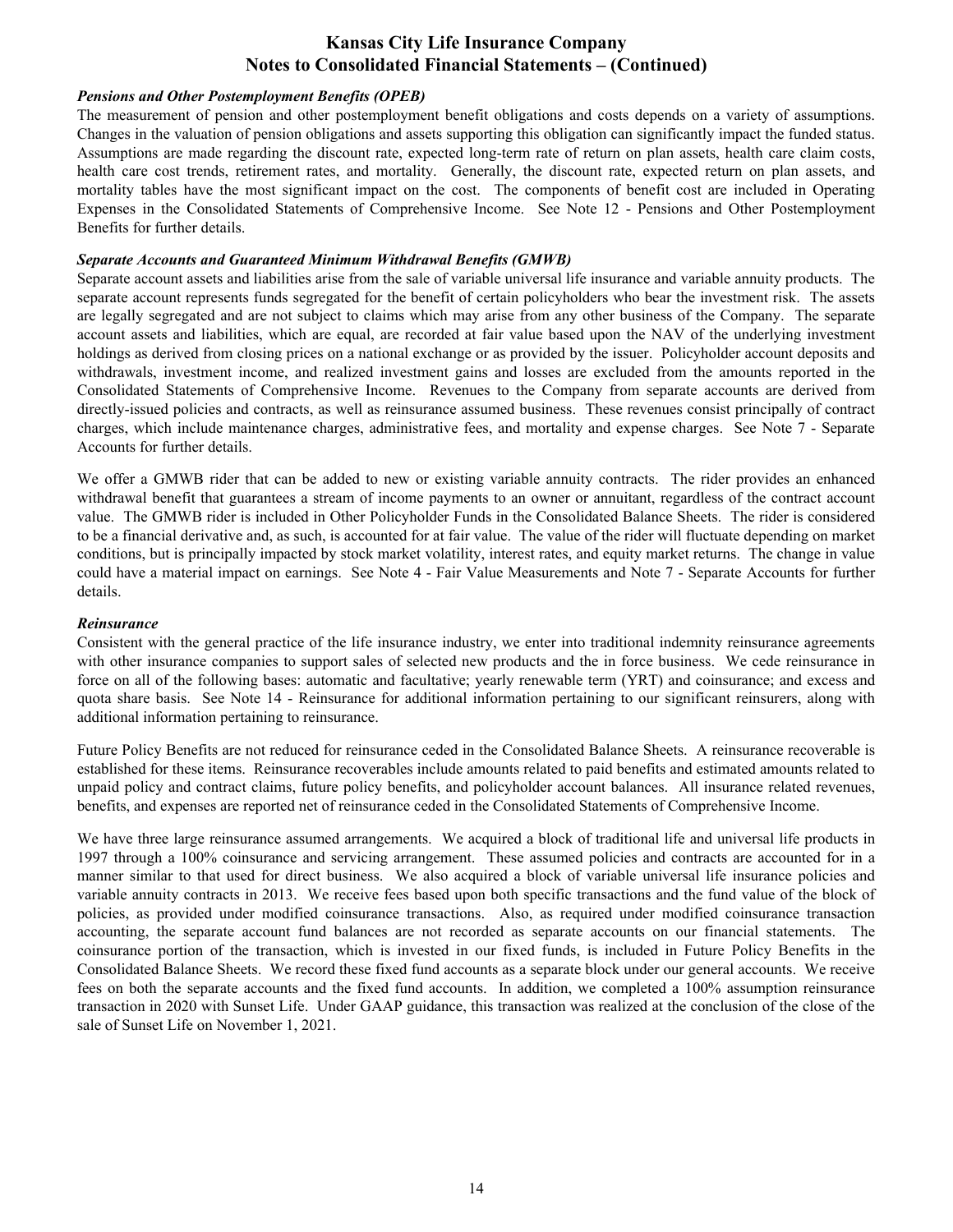### *Pensions and Other Postemployment Benefits (OPEB)*

The measurement of pension and other postemployment benefit obligations and costs depends on a variety of assumptions. Changes in the valuation of pension obligations and assets supporting this obligation can significantly impact the funded status. Assumptions are made regarding the discount rate, expected long-term rate of return on plan assets, health care claim costs, health care cost trends, retirement rates, and mortality. Generally, the discount rate, expected return on plan assets, and mortality tables have the most significant impact on the cost. The components of benefit cost are included in Operating Expenses in the Consolidated Statements of Comprehensive Income. See Note 12 - Pensions and Other Postemployment Benefits for further details.

### *Separate Accounts and Guaranteed Minimum Withdrawal Benefits (GMWB)*

Separate account assets and liabilities arise from the sale of variable universal life insurance and variable annuity products. The separate account represents funds segregated for the benefit of certain policyholders who bear the investment risk. The assets are legally segregated and are not subject to claims which may arise from any other business of the Company. The separate account assets and liabilities, which are equal, are recorded at fair value based upon the NAV of the underlying investment holdings as derived from closing prices on a national exchange or as provided by the issuer. Policyholder account deposits and withdrawals, investment income, and realized investment gains and losses are excluded from the amounts reported in the Consolidated Statements of Comprehensive Income. Revenues to the Company from separate accounts are derived from directly-issued policies and contracts, as well as reinsurance assumed business. These revenues consist principally of contract charges, which include maintenance charges, administrative fees, and mortality and expense charges. See Note 7 - Separate Accounts for further details.

We offer a GMWB rider that can be added to new or existing variable annuity contracts. The rider provides an enhanced withdrawal benefit that guarantees a stream of income payments to an owner or annuitant, regardless of the contract account value. The GMWB rider is included in Other Policyholder Funds in the Consolidated Balance Sheets. The rider is considered to be a financial derivative and, as such, is accounted for at fair value. The value of the rider will fluctuate depending on market conditions, but is principally impacted by stock market volatility, interest rates, and equity market returns. The change in value could have a material impact on earnings. See Note 4 - Fair Value Measurements and Note 7 - Separate Accounts for further details.

### *Reinsurance*

Consistent with the general practice of the life insurance industry, we enter into traditional indemnity reinsurance agreements with other insurance companies to support sales of selected new products and the in force business. We cede reinsurance in force on all of the following bases: automatic and facultative; yearly renewable term (YRT) and coinsurance; and excess and quota share basis. See Note 14 - Reinsurance for additional information pertaining to our significant reinsurers, along with additional information pertaining to reinsurance.

Future Policy Benefits are not reduced for reinsurance ceded in the Consolidated Balance Sheets. A reinsurance recoverable is established for these items. Reinsurance recoverables include amounts related to paid benefits and estimated amounts related to unpaid policy and contract claims, future policy benefits, and policyholder account balances. All insurance related revenues, benefits, and expenses are reported net of reinsurance ceded in the Consolidated Statements of Comprehensive Income.

We have three large reinsurance assumed arrangements. We acquired a block of traditional life and universal life products in 1997 through a 100% coinsurance and servicing arrangement. These assumed policies and contracts are accounted for in a manner similar to that used for direct business. We also acquired a block of variable universal life insurance policies and variable annuity contracts in 2013. We receive fees based upon both specific transactions and the fund value of the block of policies, as provided under modified coinsurance transactions. Also, as required under modified coinsurance transaction accounting, the separate account fund balances are not recorded as separate accounts on our financial statements. The coinsurance portion of the transaction, which is invested in our fixed funds, is included in Future Policy Benefits in the Consolidated Balance Sheets. We record these fixed fund accounts as a separate block under our general accounts. We receive fees on both the separate accounts and the fixed fund accounts. In addition, we completed a 100% assumption reinsurance transaction in 2020 with Sunset Life. Under GAAP guidance, this transaction was realized at the conclusion of the close of the sale of Sunset Life on November 1, 2021.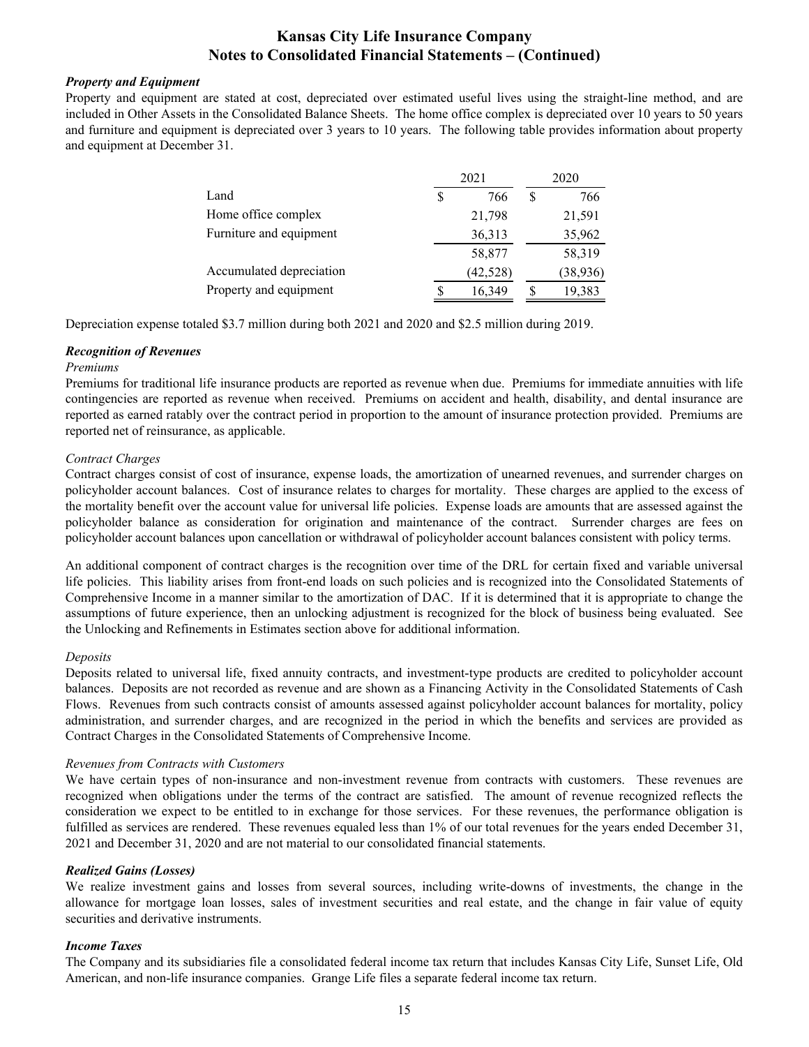### *Property and Equipment*

Property and equipment are stated at cost, depreciated over estimated useful lives using the straight-line method, and are included in Other Assets in the Consolidated Balance Sheets. The home office complex is depreciated over 10 years to 50 years and furniture and equipment is depreciated over 3 years to 10 years. The following table provides information about property and equipment at December 31.

| | 2021 | 2020 |
|---|---|---|
| Land | $ 766 | $ 766 |
| Home office complex | 21,798 | 21,591 |
| Furniture and equipment | 36,313 | 35,962 |
| | 58,877 | 58,319 |
| Accumulated depreciation | (42,528) | (38,936) |
| Property and equipment | $ 16,349 | $ 19,383 |

Depreciation expense totaled $3.7 million during both 2021 and 2020 and $2.5 million during 2019.

### *Recognition of Revenues*

*Premiums*

Premiums for traditional life insurance products are reported as revenue when due. Premiums for immediate annuities with life contingencies are reported as revenue when received. Premiums on accident and health, disability, and dental insurance are reported as earned ratably over the contract period in proportion to the amount of insurance protection provided. Premiums are reported net of reinsurance, as applicable.

*Contract Charges*

Contract charges consist of cost of insurance, expense loads, the amortization of unearned revenues, and surrender charges on policyholder account balances. Cost of insurance relates to charges for mortality. These charges are applied to the excess of the mortality benefit over the account value for universal life policies. Expense loads are amounts that are assessed against the policyholder balance as consideration for origination and maintenance of the contract. Surrender charges are fees on policyholder account balances upon cancellation or withdrawal of policyholder account balances consistent with policy terms.

An additional component of contract charges is the recognition over time of the DRL for certain fixed and variable universal life policies. This liability arises from front-end loads on such policies and is recognized into the Consolidated Statements of Comprehensive Income in a manner similar to the amortization of DAC. If it is determined that it is appropriate to change the assumptions of future experience, then an unlocking adjustment is recognized for the block of business being evaluated. See the Unlocking and Refinements in Estimates section above for additional information.

*Deposits*

Deposits related to universal life, fixed annuity contracts, and investment-type products are credited to policyholder account balances. Deposits are not recorded as revenue and are shown as a Financing Activity in the Consolidated Statements of Cash Flows. Revenues from such contracts consist of amounts assessed against policyholder account balances for mortality, policy administration, and surrender charges, and are recognized in the period in which the benefits and services are provided as Contract Charges in the Consolidated Statements of Comprehensive Income.

*Revenues from Contracts with Customers*

We have certain types of non-insurance and non-investment revenue from contracts with customers. These revenues are recognized when obligations under the terms of the contract are satisfied. The amount of revenue recognized reflects the consideration we expect to be entitled to in exchange for those services. For these revenues, the performance obligation is fulfilled as services are rendered. These revenues equaled less than 1% of our total revenues for the years ended December 31, 2021 and December 31, 2020 and are not material to our consolidated financial statements.

### *Realized Gains (Losses)*

We realize investment gains and losses from several sources, including write-downs of investments, the change in the allowance for mortgage loan losses, sales of investment securities and real estate, and the change in fair value of equity securities and derivative instruments.

### *Income Taxes*

The Company and its subsidiaries file a consolidated federal income tax return that includes Kansas City Life, Sunset Life, Old American, and non-life insurance companies. Grange Life files a separate federal income tax return.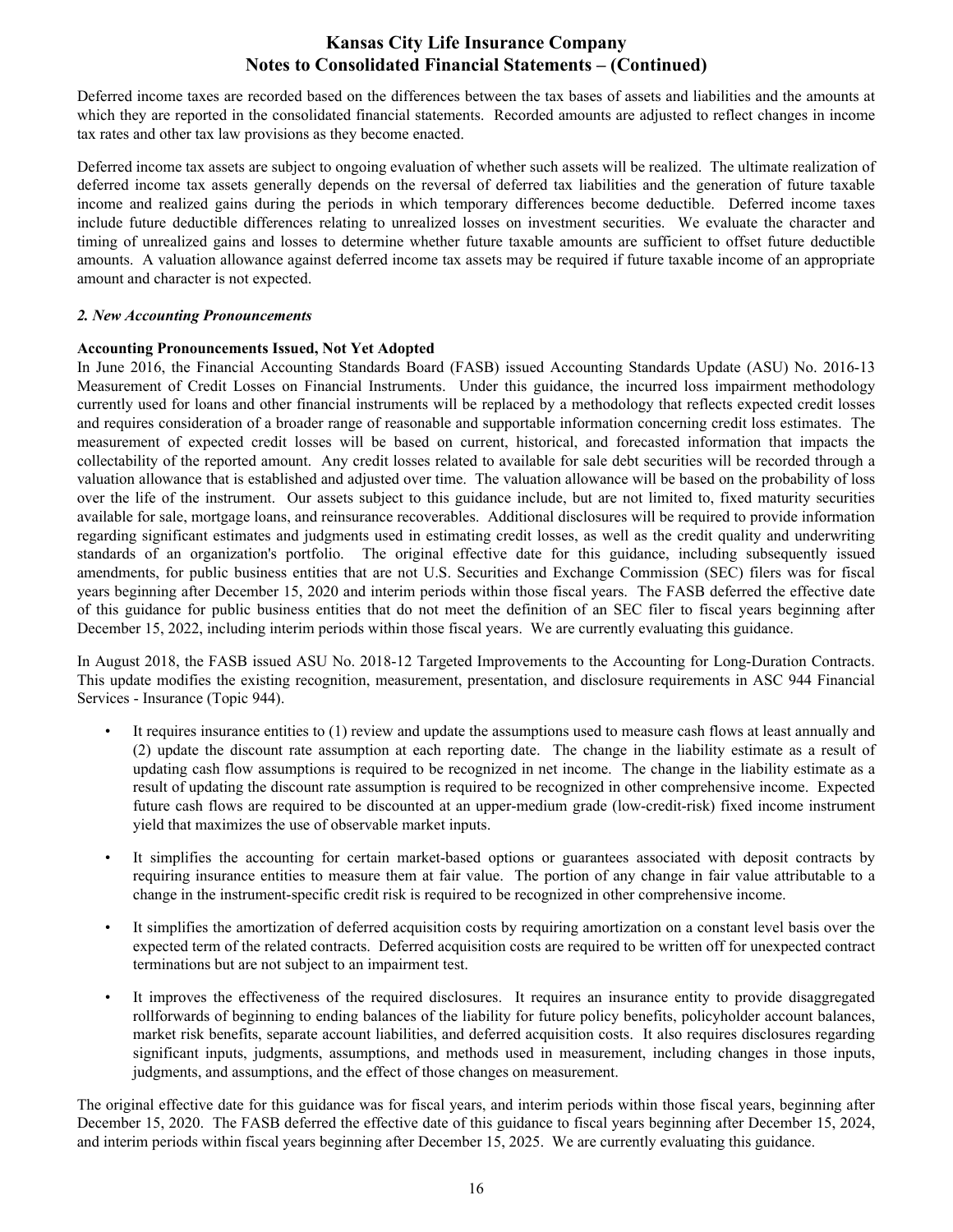Deferred income taxes are recorded based on the differences between the tax bases of assets and liabilities and the amounts at which they are reported in the consolidated financial statements. Recorded amounts are adjusted to reflect changes in income tax rates and other tax law provisions as they become enacted.

Deferred income tax assets are subject to ongoing evaluation of whether such assets will be realized. The ultimate realization of deferred income tax assets generally depends on the reversal of deferred tax liabilities and the generation of future taxable income and realized gains during the periods in which temporary differences become deductible. Deferred income taxes include future deductible differences relating to unrealized losses on investment securities. We evaluate the character and timing of unrealized gains and losses to determine whether future taxable amounts are sufficient to offset future deductible amounts. A valuation allowance against deferred income tax assets may be required if future taxable income of an appropriate amount and character is not expected.

***2. New Accounting Pronouncements***

**Accounting Pronouncements Issued, Not Yet Adopted**

In June 2016, the Financial Accounting Standards Board (FASB) issued Accounting Standards Update (ASU) No. 2016-13 Measurement of Credit Losses on Financial Instruments. Under this guidance, the incurred loss impairment methodology currently used for loans and other financial instruments will be replaced by a methodology that reflects expected credit losses and requires consideration of a broader range of reasonable and supportable information concerning credit loss estimates. The measurement of expected credit losses will be based on current, historical, and forecasted information that impacts the collectability of the reported amount. Any credit losses related to available for sale debt securities will be recorded through a valuation allowance that is established and adjusted over time. The valuation allowance will be based on the probability of loss over the life of the instrument. Our assets subject to this guidance include, but are not limited to, fixed maturity securities available for sale, mortgage loans, and reinsurance recoverables. Additional disclosures will be required to provide information regarding significant estimates and judgments used in estimating credit losses, as well as the credit quality and underwriting standards of an organization's portfolio. The original effective date for this guidance, including subsequently issued amendments, for public business entities that are not U.S. Securities and Exchange Commission (SEC) filers was for fiscal years beginning after December 15, 2020 and interim periods within those fiscal years. The FASB deferred the effective date of this guidance for public business entities that do not meet the definition of an SEC filer to fiscal years beginning after December 15, 2022, including interim periods within those fiscal years. We are currently evaluating this guidance.

In August 2018, the FASB issued ASU No. 2018-12 Targeted Improvements to the Accounting for Long-Duration Contracts. This update modifies the existing recognition, measurement, presentation, and disclosure requirements in ASC 944 Financial Services - Insurance (Topic 944).

- It requires insurance entities to (1) review and update the assumptions used to measure cash flows at least annually and (2) update the discount rate assumption at each reporting date. The change in the liability estimate as a result of updating cash flow assumptions is required to be recognized in net income. The change in the liability estimate as a result of updating the discount rate assumption is required to be recognized in other comprehensive income. Expected future cash flows are required to be discounted at an upper-medium grade (low-credit-risk) fixed income instrument yield that maximizes the use of observable market inputs.

- It simplifies the accounting for certain market-based options or guarantees associated with deposit contracts by requiring insurance entities to measure them at fair value. The portion of any change in fair value attributable to a change in the instrument-specific credit risk is required to be recognized in other comprehensive income.

- It simplifies the amortization of deferred acquisition costs by requiring amortization on a constant level basis over the expected term of the related contracts. Deferred acquisition costs are required to be written off for unexpected contract terminations but are not subject to an impairment test.

- It improves the effectiveness of the required disclosures. It requires an insurance entity to provide disaggregated rollforwards of beginning to ending balances of the liability for future policy benefits, policyholder account balances, market risk benefits, separate account liabilities, and deferred acquisition costs. It also requires disclosures regarding significant inputs, judgments, assumptions, and methods used in measurement, including changes in those inputs, judgments, and assumptions, and the effect of those changes on measurement.

The original effective date for this guidance was for fiscal years, and interim periods within those fiscal years, beginning after December 15, 2020. The FASB deferred the effective date of this guidance to fiscal years beginning after December 15, 2024, and interim periods within fiscal years beginning after December 15, 2025. We are currently evaluating this guidance.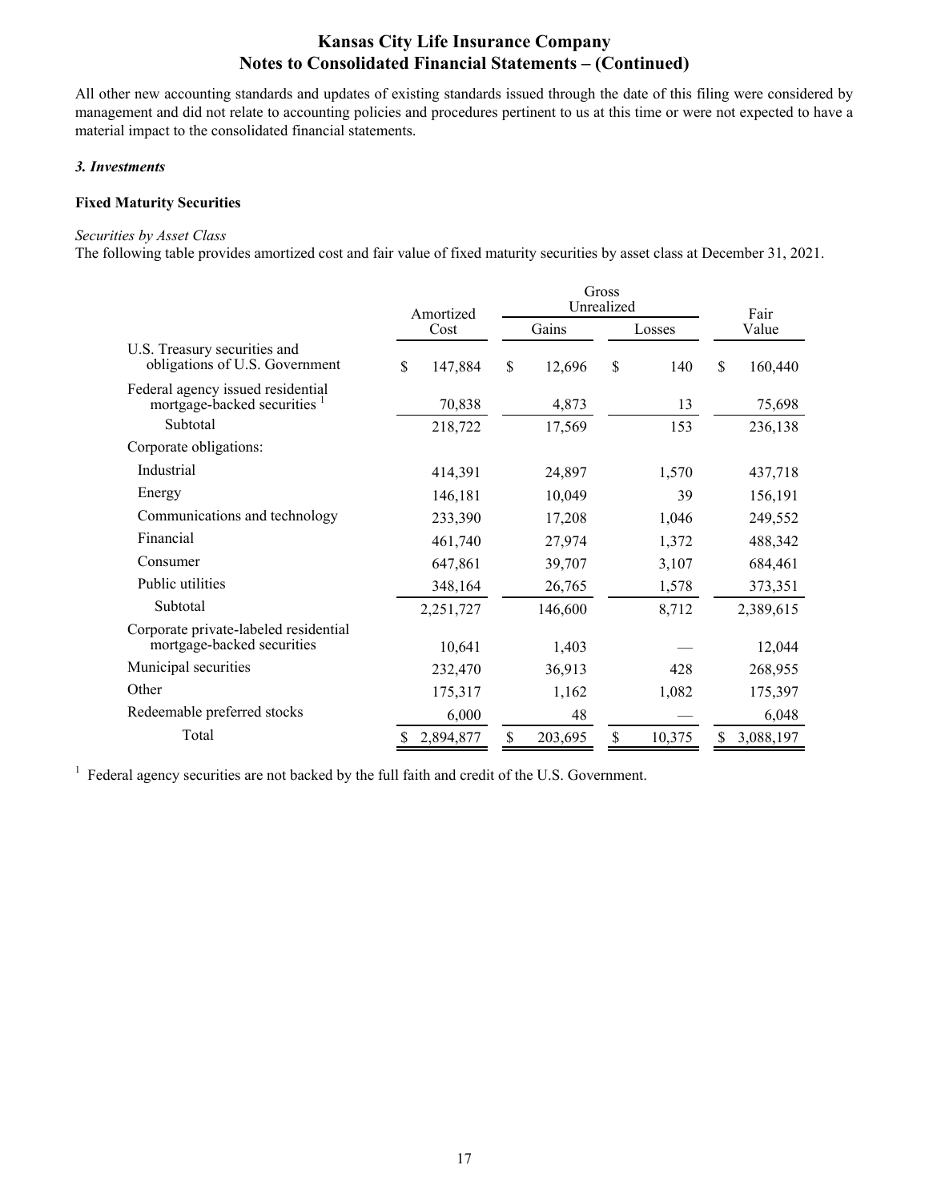All other new accounting standards and updates of existing standards issued through the date of this filing were considered by management and did not relate to accounting policies and procedures pertinent to us at this time or were not expected to have a material impact to the consolidated financial statements.

### *3. Investments*

#### Fixed Maturity Securities

*Securities by Asset Class*

The following table provides amortized cost and fair value of fixed maturity securities by asset class at December 31, 2021.

| | Amortized Cost | Gross Unrealized | | Fair Value |
|---|---|---|---|---|
| | | Gains | Losses | |
| U.S. Treasury securities and obligations of U.S. Government | $ 147,884 | $ 12,696 | $ 140 | $ 160,440 |
| Federal agency issued residential mortgage-backed securities [1] | 70,838 | 4,873 | 13 | 75,698 |
| Subtotal | 218,722 | 17,569 | 153 | 236,138 |
| Corporate obligations: | | | | |
| Industrial | 414,391 | 24,897 | 1,570 | 437,718 |
| Energy | 146,181 | 10,049 | 39 | 156,191 |
| Communications and technology | 233,390 | 17,208 | 1,046 | 249,552 |
| Financial | 461,740 | 27,974 | 1,372 | 488,342 |
| Consumer | 647,861 | 39,707 | 3,107 | 684,461 |
| Public utilities | 348,164 | 26,765 | 1,578 | 373,351 |
| Subtotal | 2,251,727 | 146,600 | 8,712 | 2,389,615 |
| Corporate private-labeled residential mortgage-backed securities | 10,641 | 1,403 | — | 12,044 |
| Municipal securities | 232,470 | 36,913 | 428 | 268,955 |
| Other | 175,317 | 1,162 | 1,082 | 175,397 |
| Redeemable preferred stocks | 6,000 | 48 | — | 6,048 |
| Total | $ 2,894,877 | $ 203,695 | $ 10,375 | $ 3,088,197 |

[1] Federal agency securities are not backed by the full faith and credit of the U.S. Government.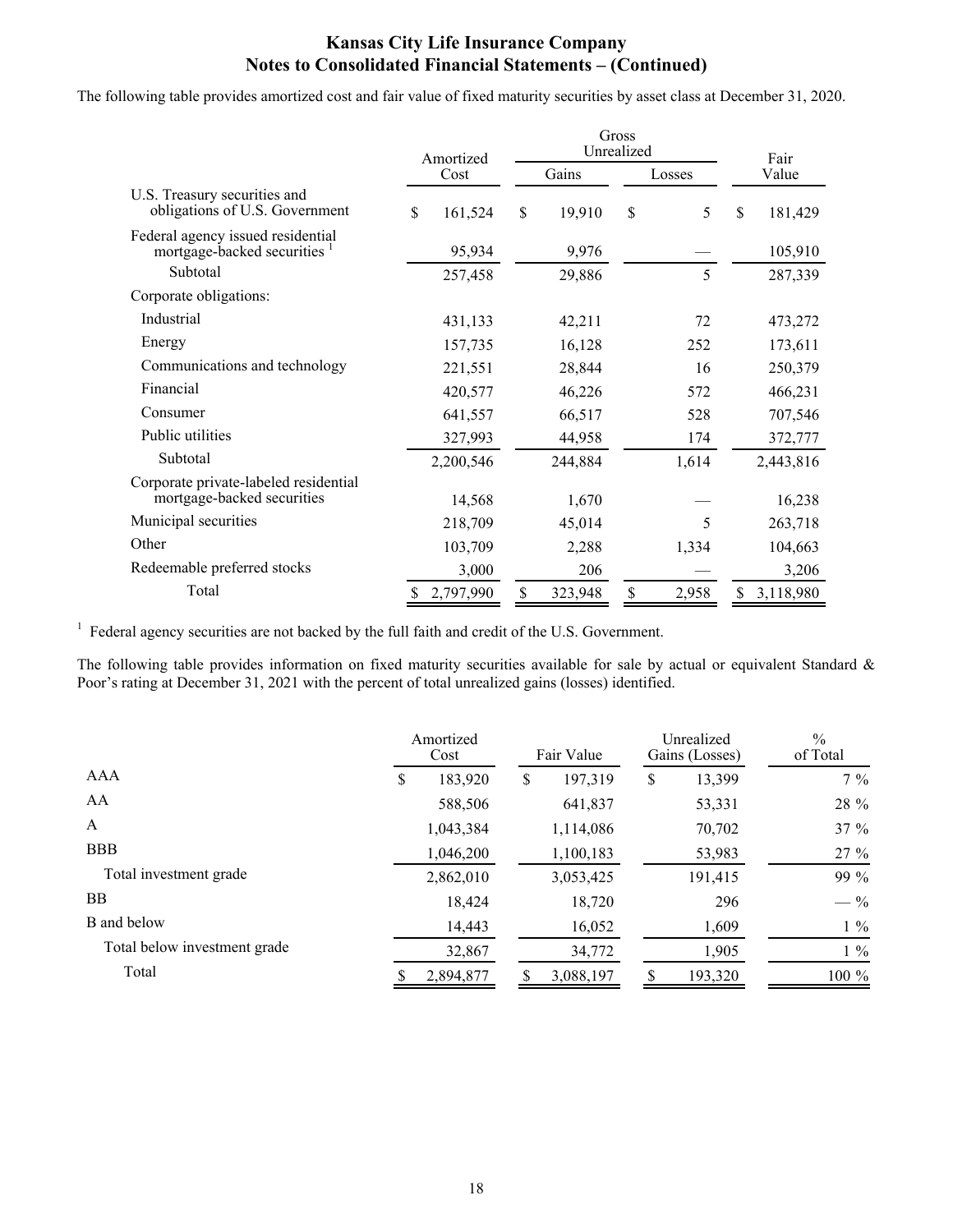## Kansas City Life Insurance Company
## Notes to Consolidated Financial Statements – (Continued)

The following table provides amortized cost and fair value of fixed maturity securities by asset class at December 31, 2020.

| | Amortized Cost | Gross Unrealized | | Fair Value |
|---|---|---|---|---|
| | | Gains | Losses | |
| U.S. Treasury securities and obligations of U.S. Government | $ 161,524 | $ 19,910 | $ 5 | $ 181,429 |
| Federal agency issued residential mortgage-backed securities [1] | 95,934 | 9,976 | — | 105,910 |
| Subtotal | 257,458 | 29,886 | 5 | 287,339 |
| Corporate obligations: | | | | |
| Industrial | 431,133 | 42,211 | 72 | 473,272 |
| Energy | 157,735 | 16,128 | 252 | 173,611 |
| Communications and technology | 221,551 | 28,844 | 16 | 250,379 |
| Financial | 420,577 | 46,226 | 572 | 466,231 |
| Consumer | 641,557 | 66,517 | 528 | 707,546 |
| Public utilities | 327,993 | 44,958 | 174 | 372,777 |
| Subtotal | 2,200,546 | 244,884 | 1,614 | 2,443,816 |
| Corporate private-labeled residential mortgage-backed securities | 14,568 | 1,670 | — | 16,238 |
| Municipal securities | 218,709 | 45,014 | 5 | 263,718 |
| Other | 103,709 | 2,288 | 1,334 | 104,663 |
| Redeemable preferred stocks | 3,000 | 206 | — | 3,206 |
| Total | $ 2,797,990 | $ 323,948 | $ 2,958 | $ 3,118,980 |

[1] Federal agency securities are not backed by the full faith and credit of the U.S. Government.

The following table provides information on fixed maturity securities available for sale by actual or equivalent Standard & Poor's rating at December 31, 2021 with the percent of total unrealized gains (losses) identified.

| | Amortized Cost | Fair Value | Unrealized Gains (Losses) | % of Total |
|---|---|---|---|---|
| AAA | $ 183,920 | $ 197,319 | $ 13,399 | 7 % |
| AA | 588,506 | 641,837 | 53,331 | 28 % |
| A | 1,043,384 | 1,114,086 | 70,702 | 37 % |
| BBB | 1,046,200 | 1,100,183 | 53,983 | 27 % |
| Total investment grade | 2,862,010 | 3,053,425 | 191,415 | 99 % |
| BB | 18,424 | 18,720 | 296 | — % |
| B and below | 14,443 | 16,052 | 1,609 | 1 % |
| Total below investment grade | 32,867 | 34,772 | 1,905 | 1 % |
| Total | $ 2,894,877 | $ 3,088,197 | $ 193,320 | 100 % |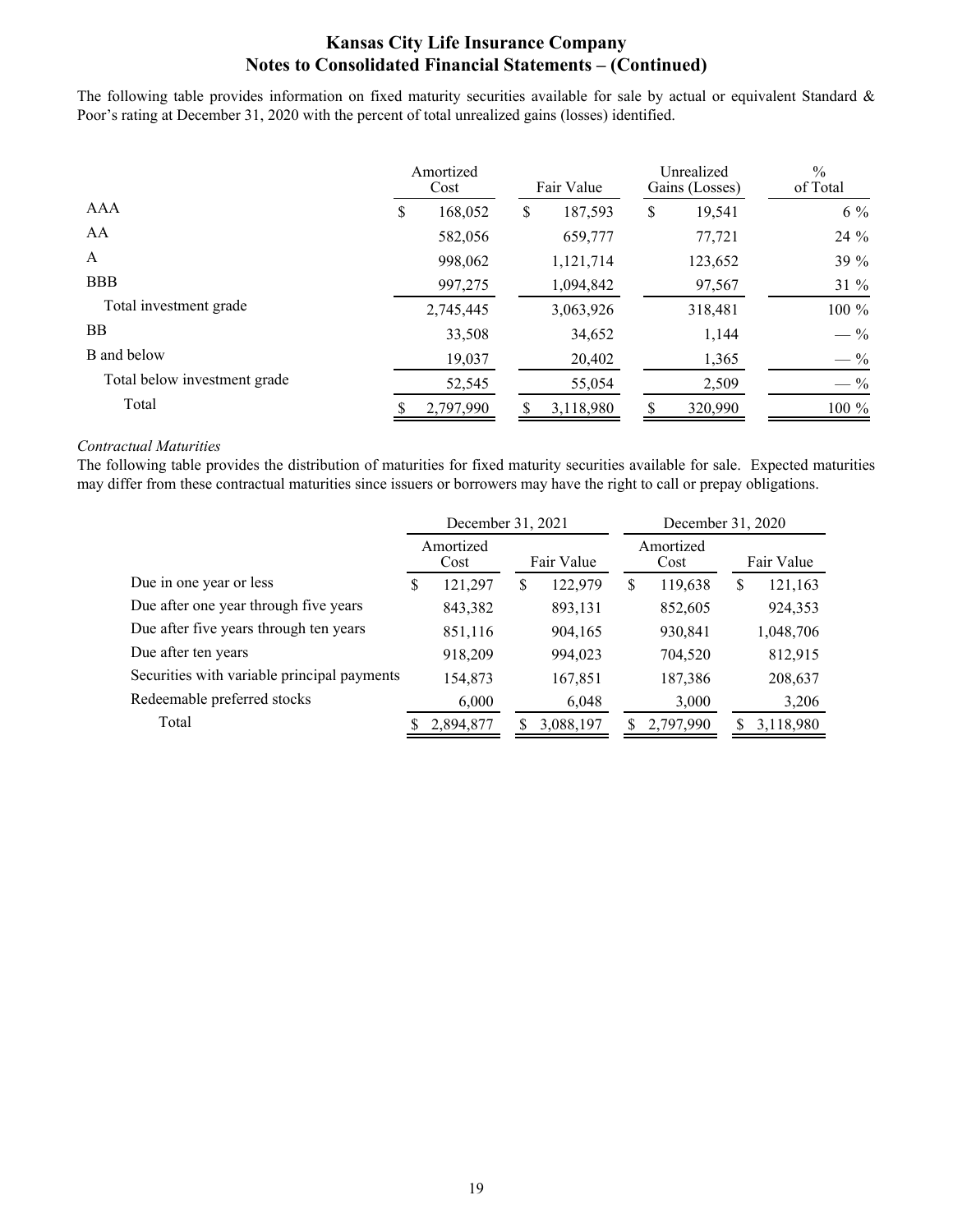The following table provides information on fixed maturity securities available for sale by actual or equivalent Standard & Poor's rating at December 31, 2020 with the percent of total unrealized gains (losses) identified.

| | Amortized Cost | Fair Value | Unrealized Gains (Losses) | % of Total |
|---|---|---|---|---|
| AAA | $ 168,052 | $ 187,593 | $ 19,541 | 6 % |
| AA | 582,056 | 659,777 | 77,721 | 24 % |
| A | 998,062 | 1,121,714 | 123,652 | 39 % |
| BBB | 997,275 | 1,094,842 | 97,567 | 31 % |
| Total investment grade | 2,745,445 | 3,063,926 | 318,481 | 100 % |
| BB | 33,508 | 34,652 | 1,144 | — % |
| B and below | 19,037 | 20,402 | 1,365 | — % |
| Total below investment grade | 52,545 | 55,054 | 2,509 | — % |
| Total | $ 2,797,990 | $ 3,118,980 | $ 320,990 | 100 % |

*Contractual Maturities*

The following table provides the distribution of maturities for fixed maturity securities available for sale. Expected maturities may differ from these contractual maturities since issuers or borrowers may have the right to call or prepay obligations.

| | December 31, 2021 | | December 31, 2020 | |
|---|---|---|---|---|
| | Amortized Cost | Fair Value | Amortized Cost | Fair Value |
| Due in one year or less | $ 121,297 | $ 122,979 | $ 119,638 | $ 121,163 |
| Due after one year through five years | 843,382 | 893,131 | 852,605 | 924,353 |
| Due after five years through ten years | 851,116 | 904,165 | 930,841 | 1,048,706 |
| Due after ten years | 918,209 | 994,023 | 704,520 | 812,915 |
| Securities with variable principal payments | 154,873 | 167,851 | 187,386 | 208,637 |
| Redeemable preferred stocks | 6,000 | 6,048 | 3,000 | 3,206 |
| Total | $ 2,894,877 | $ 3,088,197 | $ 2,797,990 | $ 3,118,980 |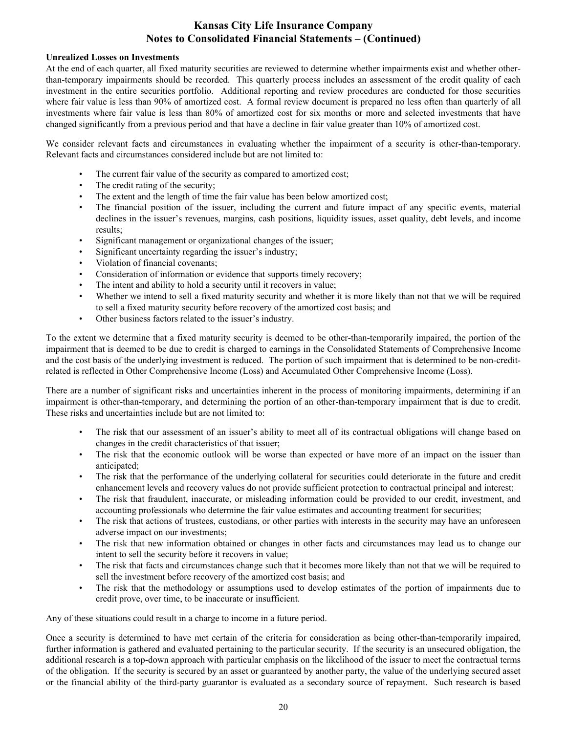**Unrealized Losses on Investments**

At the end of each quarter, all fixed maturity securities are reviewed to determine whether impairments exist and whether other-than-temporary impairments should be recorded. This quarterly process includes an assessment of the credit quality of each investment in the entire securities portfolio. Additional reporting and review procedures are conducted for those securities where fair value is less than 90% of amortized cost. A formal review document is prepared no less often than quarterly of all investments where fair value is less than 80% of amortized cost for six months or more and selected investments that have changed significantly from a previous period and that have a decline in fair value greater than 10% of amortized cost.

We consider relevant facts and circumstances in evaluating whether the impairment of a security is other-than-temporary. Relevant facts and circumstances considered include but are not limited to:

- The current fair value of the security as compared to amortized cost;
- The credit rating of the security;
- The extent and the length of time the fair value has been below amortized cost;
- The financial position of the issuer, including the current and future impact of any specific events, material declines in the issuer's revenues, margins, cash positions, liquidity issues, asset quality, debt levels, and income results;
- Significant management or organizational changes of the issuer;
- Significant uncertainty regarding the issuer's industry;
- Violation of financial covenants;
- Consideration of information or evidence that supports timely recovery;
- The intent and ability to hold a security until it recovers in value;
- Whether we intend to sell a fixed maturity security and whether it is more likely than not that we will be required to sell a fixed maturity security before recovery of the amortized cost basis; and
- Other business factors related to the issuer's industry.

To the extent we determine that a fixed maturity security is deemed to be other-than-temporarily impaired, the portion of the impairment that is deemed to be due to credit is charged to earnings in the Consolidated Statements of Comprehensive Income and the cost basis of the underlying investment is reduced. The portion of such impairment that is determined to be non-credit-related is reflected in Other Comprehensive Income (Loss) and Accumulated Other Comprehensive Income (Loss).

There are a number of significant risks and uncertainties inherent in the process of monitoring impairments, determining if an impairment is other-than-temporary, and determining the portion of an other-than-temporary impairment that is due to credit. These risks and uncertainties include but are not limited to:

- The risk that our assessment of an issuer's ability to meet all of its contractual obligations will change based on changes in the credit characteristics of that issuer;
- The risk that the economic outlook will be worse than expected or have more of an impact on the issuer than anticipated;
- The risk that the performance of the underlying collateral for securities could deteriorate in the future and credit enhancement levels and recovery values do not provide sufficient protection to contractual principal and interest;
- The risk that fraudulent, inaccurate, or misleading information could be provided to our credit, investment, and accounting professionals who determine the fair value estimates and accounting treatment for securities;
- The risk that actions of trustees, custodians, or other parties with interests in the security may have an unforeseen adverse impact on our investments;
- The risk that new information obtained or changes in other facts and circumstances may lead us to change our intent to sell the security before it recovers in value;
- The risk that facts and circumstances change such that it becomes more likely than not that we will be required to sell the investment before recovery of the amortized cost basis; and
- The risk that the methodology or assumptions used to develop estimates of the portion of impairments due to credit prove, over time, to be inaccurate or insufficient.

Any of these situations could result in a charge to income in a future period.

Once a security is determined to have met certain of the criteria for consideration as being other-than-temporarily impaired, further information is gathered and evaluated pertaining to the particular security. If the security is an unsecured obligation, the additional research is a top-down approach with particular emphasis on the likelihood of the issuer to meet the contractual terms of the obligation. If the security is secured by an asset or guaranteed by another party, the value of the underlying secured asset or the financial ability of the third-party guarantor is evaluated as a secondary source of repayment. Such research is based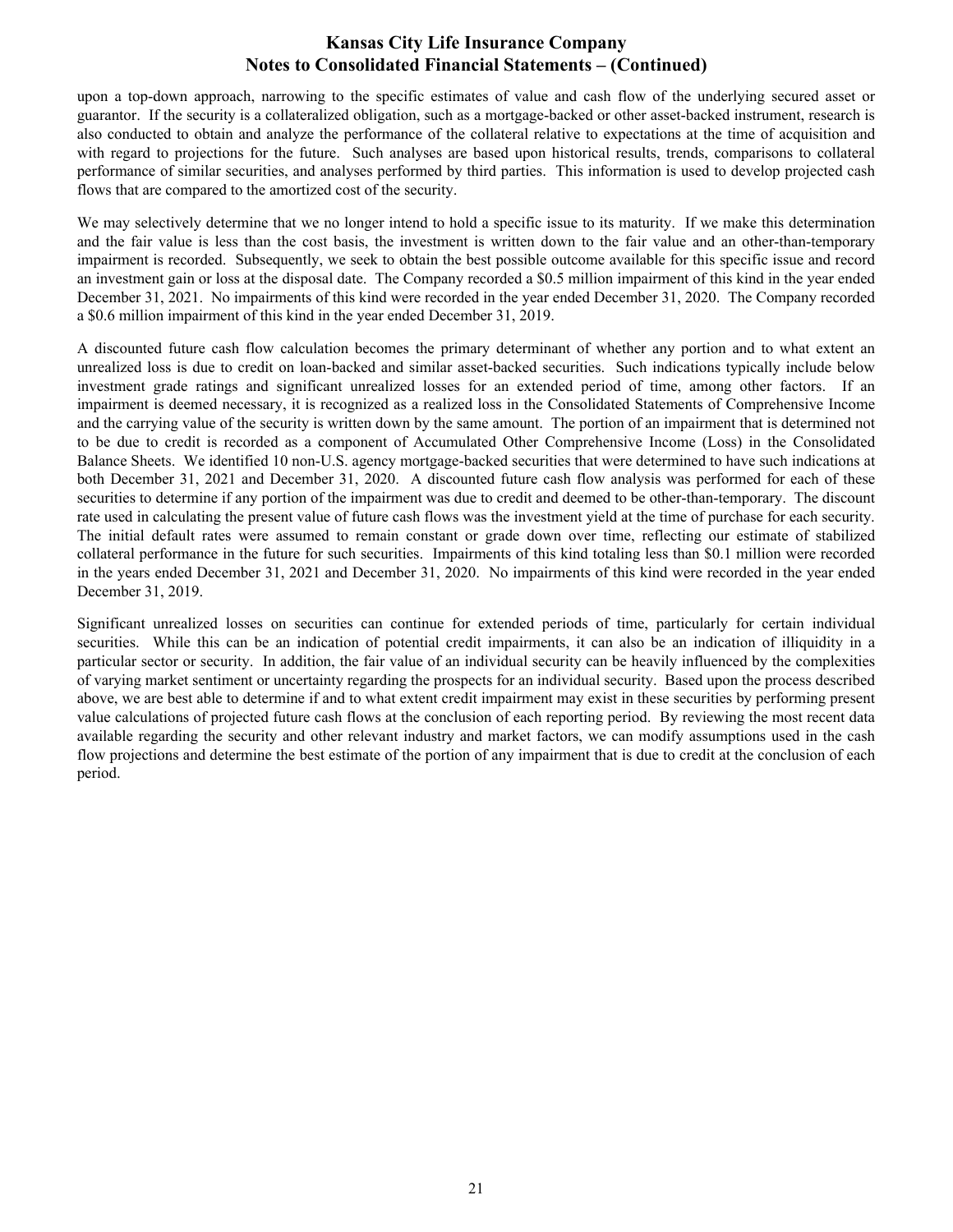upon a top-down approach, narrowing to the specific estimates of value and cash flow of the underlying secured asset or guarantor. If the security is a collateralized obligation, such as a mortgage-backed or other asset-backed instrument, research is also conducted to obtain and analyze the performance of the collateral relative to expectations at the time of acquisition and with regard to projections for the future. Such analyses are based upon historical results, trends, comparisons to collateral performance of similar securities, and analyses performed by third parties. This information is used to develop projected cash flows that are compared to the amortized cost of the security.

We may selectively determine that we no longer intend to hold a specific issue to its maturity. If we make this determination and the fair value is less than the cost basis, the investment is written down to the fair value and an other-than-temporary impairment is recorded. Subsequently, we seek to obtain the best possible outcome available for this specific issue and record an investment gain or loss at the disposal date. The Company recorded a $0.5 million impairment of this kind in the year ended December 31, 2021. No impairments of this kind were recorded in the year ended December 31, 2020. The Company recorded a $0.6 million impairment of this kind in the year ended December 31, 2019.

A discounted future cash flow calculation becomes the primary determinant of whether any portion and to what extent an unrealized loss is due to credit on loan-backed and similar asset-backed securities. Such indications typically include below investment grade ratings and significant unrealized losses for an extended period of time, among other factors. If an impairment is deemed necessary, it is recognized as a realized loss in the Consolidated Statements of Comprehensive Income and the carrying value of the security is written down by the same amount. The portion of an impairment that is determined not to be due to credit is recorded as a component of Accumulated Other Comprehensive Income (Loss) in the Consolidated Balance Sheets. We identified 10 non-U.S. agency mortgage-backed securities that were determined to have such indications at both December 31, 2021 and December 31, 2020. A discounted future cash flow analysis was performed for each of these securities to determine if any portion of the impairment was due to credit and deemed to be other-than-temporary. The discount rate used in calculating the present value of future cash flows was the investment yield at the time of purchase for each security. The initial default rates were assumed to remain constant or grade down over time, reflecting our estimate of stabilized collateral performance in the future for such securities. Impairments of this kind totaling less than $0.1 million were recorded in the years ended December 31, 2021 and December 31, 2020. No impairments of this kind were recorded in the year ended December 31, 2019.

Significant unrealized losses on securities can continue for extended periods of time, particularly for certain individual securities. While this can be an indication of potential credit impairments, it can also be an indication of illiquidity in a particular sector or security. In addition, the fair value of an individual security can be heavily influenced by the complexities of varying market sentiment or uncertainty regarding the prospects for an individual security. Based upon the process described above, we are best able to determine if and to what extent credit impairment may exist in these securities by performing present value calculations of projected future cash flows at the conclusion of each reporting period. By reviewing the most recent data available regarding the security and other relevant industry and market factors, we can modify assumptions used in the cash flow projections and determine the best estimate of the portion of any impairment that is due to credit at the conclusion of each period.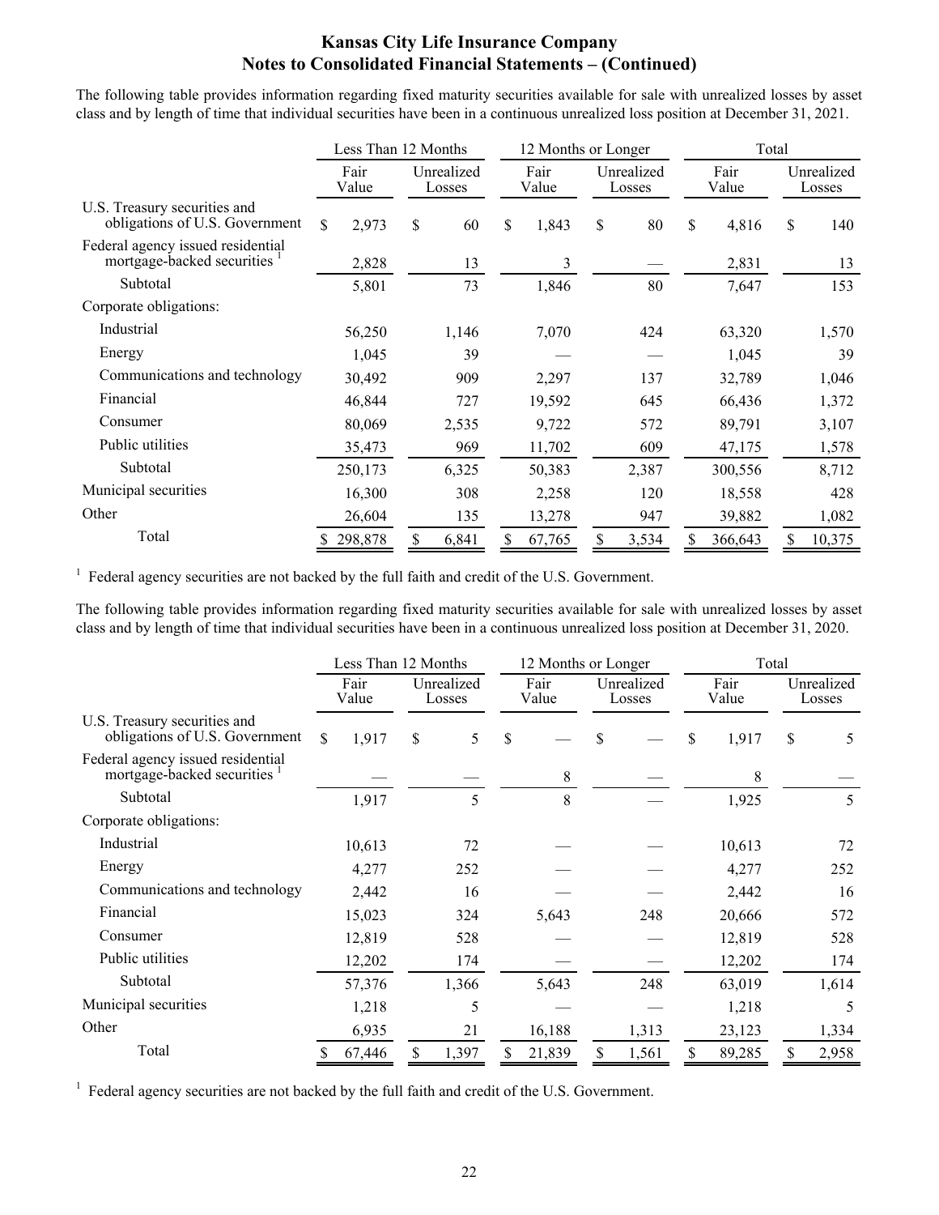The following table provides information regarding fixed maturity securities available for sale with unrealized losses by asset class and by length of time that individual securities have been in a continuous unrealized loss position at December 31, 2021.

| | Less Than 12 Months | | 12 Months or Longer | | Total | |
|---|---|---|---|---|---|---|
| | Fair Value | Unrealized Losses | Fair Value | Unrealized Losses | Fair Value | Unrealized Losses |
| U.S. Treasury securities and obligations of U.S. Government | $ 2,973 | $ 60 | $ 1,843 | $ 80 | $ 4,816 | $ 140 |
| Federal agency issued residential mortgage-backed securities [1] | 2,828 | 13 | 3 | — | 2,831 | 13 |
| Subtotal | 5,801 | 73 | 1,846 | 80 | 7,647 | 153 |
| Corporate obligations: | | | | | | |
| Industrial | 56,250 | 1,146 | 7,070 | 424 | 63,320 | 1,570 |
| Energy | 1,045 | 39 | — | — | 1,045 | 39 |
| Communications and technology | 30,492 | 909 | 2,297 | 137 | 32,789 | 1,046 |
| Financial | 46,844 | 727 | 19,592 | 645 | 66,436 | 1,372 |
| Consumer | 80,069 | 2,535 | 9,722 | 572 | 89,791 | 3,107 |
| Public utilities | 35,473 | 969 | 11,702 | 609 | 47,175 | 1,578 |
| Subtotal | 250,173 | 6,325 | 50,383 | 2,387 | 300,556 | 8,712 |
| Municipal securities | 16,300 | 308 | 2,258 | 120 | 18,558 | 428 |
| Other | 26,604 | 135 | 13,278 | 947 | 39,882 | 1,082 |
| Total | $ 298,878 | $ 6,841 | $ 67,765 | $ 3,534 | $ 366,643 | $ 10,375 |

[1] Federal agency securities are not backed by the full faith and credit of the U.S. Government.

The following table provides information regarding fixed maturity securities available for sale with unrealized losses by asset class and by length of time that individual securities have been in a continuous unrealized loss position at December 31, 2020.

| | Less Than 12 Months | | 12 Months or Longer | | Total | |
|---|---|---|---|---|---|---|
| | Fair Value | Unrealized Losses | Fair Value | Unrealized Losses | Fair Value | Unrealized Losses |
| U.S. Treasury securities and obligations of U.S. Government | $ 1,917 | $ 5 | $ — | $ — | $ 1,917 | $ 5 |
| Federal agency issued residential mortgage-backed securities [1] | — | — | 8 | — | 8 | — |
| Subtotal | 1,917 | 5 | 8 | — | 1,925 | 5 |
| Corporate obligations: | | | | | | |
| Industrial | 10,613 | 72 | — | — | 10,613 | 72 |
| Energy | 4,277 | 252 | — | — | 4,277 | 252 |
| Communications and technology | 2,442 | 16 | — | — | 2,442 | 16 |
| Financial | 15,023 | 324 | 5,643 | 248 | 20,666 | 572 |
| Consumer | 12,819 | 528 | — | — | 12,819 | 528 |
| Public utilities | 12,202 | 174 | — | — | 12,202 | 174 |
| Subtotal | 57,376 | 1,366 | 5,643 | 248 | 63,019 | 1,614 |
| Municipal securities | 1,218 | 5 | — | — | 1,218 | 5 |
| Other | 6,935 | 21 | 16,188 | 1,313 | 23,123 | 1,334 |
| Total | $ 67,446 | $ 1,397 | $ 21,839 | $ 1,561 | $ 89,285 | $ 2,958 |

[1] Federal agency securities are not backed by the full faith and credit of the U.S. Government.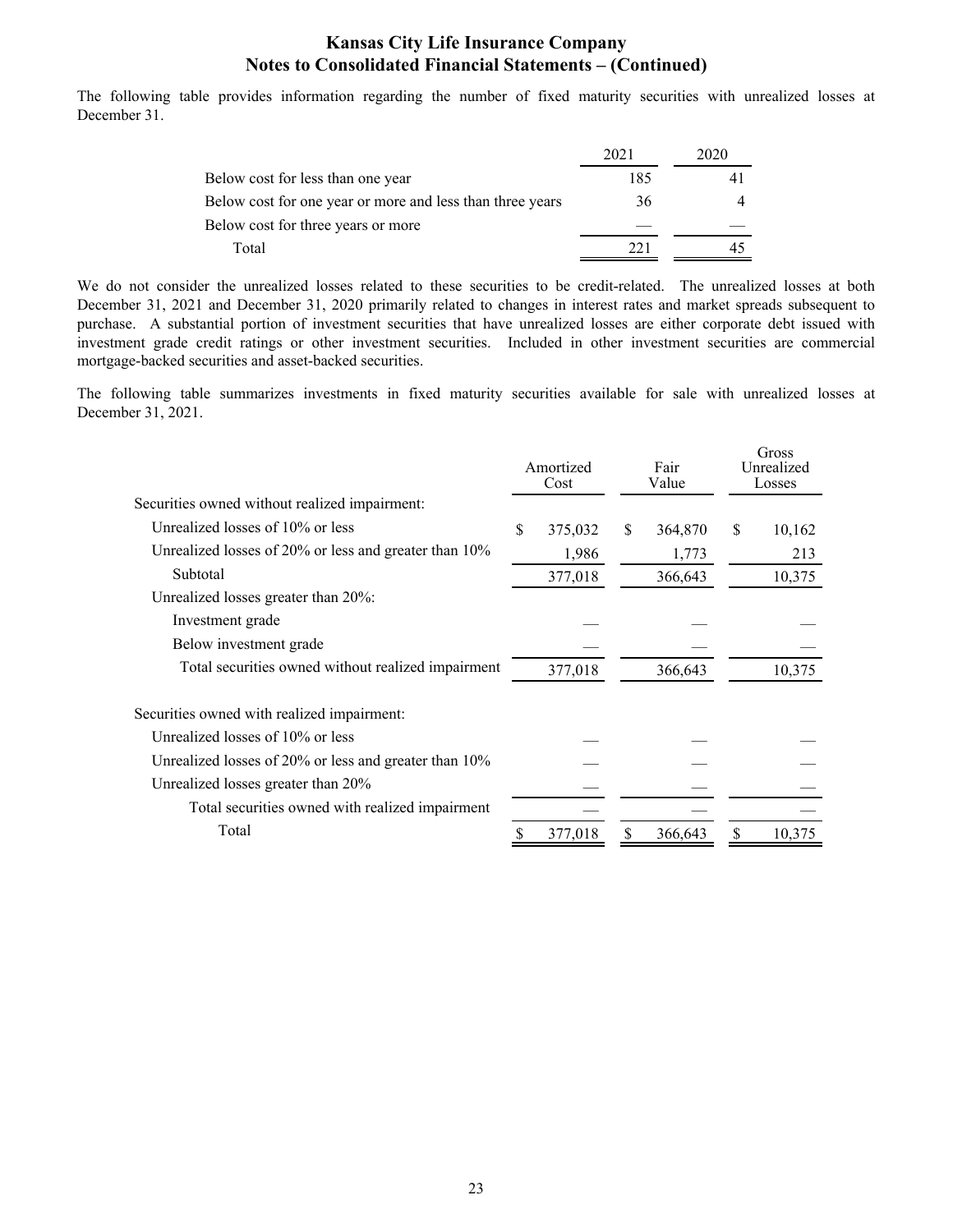The following table provides information regarding the number of fixed maturity securities with unrealized losses at December 31.

| | 2021 | 2020 |
|---|---|---|
| Below cost for less than one year | 185 | 41 |
| Below cost for one year or more and less than three years | 36 | 4 |
| Below cost for three years or more | — | — |
| Total | 221 | 45 |

We do not consider the unrealized losses related to these securities to be credit-related. The unrealized losses at both December 31, 2021 and December 31, 2020 primarily related to changes in interest rates and market spreads subsequent to purchase. A substantial portion of investment securities that have unrealized losses are either corporate debt issued with investment grade credit ratings or other investment securities. Included in other investment securities are commercial mortgage-backed securities and asset-backed securities.

The following table summarizes investments in fixed maturity securities available for sale with unrealized losses at December 31, 2021.

| | Amortized Cost | Fair Value | Gross Unrealized Losses |
|---|---|---|---|
| Securities owned without realized impairment: | | | |
| Unrealized losses of 10% or less | $ 375,032 | $ 364,870 | $ 10,162 |
| Unrealized losses of 20% or less and greater than 10% | 1,986 | 1,773 | 213 |
| Subtotal | 377,018 | 366,643 | 10,375 |
| Unrealized losses greater than 20%: | | | |
| Investment grade | — | — | — |
| Below investment grade | — | — | — |
| Total securities owned without realized impairment | 377,018 | 366,643 | 10,375 |
| | | | |
| Securities owned with realized impairment: | | | |
| Unrealized losses of 10% or less | — | — | — |
| Unrealized losses of 20% or less and greater than 10% | — | — | — |
| Unrealized losses greater than 20% | — | — | — |
| Total securities owned with realized impairment | — | — | — |
| Total | $ 377,018 | $ 366,643 | $ 10,375 |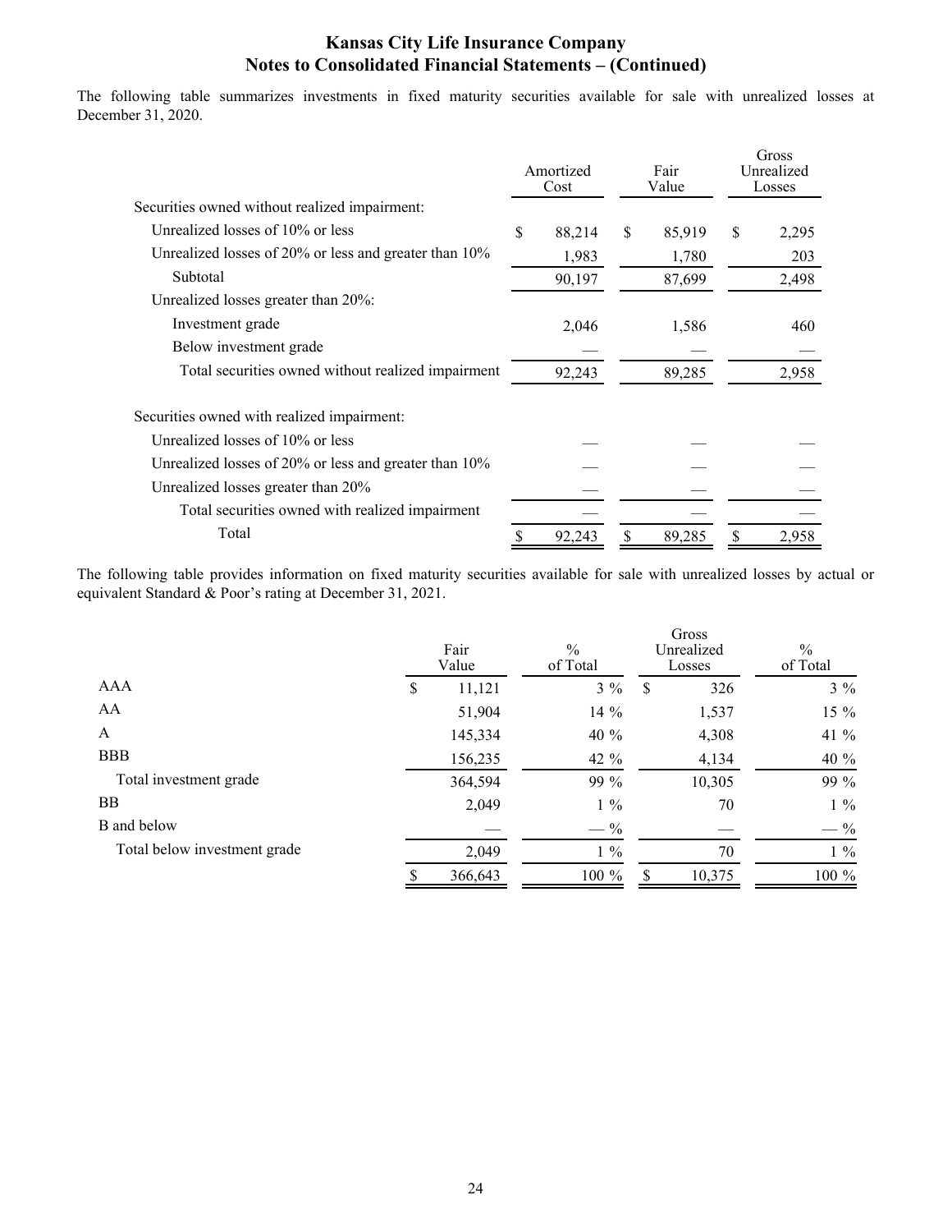**Kansas City Life Insurance Company**
**Notes to Consolidated Financial Statements – (Continued)**

The following table summarizes investments in fixed maturity securities available for sale with unrealized losses at December 31, 2020.

| | Amortized Cost | Fair Value | Gross Unrealized Losses |
|---|---|---|---|
| Securities owned without realized impairment: | | | |
| Unrealized losses of 10% or less | $ 88,214 | $ 85,919 | $ 2,295 |
| Unrealized losses of 20% or less and greater than 10% | 1,983 | 1,780 | 203 |
| Subtotal | 90,197 | 87,699 | 2,498 |
| Unrealized losses greater than 20%: | | | |
| Investment grade | 2,046 | 1,586 | 460 |
| Below investment grade | — | — | — |
| Total securities owned without realized impairment | 92,243 | 89,285 | 2,958 |
| | | | |
| Securities owned with realized impairment: | | | |
| Unrealized losses of 10% or less | — | — | — |
| Unrealized losses of 20% or less and greater than 10% | — | — | — |
| Unrealized losses greater than 20% | — | — | — |
| Total securities owned with realized impairment | — | — | — |
| Total | $ 92,243 | $ 89,285 | $ 2,958 |

The following table provides information on fixed maturity securities available for sale with unrealized losses by actual or equivalent Standard & Poor's rating at December 31, 2021.

| | Fair Value | % of Total | Gross Unrealized Losses | % of Total |
|---|---|---|---|---|
| AAA | $ 11,121 | 3 % | $ 326 | 3 % |
| AA | 51,904 | 14 % | 1,537 | 15 % |
| A | 145,334 | 40 % | 4,308 | 41 % |
| BBB | 156,235 | 42 % | 4,134 | 40 % |
| Total investment grade | 364,594 | 99 % | 10,305 | 99 % |
| BB | 2,049 | 1 % | 70 | 1 % |
| B and below | — | — % | — | — % |
| Total below investment grade | 2,049 | 1 % | 70 | 1 % |
| | $ 366,643 | 100 % | $ 10,375 | 100 % |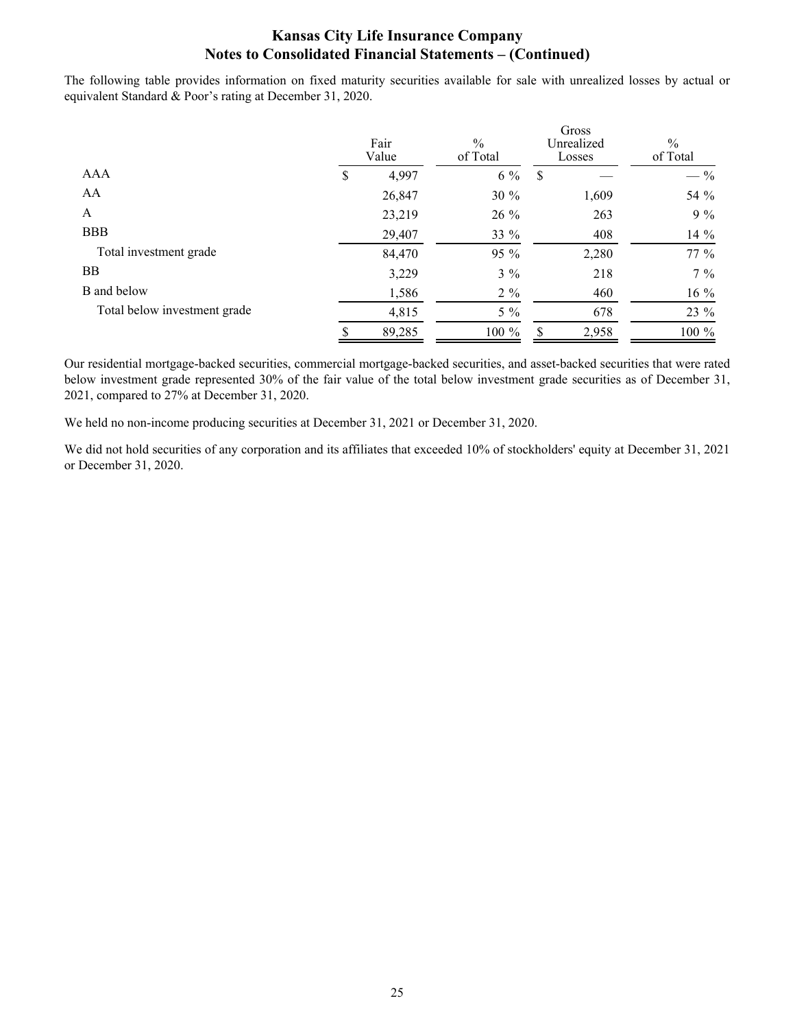The following table provides information on fixed maturity securities available for sale with unrealized losses by actual or equivalent Standard & Poor's rating at December 31, 2020.

| | Fair Value | % of Total | Gross Unrealized Losses | % of Total |
|---|---|---|---|---|
| AAA | $ 4,997 | 6 % | $ — | — % |
| AA | 26,847 | 30 % | 1,609 | 54 % |
| A | 23,219 | 26 % | 263 | 9 % |
| BBB | 29,407 | 33 % | 408 | 14 % |
| Total investment grade | 84,470 | 95 % | 2,280 | 77 % |
| BB | 3,229 | 3 % | 218 | 7 % |
| B and below | 1,586 | 2 % | 460 | 16 % |
| Total below investment grade | 4,815 | 5 % | 678 | 23 % |
| | $ 89,285 | 100 % | $ 2,958 | 100 % |

Our residential mortgage-backed securities, commercial mortgage-backed securities, and asset-backed securities that were rated below investment grade represented 30% of the fair value of the total below investment grade securities as of December 31, 2021, compared to 27% at December 31, 2020.

We held no non-income producing securities at December 31, 2021 or December 31, 2020.

We did not hold securities of any corporation and its affiliates that exceeded 10% of stockholders' equity at December 31, 2021 or December 31, 2020.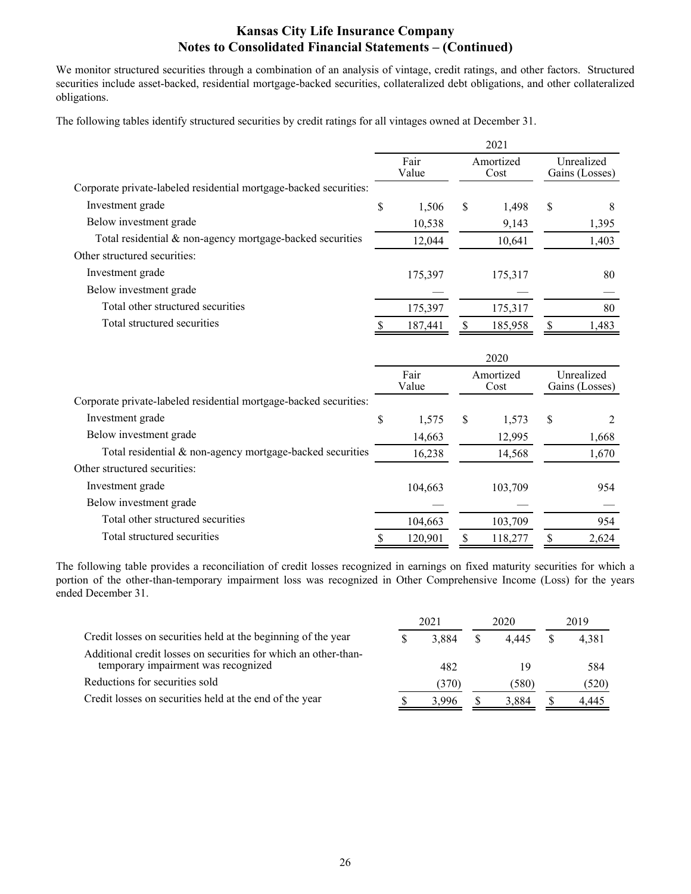## Kansas City Life Insurance Company
## Notes to Consolidated Financial Statements – (Continued)

We monitor structured securities through a combination of an analysis of vintage, credit ratings, and other factors. Structured securities include asset-backed, residential mortgage-backed securities, collateralized debt obligations, and other collateralized obligations.

The following tables identify structured securities by credit ratings for all vintages owned at December 31.

| | 2021 | | |
|---|---|---|---|
| | Fair Value | Amortized Cost | Unrealized Gains (Losses) |
| Corporate private-labeled residential mortgage-backed securities: | | | |
| Investment grade | $ 1,506 | $ 1,498 | $ 8 |
| Below investment grade | 10,538 | 9,143 | 1,395 |
| Total residential & non-agency mortgage-backed securities | 12,044 | 10,641 | 1,403 |
| Other structured securities: | | | |
| Investment grade | 175,397 | 175,317 | 80 |
| Below investment grade | — | — | — |
| Total other structured securities | 175,397 | 175,317 | 80 |
| Total structured securities | $ 187,441 | $ 185,958 | $ 1,483 |

| | 2020 | | |
|---|---|---|---|
| | Fair Value | Amortized Cost | Unrealized Gains (Losses) |
| Corporate private-labeled residential mortgage-backed securities: | | | |
| Investment grade | $ 1,575 | $ 1,573 | $ 2 |
| Below investment grade | 14,663 | 12,995 | 1,668 |
| Total residential & non-agency mortgage-backed securities | 16,238 | 14,568 | 1,670 |
| Other structured securities: | | | |
| Investment grade | 104,663 | 103,709 | 954 |
| Below investment grade | — | — | — |
| Total other structured securities | 104,663 | 103,709 | 954 |
| Total structured securities | $ 120,901 | $ 118,277 | $ 2,624 |

The following table provides a reconciliation of credit losses recognized in earnings on fixed maturity securities for which a portion of the other-than-temporary impairment loss was recognized in Other Comprehensive Income (Loss) for the years ended December 31.

| | 2021 | 2020 | 2019 |
|---|---|---|---|
| Credit losses on securities held at the beginning of the year | $ 3,884 | $ 4,445 | $ 4,381 |
| Additional credit losses on securities for which an other-than-temporary impairment was recognized | 482 | 19 | 584 |
| Reductions for securities sold | (370) | (580) | (520) |
| Credit losses on securities held at the end of the year | $ 3,996 | $ 3,884 | $ 4,445 |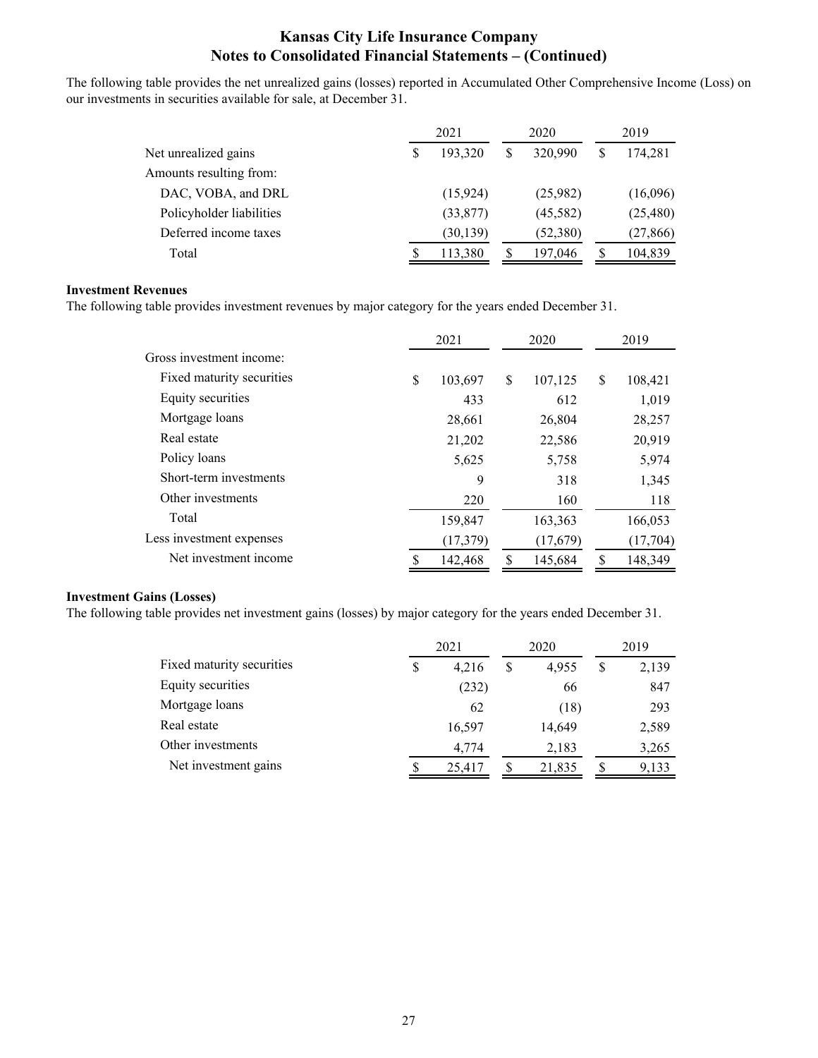The following table provides the net unrealized gains (losses) reported in Accumulated Other Comprehensive Income (Loss) on our investments in securities available for sale, at December 31.

| | 2021 | 2020 | 2019 |
|---|---|---|---|
| Net unrealized gains | $ 193,320 | $ 320,990 | $ 174,281 |
| Amounts resulting from: | | | |
| DAC, VOBA, and DRL | (15,924) | (25,982) | (16,096) |
| Policyholder liabilities | (33,877) | (45,582) | (25,480) |
| Deferred income taxes | (30,139) | (52,380) | (27,866) |
| Total | $ 113,380 | $ 197,046 | $ 104,839 |

**Investment Revenues**

The following table provides investment revenues by major category for the years ended December 31.

| | 2021 | 2020 | 2019 |
|---|---|---|---|
| Gross investment income: | | | |
| Fixed maturity securities | $ 103,697 | $ 107,125 | $ 108,421 |
| Equity securities | 433 | 612 | 1,019 |
| Mortgage loans | 28,661 | 26,804 | 28,257 |
| Real estate | 21,202 | 22,586 | 20,919 |
| Policy loans | 5,625 | 5,758 | 5,974 |
| Short-term investments | 9 | 318 | 1,345 |
| Other investments | 220 | 160 | 118 |
| Total | 159,847 | 163,363 | 166,053 |
| Less investment expenses | (17,379) | (17,679) | (17,704) |
| Net investment income | $ 142,468 | $ 145,684 | $ 148,349 |

**Investment Gains (Losses)**

The following table provides net investment gains (losses) by major category for the years ended December 31.

| | 2021 | 2020 | 2019 |
|---|---|---|---|
| Fixed maturity securities | $ 4,216 | $ 4,955 | $ 2,139 |
| Equity securities | (232) | 66 | 847 |
| Mortgage loans | 62 | (18) | 293 |
| Real estate | 16,597 | 14,649 | 2,589 |
| Other investments | 4,774 | 2,183 | 3,265 |
| Net investment gains | $ 25,417 | $ 21,835 | $ 9,133 |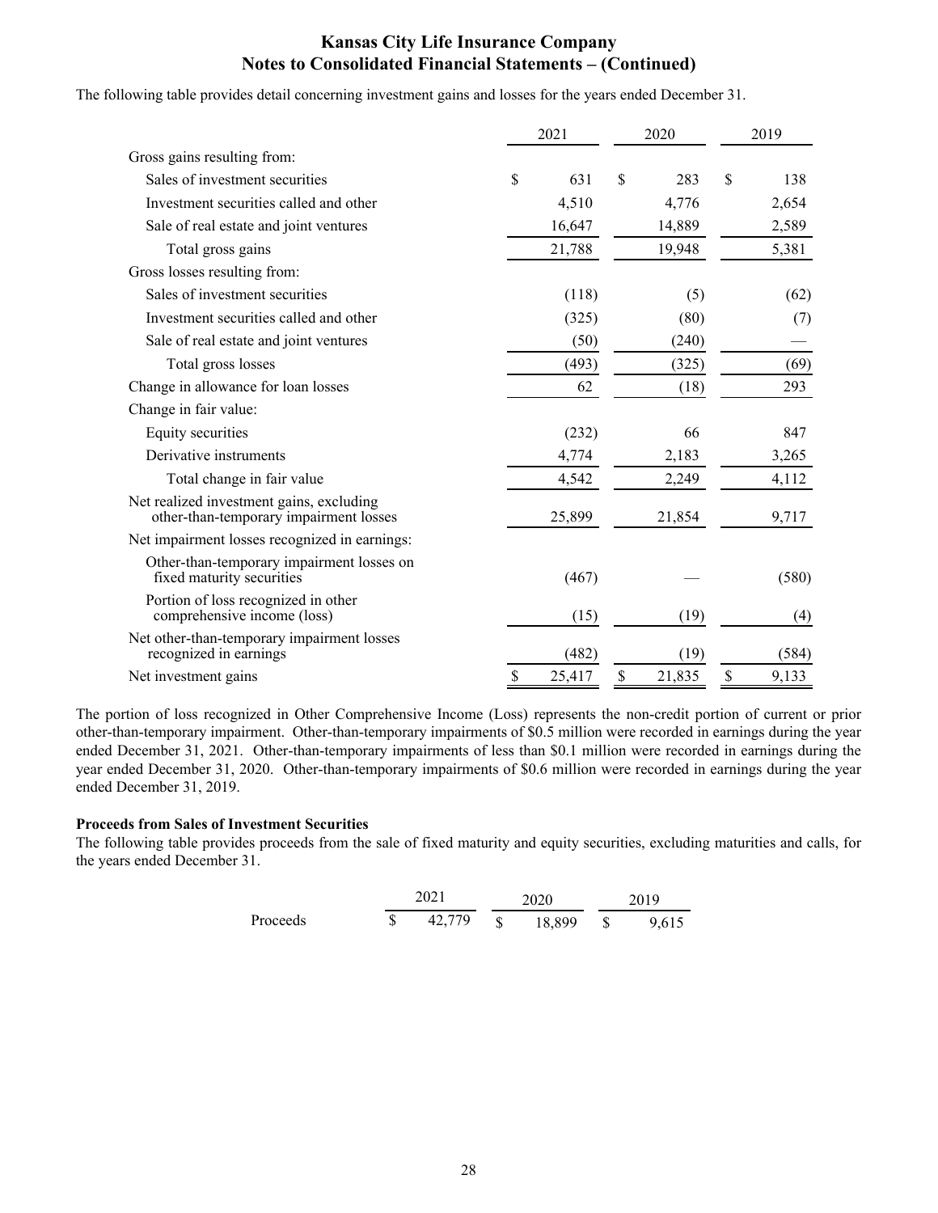## Kansas City Life Insurance Company
## Notes to Consolidated Financial Statements – (Continued)

The following table provides detail concerning investment gains and losses for the years ended December 31.

| | 2021 | 2020 | 2019 |
|---|---|---|---|
| Gross gains resulting from: | | | |
| Sales of investment securities | $ 631 | $ 283 | $ 138 |
| Investment securities called and other | 4,510 | 4,776 | 2,654 |
| Sale of real estate and joint ventures | 16,647 | 14,889 | 2,589 |
| Total gross gains | 21,788 | 19,948 | 5,381 |
| Gross losses resulting from: | | | |
| Sales of investment securities | (118) | (5) | (62) |
| Investment securities called and other | (325) | (80) | (7) |
| Sale of real estate and joint ventures | (50) | (240) | — |
| Total gross losses | (493) | (325) | (69) |
| Change in allowance for loan losses | 62 | (18) | 293 |
| Change in fair value: | | | |
| Equity securities | (232) | 66 | 847 |
| Derivative instruments | 4,774 | 2,183 | 3,265 |
| Total change in fair value | 4,542 | 2,249 | 4,112 |
| Net realized investment gains, excluding other-than-temporary impairment losses | 25,899 | 21,854 | 9,717 |
| Net impairment losses recognized in earnings: | | | |
| Other-than-temporary impairment losses on fixed maturity securities | (467) | — | (580) |
| Portion of loss recognized in other comprehensive income (loss) | (15) | (19) | (4) |
| Net other-than-temporary impairment losses recognized in earnings | (482) | (19) | (584) |
| Net investment gains | $ 25,417 | $ 21,835 | $ 9,133 |

The portion of loss recognized in Other Comprehensive Income (Loss) represents the non-credit portion of current or prior other-than-temporary impairment. Other-than-temporary impairments of $0.5 million were recorded in earnings during the year ended December 31, 2021. Other-than-temporary impairments of less than $0.1 million were recorded in earnings during the year ended December 31, 2020. Other-than-temporary impairments of $0.6 million were recorded in earnings during the year ended December 31, 2019.

**Proceeds from Sales of Investment Securities**

The following table provides proceeds from the sale of fixed maturity and equity securities, excluding maturities and calls, for the years ended December 31.

| | 2021 | 2020 | 2019 |
|---|---|---|---|
| Proceeds | $ 42,779 | $ 18,899 | $ 9,615 |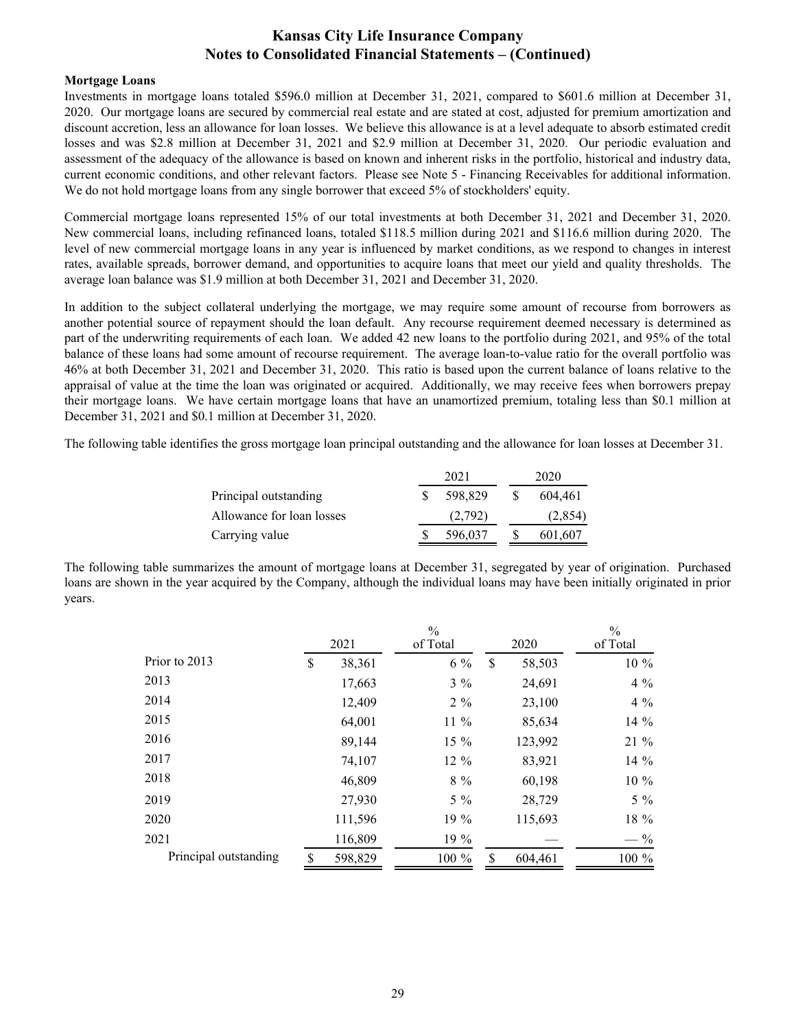**Mortgage Loans**

Investments in mortgage loans totaled $596.0 million at December 31, 2021, compared to $601.6 million at December 31, 2020. Our mortgage loans are secured by commercial real estate and are stated at cost, adjusted for premium amortization and discount accretion, less an allowance for loan losses. We believe this allowance is at a level adequate to absorb estimated credit losses and was $2.8 million at December 31, 2021 and $2.9 million at December 31, 2020. Our periodic evaluation and assessment of the adequacy of the allowance is based on known and inherent risks in the portfolio, historical and industry data, current economic conditions, and other relevant factors. Please see Note 5 - Financing Receivables for additional information. We do not hold mortgage loans from any single borrower that exceed 5% of stockholders' equity.

Commercial mortgage loans represented 15% of our total investments at both December 31, 2021 and December 31, 2020. New commercial loans, including refinanced loans, totaled $118.5 million during 2021 and $116.6 million during 2020. The level of new commercial mortgage loans in any year is influenced by market conditions, as we respond to changes in interest rates, available spreads, borrower demand, and opportunities to acquire loans that meet our yield and quality thresholds. The average loan balance was $1.9 million at both December 31, 2021 and December 31, 2020.

In addition to the subject collateral underlying the mortgage, we may require some amount of recourse from borrowers as another potential source of repayment should the loan default. Any recourse requirement deemed necessary is determined as part of the underwriting requirements of each loan. We added 42 new loans to the portfolio during 2021, and 95% of the total balance of these loans had some amount of recourse requirement. The average loan-to-value ratio for the overall portfolio was 46% at both December 31, 2021 and December 31, 2020. This ratio is based upon the current balance of loans relative to the appraisal of value at the time the loan was originated or acquired. Additionally, we may receive fees when borrowers prepay their mortgage loans. We have certain mortgage loans that have an unamortized premium, totaling less than $0.1 million at December 31, 2021 and $0.1 million at December 31, 2020.

The following table identifies the gross mortgage loan principal outstanding and the allowance for loan losses at December 31.

| | 2021 | 2020 |
|---|---|---|
| Principal outstanding | $ 598,829 | $ 604,461 |
| Allowance for loan losses | (2,792) | (2,854) |
| Carrying value | $ 596,037 | $ 601,607 |

The following table summarizes the amount of mortgage loans at December 31, segregated by year of origination. Purchased loans are shown in the year acquired by the Company, although the individual loans may have been initially originated in prior years.

| | 2021 | % of Total | 2020 | % of Total |
|---|---|---|---|---|
| Prior to 2013 | $ 38,361 | 6 % | $ 58,503 | 10 % |
| 2013 | 17,663 | 3 % | 24,691 | 4 % |
| 2014 | 12,409 | 2 % | 23,100 | 4 % |
| 2015 | 64,001 | 11 % | 85,634 | 14 % |
| 2016 | 89,144 | 15 % | 123,992 | 21 % |
| 2017 | 74,107 | 12 % | 83,921 | 14 % |
| 2018 | 46,809 | 8 % | 60,198 | 10 % |
| 2019 | 27,930 | 5 % | 28,729 | 5 % |
| 2020 | 111,596 | 19 % | 115,693 | 18 % |
| 2021 | 116,809 | 19 % | — | — % |
| Principal outstanding | $ 598,829 | 100 % | $ 604,461 | 100 % |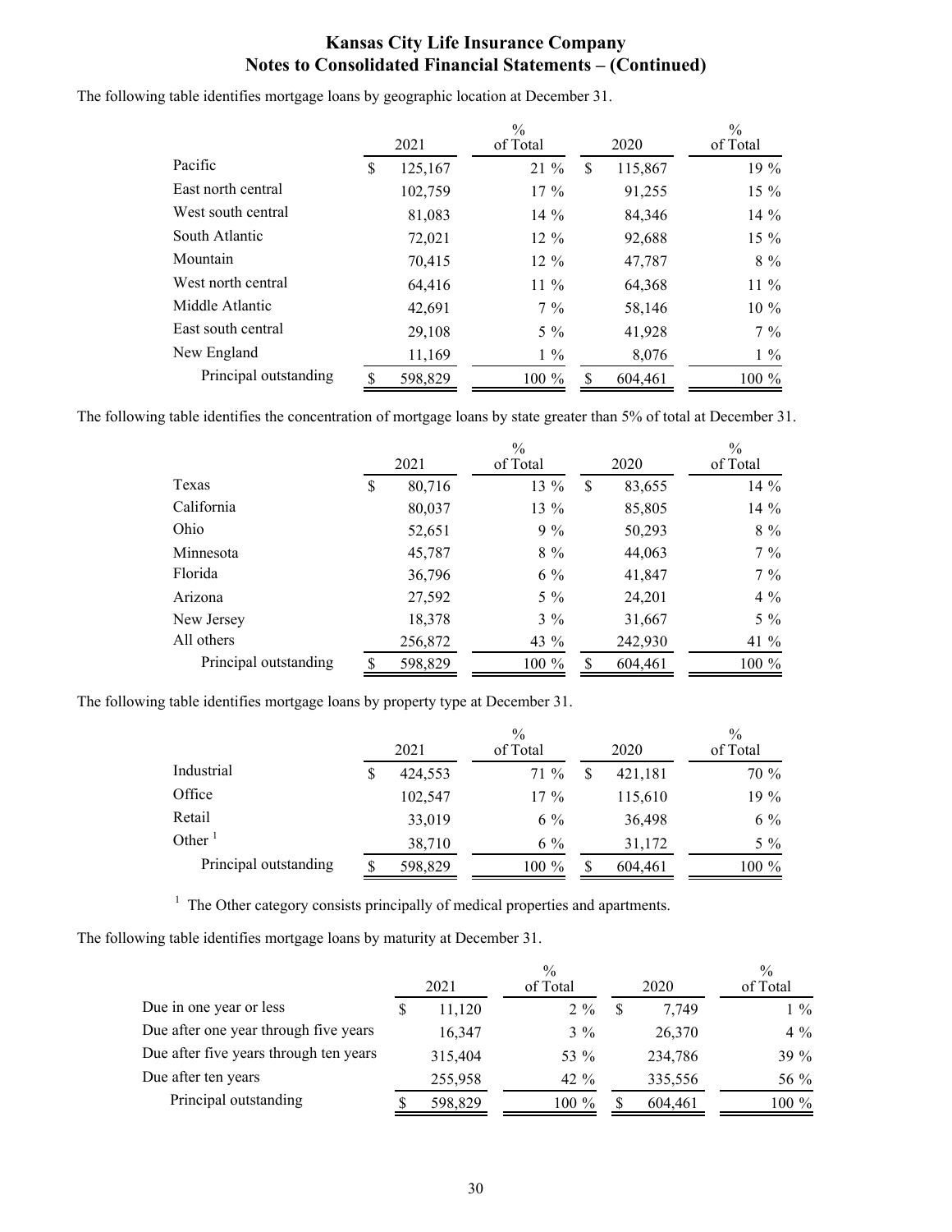# Kansas City Life Insurance Company
## Notes to Consolidated Financial Statements – (Continued)

The following table identifies mortgage loans by geographic location at December 31.

| | 2021 | % of Total | 2020 | % of Total |
|---|---|---|---|---|
| Pacific | $ 125,167 | 21 % | $ 115,867 | 19 % |
| East north central | 102,759 | 17 % | 91,255 | 15 % |
| West south central | 81,083 | 14 % | 84,346 | 14 % |
| South Atlantic | 72,021 | 12 % | 92,688 | 15 % |
| Mountain | 70,415 | 12 % | 47,787 | 8 % |
| West north central | 64,416 | 11 % | 64,368 | 11 % |
| Middle Atlantic | 42,691 | 7 % | 58,146 | 10 % |
| East south central | 29,108 | 5 % | 41,928 | 7 % |
| New England | 11,169 | 1 % | 8,076 | 1 % |
| Principal outstanding | $ 598,829 | 100 % | $ 604,461 | 100 % |

The following table identifies the concentration of mortgage loans by state greater than 5% of total at December 31.

| | 2021 | % of Total | 2020 | % of Total |
|---|---|---|---|---|
| Texas | $ 80,716 | 13 % | $ 83,655 | 14 % |
| California | 80,037 | 13 % | 85,805 | 14 % |
| Ohio | 52,651 | 9 % | 50,293 | 8 % |
| Minnesota | 45,787 | 8 % | 44,063 | 7 % |
| Florida | 36,796 | 6 % | 41,847 | 7 % |
| Arizona | 27,592 | 5 % | 24,201 | 4 % |
| New Jersey | 18,378 | 3 % | 31,667 | 5 % |
| All others | 256,872 | 43 % | 242,930 | 41 % |
| Principal outstanding | $ 598,829 | 100 % | $ 604,461 | 100 % |

The following table identifies mortgage loans by property type at December 31.

| | 2021 | % of Total | 2020 | % of Total |
|---|---|---|---|---|
| Industrial | $ 424,553 | 71 % | $ 421,181 | 70 % |
| Office | 102,547 | 17 % | 115,610 | 19 % |
| Retail | 33,019 | 6 % | 36,498 | 6 % |
| Other [1] | 38,710 | 6 % | 31,172 | 5 % |
| Principal outstanding | $ 598,829 | 100 % | $ 604,461 | 100 % |

[1] The Other category consists principally of medical properties and apartments.

The following table identifies mortgage loans by maturity at December 31.

| | 2021 | % of Total | 2020 | % of Total |
|---|---|---|---|---|
| Due in one year or less | $ 11,120 | 2 % | $ 7,749 | 1 % |
| Due after one year through five years | 16,347 | 3 % | 26,370 | 4 % |
| Due after five years through ten years | 315,404 | 53 % | 234,786 | 39 % |
| Due after ten years | 255,958 | 42 % | 335,556 | 56 % |
| Principal outstanding | $ 598,829 | 100 % | $ 604,461 | 100 % |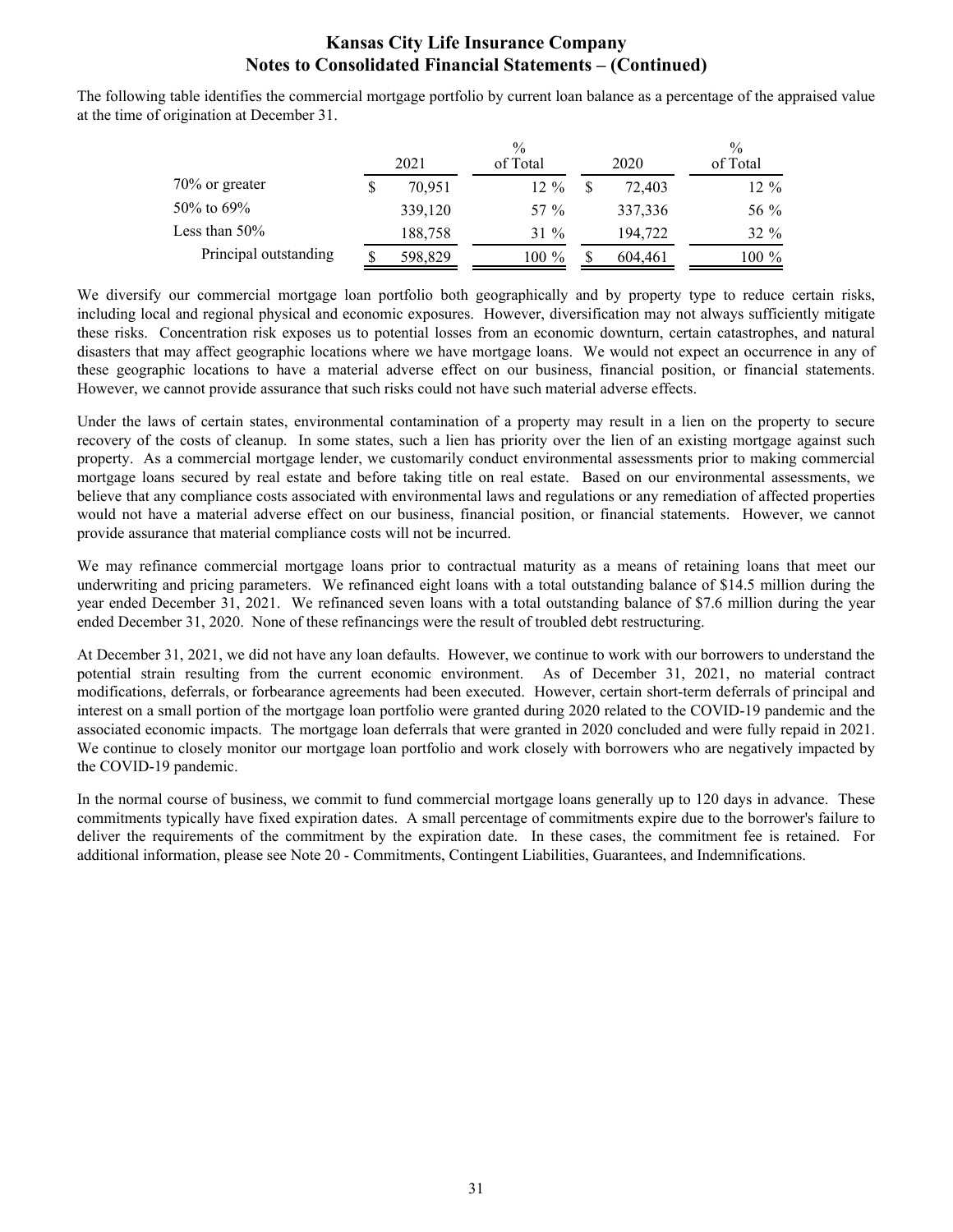The following table identifies the commercial mortgage portfolio by current loan balance as a percentage of the appraised value at the time of origination at December 31.

| | 2021 | % of Total | 2020 | % of Total |
|---|---|---|---|---|
| 70% or greater | $ 70,951 | 12 % | $ 72,403 | 12 % |
| 50% to 69% | 339,120 | 57 % | 337,336 | 56 % |
| Less than 50% | 188,758 | 31 % | 194,722 | 32 % |
| Principal outstanding | $ 598,829 | 100 % | $ 604,461 | 100 % |

We diversify our commercial mortgage loan portfolio both geographically and by property type to reduce certain risks, including local and regional physical and economic exposures. However, diversification may not always sufficiently mitigate these risks. Concentration risk exposes us to potential losses from an economic downturn, certain catastrophes, and natural disasters that may affect geographic locations where we have mortgage loans. We would not expect an occurrence in any of these geographic locations to have a material adverse effect on our business, financial position, or financial statements. However, we cannot provide assurance that such risks could not have such material adverse effects.

Under the laws of certain states, environmental contamination of a property may result in a lien on the property to secure recovery of the costs of cleanup. In some states, such a lien has priority over the lien of an existing mortgage against such property. As a commercial mortgage lender, we customarily conduct environmental assessments prior to making commercial mortgage loans secured by real estate and before taking title on real estate. Based on our environmental assessments, we believe that any compliance costs associated with environmental laws and regulations or any remediation of affected properties would not have a material adverse effect on our business, financial position, or financial statements. However, we cannot provide assurance that material compliance costs will not be incurred.

We may refinance commercial mortgage loans prior to contractual maturity as a means of retaining loans that meet our underwriting and pricing parameters. We refinanced eight loans with a total outstanding balance of $14.5 million during the year ended December 31, 2021. We refinanced seven loans with a total outstanding balance of $7.6 million during the year ended December 31, 2020. None of these refinancings were the result of troubled debt restructuring.

At December 31, 2021, we did not have any loan defaults. However, we continue to work with our borrowers to understand the potential strain resulting from the current economic environment. As of December 31, 2021, no material contract modifications, deferrals, or forbearance agreements had been executed. However, certain short-term deferrals of principal and interest on a small portion of the mortgage loan portfolio were granted during 2020 related to the COVID-19 pandemic and the associated economic impacts. The mortgage loan deferrals that were granted in 2020 concluded and were fully repaid in 2021. We continue to closely monitor our mortgage loan portfolio and work closely with borrowers who are negatively impacted by the COVID-19 pandemic.

In the normal course of business, we commit to fund commercial mortgage loans generally up to 120 days in advance. These commitments typically have fixed expiration dates. A small percentage of commitments expire due to the borrower's failure to deliver the requirements of the commitment by the expiration date. In these cases, the commitment fee is retained. For additional information, please see Note 20 - Commitments, Contingent Liabilities, Guarantees, and Indemnifications.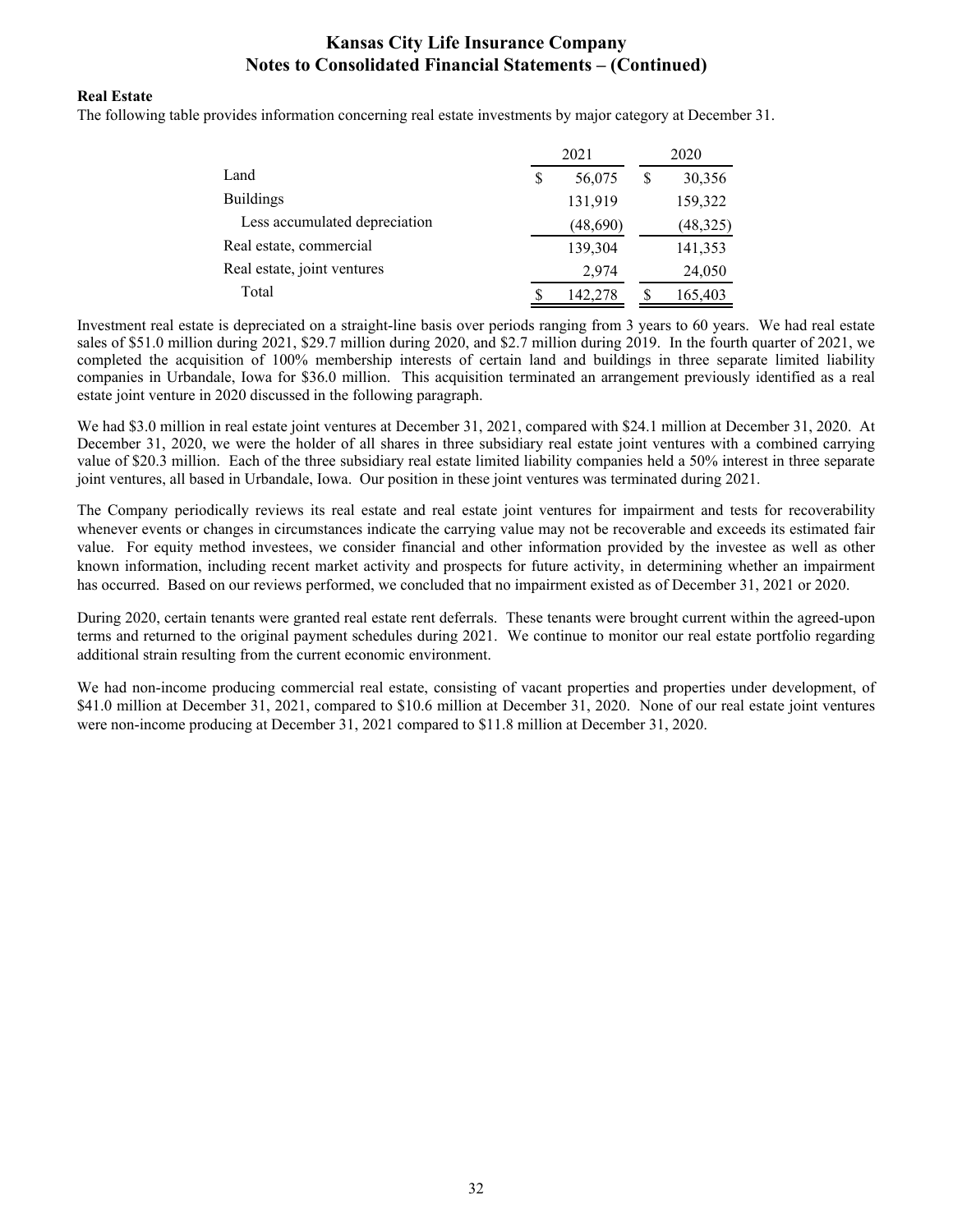**Real Estate**

The following table provides information concerning real estate investments by major category at December 31.

| | 2021 | 2020 |
|---|---|---|
| Land | $ 56,075 | $ 30,356 |
| Buildings | 131,919 | 159,322 |
| Less accumulated depreciation | (48,690) | (48,325) |
| Real estate, commercial | 139,304 | 141,353 |
| Real estate, joint ventures | 2,974 | 24,050 |
| Total | $ 142,278 | $ 165,403 |

Investment real estate is depreciated on a straight-line basis over periods ranging from 3 years to 60 years. We had real estate sales of $51.0 million during 2021, $29.7 million during 2020, and $2.7 million during 2019. In the fourth quarter of 2021, we completed the acquisition of 100% membership interests of certain land and buildings in three separate limited liability companies in Urbandale, Iowa for $36.0 million. This acquisition terminated an arrangement previously identified as a real estate joint venture in 2020 discussed in the following paragraph.

We had $3.0 million in real estate joint ventures at December 31, 2021, compared with $24.1 million at December 31, 2020. At December 31, 2020, we were the holder of all shares in three subsidiary real estate joint ventures with a combined carrying value of $20.3 million. Each of the three subsidiary real estate limited liability companies held a 50% interest in three separate joint ventures, all based in Urbandale, Iowa. Our position in these joint ventures was terminated during 2021.

The Company periodically reviews its real estate and real estate joint ventures for impairment and tests for recoverability whenever events or changes in circumstances indicate the carrying value may not be recoverable and exceeds its estimated fair value. For equity method investees, we consider financial and other information provided by the investee as well as other known information, including recent market activity and prospects for future activity, in determining whether an impairment has occurred. Based on our reviews performed, we concluded that no impairment existed as of December 31, 2021 or 2020.

During 2020, certain tenants were granted real estate rent deferrals. These tenants were brought current within the agreed-upon terms and returned to the original payment schedules during 2021. We continue to monitor our real estate portfolio regarding additional strain resulting from the current economic environment.

We had non-income producing commercial real estate, consisting of vacant properties and properties under development, of $41.0 million at December 31, 2021, compared to $10.6 million at December 31, 2020. None of our real estate joint ventures were non-income producing at December 31, 2021 compared to $11.8 million at December 31, 2020.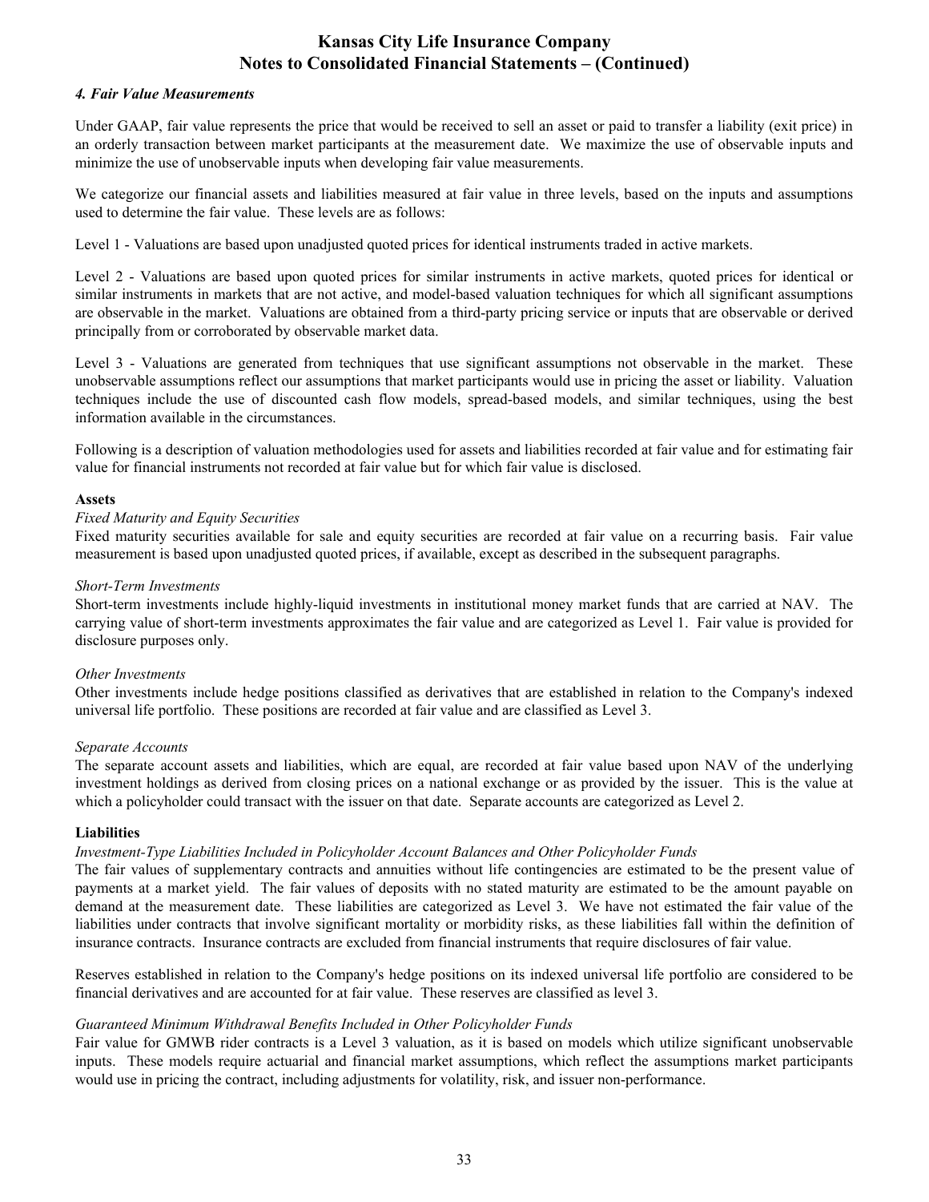#### *4. Fair Value Measurements*

Under GAAP, fair value represents the price that would be received to sell an asset or paid to transfer a liability (exit price) in an orderly transaction between market participants at the measurement date. We maximize the use of observable inputs and minimize the use of unobservable inputs when developing fair value measurements.

We categorize our financial assets and liabilities measured at fair value in three levels, based on the inputs and assumptions used to determine the fair value. These levels are as follows:

Level 1 - Valuations are based upon unadjusted quoted prices for identical instruments traded in active markets.

Level 2 - Valuations are based upon quoted prices for similar instruments in active markets, quoted prices for identical or similar instruments in markets that are not active, and model-based valuation techniques for which all significant assumptions are observable in the market. Valuations are obtained from a third-party pricing service or inputs that are observable or derived principally from or corroborated by observable market data.

Level 3 - Valuations are generated from techniques that use significant assumptions not observable in the market. These unobservable assumptions reflect our assumptions that market participants would use in pricing the asset or liability. Valuation techniques include the use of discounted cash flow models, spread-based models, and similar techniques, using the best information available in the circumstances.

Following is a description of valuation methodologies used for assets and liabilities recorded at fair value and for estimating fair value for financial instruments not recorded at fair value but for which fair value is disclosed.

**Assets**

*Fixed Maturity and Equity Securities*

Fixed maturity securities available for sale and equity securities are recorded at fair value on a recurring basis. Fair value measurement is based upon unadjusted quoted prices, if available, except as described in the subsequent paragraphs.

*Short-Term Investments*

Short-term investments include highly-liquid investments in institutional money market funds that are carried at NAV. The carrying value of short-term investments approximates the fair value and are categorized as Level 1. Fair value is provided for disclosure purposes only.

*Other Investments*

Other investments include hedge positions classified as derivatives that are established in relation to the Company's indexed universal life portfolio. These positions are recorded at fair value and are classified as Level 3.

*Separate Accounts*

The separate account assets and liabilities, which are equal, are recorded at fair value based upon NAV of the underlying investment holdings as derived from closing prices on a national exchange or as provided by the issuer. This is the value at which a policyholder could transact with the issuer on that date. Separate accounts are categorized as Level 2.

**Liabilities**

*Investment-Type Liabilities Included in Policyholder Account Balances and Other Policyholder Funds*

The fair values of supplementary contracts and annuities without life contingencies are estimated to be the present value of payments at a market yield. The fair values of deposits with no stated maturity are estimated to be the amount payable on demand at the measurement date. These liabilities are categorized as Level 3. We have not estimated the fair value of the liabilities under contracts that involve significant mortality or morbidity risks, as these liabilities fall within the definition of insurance contracts. Insurance contracts are excluded from financial instruments that require disclosures of fair value.

Reserves established in relation to the Company's hedge positions on its indexed universal life portfolio are considered to be financial derivatives and are accounted for at fair value. These reserves are classified as level 3.

*Guaranteed Minimum Withdrawal Benefits Included in Other Policyholder Funds*

Fair value for GMWB rider contracts is a Level 3 valuation, as it is based on models which utilize significant unobservable inputs. These models require actuarial and financial market assumptions, which reflect the assumptions market participants would use in pricing the contract, including adjustments for volatility, risk, and issuer non-performance.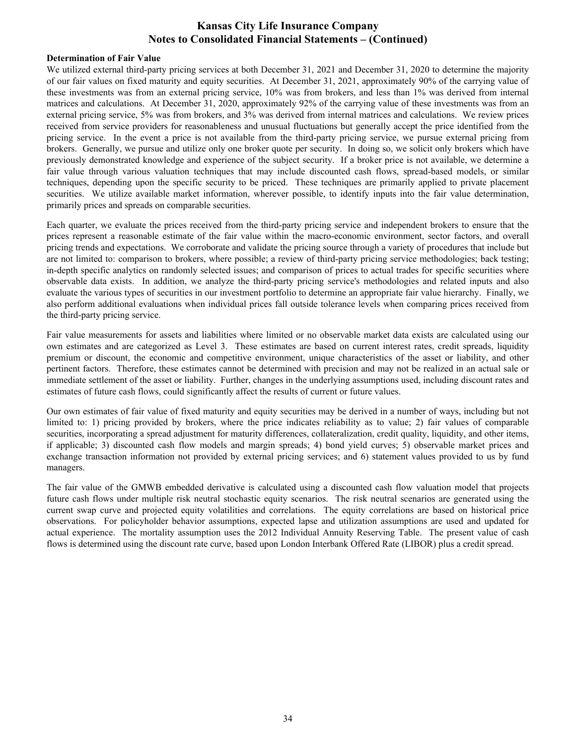**Determination of Fair Value**

We utilized external third-party pricing services at both December 31, 2021 and December 31, 2020 to determine the majority of our fair values on fixed maturity and equity securities. At December 31, 2021, approximately 90% of the carrying value of these investments was from an external pricing service, 10% was from brokers, and less than 1% was derived from internal matrices and calculations. At December 31, 2020, approximately 92% of the carrying value of these investments was from an external pricing service, 5% was from brokers, and 3% was derived from internal matrices and calculations. We review prices received from service providers for reasonableness and unusual fluctuations but generally accept the price identified from the pricing service. In the event a price is not available from the third-party pricing service, we pursue external pricing from brokers. Generally, we pursue and utilize only one broker quote per security. In doing so, we solicit only brokers which have previously demonstrated knowledge and experience of the subject security. If a broker price is not available, we determine a fair value through various valuation techniques that may include discounted cash flows, spread-based models, or similar techniques, depending upon the specific security to be priced. These techniques are primarily applied to private placement securities. We utilize available market information, wherever possible, to identify inputs into the fair value determination, primarily prices and spreads on comparable securities.

Each quarter, we evaluate the prices received from the third-party pricing service and independent brokers to ensure that the prices represent a reasonable estimate of the fair value within the macro-economic environment, sector factors, and overall pricing trends and expectations. We corroborate and validate the pricing source through a variety of procedures that include but are not limited to: comparison to brokers, where possible; a review of third-party pricing service methodologies; back testing; in-depth specific analytics on randomly selected issues; and comparison of prices to actual trades for specific securities where observable data exists. In addition, we analyze the third-party pricing service's methodologies and related inputs and also evaluate the various types of securities in our investment portfolio to determine an appropriate fair value hierarchy. Finally, we also perform additional evaluations when individual prices fall outside tolerance levels when comparing prices received from the third-party pricing service.

Fair value measurements for assets and liabilities where limited or no observable market data exists are calculated using our own estimates and are categorized as Level 3. These estimates are based on current interest rates, credit spreads, liquidity premium or discount, the economic and competitive environment, unique characteristics of the asset or liability, and other pertinent factors. Therefore, these estimates cannot be determined with precision and may not be realized in an actual sale or immediate settlement of the asset or liability. Further, changes in the underlying assumptions used, including discount rates and estimates of future cash flows, could significantly affect the results of current or future values.

Our own estimates of fair value of fixed maturity and equity securities may be derived in a number of ways, including but not limited to: 1) pricing provided by brokers, where the price indicates reliability as to value; 2) fair values of comparable securities, incorporating a spread adjustment for maturity differences, collateralization, credit quality, liquidity, and other items, if applicable; 3) discounted cash flow models and margin spreads; 4) bond yield curves; 5) observable market prices and exchange transaction information not provided by external pricing services; and 6) statement values provided to us by fund managers.

The fair value of the GMWB embedded derivative is calculated using a discounted cash flow valuation model that projects future cash flows under multiple risk neutral stochastic equity scenarios. The risk neutral scenarios are generated using the current swap curve and projected equity volatilities and correlations. The equity correlations are based on historical price observations. For policyholder behavior assumptions, expected lapse and utilization assumptions are used and updated for actual experience. The mortality assumption uses the 2012 Individual Annuity Reserving Table. The present value of cash flows is determined using the discount rate curve, based upon London Interbank Offered Rate (LIBOR) plus a credit spread.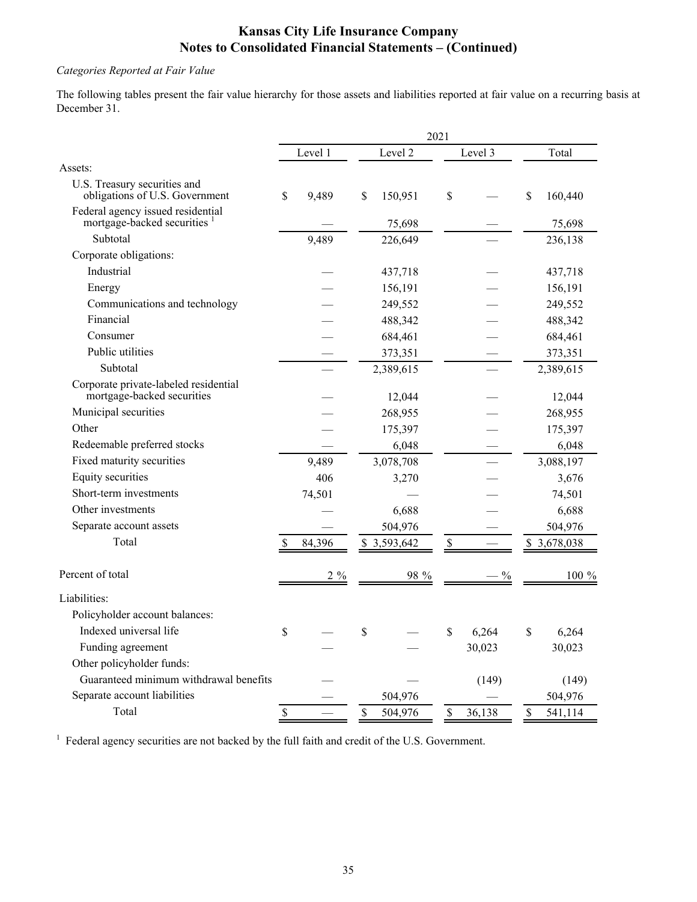*Categories Reported at Fair Value*

The following tables present the fair value hierarchy for those assets and liabilities reported at fair value on a recurring basis at December 31.

| | 2021 | | | |
|---|---|---|---|---|
| | Level 1 | Level 2 | Level 3 | Total |
| Assets: | | | | |
| U.S. Treasury securities and obligations of U.S. Government | $ 9,489 | $ 150,951 | $ — | $ 160,440 |
| Federal agency issued residential mortgage-backed securities [1] | — | 75,698 | — | 75,698 |
| Subtotal | 9,489 | 226,649 | — | 236,138 |
| Corporate obligations: | | | | |
| Industrial | — | 437,718 | — | 437,718 |
| Energy | — | 156,191 | — | 156,191 |
| Communications and technology | — | 249,552 | — | 249,552 |
| Financial | — | 488,342 | — | 488,342 |
| Consumer | — | 684,461 | — | 684,461 |
| Public utilities | — | 373,351 | — | 373,351 |
| Subtotal | — | 2,389,615 | — | 2,389,615 |
| Corporate private-labeled residential mortgage-backed securities | — | 12,044 | — | 12,044 |
| Municipal securities | — | 268,955 | — | 268,955 |
| Other | — | 175,397 | — | 175,397 |
| Redeemable preferred stocks | — | 6,048 | — | 6,048 |
| Fixed maturity securities | 9,489 | 3,078,708 | — | 3,088,197 |
| Equity securities | 406 | 3,270 | — | 3,676 |
| Short-term investments | 74,501 | — | — | 74,501 |
| Other investments | — | 6,688 | — | 6,688 |
| Separate account assets | — | 504,976 | — | 504,976 |
| Total | $ 84,396 | $ 3,593,642 | $ — | $ 3,678,038 |
| Percent of total | 2 % | 98 % | — % | 100 % |
| Liabilities: | | | | |
| Policyholder account balances: | | | | |
| Indexed universal life | $ — | $ — | $ 6,264 | $ 6,264 |
| Funding agreement | — | — | 30,023 | 30,023 |
| Other policyholder funds: | | | | |
| Guaranteed minimum withdrawal benefits | — | — | (149) | (149) |
| Separate account liabilities | — | 504,976 | — | 504,976 |
| Total | $ — | $ 504,976 | $ 36,138 | $ 541,114 |

[1] Federal agency securities are not backed by the full faith and credit of the U.S. Government.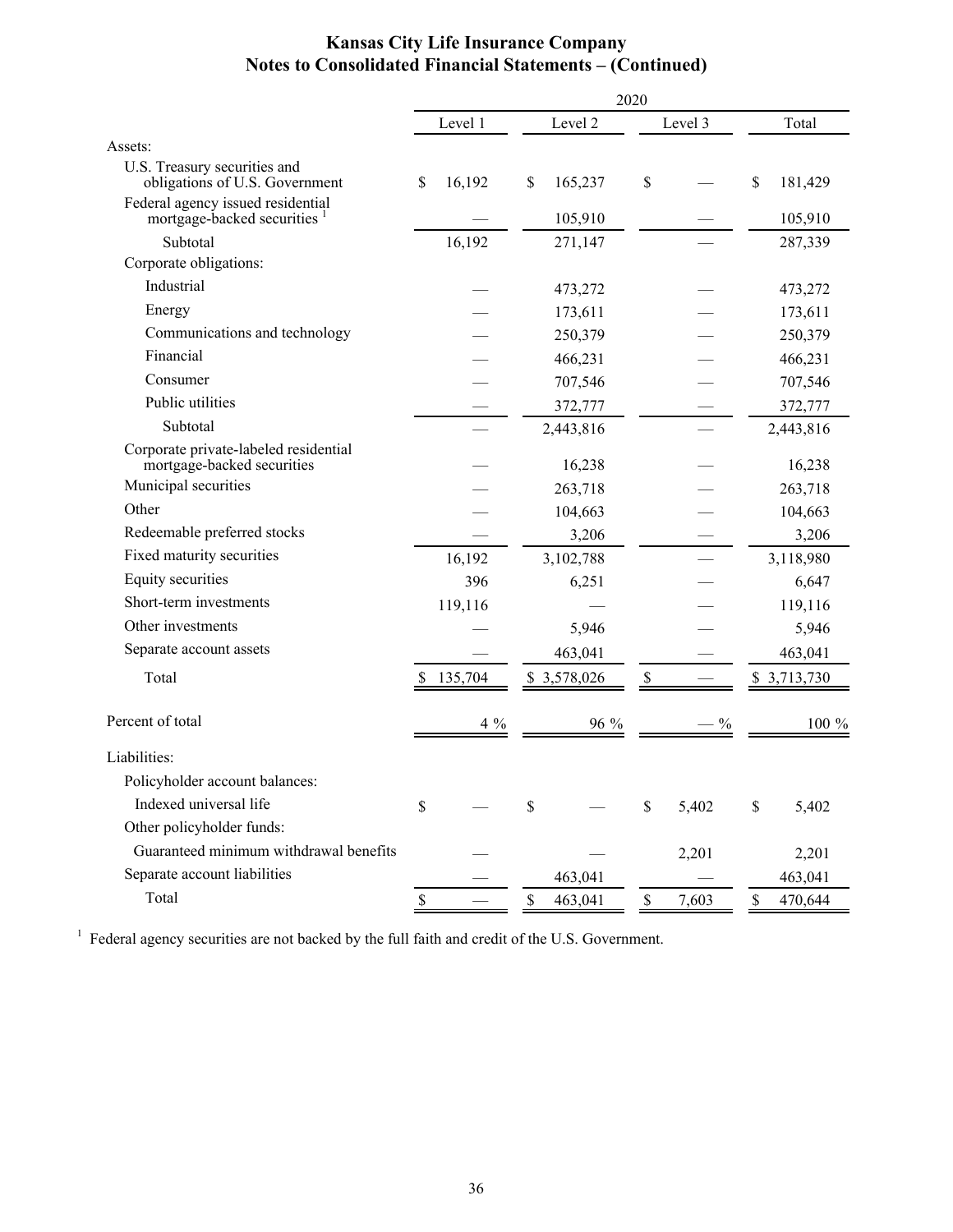## Kansas City Life Insurance Company
## Notes to Consolidated Financial Statements – (Continued)

| | 2020 | | | |
|---|---|---|---|---|
| | Level 1 | Level 2 | Level 3 | Total |
| Assets: | | | | |
| U.S. Treasury securities and obligations of U.S. Government | $ 16,192 | $ 165,237 | $ — | $ 181,429 |
| Federal agency issued residential mortgage-backed securities [1] | — | 105,910 | — | 105,910 |
| Subtotal | 16,192 | 271,147 | — | 287,339 |
| Corporate obligations: | | | | |
| Industrial | — | 473,272 | — | 473,272 |
| Energy | — | 173,611 | — | 173,611 |
| Communications and technology | — | 250,379 | — | 250,379 |
| Financial | — | 466,231 | — | 466,231 |
| Consumer | — | 707,546 | — | 707,546 |
| Public utilities | — | 372,777 | — | 372,777 |
| Subtotal | — | 2,443,816 | — | 2,443,816 |
| Corporate private-labeled residential mortgage-backed securities | — | 16,238 | — | 16,238 |
| Municipal securities | — | 263,718 | — | 263,718 |
| Other | — | 104,663 | — | 104,663 |
| Redeemable preferred stocks | — | 3,206 | — | 3,206 |
| Fixed maturity securities | 16,192 | 3,102,788 | — | 3,118,980 |
| Equity securities | 396 | 6,251 | — | 6,647 |
| Short-term investments | 119,116 | — | — | 119,116 |
| Other investments | — | 5,946 | — | 5,946 |
| Separate account assets | — | 463,041 | — | 463,041 |
| Total | $ 135,704 | $ 3,578,026 | $ — | $ 3,713,730 |
| Percent of total | 4 % | 96 % | — % | 100 % |
| Liabilities: | | | | |
| Policyholder account balances: | | | | |
| Indexed universal life | $ — | $ — | $ 5,402 | $ 5,402 |
| Other policyholder funds: | | | | |
| Guaranteed minimum withdrawal benefits | — | — | 2,201 | 2,201 |
| Separate account liabilities | — | 463,041 | — | 463,041 |
| Total | $ — | $ 463,041 | $ 7,603 | $ 470,644 |

[1] Federal agency securities are not backed by the full faith and credit of the U.S. Government.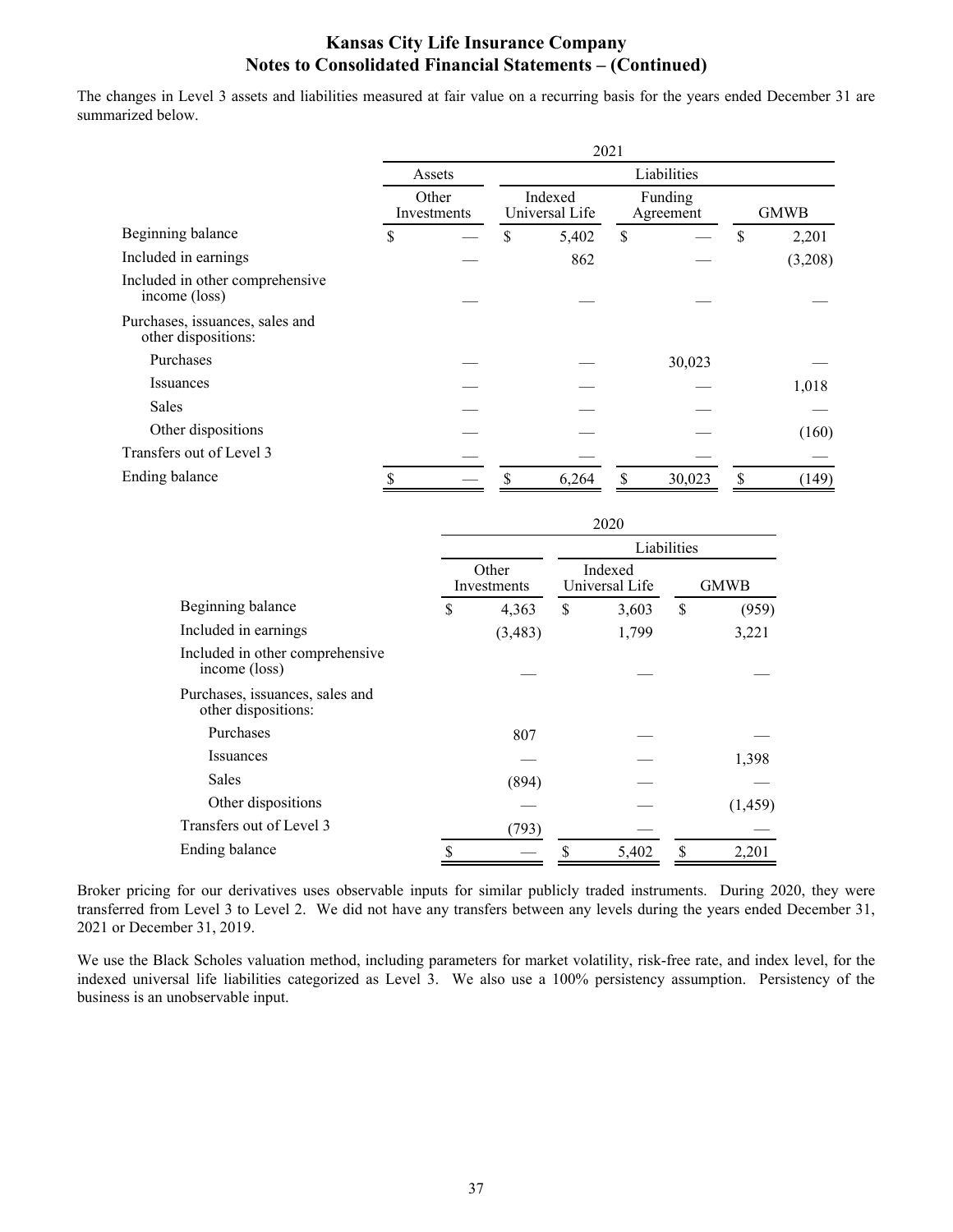The changes in Level 3 assets and liabilities measured at fair value on a recurring basis for the years ended December 31 are summarized below.

| | 2021 | | | |
|---|---|---|---|---|
| | Assets | Liabilities | | |
| | Other Investments | Indexed Universal Life | Funding Agreement | GMWB |
| Beginning balance | $ — | $ 5,402 | $ — | $ 2,201 |
| Included in earnings | — | 862 | — | (3,208) |
| Included in other comprehensive income (loss) | — | — | — | — |
| Purchases, issuances, sales and other dispositions: | | | | |
| Purchases | — | — | 30,023 | — |
| Issuances | — | — | — | 1,018 |
| Sales | — | — | — | — |
| Other dispositions | — | — | — | (160) |
| Transfers out of Level 3 | — | — | — | — |
| Ending balance | $ — | $ 6,264 | $ 30,023 | $ (149) |

| | 2020 | | |
|---|---|---|---|
| | | Liabilities | |
| | Other Investments | Indexed Universal Life | GMWB |
| Beginning balance | $ 4,363 | $ 3,603 | $ (959) |
| Included in earnings | (3,483) | 1,799 | 3,221 |
| Included in other comprehensive income (loss) | — | — | — |
| Purchases, issuances, sales and other dispositions: | | | |
| Purchases | 807 | — | — |
| Issuances | — | — | 1,398 |
| Sales | (894) | — | — |
| Other dispositions | — | — | (1,459) |
| Transfers out of Level 3 | (793) | — | — |
| Ending balance | $ — | $ 5,402 | $ 2,201 |

Broker pricing for our derivatives uses observable inputs for similar publicly traded instruments. During 2020, they were transferred from Level 3 to Level 2. We did not have any transfers between any levels during the years ended December 31, 2021 or December 31, 2019.

We use the Black Scholes valuation method, including parameters for market volatility, risk-free rate, and index level, for the indexed universal life liabilities categorized as Level 3. We also use a 100% persistency assumption. Persistency of the business is an unobservable input.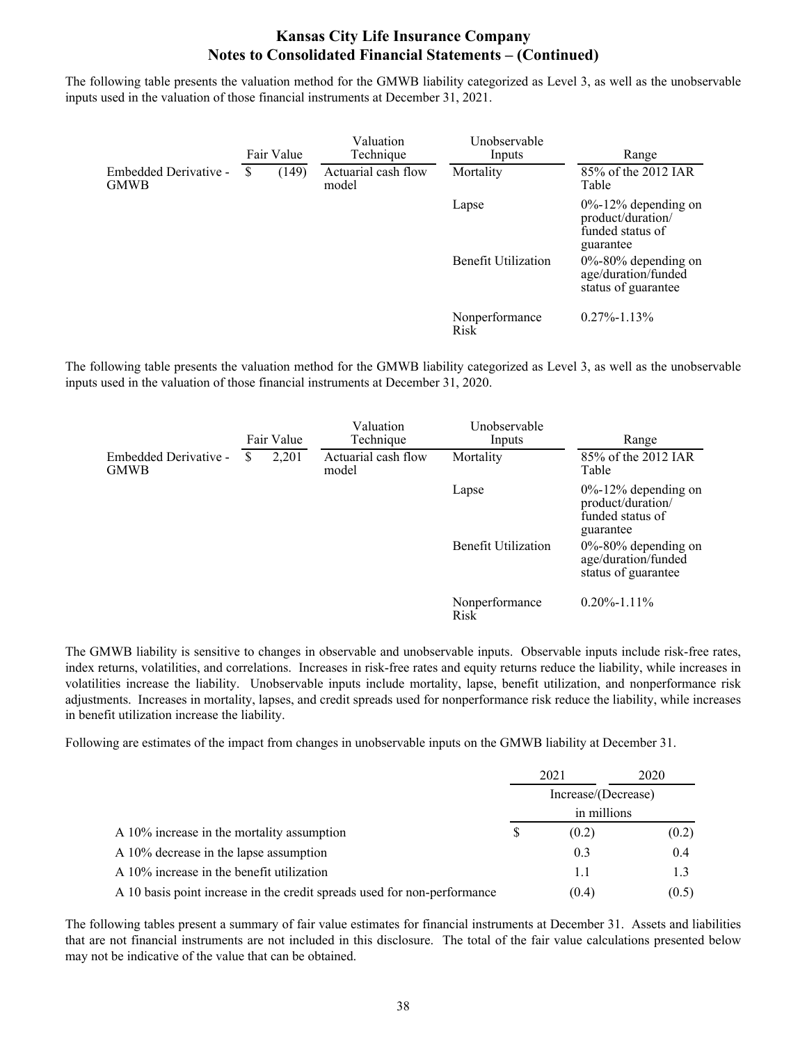The following table presents the valuation method for the GMWB liability categorized as Level 3, as well as the unobservable inputs used in the valuation of those financial instruments at December 31, 2021.

| | Fair Value | Valuation Technique | Unobservable Inputs | Range |
|---|---|---|---|---|
| Embedded Derivative - GMWB | $ (149) | Actuarial cash flow model | Mortality | 85% of the 2012 IAR Table |
| | | | Lapse | 0%-12% depending on product/duration/ funded status of guarantee |
| | | | Benefit Utilization | 0%-80% depending on age/duration/funded status of guarantee |
| | | | Nonperformance Risk | 0.27%-1.13% |

The following table presents the valuation method for the GMWB liability categorized as Level 3, as well as the unobservable inputs used in the valuation of those financial instruments at December 31, 2020.

| | Fair Value | Valuation Technique | Unobservable Inputs | Range |
|---|---|---|---|---|
| Embedded Derivative - GMWB | $ 2,201 | Actuarial cash flow model | Mortality | 85% of the 2012 IAR Table |
| | | | Lapse | 0%-12% depending on product/duration/ funded status of guarantee |
| | | | Benefit Utilization | 0%-80% depending on age/duration/funded status of guarantee |
| | | | Nonperformance Risk | 0.20%-1.11% |

The GMWB liability is sensitive to changes in observable and unobservable inputs. Observable inputs include risk-free rates, index returns, volatilities, and correlations. Increases in risk-free rates and equity returns reduce the liability, while increases in volatilities increase the liability. Unobservable inputs include mortality, lapse, benefit utilization, and nonperformance risk adjustments. Increases in mortality, lapses, and credit spreads used for nonperformance risk reduce the liability, while increases in benefit utilization increase the liability.

Following are estimates of the impact from changes in unobservable inputs on the GMWB liability at December 31.

| | 2021 | 2020 |
|---|---|---|
| | Increase/(Decrease) in millions | |
| A 10% increase in the mortality assumption | $ (0.2) | (0.2) |
| A 10% decrease in the lapse assumption | 0.3 | 0.4 |
| A 10% increase in the benefit utilization | 1.1 | 1.3 |
| A 10 basis point increase in the credit spreads used for non-performance | (0.4) | (0.5) |

The following tables present a summary of fair value estimates for financial instruments at December 31. Assets and liabilities that are not financial instruments are not included in this disclosure. The total of the fair value calculations presented below may not be indicative of the value that can be obtained.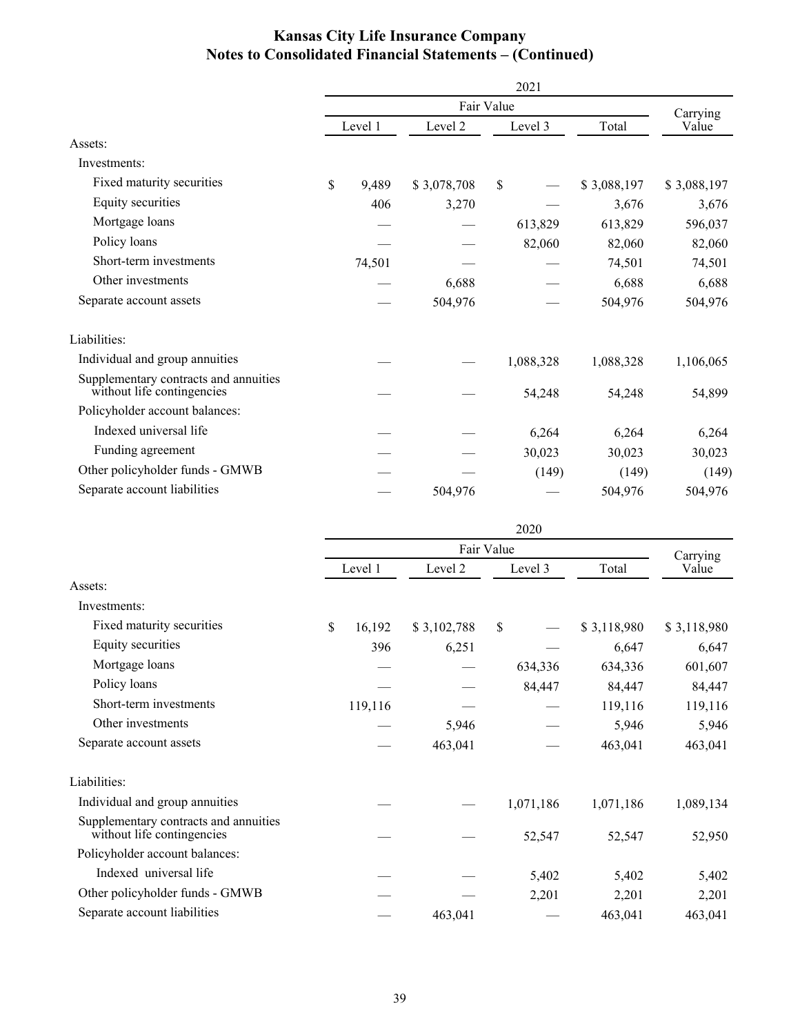# Kansas City Life Insurance Company
## Notes to Consolidated Financial Statements – (Continued)

| | 2021 | | | | |
|---|---|---|---|---|---|
| | Fair Value | | | | Carrying Value |
| | Level 1 | Level 2 | Level 3 | Total | |
| Assets: | | | | | |
| Investments: | | | | | |
| Fixed maturity securities | $ 9,489 | $ 3,078,708 | $ — | $ 3,088,197 | $ 3,088,197 |
| Equity securities | 406 | 3,270 | — | 3,676 | 3,676 |
| Mortgage loans | — | — | 613,829 | 613,829 | 596,037 |
| Policy loans | — | — | 82,060 | 82,060 | 82,060 |
| Short-term investments | 74,501 | — | — | 74,501 | 74,501 |
| Other investments | — | 6,688 | — | 6,688 | 6,688 |
| Separate account assets | — | 504,976 | — | 504,976 | 504,976 |
| Liabilities: | | | | | |
| Individual and group annuities | — | — | 1,088,328 | 1,088,328 | 1,106,065 |
| Supplementary contracts and annuities without life contingencies | — | — | 54,248 | 54,248 | 54,899 |
| Policyholder account balances: | | | | | |
| Indexed universal life | — | — | 6,264 | 6,264 | 6,264 |
| Funding agreement | — | — | 30,023 | 30,023 | 30,023 |
| Other policyholder funds - GMWB | — | — | (149) | (149) | (149) |
| Separate account liabilities | — | 504,976 | — | 504,976 | 504,976 |

| | 2020 | | | | |
|---|---|---|---|---|---|
| | Fair Value | | | | Carrying Value |
| | Level 1 | Level 2 | Level 3 | Total | |
| Assets: | | | | | |
| Investments: | | | | | |
| Fixed maturity securities | $ 16,192 | $ 3,102,788 | $ — | $ 3,118,980 | $ 3,118,980 |
| Equity securities | 396 | 6,251 | — | 6,647 | 6,647 |
| Mortgage loans | — | — | 634,336 | 634,336 | 601,607 |
| Policy loans | — | — | 84,447 | 84,447 | 84,447 |
| Short-term investments | 119,116 | — | — | 119,116 | 119,116 |
| Other investments | — | 5,946 | — | 5,946 | 5,946 |
| Separate account assets | — | 463,041 | — | 463,041 | 463,041 |
| Liabilities: | | | | | |
| Individual and group annuities | — | — | 1,071,186 | 1,071,186 | 1,089,134 |
| Supplementary contracts and annuities without life contingencies | — | — | 52,547 | 52,547 | 52,950 |
| Policyholder account balances: | | | | | |
| Indexed universal life | — | — | 5,402 | 5,402 | 5,402 |
| Other policyholder funds - GMWB | — | — | 2,201 | 2,201 | 2,201 |
| Separate account liabilities | — | 463,041 | — | 463,041 | 463,041 |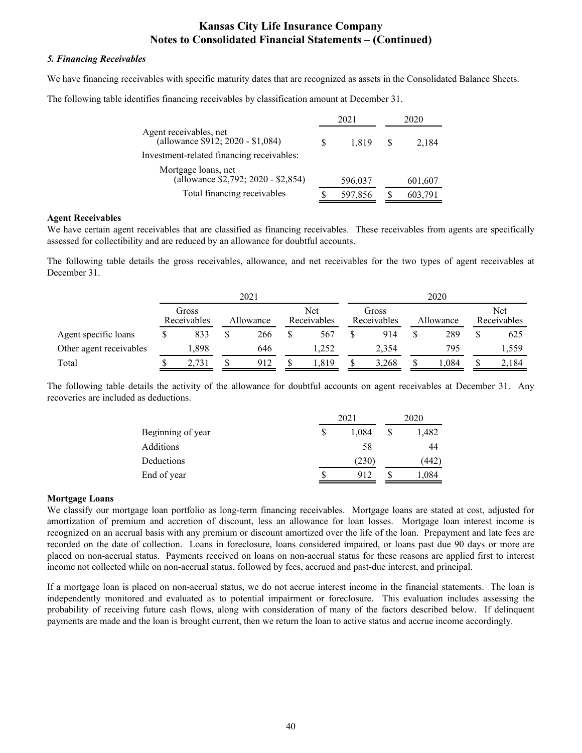### *5. Financing Receivables*

We have financing receivables with specific maturity dates that are recognized as assets in the Consolidated Balance Sheets.

The following table identifies financing receivables by classification amount at December 31.

| | 2021 | 2020 |
|---|---|---|
| Agent receivables, net (allowance $912; 2020 - $1,084) | $ 1,819 | $ 2,184 |
| Investment-related financing receivables: | | |
| Mortgage loans, net (allowance $2,792; 2020 - $2,854) | 596,037 | 601,607 |
| Total financing receivables | $ 597,856 | $ 603,791 |

**Agent Receivables**

We have certain agent receivables that are classified as financing receivables. These receivables from agents are specifically assessed for collectibility and are reduced by an allowance for doubtful accounts.

The following table details the gross receivables, allowance, and net receivables for the two types of agent receivables at December 31.

| | 2021 | | | 2020 | | |
|---|---|---|---|---|---|---|
| | Gross Receivables | Allowance | Net Receivables | Gross Receivables | Allowance | Net Receivables |
| Agent specific loans | $ 833 | $ 266 | $ 567 | $ 914 | $ 289 | $ 625 |
| Other agent receivables | 1,898 | 646 | 1,252 | 2,354 | 795 | 1,559 |
| Total | $ 2,731 | $ 912 | $ 1,819 | $ 3,268 | $ 1,084 | $ 2,184 |

The following table details the activity of the allowance for doubtful accounts on agent receivables at December 31. Any recoveries are included as deductions.

| | 2021 | 2020 |
|---|---|---|
| Beginning of year | $ 1,084 | $ 1,482 |
| Additions | 58 | 44 |
| Deductions | (230) | (442) |
| End of year | $ 912 | $ 1,084 |

**Mortgage Loans**

We classify our mortgage loan portfolio as long-term financing receivables. Mortgage loans are stated at cost, adjusted for amortization of premium and accretion of discount, less an allowance for loan losses. Mortgage loan interest income is recognized on an accrual basis with any premium or discount amortized over the life of the loan. Prepayment and late fees are recorded on the date of collection. Loans in foreclosure, loans considered impaired, or loans past due 90 days or more are placed on non-accrual status. Payments received on loans on non-accrual status for these reasons are applied first to interest income not collected while on non-accrual status, followed by fees, accrued and past-due interest, and principal.

If a mortgage loan is placed on non-accrual status, we do not accrue interest income in the financial statements. The loan is independently monitored and evaluated as to potential impairment or foreclosure. This evaluation includes assessing the probability of receiving future cash flows, along with consideration of many of the factors described below. If delinquent payments are made and the loan is brought current, then we return the loan to active status and accrue income accordingly.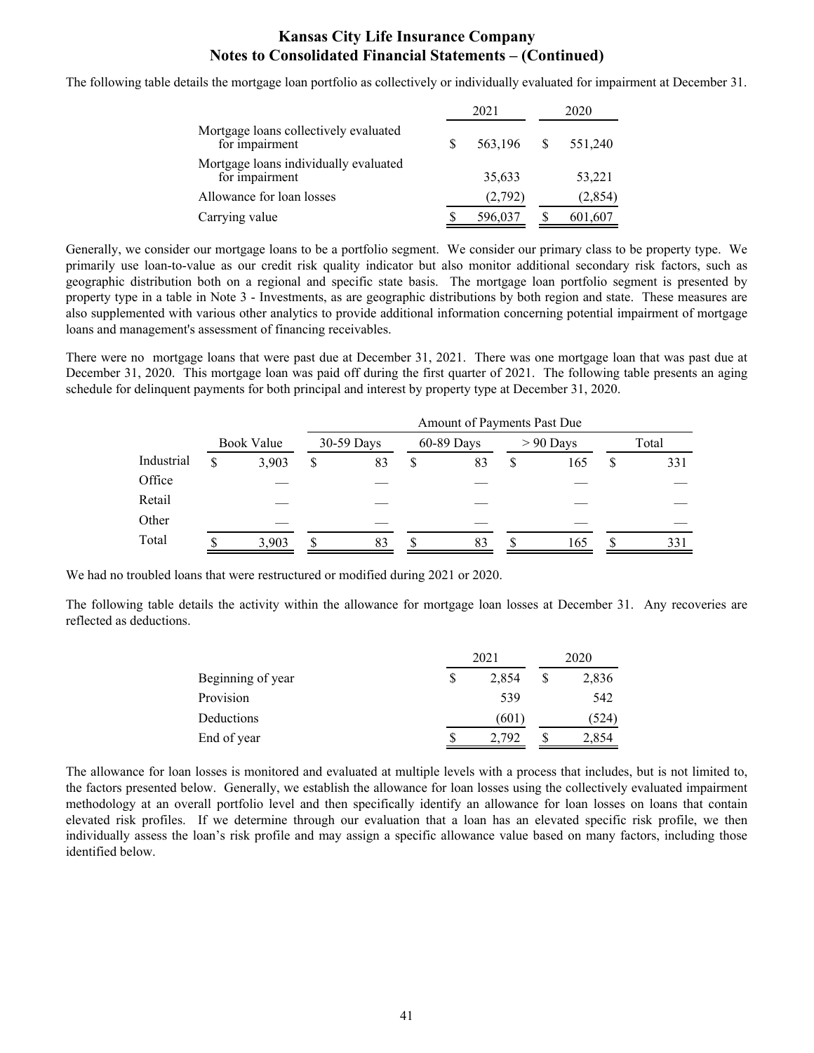# Kansas City Life Insurance Company
## Notes to Consolidated Financial Statements – (Continued)

The following table details the mortgage loan portfolio as collectively or individually evaluated for impairment at December 31.

| | 2021 | 2020 |
|---|---|---|
| Mortgage loans collectively evaluated for impairment | $ 563,196 | $ 551,240 |
| Mortgage loans individually evaluated for impairment | 35,633 | 53,221 |
| Allowance for loan losses | (2,792) | (2,854) |
| Carrying value | $ 596,037 | $ 601,607 |

Generally, we consider our mortgage loans to be a portfolio segment. We consider our primary class to be property type. We primarily use loan-to-value as our credit risk quality indicator but also monitor additional secondary risk factors, such as geographic distribution both on a regional and specific state basis. The mortgage loan portfolio segment is presented by property type in a table in Note 3 - Investments, as are geographic distributions by both region and state. These measures are also supplemented with various other analytics to provide additional information concerning potential impairment of mortgage loans and management's assessment of financing receivables.

There were no mortgage loans that were past due at December 31, 2021. There was one mortgage loan that was past due at December 31, 2020. This mortgage loan was paid off during the first quarter of 2021. The following table presents an aging schedule for delinquent payments for both principal and interest by property type at December 31, 2020.

| | | Amount of Payments Past Due | | | |
|---|---|---|---|---|---|
| | Book Value | 30-59 Days | 60-89 Days | > 90 Days | Total |
| Industrial | $ 3,903 | $ 83 | $ 83 | $ 165 | $ 331 |
| Office | — | — | — | — | — |
| Retail | — | — | — | — | — |
| Other | — | — | — | — | — |
| Total | $ 3,903 | $ 83 | $ 83 | $ 165 | $ 331 |

We had no troubled loans that were restructured or modified during 2021 or 2020.

The following table details the activity within the allowance for mortgage loan losses at December 31. Any recoveries are reflected as deductions.

| | 2021 | 2020 |
|---|---|---|
| Beginning of year | $ 2,854 | $ 2,836 |
| Provision | 539 | 542 |
| Deductions | (601) | (524) |
| End of year | $ 2,792 | $ 2,854 |

The allowance for loan losses is monitored and evaluated at multiple levels with a process that includes, but is not limited to, the factors presented below. Generally, we establish the allowance for loan losses using the collectively evaluated impairment methodology at an overall portfolio level and then specifically identify an allowance for loan losses on loans that contain elevated risk profiles. If we determine through our evaluation that a loan has an elevated specific risk profile, we then individually assess the loan's risk profile and may assign a specific allowance value based on many factors, including those identified below.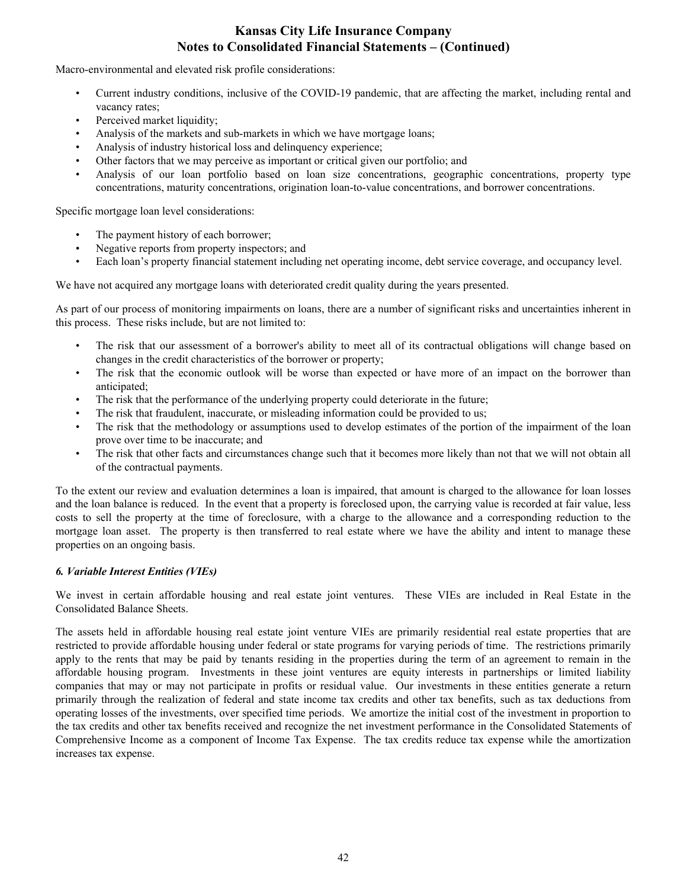Macro-environmental and elevated risk profile considerations:

- Current industry conditions, inclusive of the COVID-19 pandemic, that are affecting the market, including rental and vacancy rates;
- Perceived market liquidity;
- Analysis of the markets and sub-markets in which we have mortgage loans;
- Analysis of industry historical loss and delinquency experience;
- Other factors that we may perceive as important or critical given our portfolio; and
- Analysis of our loan portfolio based on loan size concentrations, geographic concentrations, property type concentrations, maturity concentrations, origination loan-to-value concentrations, and borrower concentrations.

Specific mortgage loan level considerations:

- The payment history of each borrower;
- Negative reports from property inspectors; and
- Each loan's property financial statement including net operating income, debt service coverage, and occupancy level.

We have not acquired any mortgage loans with deteriorated credit quality during the years presented.

As part of our process of monitoring impairments on loans, there are a number of significant risks and uncertainties inherent in this process. These risks include, but are not limited to:

- The risk that our assessment of a borrower's ability to meet all of its contractual obligations will change based on changes in the credit characteristics of the borrower or property;
- The risk that the economic outlook will be worse than expected or have more of an impact on the borrower than anticipated;
- The risk that the performance of the underlying property could deteriorate in the future;
- The risk that fraudulent, inaccurate, or misleading information could be provided to us;
- The risk that the methodology or assumptions used to develop estimates of the portion of the impairment of the loan prove over time to be inaccurate; and
- The risk that other facts and circumstances change such that it becomes more likely than not that we will not obtain all of the contractual payments.

To the extent our review and evaluation determines a loan is impaired, that amount is charged to the allowance for loan losses and the loan balance is reduced. In the event that a property is foreclosed upon, the carrying value is recorded at fair value, less costs to sell the property at the time of foreclosure, with a charge to the allowance and a corresponding reduction to the mortgage loan asset. The property is then transferred to real estate where we have the ability and intent to manage these properties on an ongoing basis.

### *6. Variable Interest Entities (VIEs)*

We invest in certain affordable housing and real estate joint ventures. These VIEs are included in Real Estate in the Consolidated Balance Sheets.

The assets held in affordable housing real estate joint venture VIEs are primarily residential real estate properties that are restricted to provide affordable housing under federal or state programs for varying periods of time. The restrictions primarily apply to the rents that may be paid by tenants residing in the properties during the term of an agreement to remain in the affordable housing program. Investments in these joint ventures are equity interests in partnerships or limited liability companies that may or may not participate in profits or residual value. Our investments in these entities generate a return primarily through the realization of federal and state income tax credits and other tax benefits, such as tax deductions from operating losses of the investments, over specified time periods. We amortize the initial cost of the investment in proportion to the tax credits and other tax benefits received and recognize the net investment performance in the Consolidated Statements of Comprehensive Income as a component of Income Tax Expense. The tax credits reduce tax expense while the amortization increases tax expense.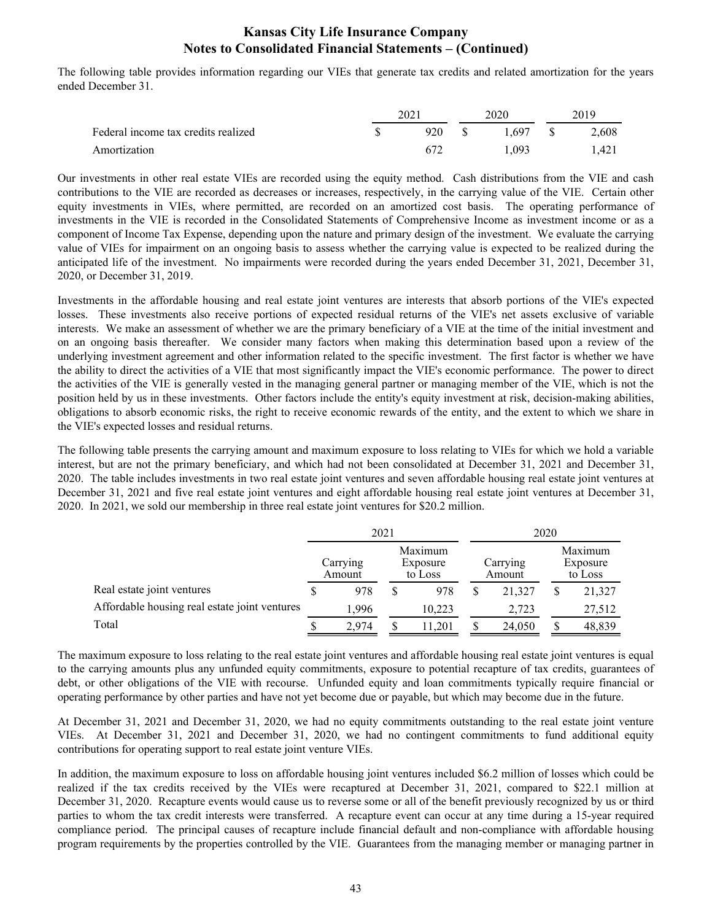The following table provides information regarding our VIEs that generate tax credits and related amortization for the years ended December 31.

| | 2021 | 2020 | 2019 |
|---|---|---|---|
| Federal income tax credits realized | $ 920 | $ 1,697 | $ 2,608 |
| Amortization | 672 | 1,093 | 1,421 |

Our investments in other real estate VIEs are recorded using the equity method. Cash distributions from the VIE and cash contributions to the VIE are recorded as decreases or increases, respectively, in the carrying value of the VIE. Certain other equity investments in VIEs, where permitted, are recorded on an amortized cost basis. The operating performance of investments in the VIE is recorded in the Consolidated Statements of Comprehensive Income as investment income or as a component of Income Tax Expense, depending upon the nature and primary design of the investment. We evaluate the carrying value of VIEs for impairment on an ongoing basis to assess whether the carrying value is expected to be realized during the anticipated life of the investment. No impairments were recorded during the years ended December 31, 2021, December 31, 2020, or December 31, 2019.

Investments in the affordable housing and real estate joint ventures are interests that absorb portions of the VIE's expected losses. These investments also receive portions of expected residual returns of the VIE's net assets exclusive of variable interests. We make an assessment of whether we are the primary beneficiary of a VIE at the time of the initial investment and on an ongoing basis thereafter. We consider many factors when making this determination based upon a review of the underlying investment agreement and other information related to the specific investment. The first factor is whether we have the ability to direct the activities of a VIE that most significantly impact the VIE's economic performance. The power to direct the activities of the VIE is generally vested in the managing general partner or managing member of the VIE, which is not the position held by us in these investments. Other factors include the entity's equity investment at risk, decision-making abilities, obligations to absorb economic risks, the right to receive economic rewards of the entity, and the extent to which we share in the VIE's expected losses and residual returns.

The following table presents the carrying amount and maximum exposure to loss relating to VIEs for which we hold a variable interest, but are not the primary beneficiary, and which had not been consolidated at December 31, 2021 and December 31, 2020. The table includes investments in two real estate joint ventures and seven affordable housing real estate joint ventures at December 31, 2021 and five real estate joint ventures and eight affordable housing real estate joint ventures at December 31, 2020. In 2021, we sold our membership in three real estate joint ventures for $20.2 million.

| | 2021 | | 2020 | |
|---|---|---|---|---|
| | Carrying Amount | Maximum Exposure to Loss | Carrying Amount | Maximum Exposure to Loss |
| Real estate joint ventures | $ 978 | $ 978 | $ 21,327 | $ 21,327 |
| Affordable housing real estate joint ventures | 1,996 | 10,223 | 2,723 | 27,512 |
| Total | $ 2,974 | $ 11,201 | $ 24,050 | $ 48,839 |

The maximum exposure to loss relating to the real estate joint ventures and affordable housing real estate joint ventures is equal to the carrying amounts plus any unfunded equity commitments, exposure to potential recapture of tax credits, guarantees of debt, or other obligations of the VIE with recourse. Unfunded equity and loan commitments typically require financial or operating performance by other parties and have not yet become due or payable, but which may become due in the future.

At December 31, 2021 and December 31, 2020, we had no equity commitments outstanding to the real estate joint venture VIEs. At December 31, 2021 and December 31, 2020, we had no contingent commitments to fund additional equity contributions for operating support to real estate joint venture VIEs.

In addition, the maximum exposure to loss on affordable housing joint ventures included $6.2 million of losses which could be realized if the tax credits received by the VIEs were recaptured at December 31, 2021, compared to $22.1 million at December 31, 2020. Recapture events would cause us to reverse some or all of the benefit previously recognized by us or third parties to whom the tax credit interests were transferred. A recapture event can occur at any time during a 15-year required compliance period. The principal causes of recapture include financial default and non-compliance with affordable housing program requirements by the properties controlled by the VIE. Guarantees from the managing member or managing partner in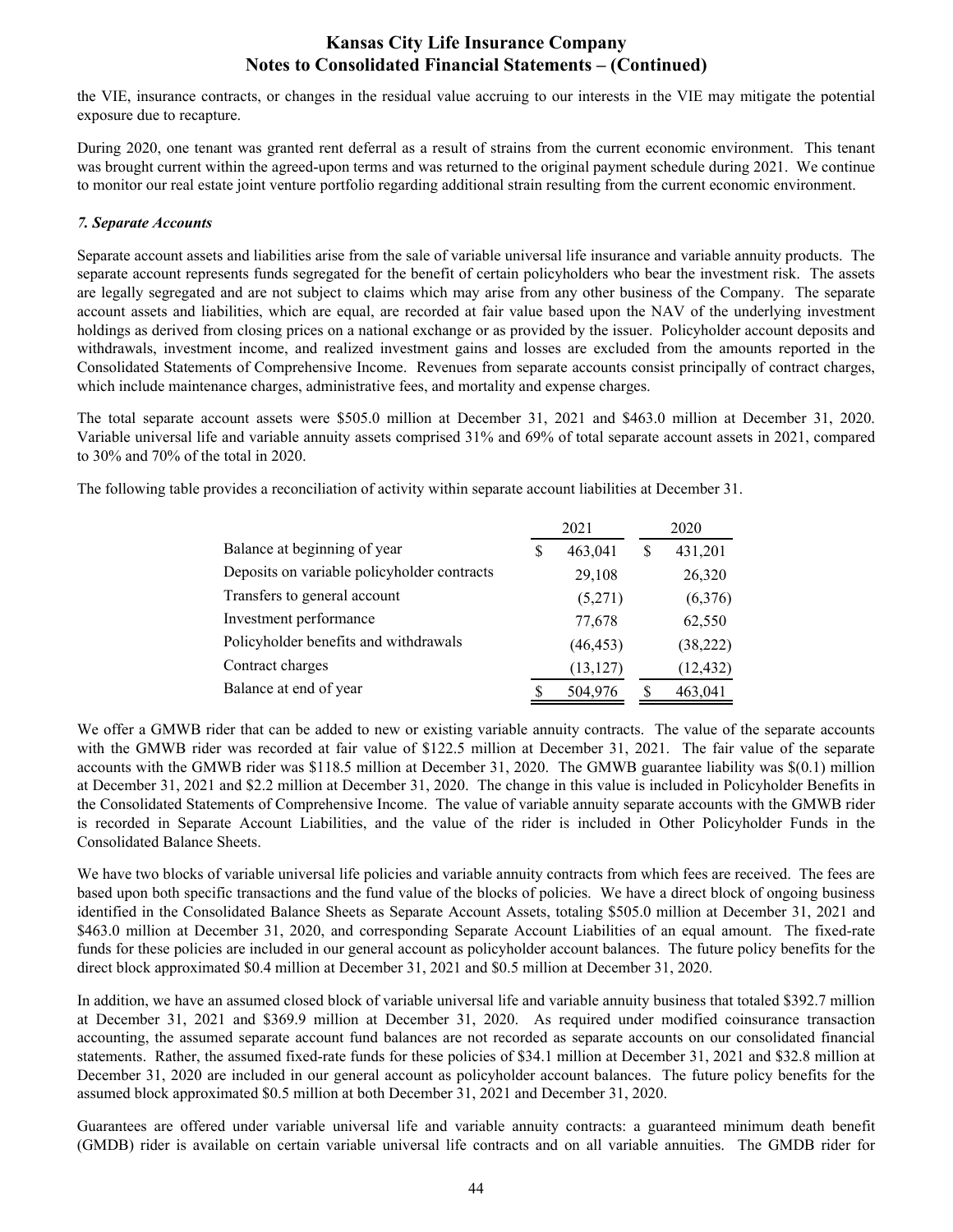the VIE, insurance contracts, or changes in the residual value accruing to our interests in the VIE may mitigate the potential exposure due to recapture.

During 2020, one tenant was granted rent deferral as a result of strains from the current economic environment. This tenant was brought current within the agreed-upon terms and was returned to the original payment schedule during 2021. We continue to monitor our real estate joint venture portfolio regarding additional strain resulting from the current economic environment.

### *7. Separate Accounts*

Separate account assets and liabilities arise from the sale of variable universal life insurance and variable annuity products. The separate account represents funds segregated for the benefit of certain policyholders who bear the investment risk. The assets are legally segregated and are not subject to claims which may arise from any other business of the Company. The separate account assets and liabilities, which are equal, are recorded at fair value based upon the NAV of the underlying investment holdings as derived from closing prices on a national exchange or as provided by the issuer. Policyholder account deposits and withdrawals, investment income, and realized investment gains and losses are excluded from the amounts reported in the Consolidated Statements of Comprehensive Income. Revenues from separate accounts consist principally of contract charges, which include maintenance charges, administrative fees, and mortality and expense charges.

The total separate account assets were $505.0 million at December 31, 2021 and $463.0 million at December 31, 2020. Variable universal life and variable annuity assets comprised 31% and 69% of total separate account assets in 2021, compared to 30% and 70% of the total in 2020.

The following table provides a reconciliation of activity within separate account liabilities at December 31.

| | 2021 | 2020 |
|---|---|---|
| Balance at beginning of year | $ 463,041 | $ 431,201 |
| Deposits on variable policyholder contracts | 29,108 | 26,320 |
| Transfers to general account | (5,271) | (6,376) |
| Investment performance | 77,678 | 62,550 |
| Policyholder benefits and withdrawals | (46,453) | (38,222) |
| Contract charges | (13,127) | (12,432) |
| Balance at end of year | $ 504,976 | $ 463,041 |

We offer a GMWB rider that can be added to new or existing variable annuity contracts. The value of the separate accounts with the GMWB rider was recorded at fair value of $122.5 million at December 31, 2021. The fair value of the separate accounts with the GMWB rider was $118.5 million at December 31, 2020. The GMWB guarantee liability was $(0.1) million at December 31, 2021 and $2.2 million at December 31, 2020. The change in this value is included in Policyholder Benefits in the Consolidated Statements of Comprehensive Income. The value of variable annuity separate accounts with the GMWB rider is recorded in Separate Account Liabilities, and the value of the rider is included in Other Policyholder Funds in the Consolidated Balance Sheets.

We have two blocks of variable universal life policies and variable annuity contracts from which fees are received. The fees are based upon both specific transactions and the fund value of the blocks of policies. We have a direct block of ongoing business identified in the Consolidated Balance Sheets as Separate Account Assets, totaling $505.0 million at December 31, 2021 and $463.0 million at December 31, 2020, and corresponding Separate Account Liabilities of an equal amount. The fixed-rate funds for these policies are included in our general account as policyholder account balances. The future policy benefits for the direct block approximated $0.4 million at December 31, 2021 and $0.5 million at December 31, 2020.

In addition, we have an assumed closed block of variable universal life and variable annuity business that totaled $392.7 million at December 31, 2021 and $369.9 million at December 31, 2020. As required under modified coinsurance transaction accounting, the assumed separate account fund balances are not recorded as separate accounts on our consolidated financial statements. Rather, the assumed fixed-rate funds for these policies of $34.1 million at December 31, 2021 and $32.8 million at December 31, 2020 are included in our general account as policyholder account balances. The future policy benefits for the assumed block approximated $0.5 million at both December 31, 2021 and December 31, 2020.

Guarantees are offered under variable universal life and variable annuity contracts: a guaranteed minimum death benefit (GMDB) rider is available on certain variable universal life contracts and on all variable annuities. The GMDB rider for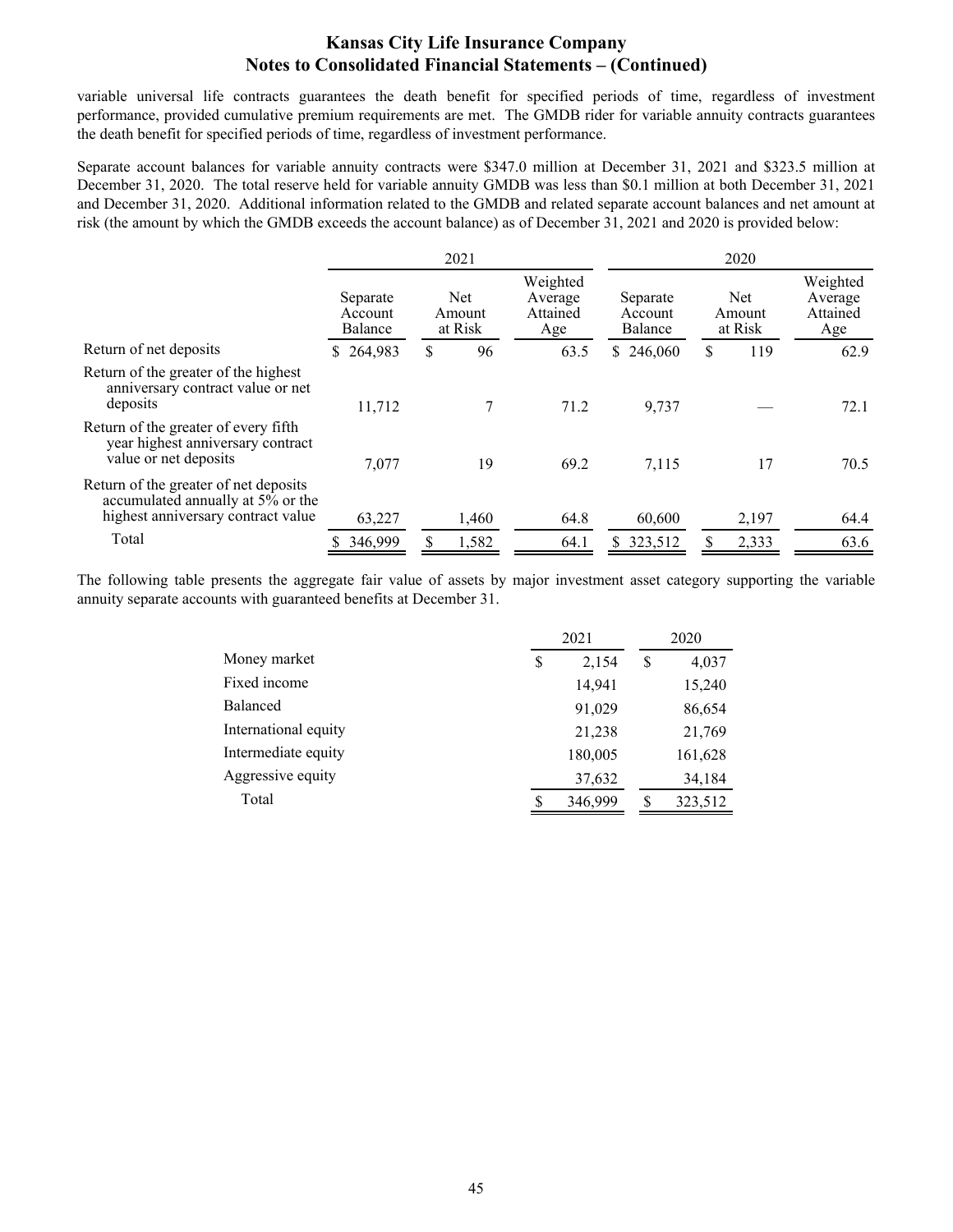variable universal life contracts guarantees the death benefit for specified periods of time, regardless of investment performance, provided cumulative premium requirements are met. The GMDB rider for variable annuity contracts guarantees the death benefit for specified periods of time, regardless of investment performance.

Separate account balances for variable annuity contracts were $347.0 million at December 31, 2021 and $323.5 million at December 31, 2020. The total reserve held for variable annuity GMDB was less than $0.1 million at both December 31, 2021 and December 31, 2020. Additional information related to the GMDB and related separate account balances and net amount at risk (the amount by which the GMDB exceeds the account balance) as of December 31, 2021 and 2020 is provided below:

| | 2021 | | | 2020 | | |
|---|---|---|---|---|---|---|
| | Separate Account Balance | Net Amount at Risk | Weighted Average Attained Age | Separate Account Balance | Net Amount at Risk | Weighted Average Attained Age |
| Return of net deposits | $ 264,983 | $ 96 | 63.5 | $ 246,060 | $ 119 | 62.9 |
| Return of the greater of the highest anniversary contract value or net deposits | 11,712 | 7 | 71.2 | 9,737 | — | 72.1 |
| Return of the greater of every fifth year highest anniversary contract value or net deposits | 7,077 | 19 | 69.2 | 7,115 | 17 | 70.5 |
| Return of the greater of net deposits accumulated annually at 5% or the highest anniversary contract value | 63,227 | 1,460 | 64.8 | 60,600 | 2,197 | 64.4 |
| Total | $ 346,999 | $ 1,582 | 64.1 | $ 323,512 | $ 2,333 | 63.6 |

The following table presents the aggregate fair value of assets by major investment asset category supporting the variable annuity separate accounts with guaranteed benefits at December 31.

| | 2021 | 2020 |
|---|---|---|
| Money market | $ 2,154 | $ 4,037 |
| Fixed income | 14,941 | 15,240 |
| Balanced | 91,029 | 86,654 |
| International equity | 21,238 | 21,769 |
| Intermediate equity | 180,005 | 161,628 |
| Aggressive equity | 37,632 | 34,184 |
| Total | $ 346,999 | $ 323,512 |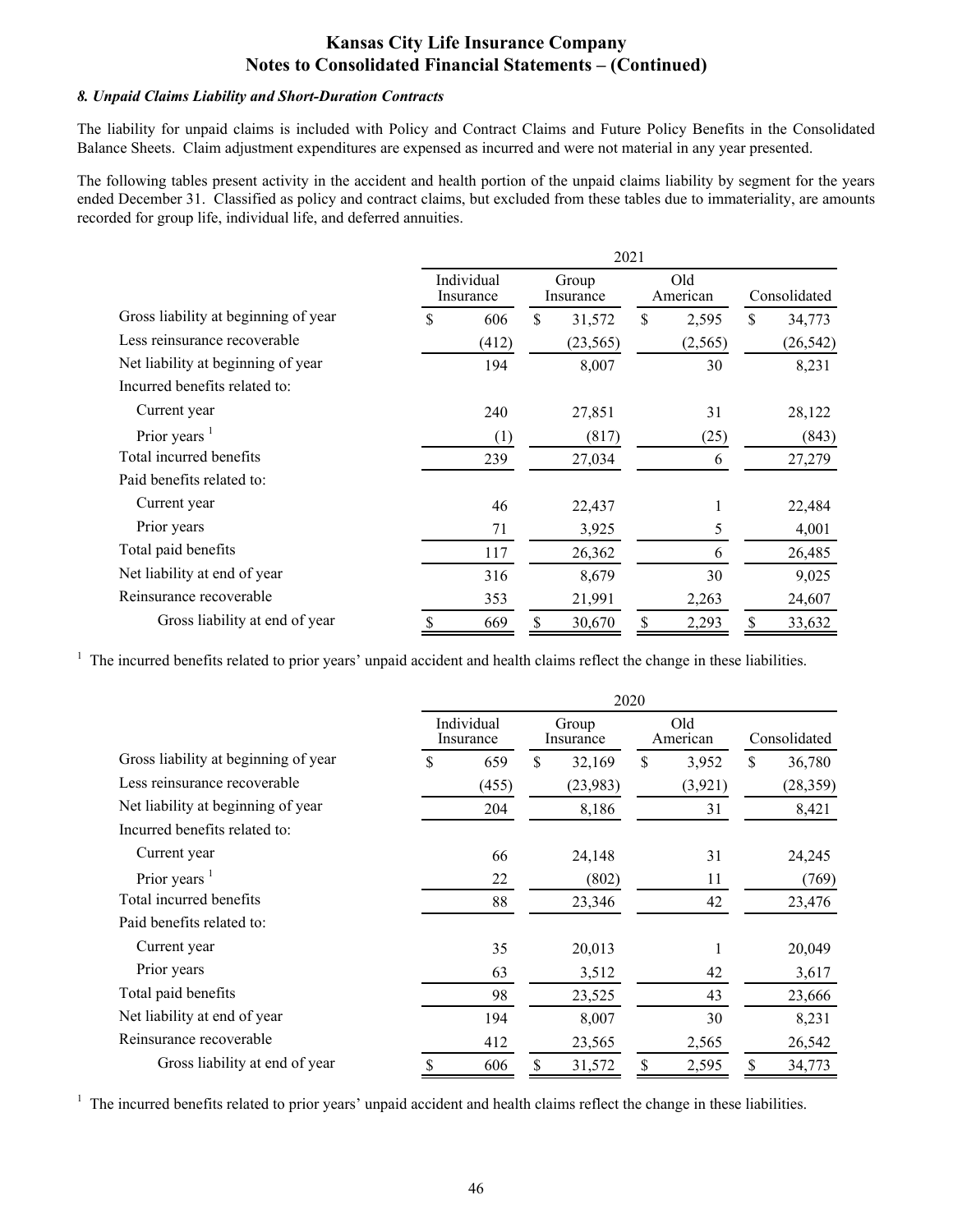**Kansas City Life Insurance Company**
**Notes to Consolidated Financial Statements – (Continued)**

### *8. Unpaid Claims Liability and Short-Duration Contracts*

The liability for unpaid claims is included with Policy and Contract Claims and Future Policy Benefits in the Consolidated Balance Sheets. Claim adjustment expenditures are expensed as incurred and were not material in any year presented.

The following tables present activity in the accident and health portion of the unpaid claims liability by segment for the years ended December 31. Classified as policy and contract claims, but excluded from these tables due to immateriality, are amounts recorded for group life, individual life, and deferred annuities.

| | 2021 | | | |
|---|---|---|---|---|
| | Individual Insurance | Group Insurance | Old American | Consolidated |
| Gross liability at beginning of year | $ 606 | $ 31,572 | $ 2,595 | $ 34,773 |
| Less reinsurance recoverable | (412) | (23,565) | (2,565) | (26,542) |
| Net liability at beginning of year | 194 | 8,007 | 30 | 8,231 |
| Incurred benefits related to: | | | | |
| Current year | 240 | 27,851 | 31 | 28,122 |
| Prior years [1] | (1) | (817) | (25) | (843) |
| Total incurred benefits | 239 | 27,034 | 6 | 27,279 |
| Paid benefits related to: | | | | |
| Current year | 46 | 22,437 | 1 | 22,484 |
| Prior years | 71 | 3,925 | 5 | 4,001 |
| Total paid benefits | 117 | 26,362 | 6 | 26,485 |
| Net liability at end of year | 316 | 8,679 | 30 | 9,025 |
| Reinsurance recoverable | 353 | 21,991 | 2,263 | 24,607 |
| Gross liability at end of year | $ 669 | $ 30,670 | $ 2,293 | $ 33,632 |

[1] The incurred benefits related to prior years' unpaid accident and health claims reflect the change in these liabilities.

| | 2020 | | | |
|---|---|---|---|---|
| | Individual Insurance | Group Insurance | Old American | Consolidated |
| Gross liability at beginning of year | $ 659 | $ 32,169 | $ 3,952 | $ 36,780 |
| Less reinsurance recoverable | (455) | (23,983) | (3,921) | (28,359) |
| Net liability at beginning of year | 204 | 8,186 | 31 | 8,421 |
| Incurred benefits related to: | | | | |
| Current year | 66 | 24,148 | 31 | 24,245 |
| Prior years [1] | 22 | (802) | 11 | (769) |
| Total incurred benefits | 88 | 23,346 | 42 | 23,476 |
| Paid benefits related to: | | | | |
| Current year | 35 | 20,013 | 1 | 20,049 |
| Prior years | 63 | 3,512 | 42 | 3,617 |
| Total paid benefits | 98 | 23,525 | 43 | 23,666 |
| Net liability at end of year | 194 | 8,007 | 30 | 8,231 |
| Reinsurance recoverable | 412 | 23,565 | 2,565 | 26,542 |
| Gross liability at end of year | $ 606 | $ 31,572 | $ 2,595 | $ 34,773 |

[1] The incurred benefits related to prior years' unpaid accident and health claims reflect the change in these liabilities.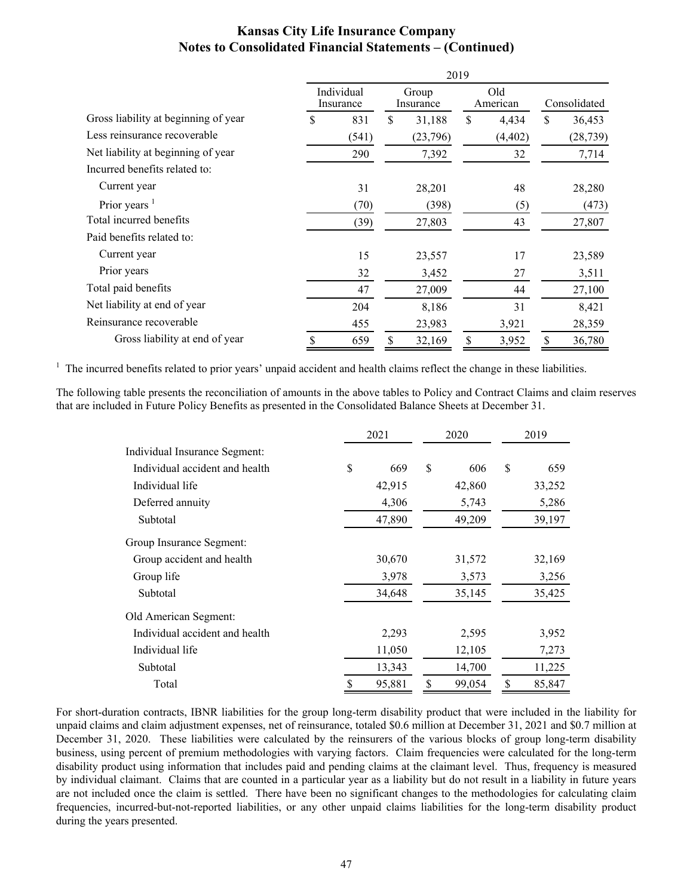## Kansas City Life Insurance Company
## Notes to Consolidated Financial Statements – (Continued)

| | 2019 | | | |
|---|---|---|---|---|
| | Individual Insurance | Group Insurance | Old American | Consolidated |
| Gross liability at beginning of year | $ 831 | $ 31,188 | $ 4,434 | $ 36,453 |
| Less reinsurance recoverable | (541) | (23,796) | (4,402) | (28,739) |
| Net liability at beginning of year | 290 | 7,392 | 32 | 7,714 |
| Incurred benefits related to: | | | | |
| Current year | 31 | 28,201 | 48 | 28,280 |
| Prior years [1] | (70) | (398) | (5) | (473) |
| Total incurred benefits | (39) | 27,803 | 43 | 27,807 |
| Paid benefits related to: | | | | |
| Current year | 15 | 23,557 | 17 | 23,589 |
| Prior years | 32 | 3,452 | 27 | 3,511 |
| Total paid benefits | 47 | 27,009 | 44 | 27,100 |
| Net liability at end of year | 204 | 8,186 | 31 | 8,421 |
| Reinsurance recoverable | 455 | 23,983 | 3,921 | 28,359 |
| Gross liability at end of year | $ 659 | $ 32,169 | $ 3,952 | $ 36,780 |

[1] The incurred benefits related to prior years' unpaid accident and health claims reflect the change in these liabilities.

The following table presents the reconciliation of amounts in the above tables to Policy and Contract Claims and claim reserves that are included in Future Policy Benefits as presented in the Consolidated Balance Sheets at December 31.

| | 2021 | 2020 | 2019 |
|---|---|---|---|
| Individual Insurance Segment: | | | |
| Individual accident and health | $ 669 | $ 606 | $ 659 |
| Individual life | 42,915 | 42,860 | 33,252 |
| Deferred annuity | 4,306 | 5,743 | 5,286 |
| Subtotal | 47,890 | 49,209 | 39,197 |
| Group Insurance Segment: | | | |
| Group accident and health | 30,670 | 31,572 | 32,169 |
| Group life | 3,978 | 3,573 | 3,256 |
| Subtotal | 34,648 | 35,145 | 35,425 |
| Old American Segment: | | | |
| Individual accident and health | 2,293 | 2,595 | 3,952 |
| Individual life | 11,050 | 12,105 | 7,273 |
| Subtotal | 13,343 | 14,700 | 11,225 |
| Total | $ 95,881 | $ 99,054 | $ 85,847 |

For short-duration contracts, IBNR liabilities for the group long-term disability product that were included in the liability for unpaid claims and claim adjustment expenses, net of reinsurance, totaled $0.6 million at December 31, 2021 and $0.7 million at December 31, 2020. These liabilities were calculated by the reinsurers of the various blocks of group long-term disability business, using percent of premium methodologies with varying factors. Claim frequencies were calculated for the long-term disability product using information that includes paid and pending claims at the claimant level. Thus, frequency is measured by individual claimant. Claims that are counted in a particular year as a liability but do not result in a liability in future years are not included once the claim is settled. There have been no significant changes to the methodologies for calculating claim frequencies, incurred-but-not-reported liabilities, or any other unpaid claims liabilities for the long-term disability product during the years presented.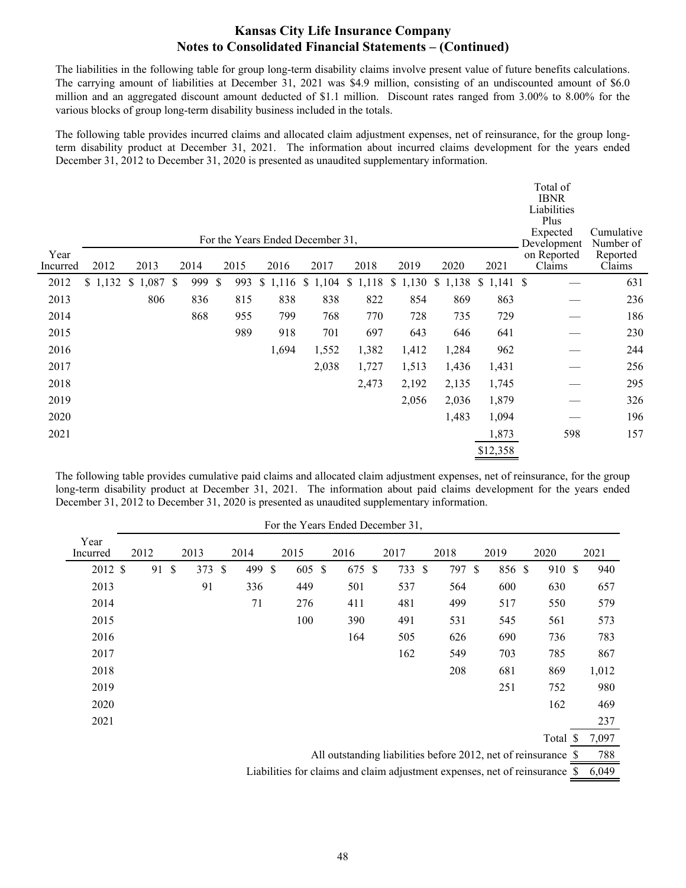The liabilities in the following table for group long-term disability claims involve present value of future benefits calculations. The carrying amount of liabilities at December 31, 2021 was $4.9 million, consisting of an undiscounted amount of $6.0 million and an aggregated discount amount deducted of $1.1 million. Discount rates ranged from 3.00% to 8.00% for the various blocks of group long-term disability business included in the totals.

The following table provides incurred claims and allocated claim adjustment expenses, net of reinsurance, for the group long-term disability product at December 31, 2021. The information about incurred claims development for the years ended December 31, 2012 to December 31, 2020 is presented as unaudited supplementary information.

| | For the Years Ended December 31, | | | | | | | | | | | |
|---|---|---|---|---|---|---|---|---|---|---|---|---|
| Year Incurred | 2012 | 2013 | 2014 | 2015 | 2016 | 2017 | 2018 | 2019 | 2020 | 2021 | Total of IBNR Liabilities Plus Expected Development on Reported Claims | Cumulative Number of Reported Claims |
| 2012 | $ 1,132 | $ 1,087 | $ 999 | $ 993 | $ 1,116 | $ 1,104 | $ 1,118 | $ 1,130 | $ 1,138 | $ 1,141 | $ — | 631 |
| 2013 | | 806 | 836 | 815 | 838 | 838 | 822 | 854 | 869 | 863 | — | 236 |
| 2014 | | | 868 | 955 | 799 | 768 | 770 | 728 | 735 | 729 | — | 186 |
| 2015 | | | | 989 | 918 | 701 | 697 | 643 | 646 | 641 | — | 230 |
| 2016 | | | | | 1,694 | 1,552 | 1,382 | 1,412 | 1,284 | 962 | — | 244 |
| 2017 | | | | | | 2,038 | 1,727 | 1,513 | 1,436 | 1,431 | — | 256 |
| 2018 | | | | | | | 2,473 | 2,192 | 2,135 | 1,745 | — | 295 |
| 2019 | | | | | | | | 2,056 | 2,036 | 1,879 | — | 326 |
| 2020 | | | | | | | | | 1,483 | 1,094 | — | 196 |
| 2021 | | | | | | | | | | 1,873 | 598 | 157 |
| | | | | | | | | | | $12,358 | | |

The following table provides cumulative paid claims and allocated claim adjustment expenses, net of reinsurance, for the group long-term disability product at December 31, 2021. The information about paid claims development for the years ended December 31, 2012 to December 31, 2020 is presented as unaudited supplementary information.

| | For the Years Ended December 31, | | | | | | | | | |
|---|---|---|---|---|---|---|---|---|---|---|
| Year Incurred | 2012 | 2013 | 2014 | 2015 | 2016 | 2017 | 2018 | 2019 | 2020 | 2021 |
| 2012 | $ 91 | $ 373 | $ 499 | $ 605 | $ 675 | $ 733 | $ 797 | $ 856 | $ 910 | $ 940 |
| 2013 | | 91 | 336 | 449 | 501 | 537 | 564 | 600 | 630 | 657 |
| 2014 | | | 71 | 276 | 411 | 481 | 499 | 517 | 550 | 579 |
| 2015 | | | | 100 | 390 | 491 | 531 | 545 | 561 | 573 |
| 2016 | | | | | 164 | 505 | 626 | 690 | 736 | 783 |
| 2017 | | | | | | 162 | 549 | 703 | 785 | 867 |
| 2018 | | | | | | | 208 | 681 | 869 | 1,012 |
| 2019 | | | | | | | | 251 | 752 | 980 |
| 2020 | | | | | | | | | 162 | 469 |
| 2021 | | | | | | | | | | 237 |
| | | | | | | | | | Total | $ 7,097 |
| All outstanding liabilities before 2012, net of reinsurance | | | | | | | | | | $ 788 |
| Liabilities for claims and claim adjustment expenses, net of reinsurance | | | | | | | | | | $ 6,049 |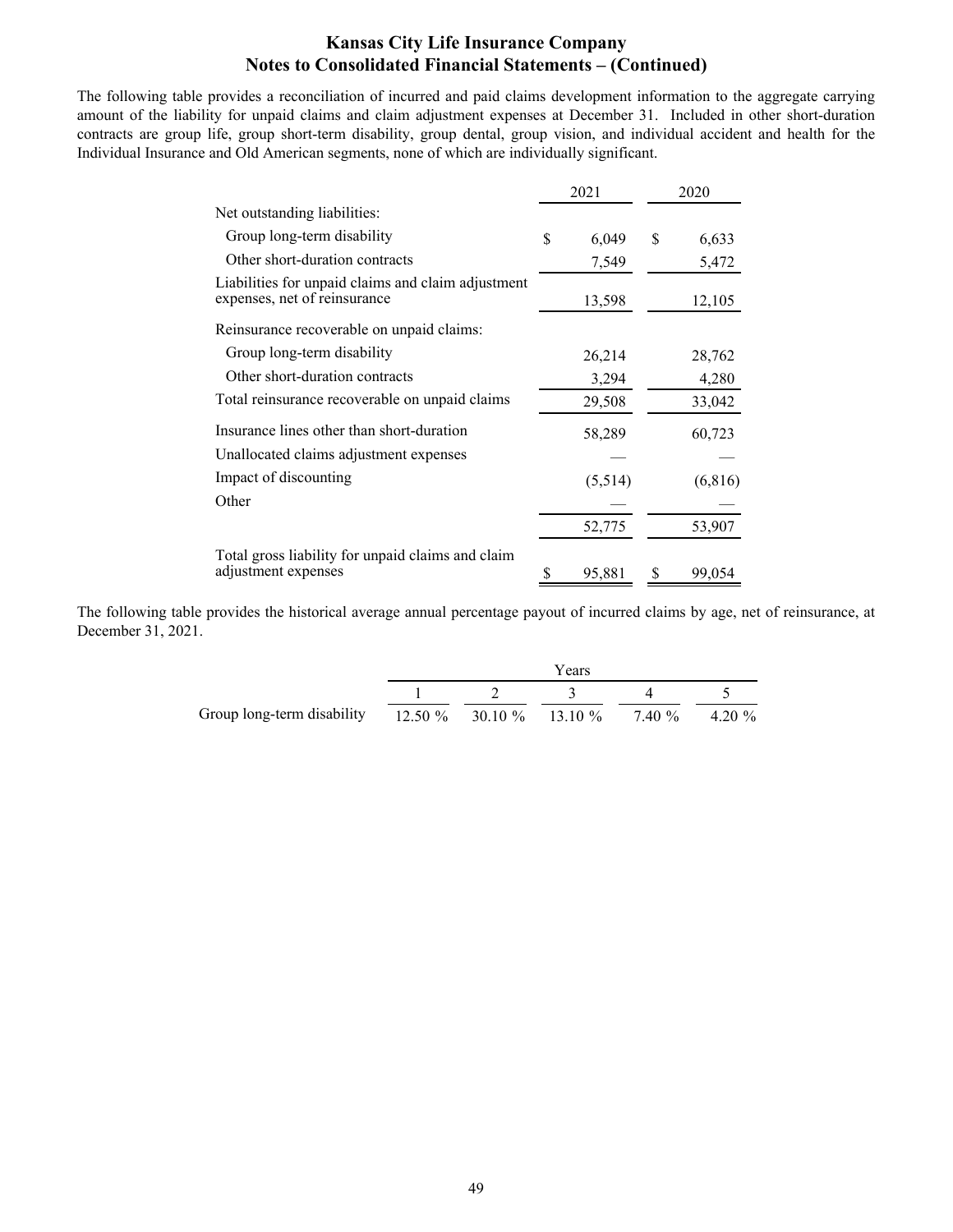# Kansas City Life Insurance Company
## Notes to Consolidated Financial Statements – (Continued)

The following table provides a reconciliation of incurred and paid claims development information to the aggregate carrying amount of the liability for unpaid claims and claim adjustment expenses at December 31. Included in other short-duration contracts are group life, group short-term disability, group dental, group vision, and individual accident and health for the Individual Insurance and Old American segments, none of which are individually significant.

| | 2021 | 2020 |
|---|---|---|
| Net outstanding liabilities: | | |
| Group long-term disability | $ 6,049 | $ 6,633 |
| Other short-duration contracts | 7,549 | 5,472 |
| Liabilities for unpaid claims and claim adjustment expenses, net of reinsurance | 13,598 | 12,105 |
| Reinsurance recoverable on unpaid claims: | | |
| Group long-term disability | 26,214 | 28,762 |
| Other short-duration contracts | 3,294 | 4,280 |
| Total reinsurance recoverable on unpaid claims | 29,508 | 33,042 |
| Insurance lines other than short-duration | 58,289 | 60,723 |
| Unallocated claims adjustment expenses | — | — |
| Impact of discounting | (5,514) | (6,816) |
| Other | — | — |
| | 52,775 | 53,907 |
| Total gross liability for unpaid claims and claim adjustment expenses | $ 95,881 | $ 99,054 |

The following table provides the historical average annual percentage payout of incurred claims by age, net of reinsurance, at December 31, 2021.

| | Years | | | | |
|---|---|---|---|---|---|
| | 1 | 2 | 3 | 4 | 5 |
| Group long-term disability | 12.50 % | 30.10 % | 13.10 % | 7.40 % | 4.20 % |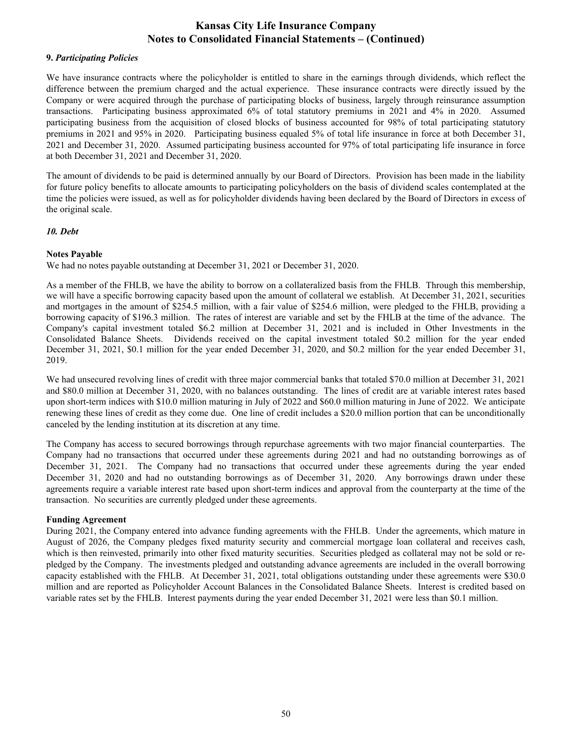**9.** ***Participating Policies***

We have insurance contracts where the policyholder is entitled to share in the earnings through dividends, which reflect the difference between the premium charged and the actual experience. These insurance contracts were directly issued by the Company or were acquired through the purchase of participating blocks of business, largely through reinsurance assumption transactions. Participating business approximated 6% of total statutory premiums in 2021 and 4% in 2020. Assumed participating business from the acquisition of closed blocks of business accounted for 98% of total participating statutory premiums in 2021 and 95% in 2020. Participating business equaled 5% of total life insurance in force at both December 31, 2021 and December 31, 2020. Assumed participating business accounted for 97% of total participating life insurance in force at both December 31, 2021 and December 31, 2020.

The amount of dividends to be paid is determined annually by our Board of Directors. Provision has been made in the liability for future policy benefits to allocate amounts to participating policyholders on the basis of dividend scales contemplated at the time the policies were issued, as well as for policyholder dividends having been declared by the Board of Directors in excess of the original scale.

***10. Debt***

**Notes Payable**

We had no notes payable outstanding at December 31, 2021 or December 31, 2020.

As a member of the FHLB, we have the ability to borrow on a collateralized basis from the FHLB. Through this membership, we will have a specific borrowing capacity based upon the amount of collateral we establish. At December 31, 2021, securities and mortgages in the amount of $254.5 million, with a fair value of $254.6 million, were pledged to the FHLB, providing a borrowing capacity of $196.3 million. The rates of interest are variable and set by the FHLB at the time of the advance. The Company's capital investment totaled $6.2 million at December 31, 2021 and is included in Other Investments in the Consolidated Balance Sheets. Dividends received on the capital investment totaled $0.2 million for the year ended December 31, 2021, $0.1 million for the year ended December 31, 2020, and $0.2 million for the year ended December 31, 2019.

We had unsecured revolving lines of credit with three major commercial banks that totaled $70.0 million at December 31, 2021 and $80.0 million at December 31, 2020, with no balances outstanding. The lines of credit are at variable interest rates based upon short-term indices with $10.0 million maturing in July of 2022 and $60.0 million maturing in June of 2022. We anticipate renewing these lines of credit as they come due. One line of credit includes a $20.0 million portion that can be unconditionally canceled by the lending institution at its discretion at any time.

The Company has access to secured borrowings through repurchase agreements with two major financial counterparties. The Company had no transactions that occurred under these agreements during 2021 and had no outstanding borrowings as of December 31, 2021. The Company had no transactions that occurred under these agreements during the year ended December 31, 2020 and had no outstanding borrowings as of December 31, 2020. Any borrowings drawn under these agreements require a variable interest rate based upon short-term indices and approval from the counterparty at the time of the transaction. No securities are currently pledged under these agreements.

**Funding Agreement**

During 2021, the Company entered into advance funding agreements with the FHLB. Under the agreements, which mature in August of 2026, the Company pledges fixed maturity security and commercial mortgage loan collateral and receives cash, which is then reinvested, primarily into other fixed maturity securities. Securities pledged as collateral may not be sold or re-pledged by the Company. The investments pledged and outstanding advance agreements are included in the overall borrowing capacity established with the FHLB. At December 31, 2021, total obligations outstanding under these agreements were $30.0 million and are reported as Policyholder Account Balances in the Consolidated Balance Sheets. Interest is credited based on variable rates set by the FHLB. Interest payments during the year ended December 31, 2021 were less than $0.1 million.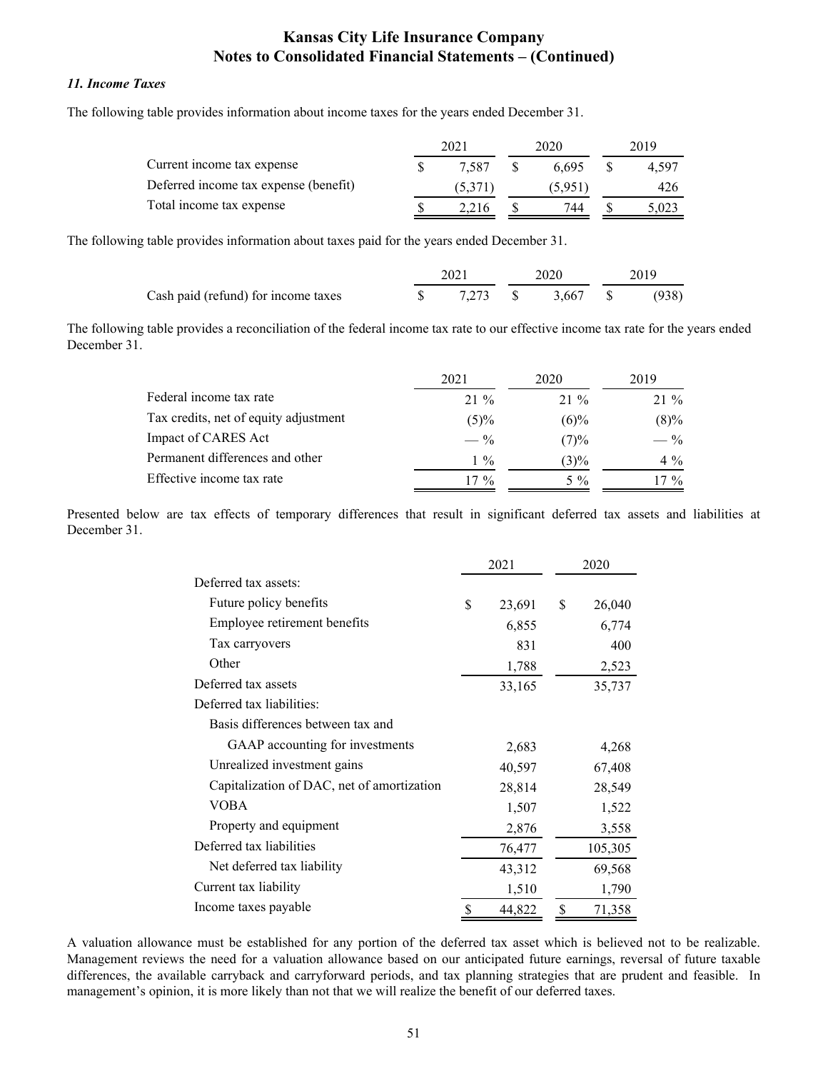### 11. Income Taxes

The following table provides information about income taxes for the years ended December 31.

| | 2021 | 2020 | 2019 |
|---|---|---|---|
| Current income tax expense | $ 7,587 | $ 6,695 | $ 4,597 |
| Deferred income tax expense (benefit) | (5,371) | (5,951) | 426 |
| Total income tax expense | $ 2,216 | $ 744 | $ 5,023 |

The following table provides information about taxes paid for the years ended December 31.

| | 2021 | 2020 | 2019 |
|---|---|---|---|
| Cash paid (refund) for income taxes | $ 7,273 | $ 3,667 | $ (938) |

The following table provides a reconciliation of the federal income tax rate to our effective income tax rate for the years ended December 31.

| | 2021 | 2020 | 2019 |
|---|---|---|---|
| Federal income tax rate | 21 % | 21 % | 21 % |
| Tax credits, net of equity adjustment | (5)% | (6)% | (8)% |
| Impact of CARES Act | — % | (7)% | — % |
| Permanent differences and other | 1 % | (3)% | 4 % |
| Effective income tax rate | 17 % | 5 % | 17 % |

Presented below are tax effects of temporary differences that result in significant deferred tax assets and liabilities at December 31.

| | 2021 | 2020 |
|---|---|---|
| Deferred tax assets: | | |
| Future policy benefits | $ 23,691 | $ 26,040 |
| Employee retirement benefits | 6,855 | 6,774 |
| Tax carryovers | 831 | 400 |
| Other | 1,788 | 2,523 |
| Deferred tax assets | 33,165 | 35,737 |
| Deferred tax liabilities: | | |
| Basis differences between tax and GAAP accounting for investments | 2,683 | 4,268 |
| Unrealized investment gains | 40,597 | 67,408 |
| Capitalization of DAC, net of amortization | 28,814 | 28,549 |
| VOBA | 1,507 | 1,522 |
| Property and equipment | 2,876 | 3,558 |
| Deferred tax liabilities | 76,477 | 105,305 |
| Net deferred tax liability | 43,312 | 69,568 |
| Current tax liability | 1,510 | 1,790 |
| Income taxes payable | $ 44,822 | $ 71,358 |

A valuation allowance must be established for any portion of the deferred tax asset which is believed not to be realizable. Management reviews the need for a valuation allowance based on our anticipated future earnings, reversal of future taxable differences, the available carryback and carryforward periods, and tax planning strategies that are prudent and feasible. In management's opinion, it is more likely than not that we will realize the benefit of our deferred taxes.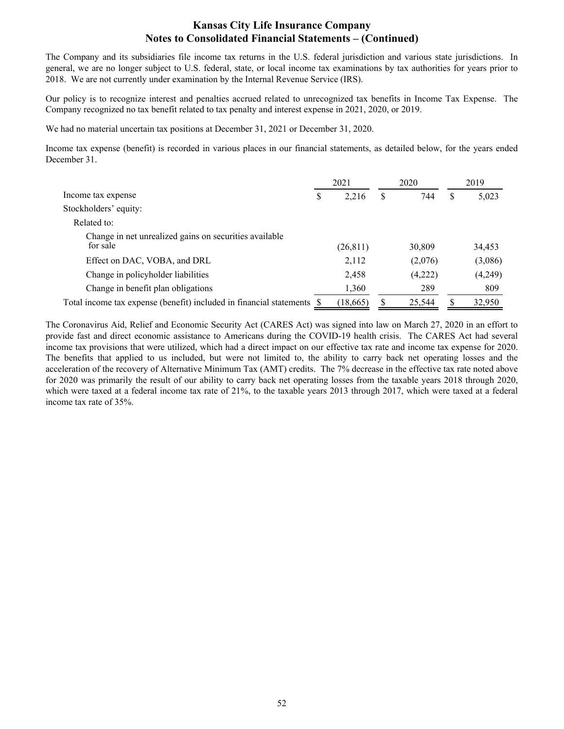The Company and its subsidiaries file income tax returns in the U.S. federal jurisdiction and various state jurisdictions. In general, we are no longer subject to U.S. federal, state, or local income tax examinations by tax authorities for years prior to 2018. We are not currently under examination by the Internal Revenue Service (IRS).

Our policy is to recognize interest and penalties accrued related to unrecognized tax benefits in Income Tax Expense. The Company recognized no tax benefit related to tax penalty and interest expense in 2021, 2020, or 2019.

We had no material uncertain tax positions at December 31, 2021 or December 31, 2020.

Income tax expense (benefit) is recorded in various places in our financial statements, as detailed below, for the years ended December 31.

| | 2021 | 2020 | 2019 |
|---|---|---|---|
| Income tax expense | $ 2,216 | $ 744 | $ 5,023 |
| Stockholders' equity: | | | |
| Related to: | | | |
| Change in net unrealized gains on securities available for sale | (26,811) | 30,809 | 34,453 |
| Effect on DAC, VOBA, and DRL | 2,112 | (2,076) | (3,086) |
| Change in policyholder liabilities | 2,458 | (4,222) | (4,249) |
| Change in benefit plan obligations | 1,360 | 289 | 809 |
| Total income tax expense (benefit) included in financial statements | $ (18,665) | $ 25,544 | $ 32,950 |

The Coronavirus Aid, Relief and Economic Security Act (CARES Act) was signed into law on March 27, 2020 in an effort to provide fast and direct economic assistance to Americans during the COVID-19 health crisis. The CARES Act had several income tax provisions that were utilized, which had a direct impact on our effective tax rate and income tax expense for 2020. The benefits that applied to us included, but were not limited to, the ability to carry back net operating losses and the acceleration of the recovery of Alternative Minimum Tax (AMT) credits. The 7% decrease in the effective tax rate noted above for 2020 was primarily the result of our ability to carry back net operating losses from the taxable years 2018 through 2020, which were taxed at a federal income tax rate of 21%, to the taxable years 2013 through 2017, which were taxed at a federal income tax rate of 35%.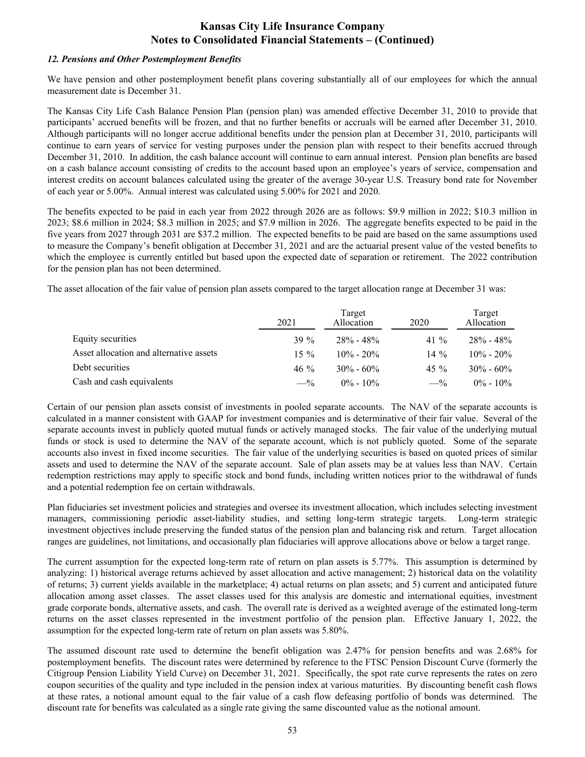### *12. Pensions and Other Postemployment Benefits*

We have pension and other postemployment benefit plans covering substantially all of our employees for which the annual measurement date is December 31.

The Kansas City Life Cash Balance Pension Plan (pension plan) was amended effective December 31, 2010 to provide that participants' accrued benefits will be frozen, and that no further benefits or accruals will be earned after December 31, 2010. Although participants will no longer accrue additional benefits under the pension plan at December 31, 2010, participants will continue to earn years of service for vesting purposes under the pension plan with respect to their benefits accrued through December 31, 2010. In addition, the cash balance account will continue to earn annual interest. Pension plan benefits are based on a cash balance account consisting of credits to the account based upon an employee's years of service, compensation and interest credits on account balances calculated using the greater of the average 30-year U.S. Treasury bond rate for November of each year or 5.00%. Annual interest was calculated using 5.00% for 2021 and 2020.

The benefits expected to be paid in each year from 2022 through 2026 are as follows: $9.9 million in 2022; $10.3 million in 2023; $8.6 million in 2024; $8.3 million in 2025; and $7.9 million in 2026. The aggregate benefits expected to be paid in the five years from 2027 through 2031 are $37.2 million. The expected benefits to be paid are based on the same assumptions used to measure the Company's benefit obligation at December 31, 2021 and are the actuarial present value of the vested benefits to which the employee is currently entitled but based upon the expected date of separation or retirement. The 2022 contribution for the pension plan has not been determined.

The asset allocation of the fair value of pension plan assets compared to the target allocation range at December 31 was:

| | 2021 | Target Allocation | 2020 | Target Allocation |
|---|---|---|---|---|
| Equity securities | 39 % | 28% - 48% | 41 % | 28% - 48% |
| Asset allocation and alternative assets | 15 % | 10% - 20% | 14 % | 10% - 20% |
| Debt securities | 46 % | 30% - 60% | 45 % | 30% - 60% |
| Cash and cash equivalents | —% | 0% - 10% | —% | 0% - 10% |

Certain of our pension plan assets consist of investments in pooled separate accounts. The NAV of the separate accounts is calculated in a manner consistent with GAAP for investment companies and is determinative of their fair value. Several of the separate accounts invest in publicly quoted mutual funds or actively managed stocks. The fair value of the underlying mutual funds or stock is used to determine the NAV of the separate account, which is not publicly quoted. Some of the separate accounts also invest in fixed income securities. The fair value of the underlying securities is based on quoted prices of similar assets and used to determine the NAV of the separate account. Sale of plan assets may be at values less than NAV. Certain redemption restrictions may apply to specific stock and bond funds, including written notices prior to the withdrawal of funds and a potential redemption fee on certain withdrawals.

Plan fiduciaries set investment policies and strategies and oversee its investment allocation, which includes selecting investment managers, commissioning periodic asset-liability studies, and setting long-term strategic targets. Long-term strategic investment objectives include preserving the funded status of the pension plan and balancing risk and return. Target allocation ranges are guidelines, not limitations, and occasionally plan fiduciaries will approve allocations above or below a target range.

The current assumption for the expected long-term rate of return on plan assets is 5.77%. This assumption is determined by analyzing: 1) historical average returns achieved by asset allocation and active management; 2) historical data on the volatility of returns; 3) current yields available in the marketplace; 4) actual returns on plan assets; and 5) current and anticipated future allocation among asset classes. The asset classes used for this analysis are domestic and international equities, investment grade corporate bonds, alternative assets, and cash. The overall rate is derived as a weighted average of the estimated long-term returns on the asset classes represented in the investment portfolio of the pension plan. Effective January 1, 2022, the assumption for the expected long-term rate of return on plan assets was 5.80%.

The assumed discount rate used to determine the benefit obligation was 2.47% for pension benefits and was 2.68% for postemployment benefits. The discount rates were determined by reference to the FTSC Pension Discount Curve (formerly the Citigroup Pension Liability Yield Curve) on December 31, 2021. Specifically, the spot rate curve represents the rates on zero coupon securities of the quality and type included in the pension index at various maturities. By discounting benefit cash flows at these rates, a notional amount equal to the fair value of a cash flow defeasing portfolio of bonds was determined. The discount rate for benefits was calculated as a single rate giving the same discounted value as the notional amount.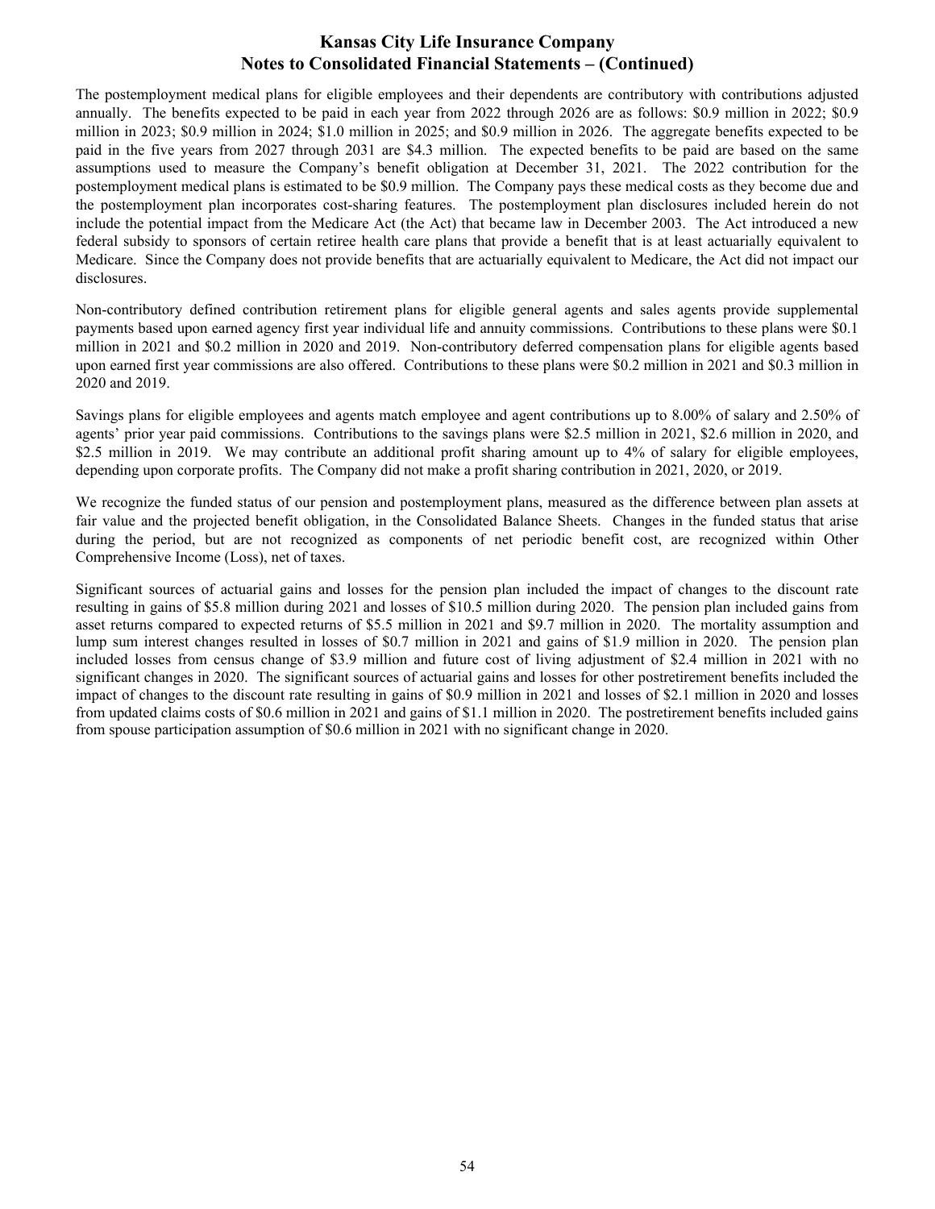The postemployment medical plans for eligible employees and their dependents are contributory with contributions adjusted annually. The benefits expected to be paid in each year from 2022 through 2026 are as follows: $0.9 million in 2022; $0.9 million in 2023; $0.9 million in 2024; $1.0 million in 2025; and $0.9 million in 2026. The aggregate benefits expected to be paid in the five years from 2027 through 2031 are $4.3 million. The expected benefits to be paid are based on the same assumptions used to measure the Company's benefit obligation at December 31, 2021. The 2022 contribution for the postemployment medical plans is estimated to be $0.9 million. The Company pays these medical costs as they become due and the postemployment plan incorporates cost-sharing features. The postemployment plan disclosures included herein do not include the potential impact from the Medicare Act (the Act) that became law in December 2003. The Act introduced a new federal subsidy to sponsors of certain retiree health care plans that provide a benefit that is at least actuarially equivalent to Medicare. Since the Company does not provide benefits that are actuarially equivalent to Medicare, the Act did not impact our disclosures.

Non-contributory defined contribution retirement plans for eligible general agents and sales agents provide supplemental payments based upon earned agency first year individual life and annuity commissions. Contributions to these plans were $0.1 million in 2021 and $0.2 million in 2020 and 2019. Non-contributory deferred compensation plans for eligible agents based upon earned first year commissions are also offered. Contributions to these plans were $0.2 million in 2021 and $0.3 million in 2020 and 2019.

Savings plans for eligible employees and agents match employee and agent contributions up to 8.00% of salary and 2.50% of agents' prior year paid commissions. Contributions to the savings plans were $2.5 million in 2021, $2.6 million in 2020, and $2.5 million in 2019. We may contribute an additional profit sharing amount up to 4% of salary for eligible employees, depending upon corporate profits. The Company did not make a profit sharing contribution in 2021, 2020, or 2019.

We recognize the funded status of our pension and postemployment plans, measured as the difference between plan assets at fair value and the projected benefit obligation, in the Consolidated Balance Sheets. Changes in the funded status that arise during the period, but are not recognized as components of net periodic benefit cost, are recognized within Other Comprehensive Income (Loss), net of taxes.

Significant sources of actuarial gains and losses for the pension plan included the impact of changes to the discount rate resulting in gains of $5.8 million during 2021 and losses of $10.5 million during 2020. The pension plan included gains from asset returns compared to expected returns of $5.5 million in 2021 and $9.7 million in 2020. The mortality assumption and lump sum interest changes resulted in losses of $0.7 million in 2021 and gains of $1.9 million in 2020. The pension plan included losses from census change of $3.9 million and future cost of living adjustment of $2.4 million in 2021 with no significant changes in 2020. The significant sources of actuarial gains and losses for other postretirement benefits included the impact of changes to the discount rate resulting in gains of $0.9 million in 2021 and losses of $2.1 million in 2020 and losses from updated claims costs of $0.6 million in 2021 and gains of $1.1 million in 2020. The postretirement benefits included gains from spouse participation assumption of $0.6 million in 2021 with no significant change in 2020.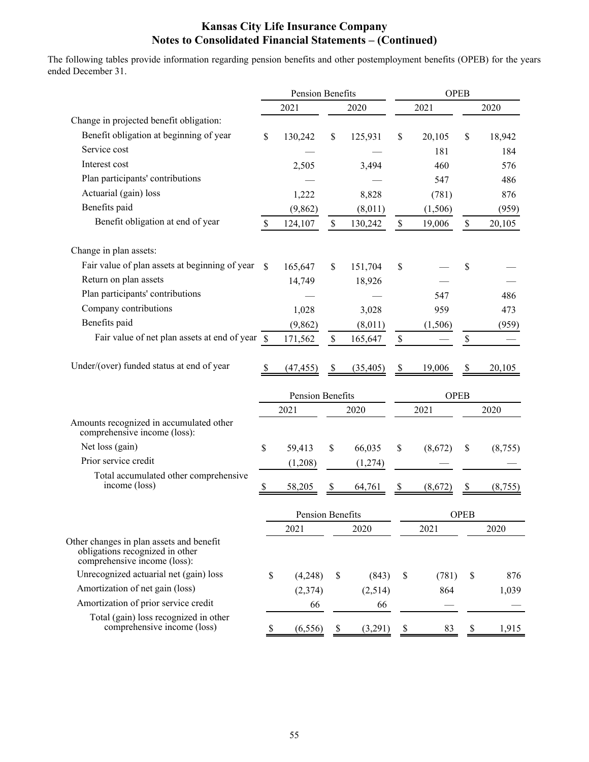## Kansas City Life Insurance Company
## Notes to Consolidated Financial Statements – (Continued)

The following tables provide information regarding pension benefits and other postemployment benefits (OPEB) for the years ended December 31.

| | Pension Benefits | | OPEB | |
|---|---|---|---|---|
| | 2021 | 2020 | 2021 | 2020 |
| Change in projected benefit obligation: | | | | |
| Benefit obligation at beginning of year | $ 130,242 | $ 125,931 | $ 20,105 | $ 18,942 |
| Service cost | — | — | 181 | 184 |
| Interest cost | 2,505 | 3,494 | 460 | 576 |
| Plan participants' contributions | — | — | 547 | 486 |
| Actuarial (gain) loss | 1,222 | 8,828 | (781) | 876 |
| Benefits paid | (9,862) | (8,011) | (1,506) | (959) |
| Benefit obligation at end of year | $ 124,107 | $ 130,242 | $ 19,006 | $ 20,105 |
| | | | | |
| Change in plan assets: | | | | |
| Fair value of plan assets at beginning of year | $ 165,647 | $ 151,704 | $ — | $ — |
| Return on plan assets | 14,749 | 18,926 | — | — |
| Plan participants' contributions | — | — | 547 | 486 |
| Company contributions | 1,028 | 3,028 | 959 | 473 |
| Benefits paid | (9,862) | (8,011) | (1,506) | (959) |
| Fair value of net plan assets at end of year | $ 171,562 | $ 165,647 | $ — | $ — |
| | | | | |
| Under/(over) funded status at end of year | $ (47,455) | $ (35,405) | $ 19,006 | $ 20,105 |

| | Pension Benefits | | OPEB | |
|---|---|---|---|---|
| | 2021 | 2020 | 2021 | 2020 |
| Amounts recognized in accumulated other comprehensive income (loss): | | | | |
| Net loss (gain) | $ 59,413 | $ 66,035 | $ (8,672) | $ (8,755) |
| Prior service credit | (1,208) | (1,274) | — | — |
| Total accumulated other comprehensive income (loss) | $ 58,205 | $ 64,761 | $ (8,672) | $ (8,755) |

| | Pension Benefits | | OPEB | |
|---|---|---|---|---|
| | 2021 | 2020 | 2021 | 2020 |
| Other changes in plan assets and benefit obligations recognized in other comprehensive income (loss): | | | | |
| Unrecognized actuarial net (gain) loss | $ (4,248) | $ (843) | $ (781) | $ 876 |
| Amortization of net gain (loss) | (2,374) | (2,514) | 864 | 1,039 |
| Amortization of prior service credit | 66 | 66 | — | — |
| Total (gain) loss recognized in other comprehensive income (loss) | $ (6,556) | $ (3,291) | $ 83 | $ 1,915 |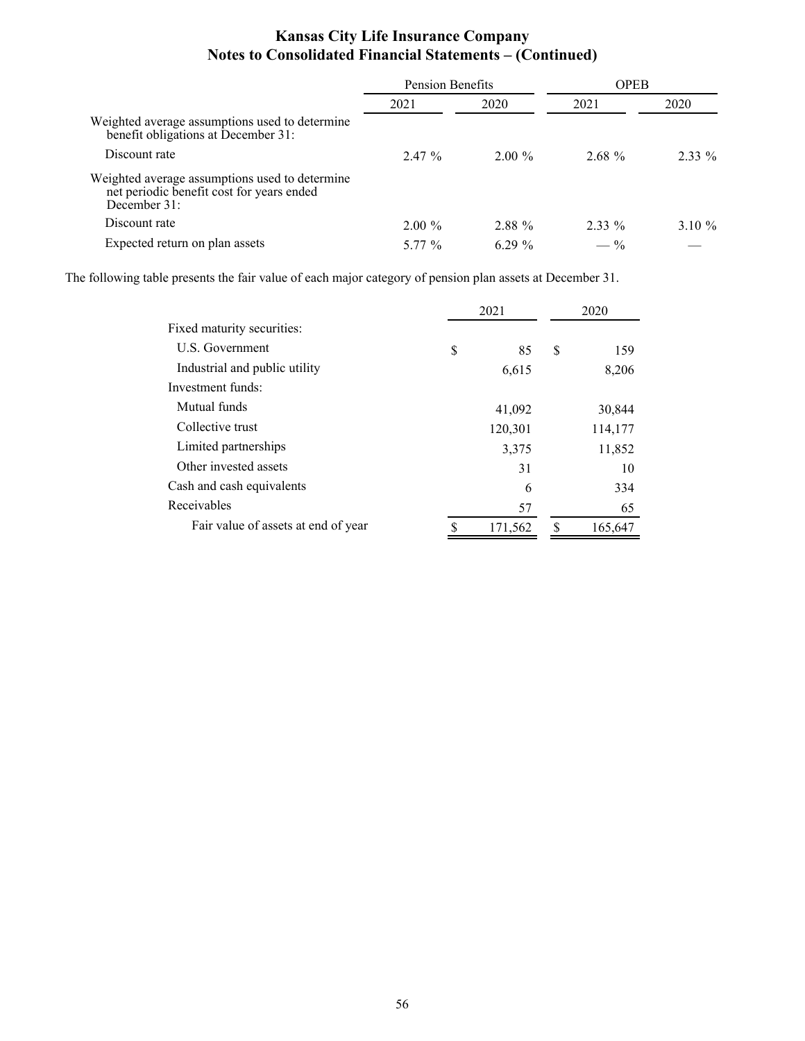# Kansas City Life Insurance Company
## Notes to Consolidated Financial Statements – (Continued)

| | Pension Benefits | | OPEB | |
|---|---|---|---|---|
| | 2021 | 2020 | 2021 | 2020 |
| Weighted average assumptions used to determine benefit obligations at December 31: | | | | |
| Discount rate | 2.47 % | 2.00 % | 2.68 % | 2.33 % |
| Weighted average assumptions used to determine net periodic benefit cost for years ended December 31: | | | | |
| Discount rate | 2.00 % | 2.88 % | 2.33 % | 3.10 % |
| Expected return on plan assets | 5.77 % | 6.29 % | — % | — |

The following table presents the fair value of each major category of pension plan assets at December 31.

| | 2021 | 2020 |
|---|---|---|
| Fixed maturity securities: | | |
| U.S. Government | $ 85 | $ 159 |
| Industrial and public utility | 6,615 | 8,206 |
| Investment funds: | | |
| Mutual funds | 41,092 | 30,844 |
| Collective trust | 120,301 | 114,177 |
| Limited partnerships | 3,375 | 11,852 |
| Other invested assets | 31 | 10 |
| Cash and cash equivalents | 6 | 334 |
| Receivables | 57 | 65 |
| Fair value of assets at end of year | $ 171,562 | $ 165,647 |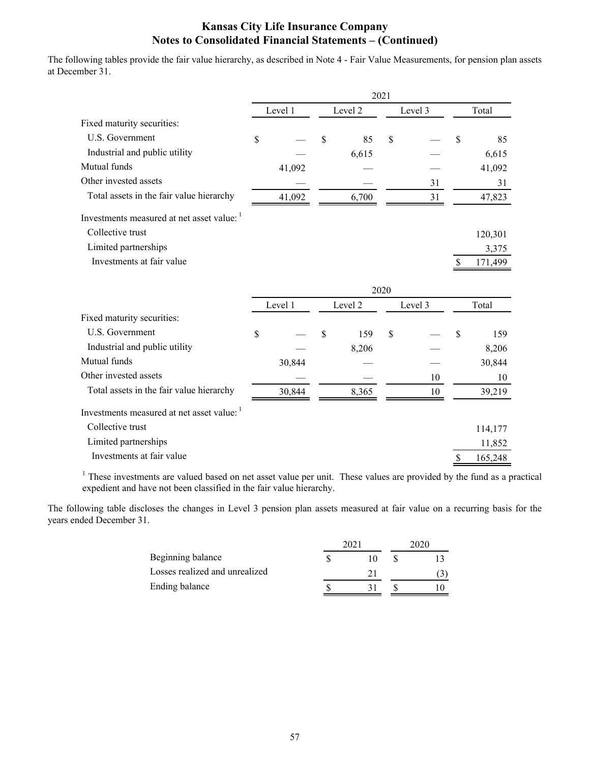## Kansas City Life Insurance Company
## Notes to Consolidated Financial Statements – (Continued)

The following tables provide the fair value hierarchy, as described in Note 4 - Fair Value Measurements, for pension plan assets at December 31.

| | 2021 | | | |
|---|---|---|---|---|
| | Level 1 | Level 2 | Level 3 | Total |
| Fixed maturity securities: | | | | |
| U.S. Government | $ — | $ 85 | $ — | $ 85 |
| Industrial and public utility | — | 6,615 | — | 6,615 |
| Mutual funds | 41,092 | — | — | 41,092 |
| Other invested assets | — | — | 31 | 31 |
| Total assets in the fair value hierarchy | 41,092 | 6,700 | 31 | 47,823 |
| Investments measured at net asset value: [1] | | | | |
| Collective trust | | | | 120,301 |
| Limited partnerships | | | | 3,375 |
| Investments at fair value | | | | $ 171,499 |

| | 2020 | | | |
|---|---|---|---|---|
| | Level 1 | Level 2 | Level 3 | Total |
| Fixed maturity securities: | | | | |
| U.S. Government | $ — | $ 159 | $ — | $ 159 |
| Industrial and public utility | — | 8,206 | — | 8,206 |
| Mutual funds | 30,844 | — | — | 30,844 |
| Other invested assets | — | — | 10 | 10 |
| Total assets in the fair value hierarchy | 30,844 | 8,365 | 10 | 39,219 |
| Investments measured at net asset value: [1] | | | | |
| Collective trust | | | | 114,177 |
| Limited partnerships | | | | 11,852 |
| Investments at fair value | | | | $ 165,248 |

[1] These investments are valued based on net asset value per unit. These values are provided by the fund as a practical expedient and have not been classified in the fair value hierarchy.

The following table discloses the changes in Level 3 pension plan assets measured at fair value on a recurring basis for the years ended December 31.

| | 2021 | 2020 |
|---|---|---|
| Beginning balance | $ 10 | $ 13 |
| Losses realized and unrealized | 21 | (3) |
| Ending balance | $ 31 | $ 10 |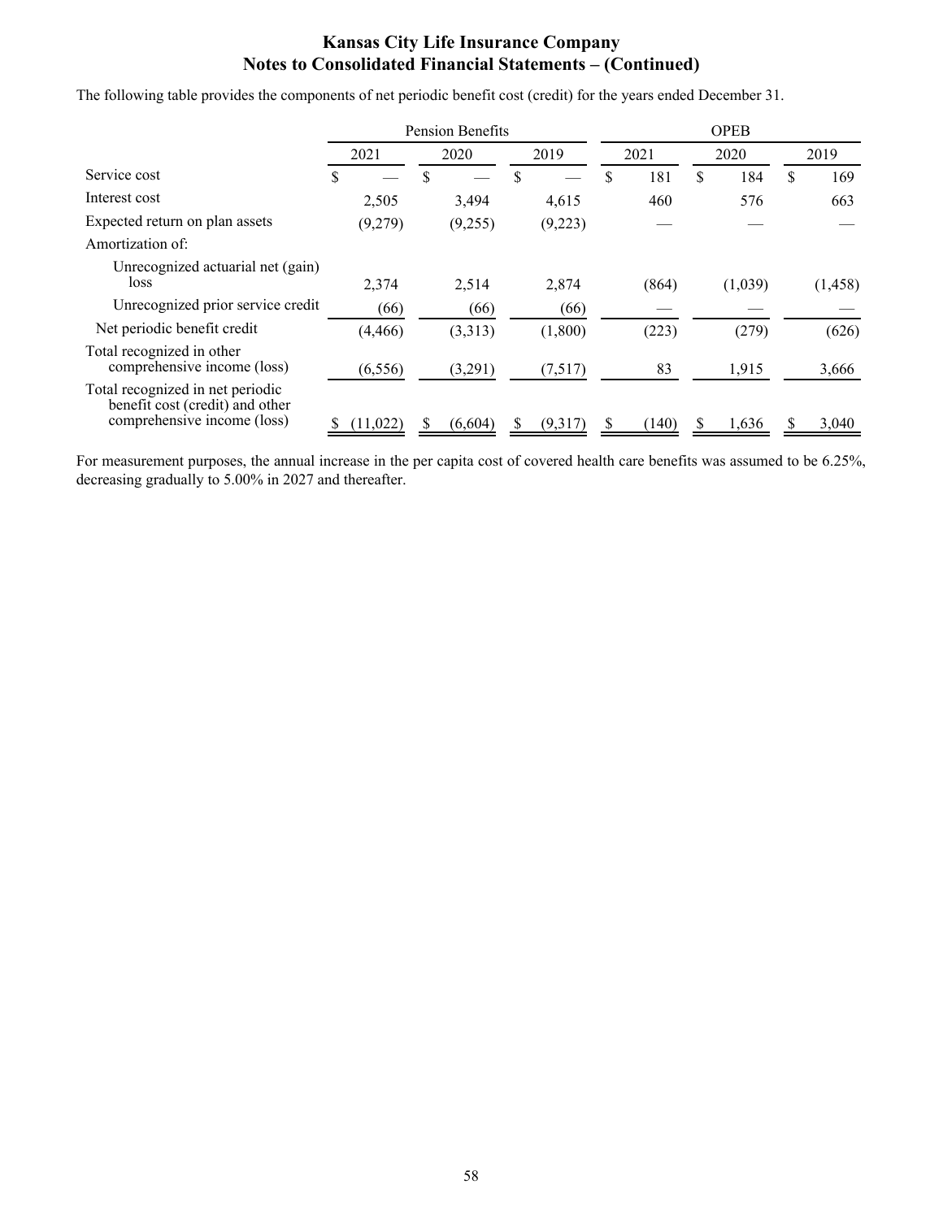The following table provides the components of net periodic benefit cost (credit) for the years ended December 31.

| | Pension Benefits | | | OPEB | | |
|---|---|---|---|---|---|---|
| | 2021 | 2020 | 2019 | 2021 | 2020 | 2019 |
| Service cost | $ — | $ — | $ — | $ 181 | $ 184 | $ 169 |
| Interest cost | 2,505 | 3,494 | 4,615 | 460 | 576 | 663 |
| Expected return on plan assets | (9,279) | (9,255) | (9,223) | — | — | — |
| Amortization of: | | | | | | |
| Unrecognized actuarial net (gain) loss | 2,374 | 2,514 | 2,874 | (864) | (1,039) | (1,458) |
| Unrecognized prior service credit | (66) | (66) | (66) | — | — | — |
| Net periodic benefit credit | (4,466) | (3,313) | (1,800) | (223) | (279) | (626) |
| Total recognized in other comprehensive income (loss) | (6,556) | (3,291) | (7,517) | 83 | 1,915 | 3,666 |
| Total recognized in net periodic benefit cost (credit) and other comprehensive income (loss) | $ (11,022) | $ (6,604) | $ (9,317) | $ (140) | $ 1,636 | $ 3,040 |

For measurement purposes, the annual increase in the per capita cost of covered health care benefits was assumed to be 6.25%, decreasing gradually to 5.00% in 2027 and thereafter.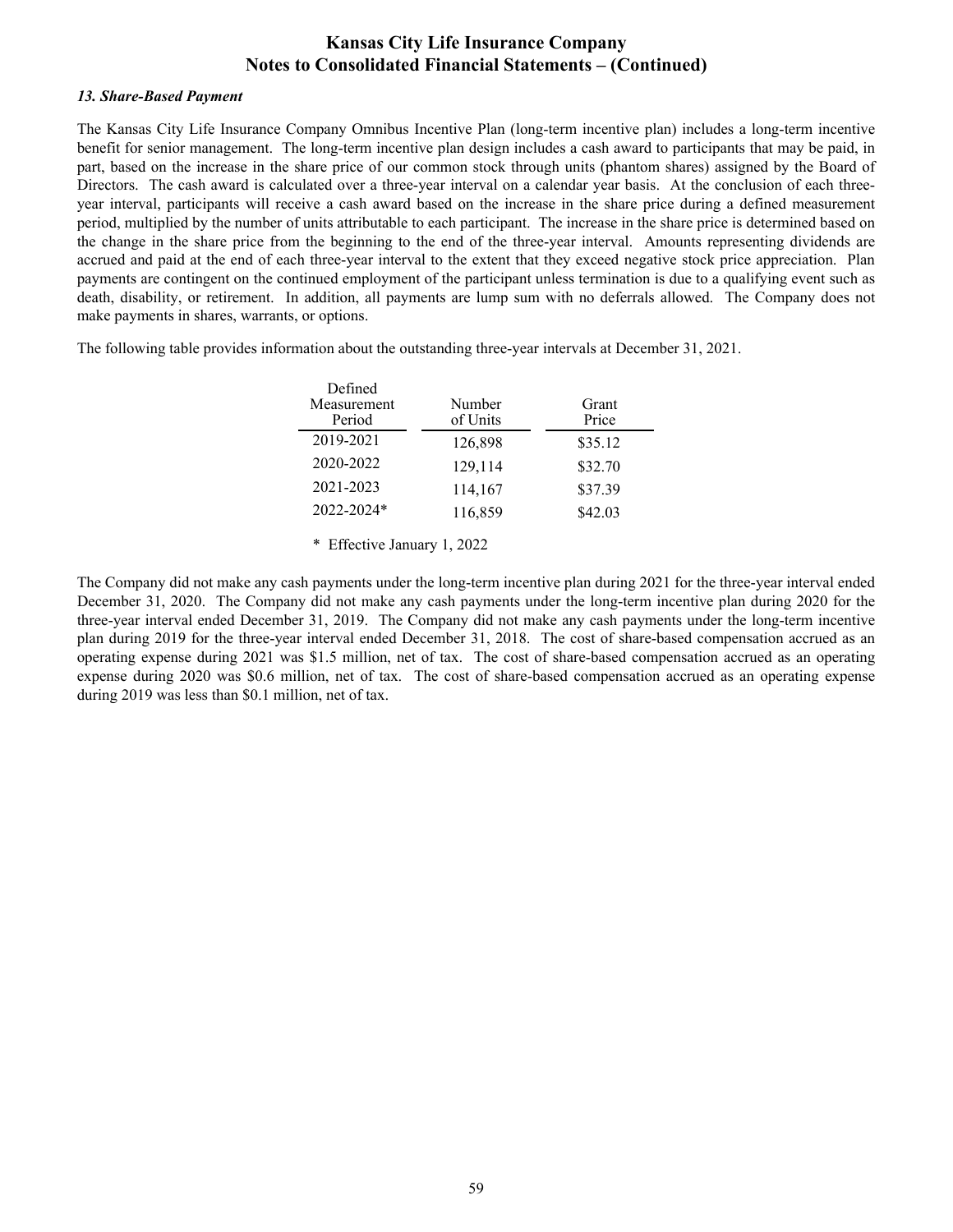### *13. Share-Based Payment*

The Kansas City Life Insurance Company Omnibus Incentive Plan (long-term incentive plan) includes a long-term incentive benefit for senior management. The long-term incentive plan design includes a cash award to participants that may be paid, in part, based on the increase in the share price of our common stock through units (phantom shares) assigned by the Board of Directors. The cash award is calculated over a three-year interval on a calendar year basis. At the conclusion of each three-year interval, participants will receive a cash award based on the increase in the share price during a defined measurement period, multiplied by the number of units attributable to each participant. The increase in the share price is determined based on the change in the share price from the beginning to the end of the three-year interval. Amounts representing dividends are accrued and paid at the end of each three-year interval to the extent that they exceed negative stock price appreciation. Plan payments are contingent on the continued employment of the participant unless termination is due to a qualifying event such as death, disability, or retirement. In addition, all payments are lump sum with no deferrals allowed. The Company does not make payments in shares, warrants, or options.

The following table provides information about the outstanding three-year intervals at December 31, 2021.

| Defined Measurement Period | Number of Units | Grant Price |
|---|---|---|
| 2019-2021 | 126,898 | $35.12 |
| 2020-2022 | 129,114 | $32.70 |
| 2021-2023 | 114,167 | $37.39 |
| 2022-2024* | 116,859 | $42.03 |

\* Effective January 1, 2022

The Company did not make any cash payments under the long-term incentive plan during 2021 for the three-year interval ended December 31, 2020. The Company did not make any cash payments under the long-term incentive plan during 2020 for the three-year interval ended December 31, 2019. The Company did not make any cash payments under the long-term incentive plan during 2019 for the three-year interval ended December 31, 2018. The cost of share-based compensation accrued as an operating expense during 2021 was $1.5 million, net of tax. The cost of share-based compensation accrued as an operating expense during 2020 was $0.6 million, net of tax. The cost of share-based compensation accrued as an operating expense during 2019 was less than $0.1 million, net of tax.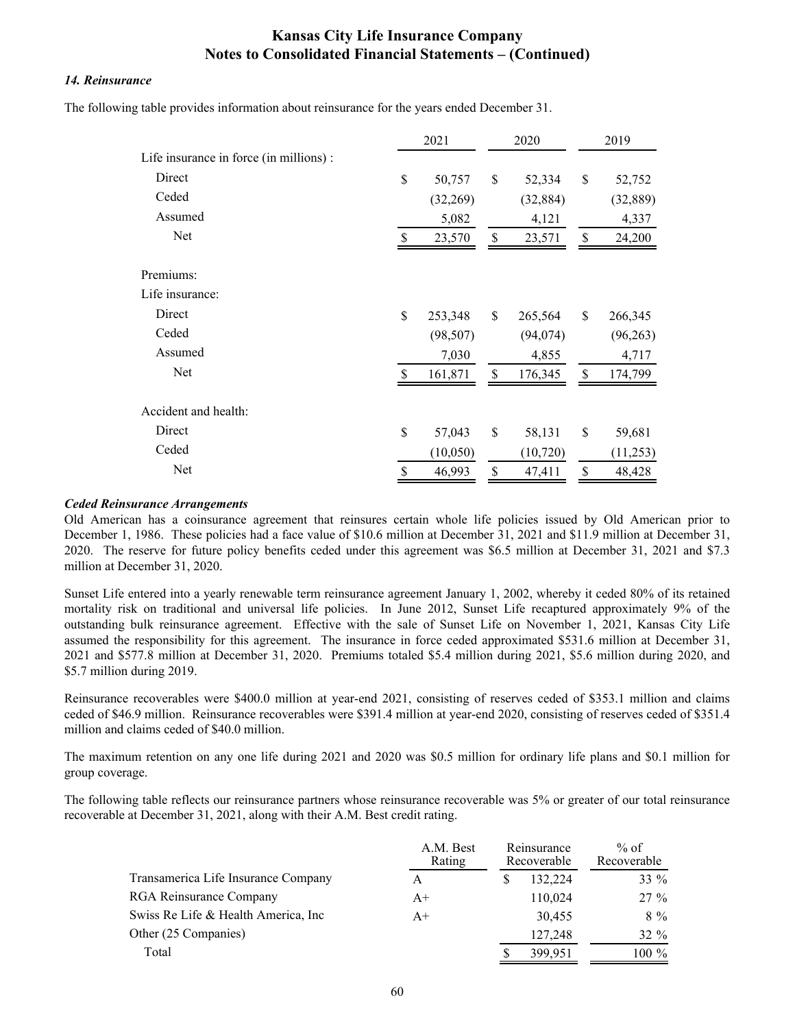### *14. Reinsurance*

The following table provides information about reinsurance for the years ended December 31.

| | 2021 | 2020 | 2019 |
|---|---|---|---|
| Life insurance in force (in millions) : | | | |
| Direct | $ 50,757 | $ 52,334 | $ 52,752 |
| Ceded | (32,269) | (32,884) | (32,889) |
| Assumed | 5,082 | 4,121 | 4,337 |
| Net | $ 23,570 | $ 23,571 | $ 24,200 |
| | | | |
| Premiums: | | | |
| Life insurance: | | | |
| Direct | $ 253,348 | $ 265,564 | $ 266,345 |
| Ceded | (98,507) | (94,074) | (96,263) |
| Assumed | 7,030 | 4,855 | 4,717 |
| Net | $ 161,871 | $ 176,345 | $ 174,799 |
| | | | |
| Accident and health: | | | |
| Direct | $ 57,043 | $ 58,131 | $ 59,681 |
| Ceded | (10,050) | (10,720) | (11,253) |
| Net | $ 46,993 | $ 47,411 | $ 48,428 |

***Ceded Reinsurance Arrangements***

Old American has a coinsurance agreement that reinsures certain whole life policies issued by Old American prior to December 1, 1986. These policies had a face value of $10.6 million at December 31, 2021 and $11.9 million at December 31, 2020. The reserve for future policy benefits ceded under this agreement was $6.5 million at December 31, 2021 and $7.3 million at December 31, 2020.

Sunset Life entered into a yearly renewable term reinsurance agreement January 1, 2002, whereby it ceded 80% of its retained mortality risk on traditional and universal life policies. In June 2012, Sunset Life recaptured approximately 9% of the outstanding bulk reinsurance agreement. Effective with the sale of Sunset Life on November 1, 2021, Kansas City Life assumed the responsibility for this agreement. The insurance in force ceded approximated $531.6 million at December 31, 2021 and $577.8 million at December 31, 2020. Premiums totaled $5.4 million during 2021, $5.6 million during 2020, and $5.7 million during 2019.

Reinsurance recoverables were $400.0 million at year-end 2021, consisting of reserves ceded of $353.1 million and claims ceded of $46.9 million. Reinsurance recoverables were $391.4 million at year-end 2020, consisting of reserves ceded of $351.4 million and claims ceded of $40.0 million.

The maximum retention on any one life during 2021 and 2020 was $0.5 million for ordinary life plans and $0.1 million for group coverage.

The following table reflects our reinsurance partners whose reinsurance recoverable was 5% or greater of our total reinsurance recoverable at December 31, 2021, along with their A.M. Best credit rating.

| | A.M. Best Rating | Reinsurance Recoverable | % of Recoverable |
|---|---|---|---|
| Transamerica Life Insurance Company | A | $ 132,224 | 33 % |
| RGA Reinsurance Company | A+ | 110,024 | 27 % |
| Swiss Re Life & Health America, Inc | A+ | 30,455 | 8 % |
| Other (25 Companies) | | 127,248 | 32 % |
| Total | | $ 399,951 | 100 % |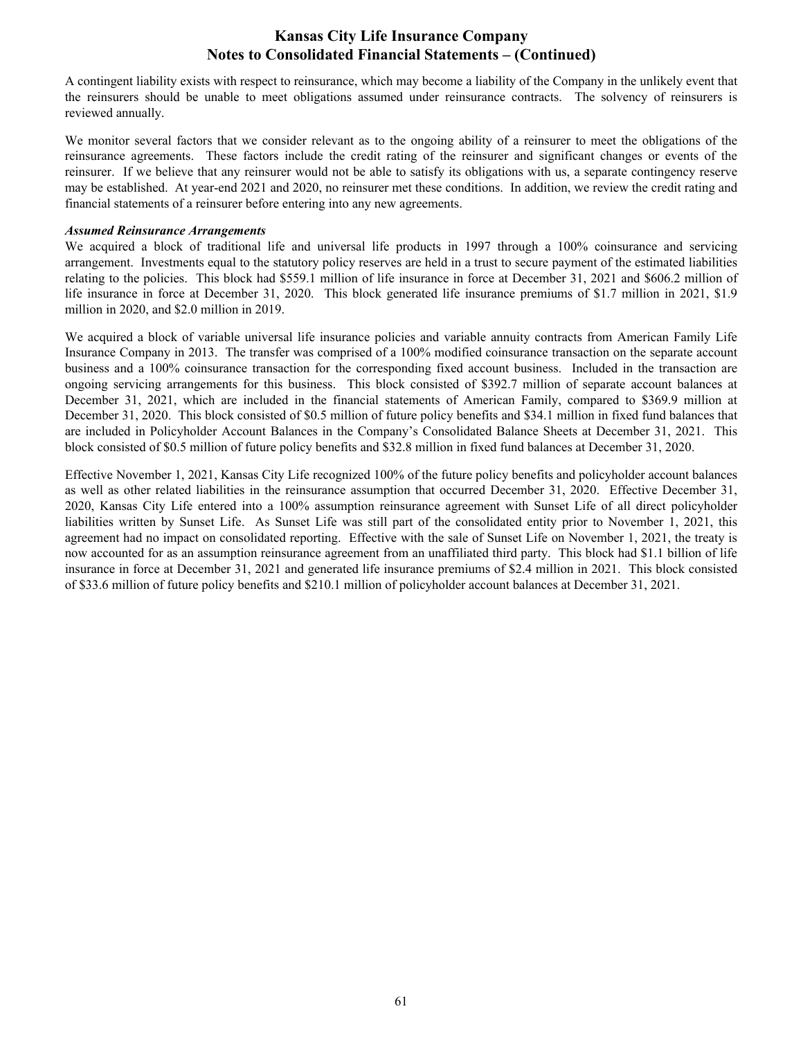A contingent liability exists with respect to reinsurance, which may become a liability of the Company in the unlikely event that the reinsurers should be unable to meet obligations assumed under reinsurance contracts. The solvency of reinsurers is reviewed annually.

We monitor several factors that we consider relevant as to the ongoing ability of a reinsurer to meet the obligations of the reinsurance agreements. These factors include the credit rating of the reinsurer and significant changes or events of the reinsurer. If we believe that any reinsurer would not be able to satisfy its obligations with us, a separate contingency reserve may be established. At year-end 2021 and 2020, no reinsurer met these conditions. In addition, we review the credit rating and financial statements of a reinsurer before entering into any new agreements.

***Assumed Reinsurance Arrangements***

We acquired a block of traditional life and universal life products in 1997 through a 100% coinsurance and servicing arrangement. Investments equal to the statutory policy reserves are held in a trust to secure payment of the estimated liabilities relating to the policies. This block had $559.1 million of life insurance in force at December 31, 2021 and $606.2 million of life insurance in force at December 31, 2020. This block generated life insurance premiums of $1.7 million in 2021, $1.9 million in 2020, and $2.0 million in 2019.

We acquired a block of variable universal life insurance policies and variable annuity contracts from American Family Life Insurance Company in 2013. The transfer was comprised of a 100% modified coinsurance transaction on the separate account business and a 100% coinsurance transaction for the corresponding fixed account business. Included in the transaction are ongoing servicing arrangements for this business. This block consisted of $392.7 million of separate account balances at December 31, 2021, which are included in the financial statements of American Family, compared to $369.9 million at December 31, 2020. This block consisted of $0.5 million of future policy benefits and $34.1 million in fixed fund balances that are included in Policyholder Account Balances in the Company's Consolidated Balance Sheets at December 31, 2021. This block consisted of $0.5 million of future policy benefits and $32.8 million in fixed fund balances at December 31, 2020.

Effective November 1, 2021, Kansas City Life recognized 100% of the future policy benefits and policyholder account balances as well as other related liabilities in the reinsurance assumption that occurred December 31, 2020. Effective December 31, 2020, Kansas City Life entered into a 100% assumption reinsurance agreement with Sunset Life of all direct policyholder liabilities written by Sunset Life. As Sunset Life was still part of the consolidated entity prior to November 1, 2021, this agreement had no impact on consolidated reporting. Effective with the sale of Sunset Life on November 1, 2021, the treaty is now accounted for as an assumption reinsurance agreement from an unaffiliated third party. This block had $1.1 billion of life insurance in force at December 31, 2021 and generated life insurance premiums of $2.4 million in 2021. This block consisted of $33.6 million of future policy benefits and $210.1 million of policyholder account balances at December 31, 2021.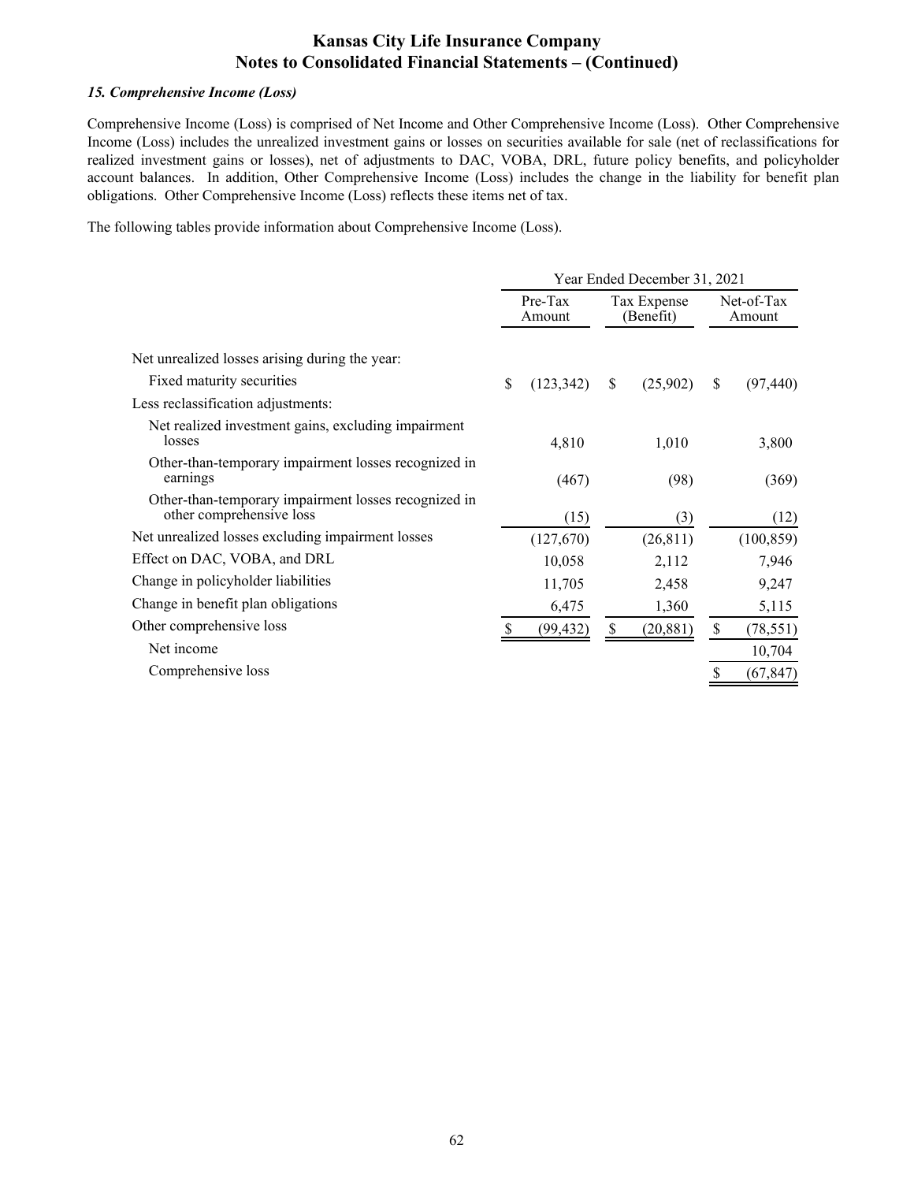### 15. *Comprehensive Income (Loss)*

Comprehensive Income (Loss) is comprised of Net Income and Other Comprehensive Income (Loss). Other Comprehensive Income (Loss) includes the unrealized investment gains or losses on securities available for sale (net of reclassifications for realized investment gains or losses), net of adjustments to DAC, VOBA, DRL, future policy benefits, and policyholder account balances. In addition, Other Comprehensive Income (Loss) includes the change in the liability for benefit plan obligations. Other Comprehensive Income (Loss) reflects these items net of tax.

The following tables provide information about Comprehensive Income (Loss).

| | Year Ended December 31, 2021 | | |
|---|---|---|---|
| | Pre-Tax Amount | Tax Expense (Benefit) | Net-of-Tax Amount |
| Net unrealized losses arising during the year: | | | |
| Fixed maturity securities | $ (123,342) | $ (25,902) | $ (97,440) |
| Less reclassification adjustments: | | | |
| Net realized investment gains, excluding impairment losses | 4,810 | 1,010 | 3,800 |
| Other-than-temporary impairment losses recognized in earnings | (467) | (98) | (369) |
| Other-than-temporary impairment losses recognized in other comprehensive loss | (15) | (3) | (12) |
| Net unrealized losses excluding impairment losses | (127,670) | (26,811) | (100,859) |
| Effect on DAC, VOBA, and DRL | 10,058 | 2,112 | 7,946 |
| Change in policyholder liabilities | 11,705 | 2,458 | 9,247 |
| Change in benefit plan obligations | 6,475 | 1,360 | 5,115 |
| Other comprehensive loss | $ (99,432) | $ (20,881) | $ (78,551) |
| Net income | | | 10,704 |
| Comprehensive loss | | | $ (67,847) |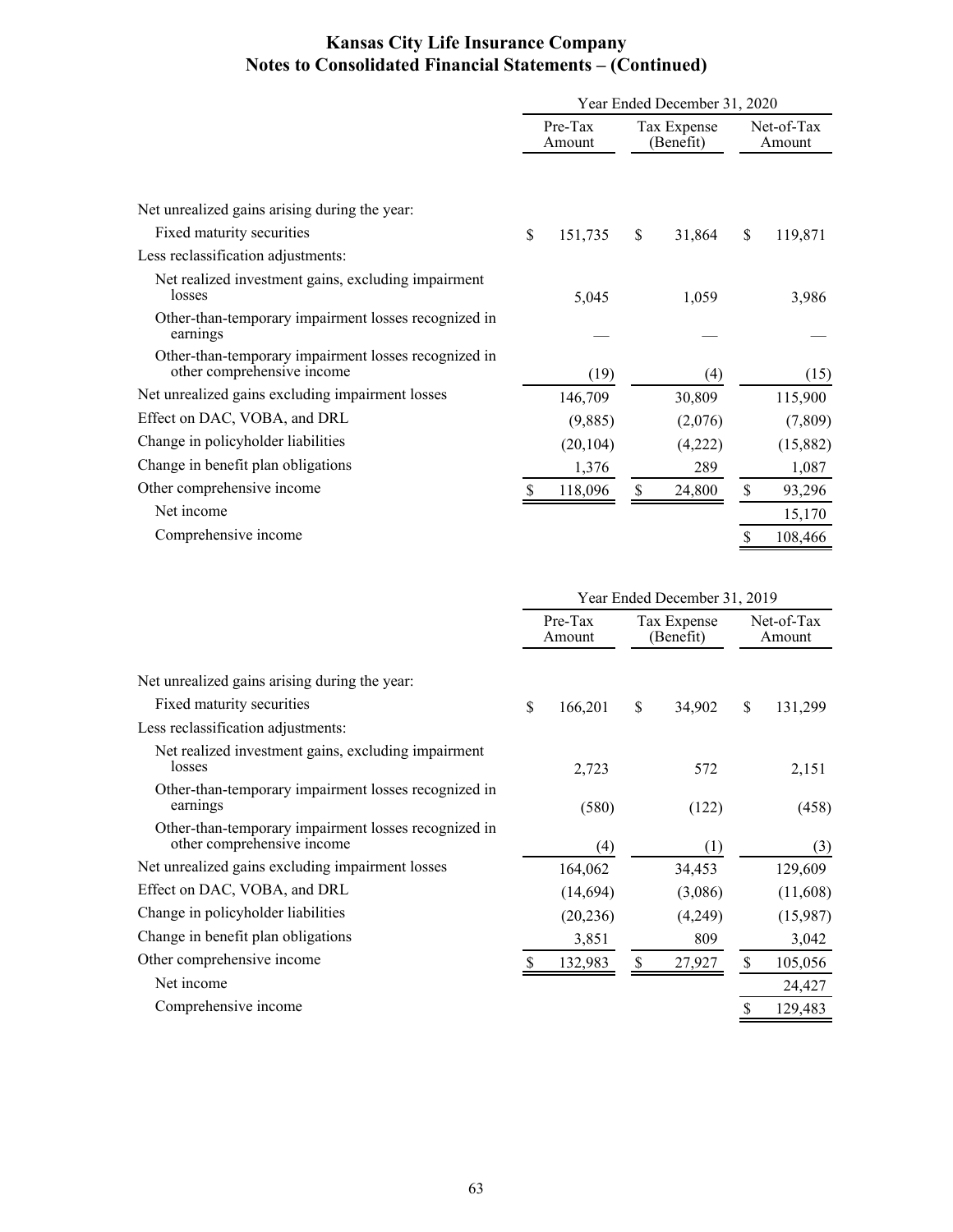# Kansas City Life Insurance Company
## Notes to Consolidated Financial Statements – (Continued)

| | Year Ended December 31, 2020 | | |
|---|---|---|---|
| | Pre-Tax Amount | Tax Expense (Benefit) | Net-of-Tax Amount |
| Net unrealized gains arising during the year: | | | |
| Fixed maturity securities | $ 151,735 | $ 31,864 | $ 119,871 |
| Less reclassification adjustments: | | | |
| Net realized investment gains, excluding impairment losses | 5,045 | 1,059 | 3,986 |
| Other-than-temporary impairment losses recognized in earnings | — | — | — |
| Other-than-temporary impairment losses recognized in other comprehensive income | (19) | (4) | (15) |
| Net unrealized gains excluding impairment losses | 146,709 | 30,809 | 115,900 |
| Effect on DAC, VOBA, and DRL | (9,885) | (2,076) | (7,809) |
| Change in policyholder liabilities | (20,104) | (4,222) | (15,882) |
| Change in benefit plan obligations | 1,376 | 289 | 1,087 |
| Other comprehensive income | $ 118,096 | $ 24,800 | $ 93,296 |
| Net income | | | 15,170 |
| Comprehensive income | | | $ 108,466 |

| | Year Ended December 31, 2019 | | |
|---|---|---|---|
| | Pre-Tax Amount | Tax Expense (Benefit) | Net-of-Tax Amount |
| Net unrealized gains arising during the year: | | | |
| Fixed maturity securities | $ 166,201 | $ 34,902 | $ 131,299 |
| Less reclassification adjustments: | | | |
| Net realized investment gains, excluding impairment losses | 2,723 | 572 | 2,151 |
| Other-than-temporary impairment losses recognized in earnings | (580) | (122) | (458) |
| Other-than-temporary impairment losses recognized in other comprehensive income | (4) | (1) | (3) |
| Net unrealized gains excluding impairment losses | 164,062 | 34,453 | 129,609 |
| Effect on DAC, VOBA, and DRL | (14,694) | (3,086) | (11,608) |
| Change in policyholder liabilities | (20,236) | (4,249) | (15,987) |
| Change in benefit plan obligations | 3,851 | 809 | 3,042 |
| Other comprehensive income | $ 132,983 | $ 27,927 | $ 105,056 |
| Net income | | | 24,427 |
| Comprehensive income | | | $ 129,483 |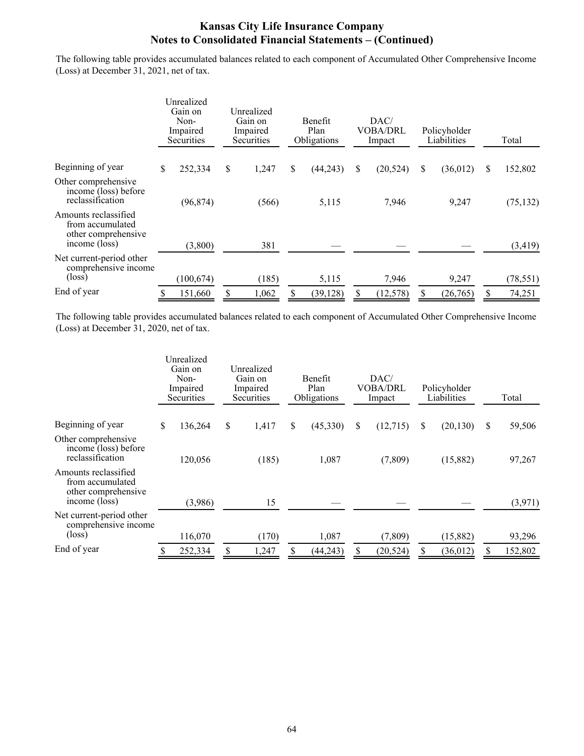The following table provides accumulated balances related to each component of Accumulated Other Comprehensive Income (Loss) at December 31, 2021, net of tax.

| | Unrealized Gain on Non-Impaired Securities | Unrealized Gain on Impaired Securities | Benefit Plan Obligations | DAC/ VOBA/DRL Impact | Policyholder Liabilities | Total |
|---|---|---|---|---|---|---|
| Beginning of year | $ 252,334 | $ 1,247 | $ (44,243) | $ (20,524) | $ (36,012) | $ 152,802 |
| Other comprehensive income (loss) before reclassification | (96,874) | (566) | 5,115 | 7,946 | 9,247 | (75,132) |
| Amounts reclassified from accumulated other comprehensive income (loss) | (3,800) | 381 | — | — | — | (3,419) |
| Net current-period other comprehensive income (loss) | (100,674) | (185) | 5,115 | 7,946 | 9,247 | (78,551) |
| End of year | $ 151,660 | $ 1,062 | $ (39,128) | $ (12,578) | $ (26,765) | $ 74,251 |

The following table provides accumulated balances related to each component of Accumulated Other Comprehensive Income (Loss) at December 31, 2020, net of tax.

| | Unrealized Gain on Non-Impaired Securities | Unrealized Gain on Impaired Securities | Benefit Plan Obligations | DAC/ VOBA/DRL Impact | Policyholder Liabilities | Total |
|---|---|---|---|---|---|---|
| Beginning of year | $ 136,264 | $ 1,417 | $ (45,330) | $ (12,715) | $ (20,130) | $ 59,506 |
| Other comprehensive income (loss) before reclassification | 120,056 | (185) | 1,087 | (7,809) | (15,882) | 97,267 |
| Amounts reclassified from accumulated other comprehensive income (loss) | (3,986) | 15 | — | — | — | (3,971) |
| Net current-period other comprehensive income (loss) | 116,070 | (170) | 1,087 | (7,809) | (15,882) | 93,296 |
| End of year | $ 252,334 | $ 1,247 | $ (44,243) | $ (20,524) | $ (36,012) | $ 152,802 |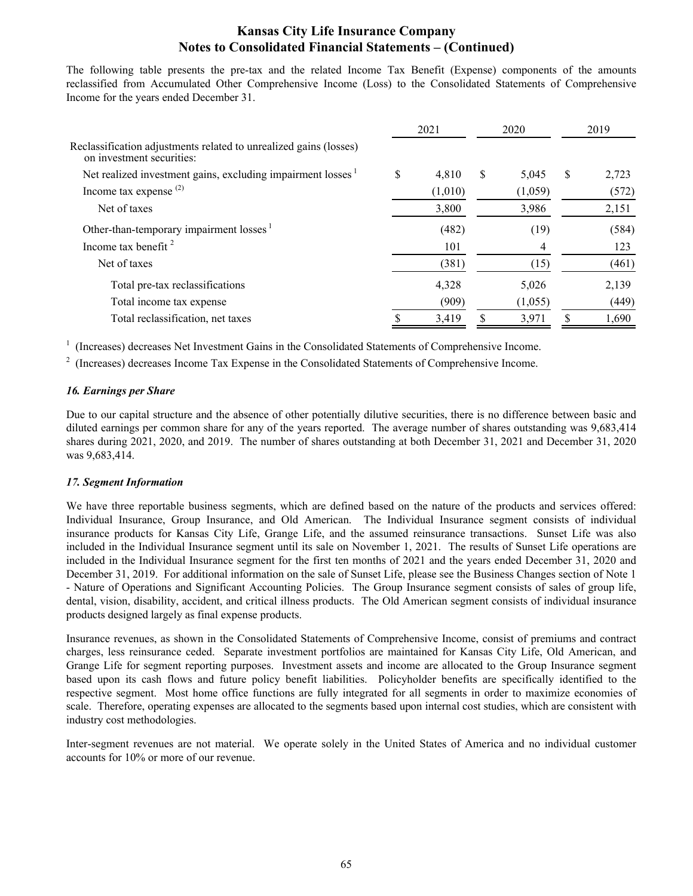The following table presents the pre-tax and the related Income Tax Benefit (Expense) components of the amounts reclassified from Accumulated Other Comprehensive Income (Loss) to the Consolidated Statements of Comprehensive Income for the years ended December 31.

| | 2021 | 2020 | 2019 |
|---|---|---|---|
| Reclassification adjustments related to unrealized gains (losses) on investment securities: | | | |
| Net realized investment gains, excluding impairment losses [1] | $ 4,810 | $ 5,045 | $ 2,723 |
| Income tax expense [(2)] | (1,010) | (1,059) | (572) |
| Net of taxes | 3,800 | 3,986 | 2,151 |
| Other-than-temporary impairment losses [1] | (482) | (19) | (584) |
| Income tax benefit [2] | 101 | 4 | 123 |
| Net of taxes | (381) | (15) | (461) |
| Total pre-tax reclassifications | 4,328 | 5,026 | 2,139 |
| Total income tax expense | (909) | (1,055) | (449) |
| Total reclassification, net taxes | $ 3,419 | $ 3,971 | $ 1,690 |

[1] (Increases) decreases Net Investment Gains in the Consolidated Statements of Comprehensive Income.

[2] (Increases) decreases Income Tax Expense in the Consolidated Statements of Comprehensive Income.

### *16. Earnings per Share*

Due to our capital structure and the absence of other potentially dilutive securities, there is no difference between basic and diluted earnings per common share for any of the years reported. The average number of shares outstanding was 9,683,414 shares during 2021, 2020, and 2019. The number of shares outstanding at both December 31, 2021 and December 31, 2020 was 9,683,414.

### *17. Segment Information*

We have three reportable business segments, which are defined based on the nature of the products and services offered: Individual Insurance, Group Insurance, and Old American. The Individual Insurance segment consists of individual insurance products for Kansas City Life, Grange Life, and the assumed reinsurance transactions. Sunset Life was also included in the Individual Insurance segment until its sale on November 1, 2021. The results of Sunset Life operations are included in the Individual Insurance segment for the first ten months of 2021 and the years ended December 31, 2020 and December 31, 2019. For additional information on the sale of Sunset Life, please see the Business Changes section of Note 1 - Nature of Operations and Significant Accounting Policies. The Group Insurance segment consists of sales of group life, dental, vision, disability, accident, and critical illness products. The Old American segment consists of individual insurance products designed largely as final expense products.

Insurance revenues, as shown in the Consolidated Statements of Comprehensive Income, consist of premiums and contract charges, less reinsurance ceded. Separate investment portfolios are maintained for Kansas City Life, Old American, and Grange Life for segment reporting purposes. Investment assets and income are allocated to the Group Insurance segment based upon its cash flows and future policy benefit liabilities. Policyholder benefits are specifically identified to the respective segment. Most home office functions are fully integrated for all segments in order to maximize economies of scale. Therefore, operating expenses are allocated to the segments based upon internal cost studies, which are consistent with industry cost methodologies.

Inter-segment revenues are not material. We operate solely in the United States of America and no individual customer accounts for 10% or more of our revenue.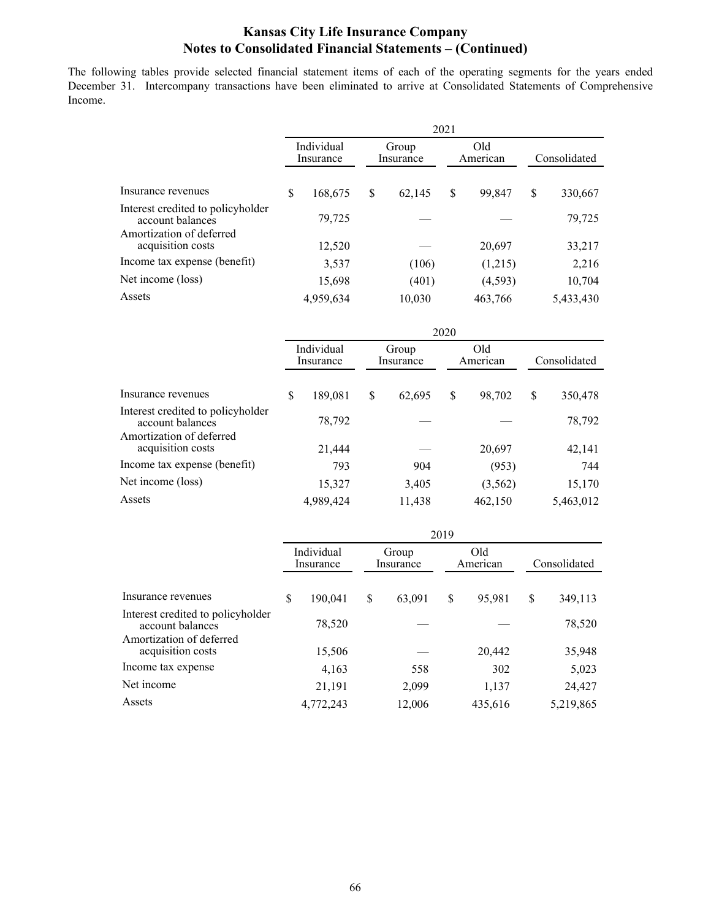## Kansas City Life Insurance Company
## Notes to Consolidated Financial Statements – (Continued)

The following tables provide selected financial statement items of each of the operating segments for the years ended December 31. Intercompany transactions have been eliminated to arrive at Consolidated Statements of Comprehensive Income.

| | 2021 | | | |
|---|---|---|---|---|
| | Individual Insurance | Group Insurance | Old American | Consolidated |
| Insurance revenues | $ 168,675 | $ 62,145 | $ 99,847 | $ 330,667 |
| Interest credited to policyholder account balances | 79,725 | — | — | 79,725 |
| Amortization of deferred acquisition costs | 12,520 | — | 20,697 | 33,217 |
| Income tax expense (benefit) | 3,537 | (106) | (1,215) | 2,216 |
| Net income (loss) | 15,698 | (401) | (4,593) | 10,704 |
| Assets | 4,959,634 | 10,030 | 463,766 | 5,433,430 |

| | 2020 | | | |
|---|---|---|---|---|
| | Individual Insurance | Group Insurance | Old American | Consolidated |
| Insurance revenues | $ 189,081 | $ 62,695 | $ 98,702 | $ 350,478 |
| Interest credited to policyholder account balances | 78,792 | — | — | 78,792 |
| Amortization of deferred acquisition costs | 21,444 | — | 20,697 | 42,141 |
| Income tax expense (benefit) | 793 | 904 | (953) | 744 |
| Net income (loss) | 15,327 | 3,405 | (3,562) | 15,170 |
| Assets | 4,989,424 | 11,438 | 462,150 | 5,463,012 |

| | 2019 | | | |
|---|---|---|---|---|
| | Individual Insurance | Group Insurance | Old American | Consolidated |
| Insurance revenues | $ 190,041 | $ 63,091 | $ 95,981 | $ 349,113 |
| Interest credited to policyholder account balances | 78,520 | — | — | 78,520 |
| Amortization of deferred acquisition costs | 15,506 | — | 20,442 | 35,948 |
| Income tax expense | 4,163 | 558 | 302 | 5,023 |
| Net income | 21,191 | 2,099 | 1,137 | 24,427 |
| Assets | 4,772,243 | 12,006 | 435,616 | 5,219,865 |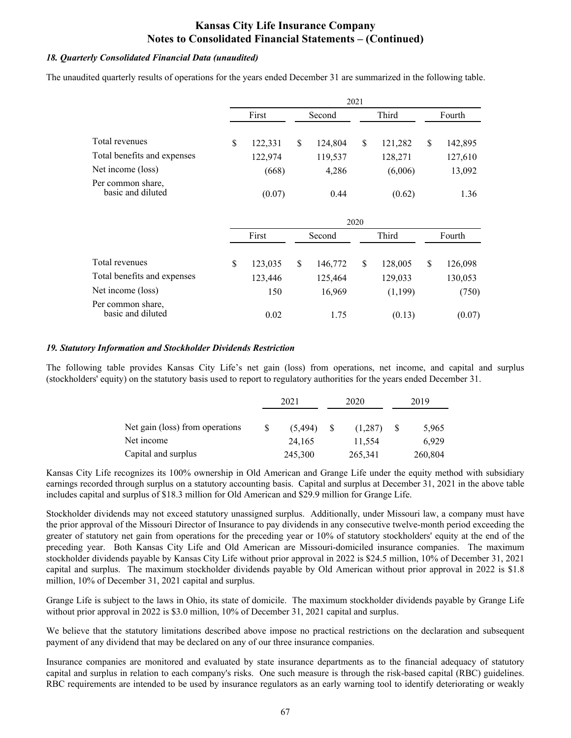### *18. Quarterly Consolidated Financial Data (unaudited)*

The unaudited quarterly results of operations for the years ended December 31 are summarized in the following table.

| | 2021 | | | |
|---|---|---|---|---|
| | First | Second | Third | Fourth |
| Total revenues | $ 122,331 | $ 124,804 | $ 121,282 | $ 142,895 |
| Total benefits and expenses | 122,974 | 119,537 | 128,271 | 127,610 |
| Net income (loss) | (668) | 4,286 | (6,006) | 13,092 |
| Per common share, basic and diluted | (0.07) | 0.44 | (0.62) | 1.36 |

| | 2020 | | | |
|---|---|---|---|---|
| | First | Second | Third | Fourth |
| Total revenues | $ 123,035 | $ 146,772 | $ 128,005 | $ 126,098 |
| Total benefits and expenses | 123,446 | 125,464 | 129,033 | 130,053 |
| Net income (loss) | 150 | 16,969 | (1,199) | (750) |
| Per common share, basic and diluted | 0.02 | 1.75 | (0.13) | (0.07) |

### *19. Statutory Information and Stockholder Dividends Restriction*

The following table provides Kansas City Life's net gain (loss) from operations, net income, and capital and surplus (stockholders' equity) on the statutory basis used to report to regulatory authorities for the years ended December 31.

| | 2021 | 2020 | 2019 |
|---|---|---|---|
| Net gain (loss) from operations | $ (5,494) | $ (1,287) | $ 5,965 |
| Net income | 24,165 | 11,554 | 6,929 |
| Capital and surplus | 245,300 | 265,341 | 260,804 |

Kansas City Life recognizes its 100% ownership in Old American and Grange Life under the equity method with subsidiary earnings recorded through surplus on a statutory accounting basis. Capital and surplus at December 31, 2021 in the above table includes capital and surplus of $18.3 million for Old American and $29.9 million for Grange Life.

Stockholder dividends may not exceed statutory unassigned surplus. Additionally, under Missouri law, a company must have the prior approval of the Missouri Director of Insurance to pay dividends in any consecutive twelve-month period exceeding the greater of statutory net gain from operations for the preceding year or 10% of statutory stockholders' equity at the end of the preceding year. Both Kansas City Life and Old American are Missouri-domiciled insurance companies. The maximum stockholder dividends payable by Kansas City Life without prior approval in 2022 is $24.5 million, 10% of December 31, 2021 capital and surplus. The maximum stockholder dividends payable by Old American without prior approval in 2022 is $1.8 million, 10% of December 31, 2021 capital and surplus.

Grange Life is subject to the laws in Ohio, its state of domicile. The maximum stockholder dividends payable by Grange Life without prior approval in 2022 is $3.0 million, 10% of December 31, 2021 capital and surplus.

We believe that the statutory limitations described above impose no practical restrictions on the declaration and subsequent payment of any dividend that may be declared on any of our three insurance companies.

Insurance companies are monitored and evaluated by state insurance departments as to the financial adequacy of statutory capital and surplus in relation to each company's risks. One such measure is through the risk-based capital (RBC) guidelines. RBC requirements are intended to be used by insurance regulators as an early warning tool to identify deteriorating or weakly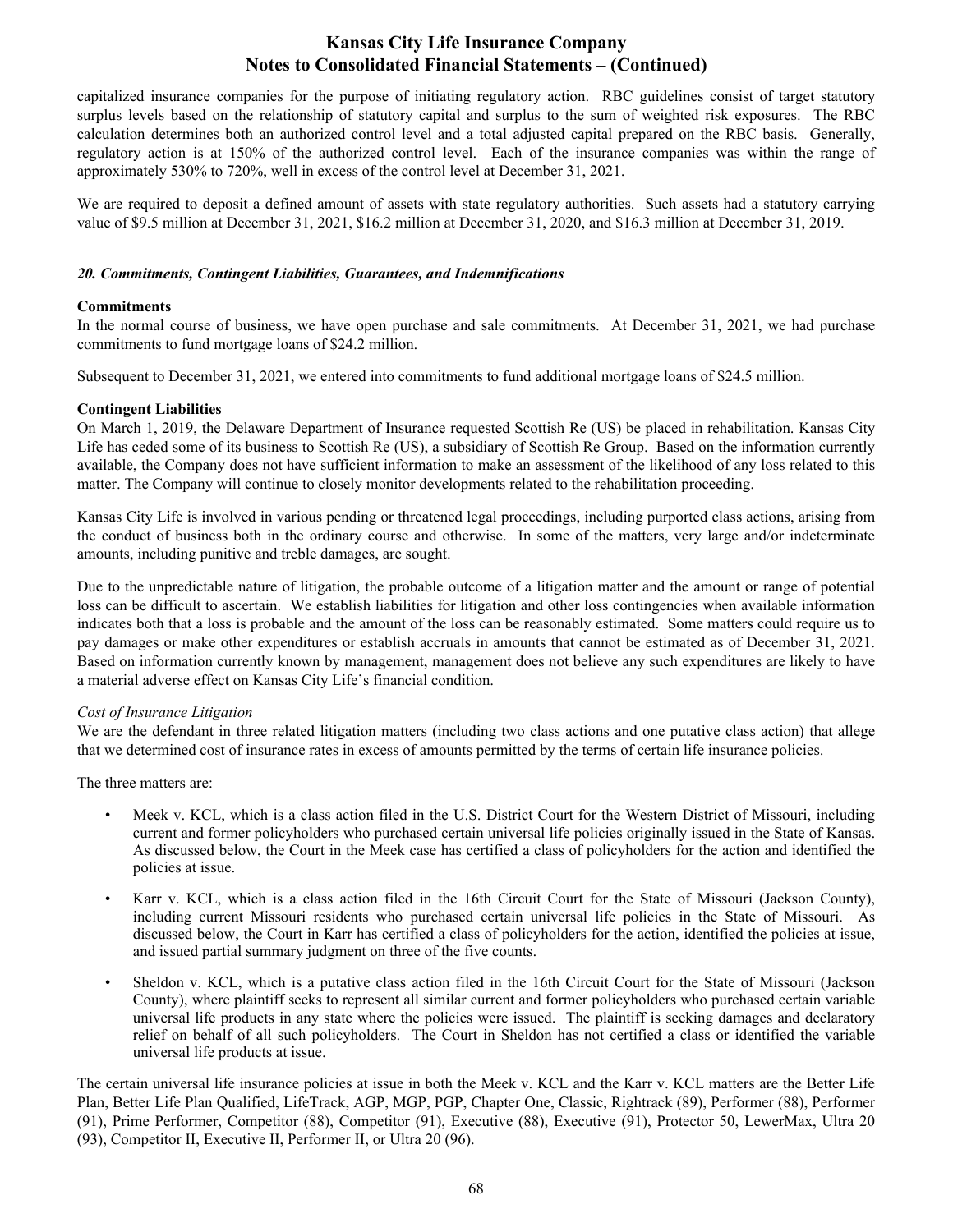capitalized insurance companies for the purpose of initiating regulatory action. RBC guidelines consist of target statutory surplus levels based on the relationship of statutory capital and surplus to the sum of weighted risk exposures. The RBC calculation determines both an authorized control level and a total adjusted capital prepared on the RBC basis. Generally, regulatory action is at 150% of the authorized control level. Each of the insurance companies was within the range of approximately 530% to 720%, well in excess of the control level at December 31, 2021.

We are required to deposit a defined amount of assets with state regulatory authorities. Such assets had a statutory carrying value of $9.5 million at December 31, 2021, $16.2 million at December 31, 2020, and $16.3 million at December 31, 2019.

### *20. Commitments, Contingent Liabilities, Guarantees, and Indemnifications*

**Commitments**

In the normal course of business, we have open purchase and sale commitments. At December 31, 2021, we had purchase commitments to fund mortgage loans of $24.2 million.

Subsequent to December 31, 2021, we entered into commitments to fund additional mortgage loans of $24.5 million.

**Contingent Liabilities**

On March 1, 2019, the Delaware Department of Insurance requested Scottish Re (US) be placed in rehabilitation. Kansas City Life has ceded some of its business to Scottish Re (US), a subsidiary of Scottish Re Group. Based on the information currently available, the Company does not have sufficient information to make an assessment of the likelihood of any loss related to this matter. The Company will continue to closely monitor developments related to the rehabilitation proceeding.

Kansas City Life is involved in various pending or threatened legal proceedings, including purported class actions, arising from the conduct of business both in the ordinary course and otherwise. In some of the matters, very large and/or indeterminate amounts, including punitive and treble damages, are sought.

Due to the unpredictable nature of litigation, the probable outcome of a litigation matter and the amount or range of potential loss can be difficult to ascertain. We establish liabilities for litigation and other loss contingencies when available information indicates both that a loss is probable and the amount of the loss can be reasonably estimated. Some matters could require us to pay damages or make other expenditures or establish accruals in amounts that cannot be estimated as of December 31, 2021. Based on information currently known by management, management does not believe any such expenditures are likely to have a material adverse effect on Kansas City Life's financial condition.

*Cost of Insurance Litigation*

We are the defendant in three related litigation matters (including two class actions and one putative class action) that allege that we determined cost of insurance rates in excess of amounts permitted by the terms of certain life insurance policies.

The three matters are:

- Meek v. KCL, which is a class action filed in the U.S. District Court for the Western District of Missouri, including current and former policyholders who purchased certain universal life policies originally issued in the State of Kansas. As discussed below, the Court in the Meek case has certified a class of policyholders for the action and identified the policies at issue.
- Karr v. KCL, which is a class action filed in the 16th Circuit Court for the State of Missouri (Jackson County), including current Missouri residents who purchased certain universal life policies in the State of Missouri. As discussed below, the Court in Karr has certified a class of policyholders for the action, identified the policies at issue, and issued partial summary judgment on three of the five counts.
- Sheldon v. KCL, which is a putative class action filed in the 16th Circuit Court for the State of Missouri (Jackson County), where plaintiff seeks to represent all similar current and former policyholders who purchased certain variable universal life products in any state where the policies were issued. The plaintiff is seeking damages and declaratory relief on behalf of all such policyholders. The Court in Sheldon has not certified a class or identified the variable universal life products at issue.

The certain universal life insurance policies at issue in both the Meek v. KCL and the Karr v. KCL matters are the Better Life Plan, Better Life Plan Qualified, LifeTrack, AGP, MGP, PGP, Chapter One, Classic, Rightrack (89), Performer (88), Performer (91), Prime Performer, Competitor (88), Competitor (91), Executive (88), Executive (91), Protector 50, LewerMax, Ultra 20 (93), Competitor II, Executive II, Performer II, or Ultra 20 (96).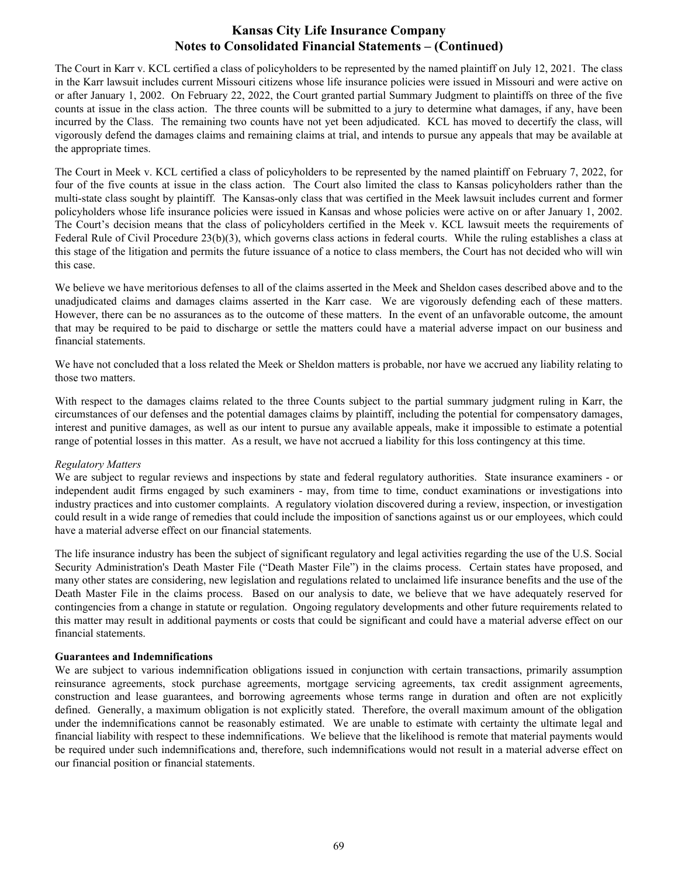The Court in Karr v. KCL certified a class of policyholders to be represented by the named plaintiff on July 12, 2021. The class in the Karr lawsuit includes current Missouri citizens whose life insurance policies were issued in Missouri and were active on or after January 1, 2002. On February 22, 2022, the Court granted partial Summary Judgment to plaintiffs on three of the five counts at issue in the class action. The three counts will be submitted to a jury to determine what damages, if any, have been incurred by the Class. The remaining two counts have not yet been adjudicated. KCL has moved to decertify the class, will vigorously defend the damages claims and remaining claims at trial, and intends to pursue any appeals that may be available at the appropriate times.

The Court in Meek v. KCL certified a class of policyholders to be represented by the named plaintiff on February 7, 2022, for four of the five counts at issue in the class action. The Court also limited the class to Kansas policyholders rather than the multi-state class sought by plaintiff. The Kansas-only class that was certified in the Meek lawsuit includes current and former policyholders whose life insurance policies were issued in Kansas and whose policies were active on or after January 1, 2002. The Court's decision means that the class of policyholders certified in the Meek v. KCL lawsuit meets the requirements of Federal Rule of Civil Procedure 23(b)(3), which governs class actions in federal courts. While the ruling establishes a class at this stage of the litigation and permits the future issuance of a notice to class members, the Court has not decided who will win this case.

We believe we have meritorious defenses to all of the claims asserted in the Meek and Sheldon cases described above and to the unadjudicated claims and damages claims asserted in the Karr case. We are vigorously defending each of these matters. However, there can be no assurances as to the outcome of these matters. In the event of an unfavorable outcome, the amount that may be required to be paid to discharge or settle the matters could have a material adverse impact on our business and financial statements.

We have not concluded that a loss related the Meek or Sheldon matters is probable, nor have we accrued any liability relating to those two matters.

With respect to the damages claims related to the three Counts subject to the partial summary judgment ruling in Karr, the circumstances of our defenses and the potential damages claims by plaintiff, including the potential for compensatory damages, interest and punitive damages, as well as our intent to pursue any available appeals, make it impossible to estimate a potential range of potential losses in this matter. As a result, we have not accrued a liability for this loss contingency at this time.

*Regulatory Matters*

We are subject to regular reviews and inspections by state and federal regulatory authorities. State insurance examiners - or independent audit firms engaged by such examiners - may, from time to time, conduct examinations or investigations into industry practices and into customer complaints. A regulatory violation discovered during a review, inspection, or investigation could result in a wide range of remedies that could include the imposition of sanctions against us or our employees, which could have a material adverse effect on our financial statements.

The life insurance industry has been the subject of significant regulatory and legal activities regarding the use of the U.S. Social Security Administration's Death Master File ("Death Master File") in the claims process. Certain states have proposed, and many other states are considering, new legislation and regulations related to unclaimed life insurance benefits and the use of the Death Master File in the claims process. Based on our analysis to date, we believe that we have adequately reserved for contingencies from a change in statute or regulation. Ongoing regulatory developments and other future requirements related to this matter may result in additional payments or costs that could be significant and could have a material adverse effect on our financial statements.

**Guarantees and Indemnifications**

We are subject to various indemnification obligations issued in conjunction with certain transactions, primarily assumption reinsurance agreements, stock purchase agreements, mortgage servicing agreements, tax credit assignment agreements, construction and lease guarantees, and borrowing agreements whose terms range in duration and often are not explicitly defined. Generally, a maximum obligation is not explicitly stated. Therefore, the overall maximum amount of the obligation under the indemnifications cannot be reasonably estimated. We are unable to estimate with certainty the ultimate legal and financial liability with respect to these indemnifications. We believe that the likelihood is remote that material payments would be required under such indemnifications and, therefore, such indemnifications would not result in a material adverse effect on our financial position or financial statements.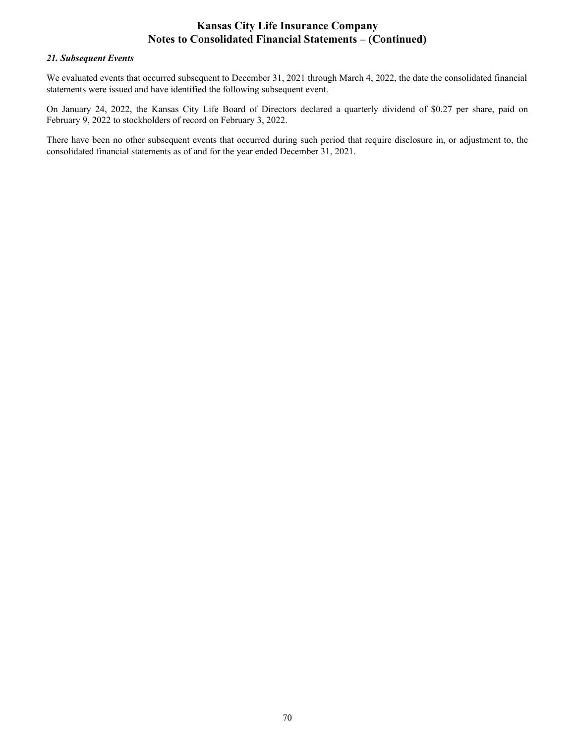### *21. Subsequent Events*

We evaluated events that occurred subsequent to December 31, 2021 through March 4, 2022, the date the consolidated financial statements were issued and have identified the following subsequent event.

On January 24, 2022, the Kansas City Life Board of Directors declared a quarterly dividend of $0.27 per share, paid on February 9, 2022 to stockholders of record on February 3, 2022.

There have been no other subsequent events that occurred during such period that require disclosure in, or adjustment to, the consolidated financial statements as of and for the year ended December 31, 2021.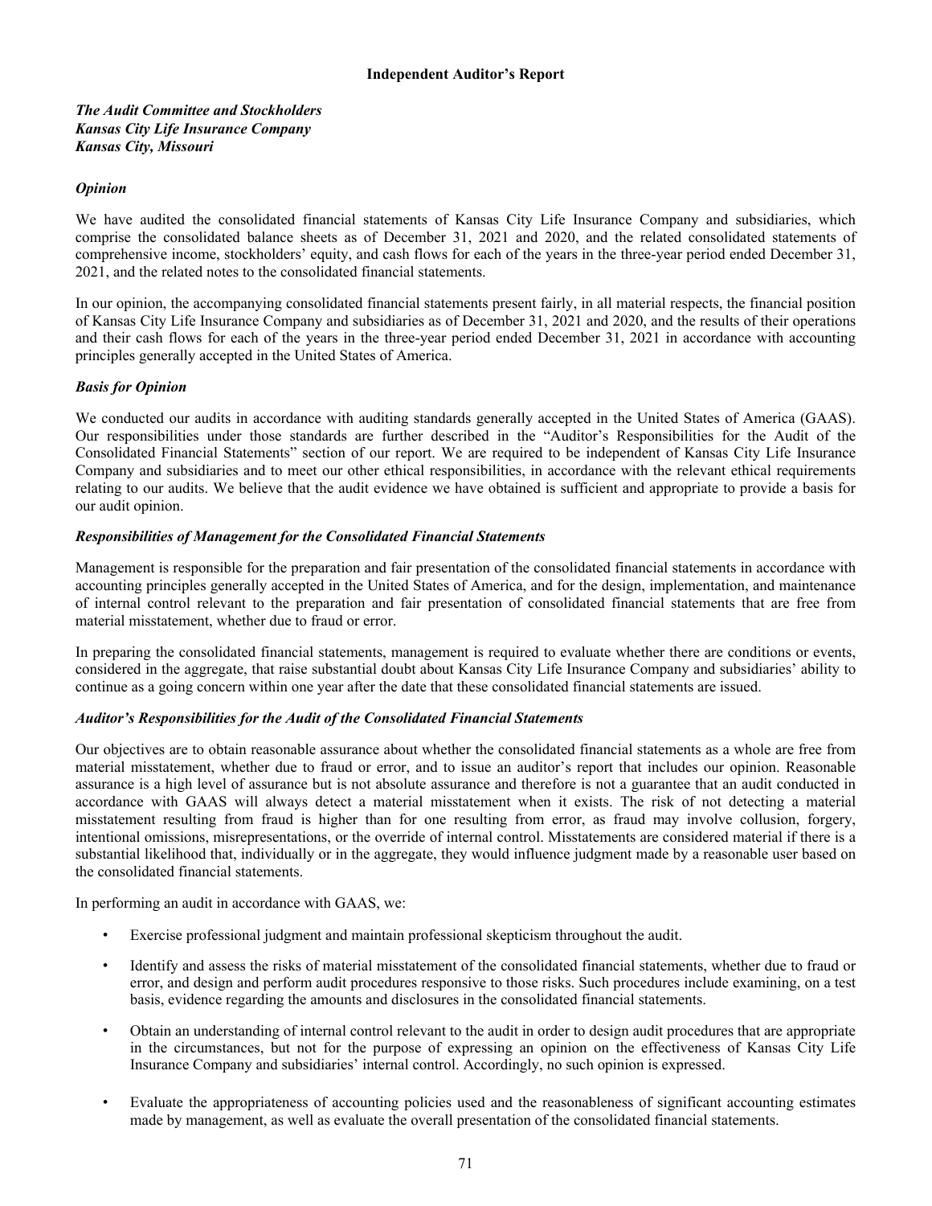**Independent Auditor's Report**

***The Audit Committee and Stockholders***
***Kansas City Life Insurance Company***
***Kansas City, Missouri***

***Opinion***

We have audited the consolidated financial statements of Kansas City Life Insurance Company and subsidiaries, which comprise the consolidated balance sheets as of December 31, 2021 and 2020, and the related consolidated statements of comprehensive income, stockholders' equity, and cash flows for each of the years in the three-year period ended December 31, 2021, and the related notes to the consolidated financial statements.

In our opinion, the accompanying consolidated financial statements present fairly, in all material respects, the financial position of Kansas City Life Insurance Company and subsidiaries as of December 31, 2021 and 2020, and the results of their operations and their cash flows for each of the years in the three-year period ended December 31, 2021 in accordance with accounting principles generally accepted in the United States of America.

***Basis for Opinion***

We conducted our audits in accordance with auditing standards generally accepted in the United States of America (GAAS). Our responsibilities under those standards are further described in the "Auditor's Responsibilities for the Audit of the Consolidated Financial Statements" section of our report. We are required to be independent of Kansas City Life Insurance Company and subsidiaries and to meet our other ethical responsibilities, in accordance with the relevant ethical requirements relating to our audits. We believe that the audit evidence we have obtained is sufficient and appropriate to provide a basis for our audit opinion.

***Responsibilities of Management for the Consolidated Financial Statements***

Management is responsible for the preparation and fair presentation of the consolidated financial statements in accordance with accounting principles generally accepted in the United States of America, and for the design, implementation, and maintenance of internal control relevant to the preparation and fair presentation of consolidated financial statements that are free from material misstatement, whether due to fraud or error.

In preparing the consolidated financial statements, management is required to evaluate whether there are conditions or events, considered in the aggregate, that raise substantial doubt about Kansas City Life Insurance Company and subsidiaries' ability to continue as a going concern within one year after the date that these consolidated financial statements are issued.

***Auditor's Responsibilities for the Audit of the Consolidated Financial Statements***

Our objectives are to obtain reasonable assurance about whether the consolidated financial statements as a whole are free from material misstatement, whether due to fraud or error, and to issue an auditor's report that includes our opinion. Reasonable assurance is a high level of assurance but is not absolute assurance and therefore is not a guarantee that an audit conducted in accordance with GAAS will always detect a material misstatement when it exists. The risk of not detecting a material misstatement resulting from fraud is higher than for one resulting from error, as fraud may involve collusion, forgery, intentional omissions, misrepresentations, or the override of internal control. Misstatements are considered material if there is a substantial likelihood that, individually or in the aggregate, they would influence judgment made by a reasonable user based on the consolidated financial statements.

In performing an audit in accordance with GAAS, we:

- Exercise professional judgment and maintain professional skepticism throughout the audit.
- Identify and assess the risks of material misstatement of the consolidated financial statements, whether due to fraud or error, and design and perform audit procedures responsive to those risks. Such procedures include examining, on a test basis, evidence regarding the amounts and disclosures in the consolidated financial statements.
- Obtain an understanding of internal control relevant to the audit in order to design audit procedures that are appropriate in the circumstances, but not for the purpose of expressing an opinion on the effectiveness of Kansas City Life Insurance Company and subsidiaries' internal control. Accordingly, no such opinion is expressed.
- Evaluate the appropriateness of accounting policies used and the reasonableness of significant accounting estimates made by management, as well as evaluate the overall presentation of the consolidated financial statements.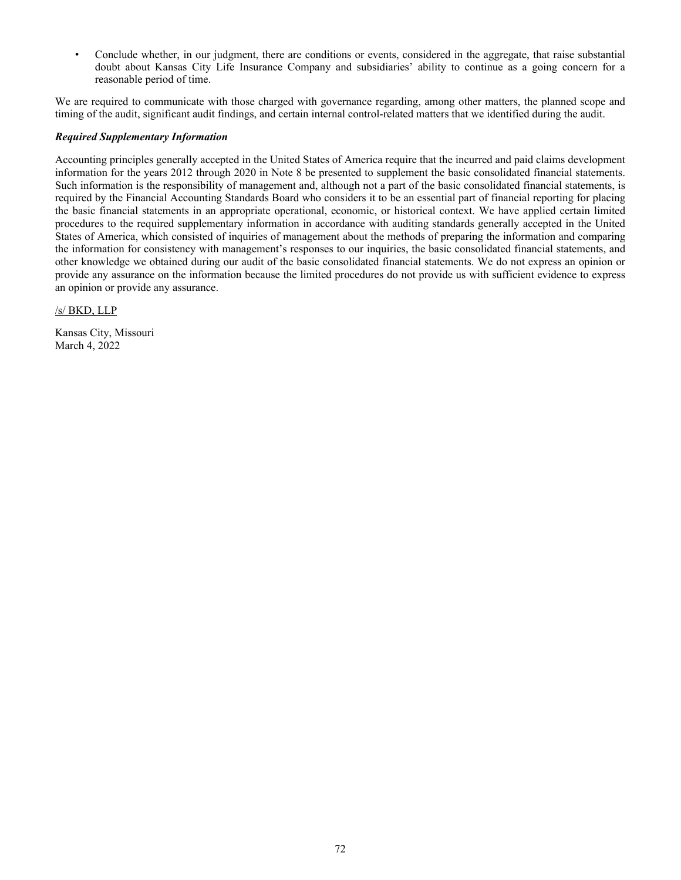- Conclude whether, in our judgment, there are conditions or events, considered in the aggregate, that raise substantial doubt about Kansas City Life Insurance Company and subsidiaries' ability to continue as a going concern for a reasonable period of time.

We are required to communicate with those charged with governance regarding, among other matters, the planned scope and timing of the audit, significant audit findings, and certain internal control-related matters that we identified during the audit.

***Required Supplementary Information***

Accounting principles generally accepted in the United States of America require that the incurred and paid claims development information for the years 2012 through 2020 in Note 8 be presented to supplement the basic consolidated financial statements. Such information is the responsibility of management and, although not a part of the basic consolidated financial statements, is required by the Financial Accounting Standards Board who considers it to be an essential part of financial reporting for placing the basic financial statements in an appropriate operational, economic, or historical context. We have applied certain limited procedures to the required supplementary information in accordance with auditing standards generally accepted in the United States of America, which consisted of inquiries of management about the methods of preparing the information and comparing the information for consistency with management's responses to our inquiries, the basic consolidated financial statements, and other knowledge we obtained during our audit of the basic consolidated financial statements. We do not express an opinion or provide any assurance on the information because the limited procedures do not provide us with sufficient evidence to express an opinion or provide any assurance.

/s/ BKD, LLP

Kansas City, Missouri
March 4, 2022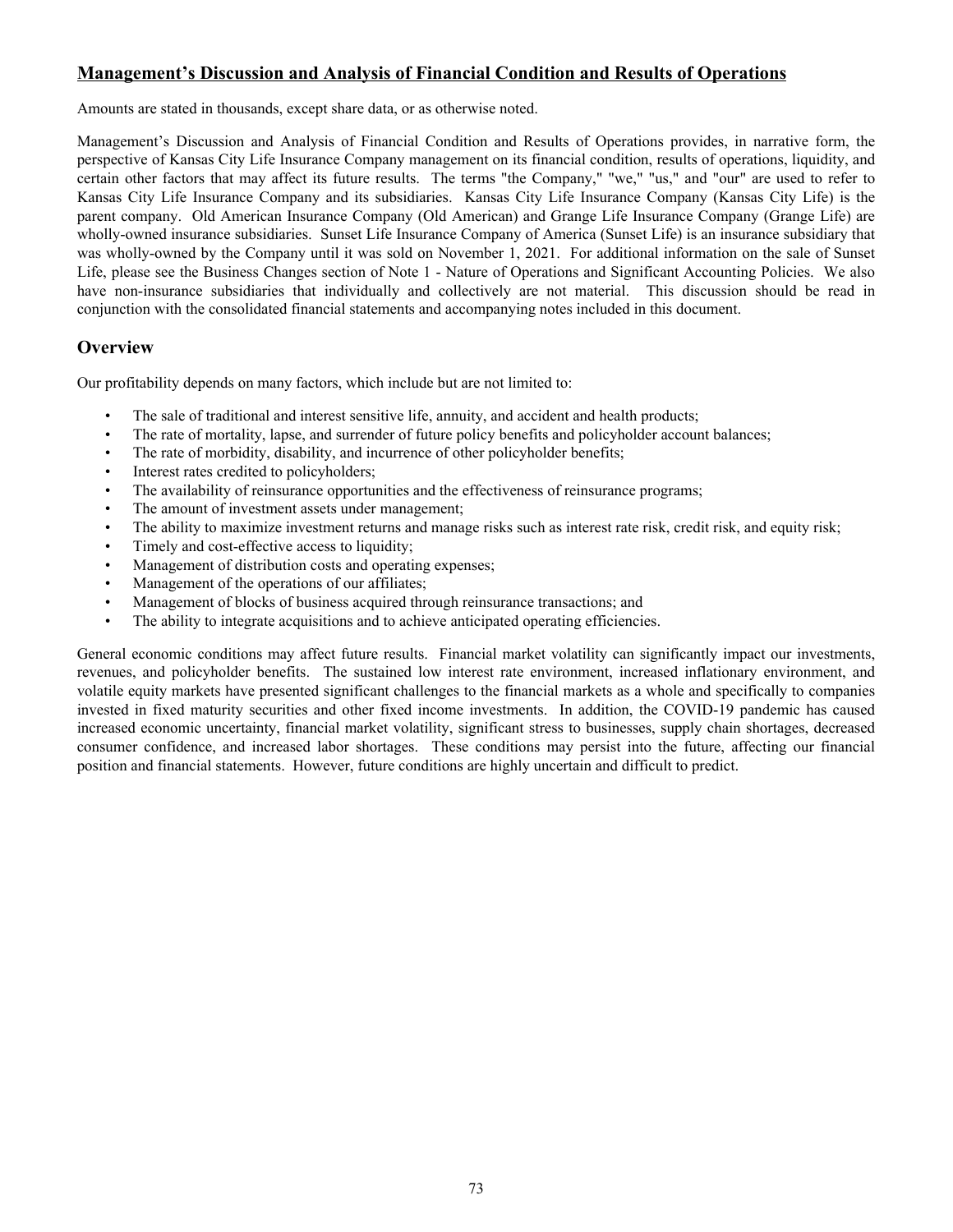## Management's Discussion and Analysis of Financial Condition and Results of Operations

Amounts are stated in thousands, except share data, or as otherwise noted.

Management's Discussion and Analysis of Financial Condition and Results of Operations provides, in narrative form, the perspective of Kansas City Life Insurance Company management on its financial condition, results of operations, liquidity, and certain other factors that may affect its future results. The terms "the Company," "we," "us," and "our" are used to refer to Kansas City Life Insurance Company and its subsidiaries. Kansas City Life Insurance Company (Kansas City Life) is the parent company. Old American Insurance Company (Old American) and Grange Life Insurance Company (Grange Life) are wholly-owned insurance subsidiaries. Sunset Life Insurance Company of America (Sunset Life) is an insurance subsidiary that was wholly-owned by the Company until it was sold on November 1, 2021. For additional information on the sale of Sunset Life, please see the Business Changes section of Note 1 - Nature of Operations and Significant Accounting Policies. We also have non-insurance subsidiaries that individually and collectively are not material. This discussion should be read in conjunction with the consolidated financial statements and accompanying notes included in this document.

## Overview

Our profitability depends on many factors, which include but are not limited to:

- The sale of traditional and interest sensitive life, annuity, and accident and health products;
- The rate of mortality, lapse, and surrender of future policy benefits and policyholder account balances;
- The rate of morbidity, disability, and incurrence of other policyholder benefits;
- Interest rates credited to policyholders;
- The availability of reinsurance opportunities and the effectiveness of reinsurance programs;
- The amount of investment assets under management;
- The ability to maximize investment returns and manage risks such as interest rate risk, credit risk, and equity risk;
- Timely and cost-effective access to liquidity;
- Management of distribution costs and operating expenses;
- Management of the operations of our affiliates;
- Management of blocks of business acquired through reinsurance transactions; and
- The ability to integrate acquisitions and to achieve anticipated operating efficiencies.

General economic conditions may affect future results. Financial market volatility can significantly impact our investments, revenues, and policyholder benefits. The sustained low interest rate environment, increased inflationary environment, and volatile equity markets have presented significant challenges to the financial markets as a whole and specifically to companies invested in fixed maturity securities and other fixed income investments. In addition, the COVID-19 pandemic has caused increased economic uncertainty, financial market volatility, significant stress to businesses, supply chain shortages, decreased consumer confidence, and increased labor shortages. These conditions may persist into the future, affecting our financial position and financial statements. However, future conditions are highly uncertain and difficult to predict.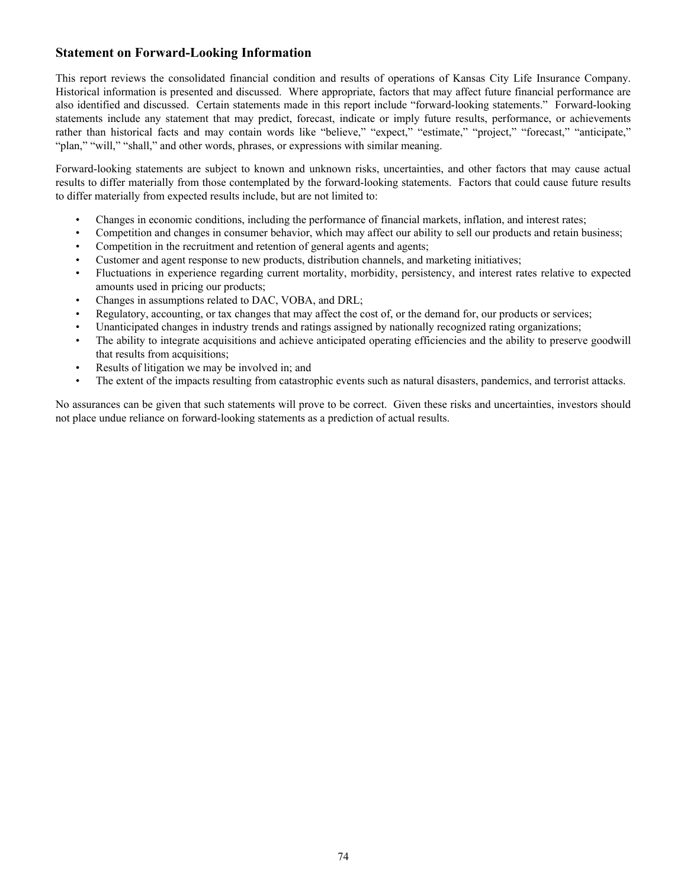## Statement on Forward-Looking Information

This report reviews the consolidated financial condition and results of operations of Kansas City Life Insurance Company. Historical information is presented and discussed. Where appropriate, factors that may affect future financial performance are also identified and discussed. Certain statements made in this report include "forward-looking statements." Forward-looking statements include any statement that may predict, forecast, indicate or imply future results, performance, or achievements rather than historical facts and may contain words like "believe," "expect," "estimate," "project," "forecast," "anticipate," "plan," "will," "shall," and other words, phrases, or expressions with similar meaning.

Forward-looking statements are subject to known and unknown risks, uncertainties, and other factors that may cause actual results to differ materially from those contemplated by the forward-looking statements. Factors that could cause future results to differ materially from expected results include, but are not limited to:

- Changes in economic conditions, including the performance of financial markets, inflation, and interest rates;
- Competition and changes in consumer behavior, which may affect our ability to sell our products and retain business;
- Competition in the recruitment and retention of general agents and agents;
- Customer and agent response to new products, distribution channels, and marketing initiatives;
- Fluctuations in experience regarding current mortality, morbidity, persistency, and interest rates relative to expected amounts used in pricing our products;
- Changes in assumptions related to DAC, VOBA, and DRL;
- Regulatory, accounting, or tax changes that may affect the cost of, or the demand for, our products or services;
- Unanticipated changes in industry trends and ratings assigned by nationally recognized rating organizations;
- The ability to integrate acquisitions and achieve anticipated operating efficiencies and the ability to preserve goodwill that results from acquisitions;
- Results of litigation we may be involved in; and
- The extent of the impacts resulting from catastrophic events such as natural disasters, pandemics, and terrorist attacks.

No assurances can be given that such statements will prove to be correct. Given these risks and uncertainties, investors should not place undue reliance on forward-looking statements as a prediction of actual results.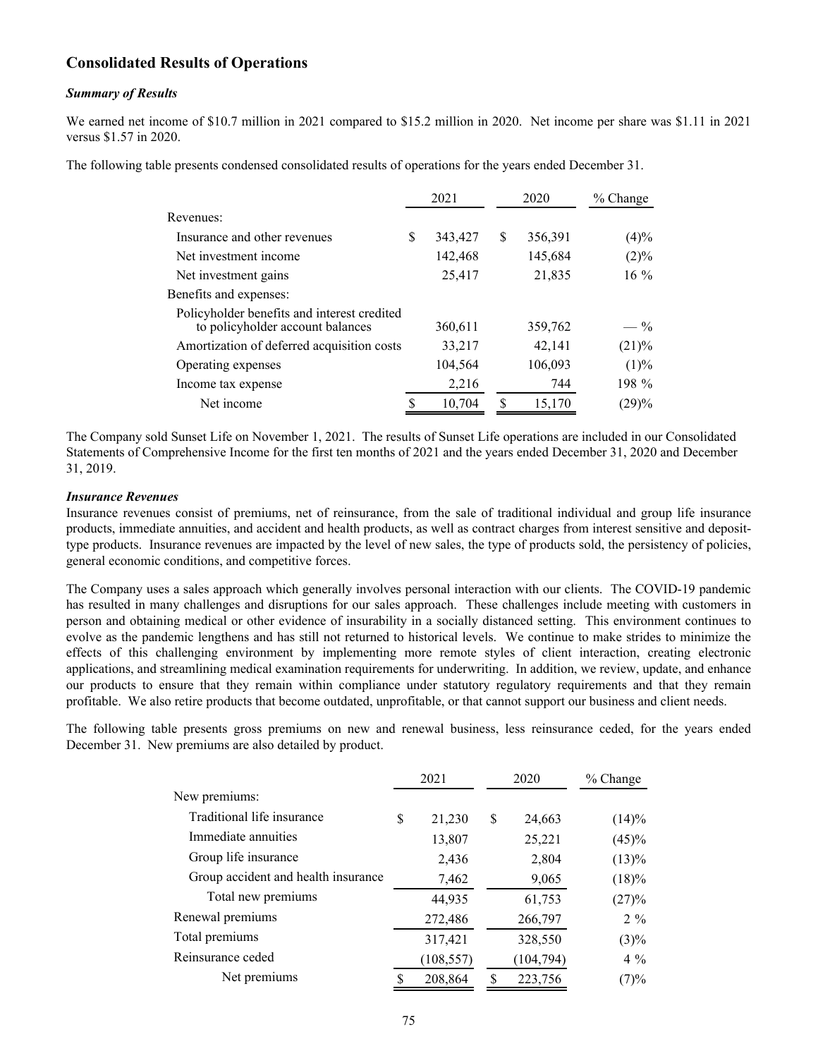## Consolidated Results of Operations

### *Summary of Results*

We earned net income of $10.7 million in 2021 compared to $15.2 million in 2020. Net income per share was $1.11 in 2021 versus $1.57 in 2020.

The following table presents condensed consolidated results of operations for the years ended December 31.

| | 2021 | 2020 | % Change |
|---|---|---|---|
| Revenues: | | | |
| Insurance and other revenues | $ 343,427 | $ 356,391 | (4)% |
| Net investment income | 142,468 | 145,684 | (2)% |
| Net investment gains | 25,417 | 21,835 | 16 % |
| Benefits and expenses: | | | |
| Policyholder benefits and interest credited to policyholder account balances | 360,611 | 359,762 | — % |
| Amortization of deferred acquisition costs | 33,217 | 42,141 | (21)% |
| Operating expenses | 104,564 | 106,093 | (1)% |
| Income tax expense | 2,216 | 744 | 198 % |
| Net income | $ 10,704 | $ 15,170 | (29)% |

The Company sold Sunset Life on November 1, 2021. The results of Sunset Life operations are included in our Consolidated Statements of Comprehensive Income for the first ten months of 2021 and the years ended December 31, 2020 and December 31, 2019.

### *Insurance Revenues*

Insurance revenues consist of premiums, net of reinsurance, from the sale of traditional individual and group life insurance products, immediate annuities, and accident and health products, as well as contract charges from interest sensitive and deposit-type products. Insurance revenues are impacted by the level of new sales, the type of products sold, the persistency of policies, general economic conditions, and competitive forces.

The Company uses a sales approach which generally involves personal interaction with our clients. The COVID-19 pandemic has resulted in many challenges and disruptions for our sales approach. These challenges include meeting with customers in person and obtaining medical or other evidence of insurability in a socially distanced setting. This environment continues to evolve as the pandemic lengthens and has still not returned to historical levels. We continue to make strides to minimize the effects of this challenging environment by implementing more remote styles of client interaction, creating electronic applications, and streamlining medical examination requirements for underwriting. In addition, we review, update, and enhance our products to ensure that they remain within compliance under statutory regulatory requirements and that they remain profitable. We also retire products that become outdated, unprofitable, or that cannot support our business and client needs.

The following table presents gross premiums on new and renewal business, less reinsurance ceded, for the years ended December 31. New premiums are also detailed by product.

| | 2021 | 2020 | % Change |
|---|---|---|---|
| New premiums: | | | |
| Traditional life insurance | $ 21,230 | $ 24,663 | (14)% |
| Immediate annuities | 13,807 | 25,221 | (45)% |
| Group life insurance | 2,436 | 2,804 | (13)% |
| Group accident and health insurance | 7,462 | 9,065 | (18)% |
| Total new premiums | 44,935 | 61,753 | (27)% |
| Renewal premiums | 272,486 | 266,797 | 2 % |
| Total premiums | 317,421 | 328,550 | (3)% |
| Reinsurance ceded | (108,557) | (104,794) | 4 % |
| Net premiums | $ 208,864 | $ 223,756 | (7)% |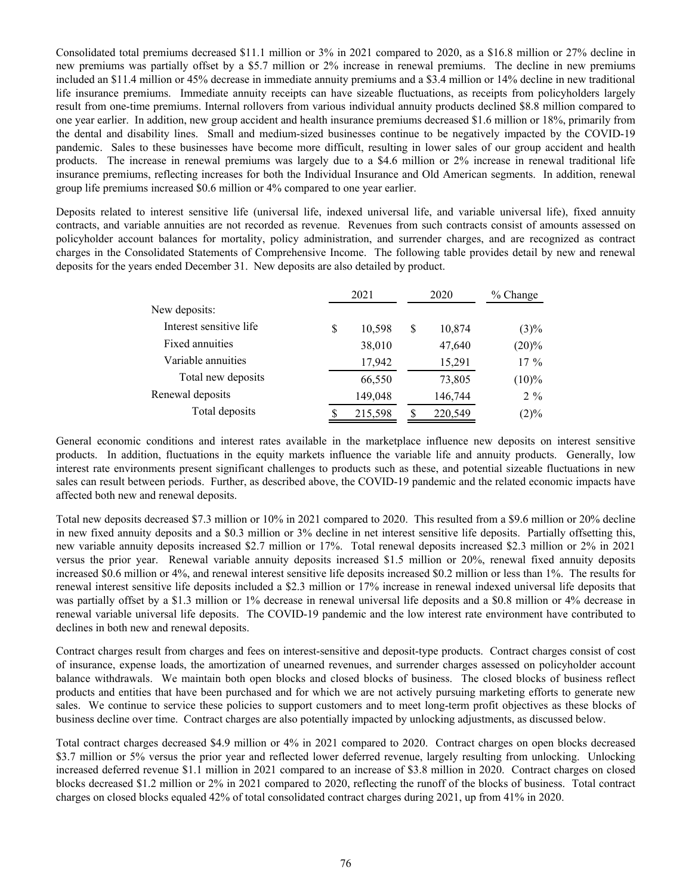Consolidated total premiums decreased $11.1 million or 3% in 2021 compared to 2020, as a $16.8 million or 27% decline in new premiums was partially offset by a $5.7 million or 2% increase in renewal premiums. The decline in new premiums included an $11.4 million or 45% decrease in immediate annuity premiums and a $3.4 million or 14% decline in new traditional life insurance premiums. Immediate annuity receipts can have sizeable fluctuations, as receipts from policyholders largely result from one-time premiums. Internal rollovers from various individual annuity products declined $8.8 million compared to one year earlier. In addition, new group accident and health insurance premiums decreased $1.6 million or 18%, primarily from the dental and disability lines. Small and medium-sized businesses continue to be negatively impacted by the COVID-19 pandemic. Sales to these businesses have become more difficult, resulting in lower sales of our group accident and health products. The increase in renewal premiums was largely due to a $4.6 million or 2% increase in renewal traditional life insurance premiums, reflecting increases for both the Individual Insurance and Old American segments. In addition, renewal group life premiums increased $0.6 million or 4% compared to one year earlier.

Deposits related to interest sensitive life (universal life, indexed universal life, and variable universal life), fixed annuity contracts, and variable annuities are not recorded as revenue. Revenues from such contracts consist of amounts assessed on policyholder account balances for mortality, policy administration, and surrender charges, and are recognized as contract charges in the Consolidated Statements of Comprehensive Income. The following table provides detail by new and renewal deposits for the years ended December 31. New deposits are also detailed by product.

| | 2021 | 2020 | % Change |
|---|---|---|---|
| New deposits: | | | |
| Interest sensitive life | $ 10,598 | $ 10,874 | (3)% |
| Fixed annuities | 38,010 | 47,640 | (20)% |
| Variable annuities | 17,942 | 15,291 | 17 % |
| Total new deposits | 66,550 | 73,805 | (10)% |
| Renewal deposits | 149,048 | 146,744 | 2 % |
| Total deposits | $ 215,598 | $ 220,549 | (2)% |

General economic conditions and interest rates available in the marketplace influence new deposits on interest sensitive products. In addition, fluctuations in the equity markets influence the variable life and annuity products. Generally, low interest rate environments present significant challenges to products such as these, and potential sizeable fluctuations in new sales can result between periods. Further, as described above, the COVID-19 pandemic and the related economic impacts have affected both new and renewal deposits.

Total new deposits decreased $7.3 million or 10% in 2021 compared to 2020. This resulted from a $9.6 million or 20% decline in new fixed annuity deposits and a $0.3 million or 3% decline in net interest sensitive life deposits. Partially offsetting this, new variable annuity deposits increased $2.7 million or 17%. Total renewal deposits increased $2.3 million or 2% in 2021 versus the prior year. Renewal variable annuity deposits increased $1.5 million or 20%, renewal fixed annuity deposits increased $0.6 million or 4%, and renewal interest sensitive life deposits increased $0.2 million or less than 1%. The results for renewal interest sensitive life deposits included a $2.3 million or 17% increase in renewal indexed universal life deposits that was partially offset by a $1.3 million or 1% decrease in renewal universal life deposits and a $0.8 million or 4% decrease in renewal variable universal life deposits. The COVID-19 pandemic and the low interest rate environment have contributed to declines in both new and renewal deposits.

Contract charges result from charges and fees on interest-sensitive and deposit-type products. Contract charges consist of cost of insurance, expense loads, the amortization of unearned revenues, and surrender charges assessed on policyholder account balance withdrawals. We maintain both open blocks and closed blocks of business. The closed blocks of business reflect products and entities that have been purchased and for which we are not actively pursuing marketing efforts to generate new sales. We continue to service these policies to support customers and to meet long-term profit objectives as these blocks of business decline over time. Contract charges are also potentially impacted by unlocking adjustments, as discussed below.

Total contract charges decreased $4.9 million or 4% in 2021 compared to 2020. Contract charges on open blocks decreased $3.7 million or 5% versus the prior year and reflected lower deferred revenue, largely resulting from unlocking. Unlocking increased deferred revenue $1.1 million in 2021 compared to an increase of $3.8 million in 2020. Contract charges on closed blocks decreased $1.2 million or 2% in 2021 compared to 2020, reflecting the runoff of the blocks of business. Total contract charges on closed blocks equaled 42% of total consolidated contract charges during 2021, up from 41% in 2020.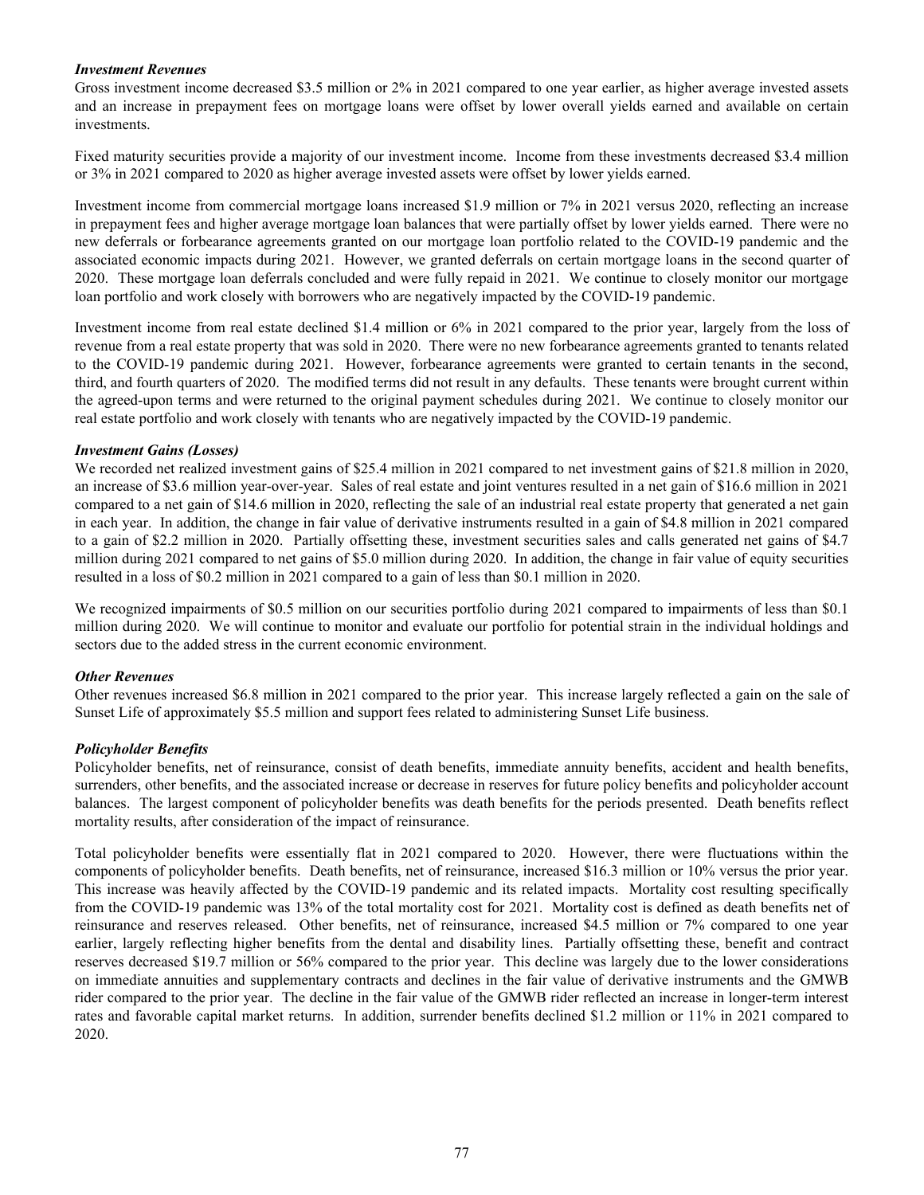### *Investment Revenues*

Gross investment income decreased $3.5 million or 2% in 2021 compared to one year earlier, as higher average invested assets and an increase in prepayment fees on mortgage loans were offset by lower overall yields earned and available on certain investments.

Fixed maturity securities provide a majority of our investment income. Income from these investments decreased $3.4 million or 3% in 2021 compared to 2020 as higher average invested assets were offset by lower yields earned.

Investment income from commercial mortgage loans increased $1.9 million or 7% in 2021 versus 2020, reflecting an increase in prepayment fees and higher average mortgage loan balances that were partially offset by lower yields earned. There were no new deferrals or forbearance agreements granted on our mortgage loan portfolio related to the COVID-19 pandemic and the associated economic impacts during 2021. However, we granted deferrals on certain mortgage loans in the second quarter of 2020. These mortgage loan deferrals concluded and were fully repaid in 2021. We continue to closely monitor our mortgage loan portfolio and work closely with borrowers who are negatively impacted by the COVID-19 pandemic.

Investment income from real estate declined $1.4 million or 6% in 2021 compared to the prior year, largely from the loss of revenue from a real estate property that was sold in 2020. There were no new forbearance agreements granted to tenants related to the COVID-19 pandemic during 2021. However, forbearance agreements were granted to certain tenants in the second, third, and fourth quarters of 2020. The modified terms did not result in any defaults. These tenants were brought current within the agreed-upon terms and were returned to the original payment schedules during 2021. We continue to closely monitor our real estate portfolio and work closely with tenants who are negatively impacted by the COVID-19 pandemic.

### *Investment Gains (Losses)*

We recorded net realized investment gains of $25.4 million in 2021 compared to net investment gains of $21.8 million in 2020, an increase of $3.6 million year-over-year. Sales of real estate and joint ventures resulted in a net gain of $16.6 million in 2021 compared to a net gain of $14.6 million in 2020, reflecting the sale of an industrial real estate property that generated a net gain in each year. In addition, the change in fair value of derivative instruments resulted in a gain of $4.8 million in 2021 compared to a gain of $2.2 million in 2020. Partially offsetting these, investment securities sales and calls generated net gains of $4.7 million during 2021 compared to net gains of $5.0 million during 2020. In addition, the change in fair value of equity securities resulted in a loss of $0.2 million in 2021 compared to a gain of less than $0.1 million in 2020.

We recognized impairments of $0.5 million on our securities portfolio during 2021 compared to impairments of less than $0.1 million during 2020. We will continue to monitor and evaluate our portfolio for potential strain in the individual holdings and sectors due to the added stress in the current economic environment.

### *Other Revenues*

Other revenues increased $6.8 million in 2021 compared to the prior year. This increase largely reflected a gain on the sale of Sunset Life of approximately $5.5 million and support fees related to administering Sunset Life business.

### *Policyholder Benefits*

Policyholder benefits, net of reinsurance, consist of death benefits, immediate annuity benefits, accident and health benefits, surrenders, other benefits, and the associated increase or decrease in reserves for future policy benefits and policyholder account balances. The largest component of policyholder benefits was death benefits for the periods presented. Death benefits reflect mortality results, after consideration of the impact of reinsurance.

Total policyholder benefits were essentially flat in 2021 compared to 2020. However, there were fluctuations within the components of policyholder benefits. Death benefits, net of reinsurance, increased $16.3 million or 10% versus the prior year. This increase was heavily affected by the COVID-19 pandemic and its related impacts. Mortality cost resulting specifically from the COVID-19 pandemic was 13% of the total mortality cost for 2021. Mortality cost is defined as death benefits net of reinsurance and reserves released. Other benefits, net of reinsurance, increased $4.5 million or 7% compared to one year earlier, largely reflecting higher benefits from the dental and disability lines. Partially offsetting these, benefit and contract reserves decreased $19.7 million or 56% compared to the prior year. This decline was largely due to the lower considerations on immediate annuities and supplementary contracts and declines in the fair value of derivative instruments and the GMWB rider compared to the prior year. The decline in the fair value of the GMWB rider reflected an increase in longer-term interest rates and favorable capital market returns. In addition, surrender benefits declined $1.2 million or 11% in 2021 compared to 2020.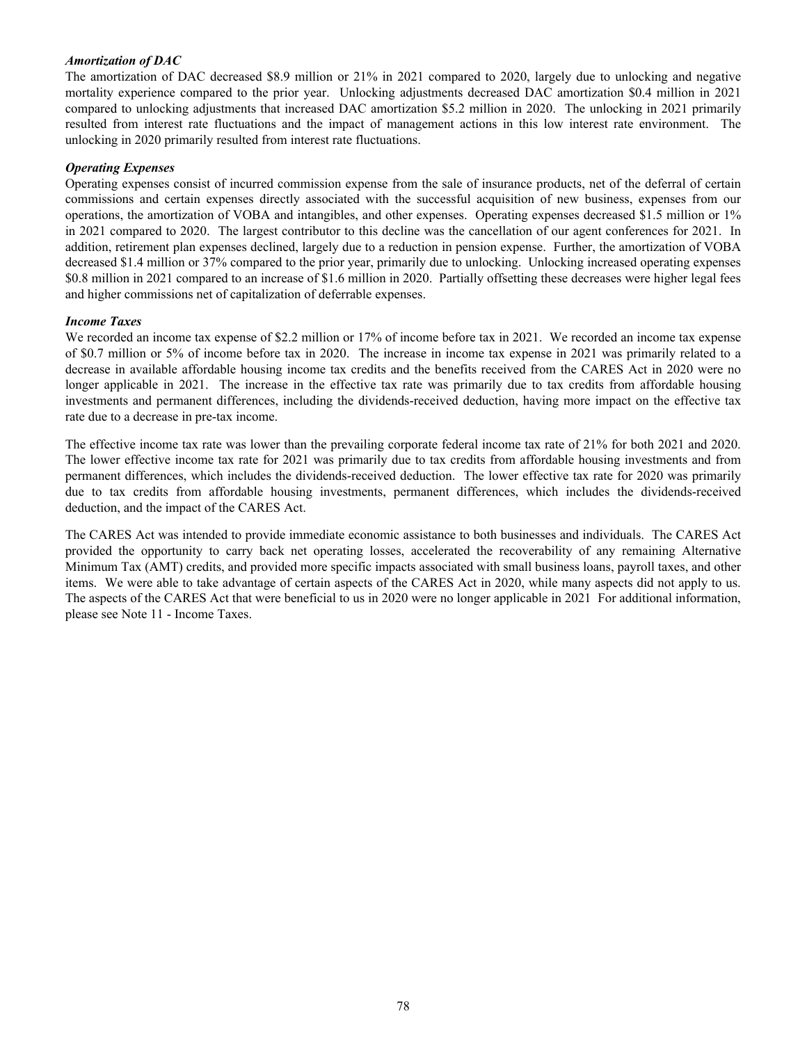***Amortization of DAC***

The amortization of DAC decreased $8.9 million or 21% in 2021 compared to 2020, largely due to unlocking and negative mortality experience compared to the prior year. Unlocking adjustments decreased DAC amortization $0.4 million in 2021 compared to unlocking adjustments that increased DAC amortization $5.2 million in 2020. The unlocking in 2021 primarily resulted from interest rate fluctuations and the impact of management actions in this low interest rate environment. The unlocking in 2020 primarily resulted from interest rate fluctuations.

***Operating Expenses***

Operating expenses consist of incurred commission expense from the sale of insurance products, net of the deferral of certain commissions and certain expenses directly associated with the successful acquisition of new business, expenses from our operations, the amortization of VOBA and intangibles, and other expenses. Operating expenses decreased $1.5 million or 1% in 2021 compared to 2020. The largest contributor to this decline was the cancellation of our agent conferences for 2021. In addition, retirement plan expenses declined, largely due to a reduction in pension expense. Further, the amortization of VOBA decreased $1.4 million or 37% compared to the prior year, primarily due to unlocking. Unlocking increased operating expenses $0.8 million in 2021 compared to an increase of $1.6 million in 2020. Partially offsetting these decreases were higher legal fees and higher commissions net of capitalization of deferrable expenses.

***Income Taxes***

We recorded an income tax expense of $2.2 million or 17% of income before tax in 2021. We recorded an income tax expense of $0.7 million or 5% of income before tax in 2020. The increase in income tax expense in 2021 was primarily related to a decrease in available affordable housing income tax credits and the benefits received from the CARES Act in 2020 were no longer applicable in 2021. The increase in the effective tax rate was primarily due to tax credits from affordable housing investments and permanent differences, including the dividends-received deduction, having more impact on the effective tax rate due to a decrease in pre-tax income.

The effective income tax rate was lower than the prevailing corporate federal income tax rate of 21% for both 2021 and 2020. The lower effective income tax rate for 2021 was primarily due to tax credits from affordable housing investments and from permanent differences, which includes the dividends-received deduction. The lower effective tax rate for 2020 was primarily due to tax credits from affordable housing investments, permanent differences, which includes the dividends-received deduction, and the impact of the CARES Act.

The CARES Act was intended to provide immediate economic assistance to both businesses and individuals. The CARES Act provided the opportunity to carry back net operating losses, accelerated the recoverability of any remaining Alternative Minimum Tax (AMT) credits, and provided more specific impacts associated with small business loans, payroll taxes, and other items. We were able to take advantage of certain aspects of the CARES Act in 2020, while many aspects did not apply to us. The aspects of the CARES Act that were beneficial to us in 2020 were no longer applicable in 2021 For additional information, please see Note 11 - Income Taxes.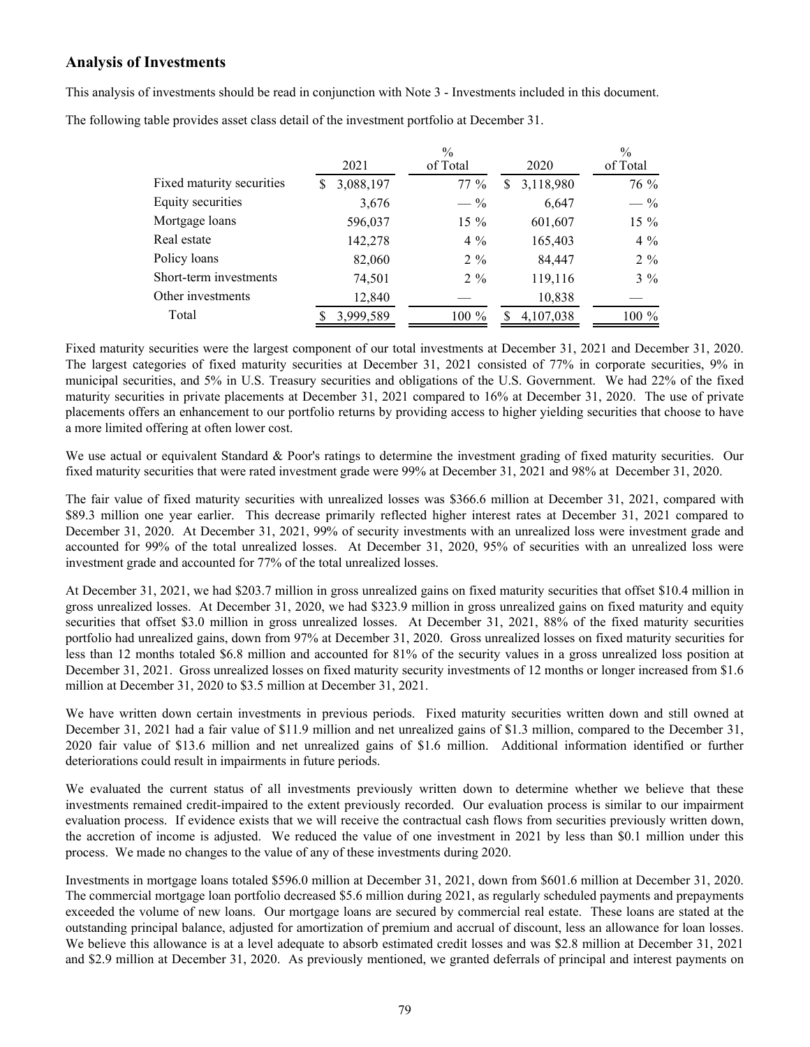## Analysis of Investments

This analysis of investments should be read in conjunction with Note 3 - Investments included in this document.

The following table provides asset class detail of the investment portfolio at December 31.

| | 2021 | % of Total | 2020 | % of Total |
|---|---|---|---|---|
| Fixed maturity securities | $ 3,088,197 | 77 % | $ 3,118,980 | 76 % |
| Equity securities | 3,676 | — % | 6,647 | — % |
| Mortgage loans | 596,037 | 15 % | 601,607 | 15 % |
| Real estate | 142,278 | 4 % | 165,403 | 4 % |
| Policy loans | 82,060 | 2 % | 84,447 | 2 % |
| Short-term investments | 74,501 | 2 % | 119,116 | 3 % |
| Other investments | 12,840 | — | 10,838 | — |
| Total | $ 3,999,589 | 100 % | $ 4,107,038 | 100 % |

Fixed maturity securities were the largest component of our total investments at December 31, 2021 and December 31, 2020. The largest categories of fixed maturity securities at December 31, 2021 consisted of 77% in corporate securities, 9% in municipal securities, and 5% in U.S. Treasury securities and obligations of the U.S. Government. We had 22% of the fixed maturity securities in private placements at December 31, 2021 compared to 16% at December 31, 2020. The use of private placements offers an enhancement to our portfolio returns by providing access to higher yielding securities that choose to have a more limited offering at often lower cost.

We use actual or equivalent Standard & Poor's ratings to determine the investment grading of fixed maturity securities. Our fixed maturity securities that were rated investment grade were 99% at December 31, 2021 and 98% at December 31, 2020.

The fair value of fixed maturity securities with unrealized losses was $366.6 million at December 31, 2021, compared with $89.3 million one year earlier. This decrease primarily reflected higher interest rates at December 31, 2021 compared to December 31, 2020. At December 31, 2021, 99% of security investments with an unrealized loss were investment grade and accounted for 99% of the total unrealized losses. At December 31, 2020, 95% of securities with an unrealized loss were investment grade and accounted for 77% of the total unrealized losses.

At December 31, 2021, we had $203.7 million in gross unrealized gains on fixed maturity securities that offset $10.4 million in gross unrealized losses. At December 31, 2020, we had $323.9 million in gross unrealized gains on fixed maturity and equity securities that offset $3.0 million in gross unrealized losses. At December 31, 2021, 88% of the fixed maturity securities portfolio had unrealized gains, down from 97% at December 31, 2020. Gross unrealized losses on fixed maturity securities for less than 12 months totaled $6.8 million and accounted for 81% of the security values in a gross unrealized loss position at December 31, 2021. Gross unrealized losses on fixed maturity security investments of 12 months or longer increased from $1.6 million at December 31, 2020 to $3.5 million at December 31, 2021.

We have written down certain investments in previous periods. Fixed maturity securities written down and still owned at December 31, 2021 had a fair value of $11.9 million and net unrealized gains of $1.3 million, compared to the December 31, 2020 fair value of $13.6 million and net unrealized gains of $1.6 million. Additional information identified or further deteriorations could result in impairments in future periods.

We evaluated the current status of all investments previously written down to determine whether we believe that these investments remained credit-impaired to the extent previously recorded. Our evaluation process is similar to our impairment evaluation process. If evidence exists that we will receive the contractual cash flows from securities previously written down, the accretion of income is adjusted. We reduced the value of one investment in 2021 by less than $0.1 million under this process. We made no changes to the value of any of these investments during 2020.

Investments in mortgage loans totaled $596.0 million at December 31, 2021, down from $601.6 million at December 31, 2020. The commercial mortgage loan portfolio decreased $5.6 million during 2021, as regularly scheduled payments and prepayments exceeded the volume of new loans. Our mortgage loans are secured by commercial real estate. These loans are stated at the outstanding principal balance, adjusted for amortization of premium and accrual of discount, less an allowance for loan losses. We believe this allowance is at a level adequate to absorb estimated credit losses and was $2.8 million at December 31, 2021 and $2.9 million at December 31, 2020. As previously mentioned, we granted deferrals of principal and interest payments on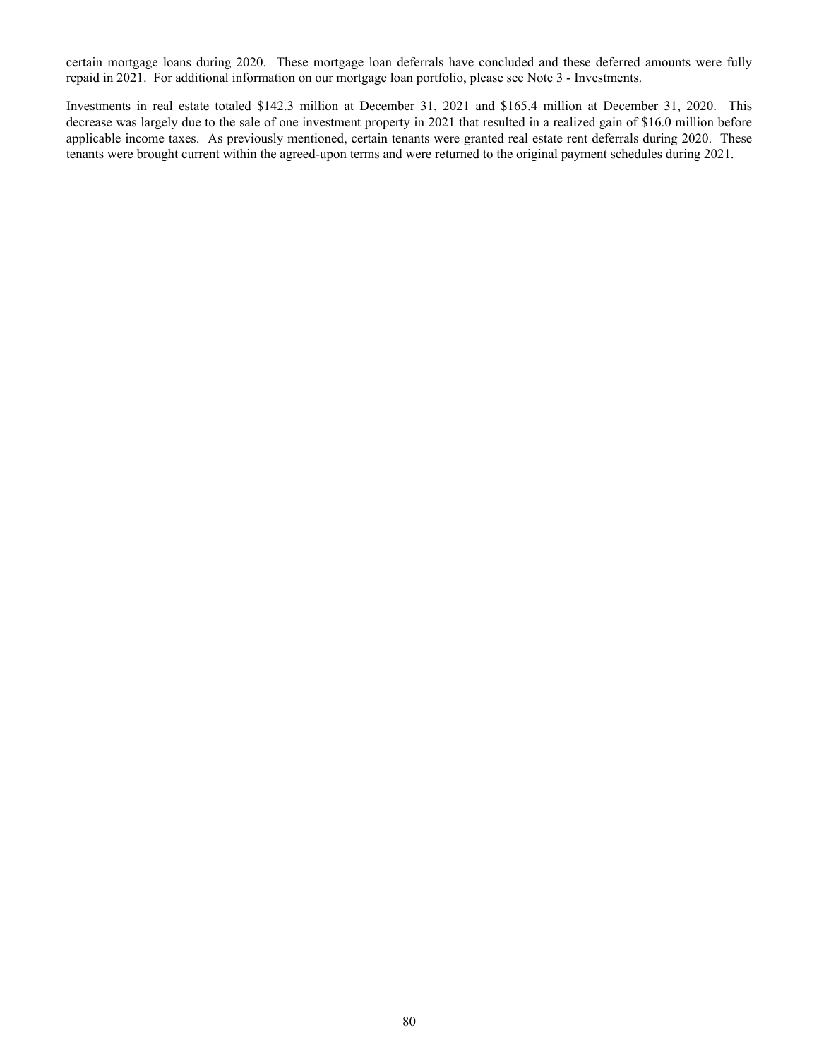certain mortgage loans during 2020. These mortgage loan deferrals have concluded and these deferred amounts were fully repaid in 2021. For additional information on our mortgage loan portfolio, please see Note 3 - Investments.

Investments in real estate totaled $142.3 million at December 31, 2021 and $165.4 million at December 31, 2020. This decrease was largely due to the sale of one investment property in 2021 that resulted in a realized gain of $16.0 million before applicable income taxes. As previously mentioned, certain tenants were granted real estate rent deferrals during 2020. These tenants were brought current within the agreed-upon terms and were returned to the original payment schedules during 2021.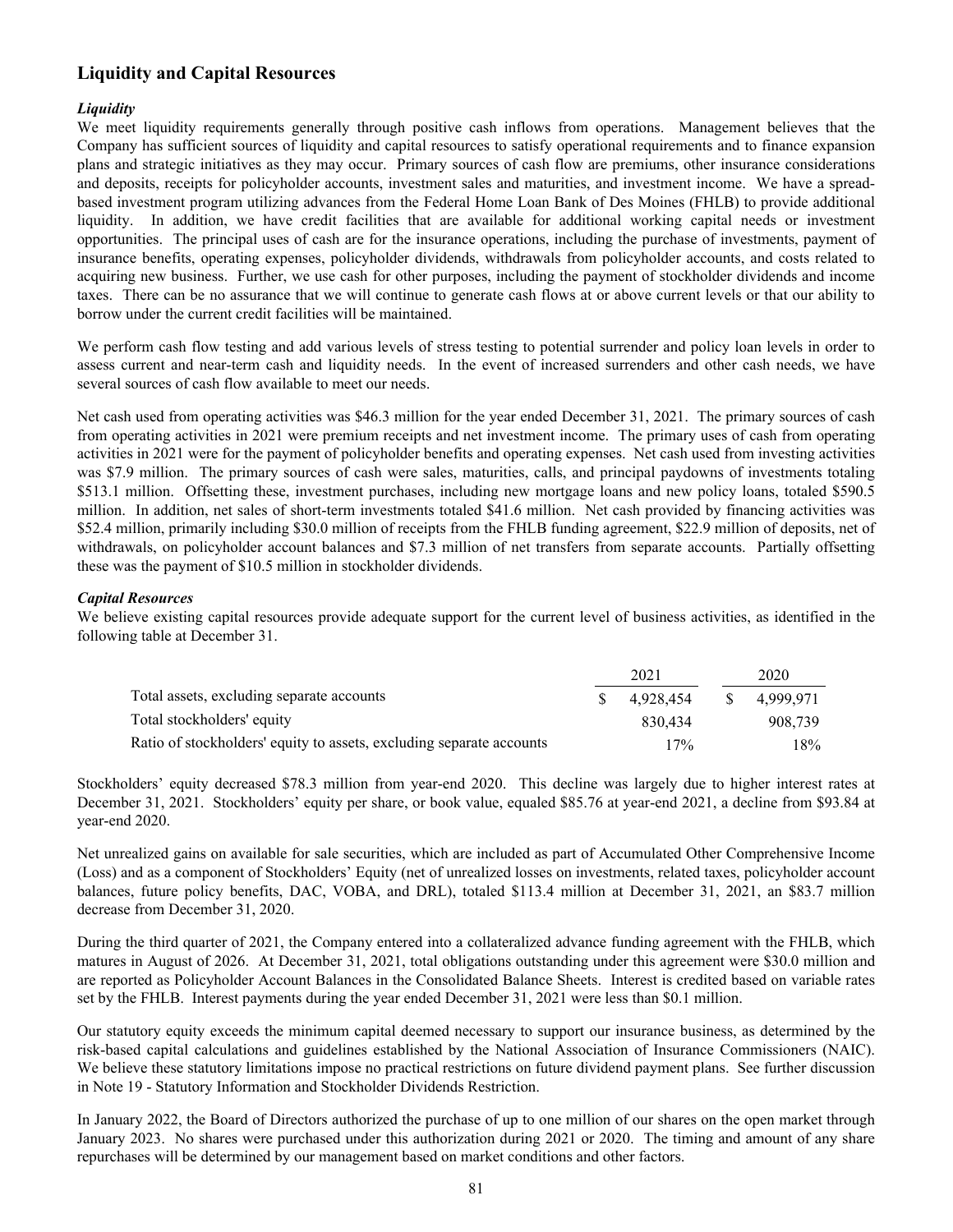## Liquidity and Capital Resources

### *Liquidity*

We meet liquidity requirements generally through positive cash inflows from operations. Management believes that the Company has sufficient sources of liquidity and capital resources to satisfy operational requirements and to finance expansion plans and strategic initiatives as they may occur. Primary sources of cash flow are premiums, other insurance considerations and deposits, receipts for policyholder accounts, investment sales and maturities, and investment income. We have a spread-based investment program utilizing advances from the Federal Home Loan Bank of Des Moines (FHLB) to provide additional liquidity. In addition, we have credit facilities that are available for additional working capital needs or investment opportunities. The principal uses of cash are for the insurance operations, including the purchase of investments, payment of insurance benefits, operating expenses, policyholder dividends, withdrawals from policyholder accounts, and costs related to acquiring new business. Further, we use cash for other purposes, including the payment of stockholder dividends and income taxes. There can be no assurance that we will continue to generate cash flows at or above current levels or that our ability to borrow under the current credit facilities will be maintained.

We perform cash flow testing and add various levels of stress testing to potential surrender and policy loan levels in order to assess current and near-term cash and liquidity needs. In the event of increased surrenders and other cash needs, we have several sources of cash flow available to meet our needs.

Net cash used from operating activities was $46.3 million for the year ended December 31, 2021. The primary sources of cash from operating activities in 2021 were premium receipts and net investment income. The primary uses of cash from operating activities in 2021 were for the payment of policyholder benefits and operating expenses. Net cash used from investing activities was $7.9 million. The primary sources of cash were sales, maturities, calls, and principal paydowns of investments totaling $513.1 million. Offsetting these, investment purchases, including new mortgage loans and new policy loans, totaled $590.5 million. In addition, net sales of short-term investments totaled $41.6 million. Net cash provided by financing activities was $52.4 million, primarily including $30.0 million of receipts from the FHLB funding agreement, $22.9 million of deposits, net of withdrawals, on policyholder account balances and $7.3 million of net transfers from separate accounts. Partially offsetting these was the payment of $10.5 million in stockholder dividends.

### *Capital Resources*

We believe existing capital resources provide adequate support for the current level of business activities, as identified in the following table at December 31.

| | 2021 | 2020 |
|---|---|---|
| Total assets, excluding separate accounts | $ 4,928,454 | $ 4,999,971 |
| Total stockholders' equity | 830,434 | 908,739 |
| Ratio of stockholders' equity to assets, excluding separate accounts | 17% | 18% |

Stockholders' equity decreased $78.3 million from year-end 2020. This decline was largely due to higher interest rates at December 31, 2021. Stockholders' equity per share, or book value, equaled $85.76 at year-end 2021, a decline from $93.84 at year-end 2020.

Net unrealized gains on available for sale securities, which are included as part of Accumulated Other Comprehensive Income (Loss) and as a component of Stockholders' Equity (net of unrealized losses on investments, related taxes, policyholder account balances, future policy benefits, DAC, VOBA, and DRL), totaled $113.4 million at December 31, 2021, an $83.7 million decrease from December 31, 2020.

During the third quarter of 2021, the Company entered into a collateralized advance funding agreement with the FHLB, which matures in August of 2026. At December 31, 2021, total obligations outstanding under this agreement were $30.0 million and are reported as Policyholder Account Balances in the Consolidated Balance Sheets. Interest is credited based on variable rates set by the FHLB. Interest payments during the year ended December 31, 2021 were less than $0.1 million.

Our statutory equity exceeds the minimum capital deemed necessary to support our insurance business, as determined by the risk-based capital calculations and guidelines established by the National Association of Insurance Commissioners (NAIC). We believe these statutory limitations impose no practical restrictions on future dividend payment plans. See further discussion in Note 19 - Statutory Information and Stockholder Dividends Restriction.

In January 2022, the Board of Directors authorized the purchase of up to one million of our shares on the open market through January 2023. No shares were purchased under this authorization during 2021 or 2020. The timing and amount of any share repurchases will be determined by our management based on market conditions and other factors.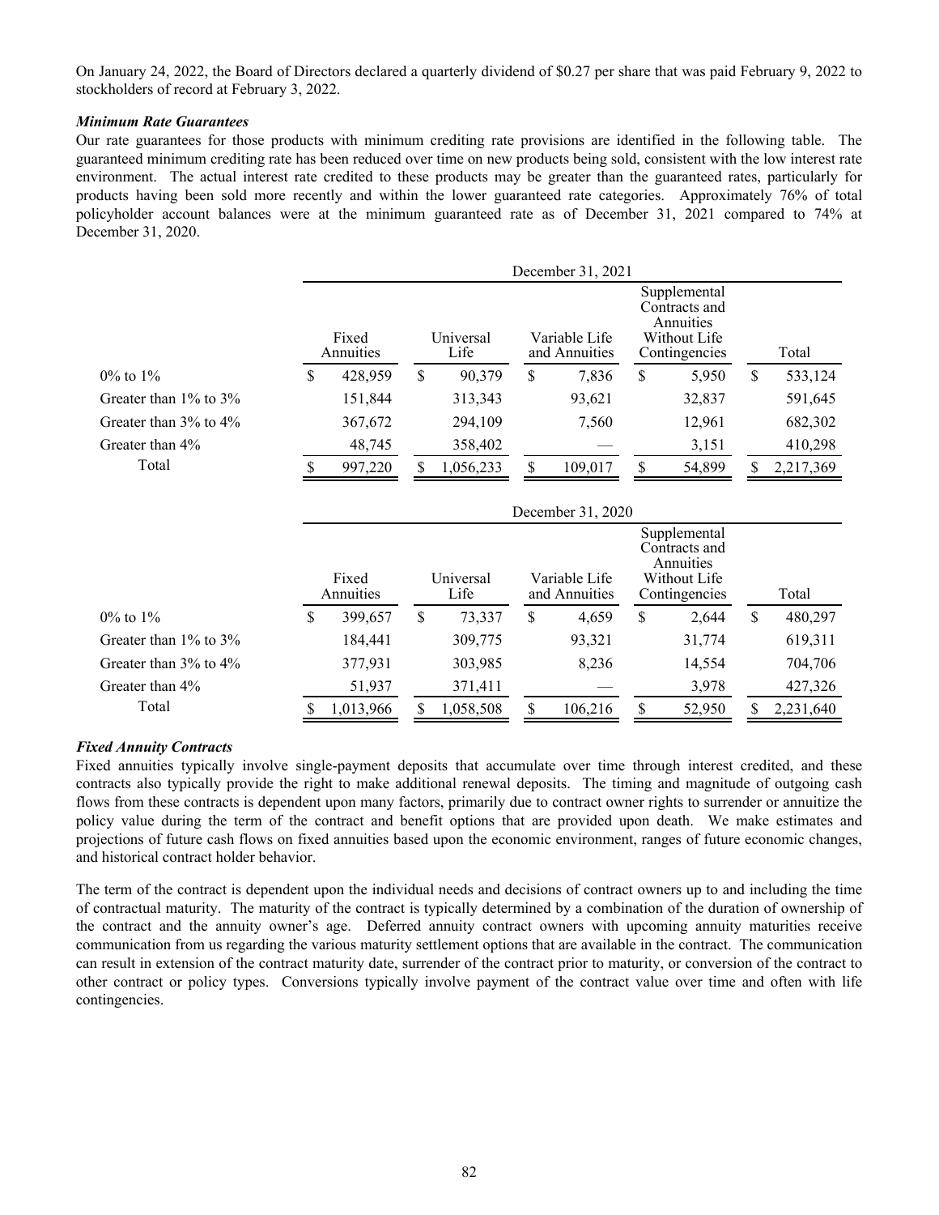On January 24, 2022, the Board of Directors declared a quarterly dividend of $0.27 per share that was paid February 9, 2022 to stockholders of record at February 3, 2022.

***Minimum Rate Guarantees***

Our rate guarantees for those products with minimum crediting rate provisions are identified in the following table. The guaranteed minimum crediting rate has been reduced over time on new products being sold, consistent with the low interest rate environment. The actual interest rate credited to these products may be greater than the guaranteed rates, particularly for products having been sold more recently and within the lower guaranteed rate categories. Approximately 76% of total policyholder account balances were at the minimum guaranteed rate as of December 31, 2021 compared to 74% at December 31, 2020.

| | December 31, 2021 | | | | |
|---|---|---|---|---|---|
| | Fixed Annuities | Universal Life | Variable Life and Annuities | Supplemental Contracts and Annuities Without Life Contingencies | Total |
| 0% to 1% | $ 428,959 | $ 90,379 | $ 7,836 | $ 5,950 | $ 533,124 |
| Greater than 1% to 3% | 151,844 | 313,343 | 93,621 | 32,837 | 591,645 |
| Greater than 3% to 4% | 367,672 | 294,109 | 7,560 | 12,961 | 682,302 |
| Greater than 4% | 48,745 | 358,402 | — | 3,151 | 410,298 |
| Total | $ 997,220 | $ 1,056,233 | $ 109,017 | $ 54,899 | $ 2,217,369 |

| | December 31, 2020 | | | | |
|---|---|---|---|---|---|
| | Fixed Annuities | Universal Life | Variable Life and Annuities | Supplemental Contracts and Annuities Without Life Contingencies | Total |
| 0% to 1% | $ 399,657 | $ 73,337 | $ 4,659 | $ 2,644 | $ 480,297 |
| Greater than 1% to 3% | 184,441 | 309,775 | 93,321 | 31,774 | 619,311 |
| Greater than 3% to 4% | 377,931 | 303,985 | 8,236 | 14,554 | 704,706 |
| Greater than 4% | 51,937 | 371,411 | — | 3,978 | 427,326 |
| Total | $ 1,013,966 | $ 1,058,508 | $ 106,216 | $ 52,950 | $ 2,231,640 |

***Fixed Annuity Contracts***

Fixed annuities typically involve single-payment deposits that accumulate over time through interest credited, and these contracts also typically provide the right to make additional renewal deposits. The timing and magnitude of outgoing cash flows from these contracts is dependent upon many factors, primarily due to contract owner rights to surrender or annuitize the policy value during the term of the contract and benefit options that are provided upon death. We make estimates and projections of future cash flows on fixed annuities based upon the economic environment, ranges of future economic changes, and historical contract holder behavior.

The term of the contract is dependent upon the individual needs and decisions of contract owners up to and including the time of contractual maturity. The maturity of the contract is typically determined by a combination of the duration of ownership of the contract and the annuity owner's age. Deferred annuity contract owners with upcoming annuity maturities receive communication from us regarding the various maturity settlement options that are available in the contract. The communication can result in extension of the contract maturity date, surrender of the contract prior to maturity, or conversion of the contract to other contract or policy types. Conversions typically involve payment of the contract value over time and often with life contingencies.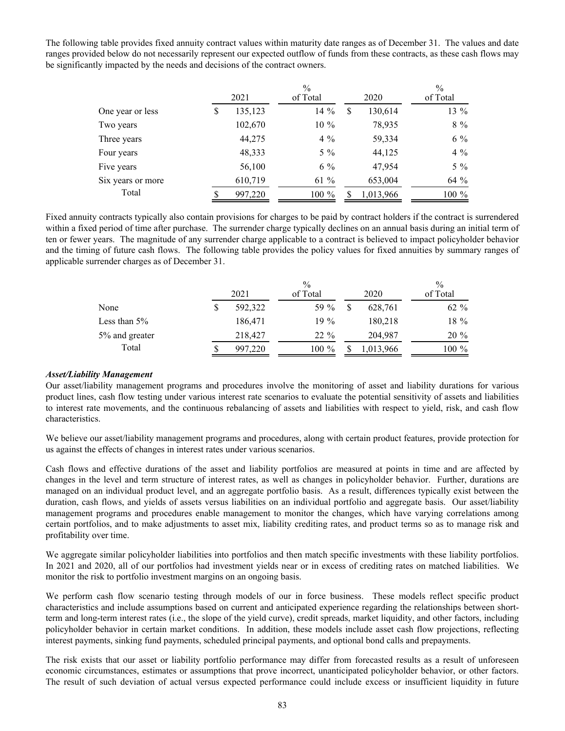The following table provides fixed annuity contract values within maturity date ranges as of December 31. The values and date ranges provided below do not necessarily represent our expected outflow of funds from these contracts, as these cash flows may be significantly impacted by the needs and decisions of the contract owners.

| | 2021 | % of Total | 2020 | % of Total |
|---|---|---|---|---|
| One year or less | $ 135,123 | 14 % | $ 130,614 | 13 % |
| Two years | 102,670 | 10 % | 78,935 | 8 % |
| Three years | 44,275 | 4 % | 59,334 | 6 % |
| Four years | 48,333 | 5 % | 44,125 | 4 % |
| Five years | 56,100 | 6 % | 47,954 | 5 % |
| Six years or more | 610,719 | 61 % | 653,004 | 64 % |
| Total | $ 997,220 | 100 % | $ 1,013,966 | 100 % |

Fixed annuity contracts typically also contain provisions for charges to be paid by contract holders if the contract is surrendered within a fixed period of time after purchase. The surrender charge typically declines on an annual basis during an initial term of ten or fewer years. The magnitude of any surrender charge applicable to a contract is believed to impact policyholder behavior and the timing of future cash flows. The following table provides the policy values for fixed annuities by summary ranges of applicable surrender charges as of December 31.

| | 2021 | % of Total | 2020 | % of Total |
|---|---|---|---|---|
| None | $ 592,322 | 59 % | $ 628,761 | 62 % |
| Less than 5% | 186,471 | 19 % | 180,218 | 18 % |
| 5% and greater | 218,427 | 22 % | 204,987 | 20 % |
| Total | $ 997,220 | 100 % | $ 1,013,966 | 100 % |

***Asset/Liability Management***

Our asset/liability management programs and procedures involve the monitoring of asset and liability durations for various product lines, cash flow testing under various interest rate scenarios to evaluate the potential sensitivity of assets and liabilities to interest rate movements, and the continuous rebalancing of assets and liabilities with respect to yield, risk, and cash flow characteristics.

We believe our asset/liability management programs and procedures, along with certain product features, provide protection for us against the effects of changes in interest rates under various scenarios.

Cash flows and effective durations of the asset and liability portfolios are measured at points in time and are affected by changes in the level and term structure of interest rates, as well as changes in policyholder behavior. Further, durations are managed on an individual product level, and an aggregate portfolio basis. As a result, differences typically exist between the duration, cash flows, and yields of assets versus liabilities on an individual portfolio and aggregate basis. Our asset/liability management programs and procedures enable management to monitor the changes, which have varying correlations among certain portfolios, and to make adjustments to asset mix, liability crediting rates, and product terms so as to manage risk and profitability over time.

We aggregate similar policyholder liabilities into portfolios and then match specific investments with these liability portfolios. In 2021 and 2020, all of our portfolios had investment yields near or in excess of crediting rates on matched liabilities. We monitor the risk to portfolio investment margins on an ongoing basis.

We perform cash flow scenario testing through models of our in force business. These models reflect specific product characteristics and include assumptions based on current and anticipated experience regarding the relationships between short-term and long-term interest rates (i.e., the slope of the yield curve), credit spreads, market liquidity, and other factors, including policyholder behavior in certain market conditions. In addition, these models include asset cash flow projections, reflecting interest payments, sinking fund payments, scheduled principal payments, and optional bond calls and prepayments.

The risk exists that our asset or liability portfolio performance may differ from forecasted results as a result of unforeseen economic circumstances, estimates or assumptions that prove incorrect, unanticipated policyholder behavior, or other factors. The result of such deviation of actual versus expected performance could include excess or insufficient liquidity in future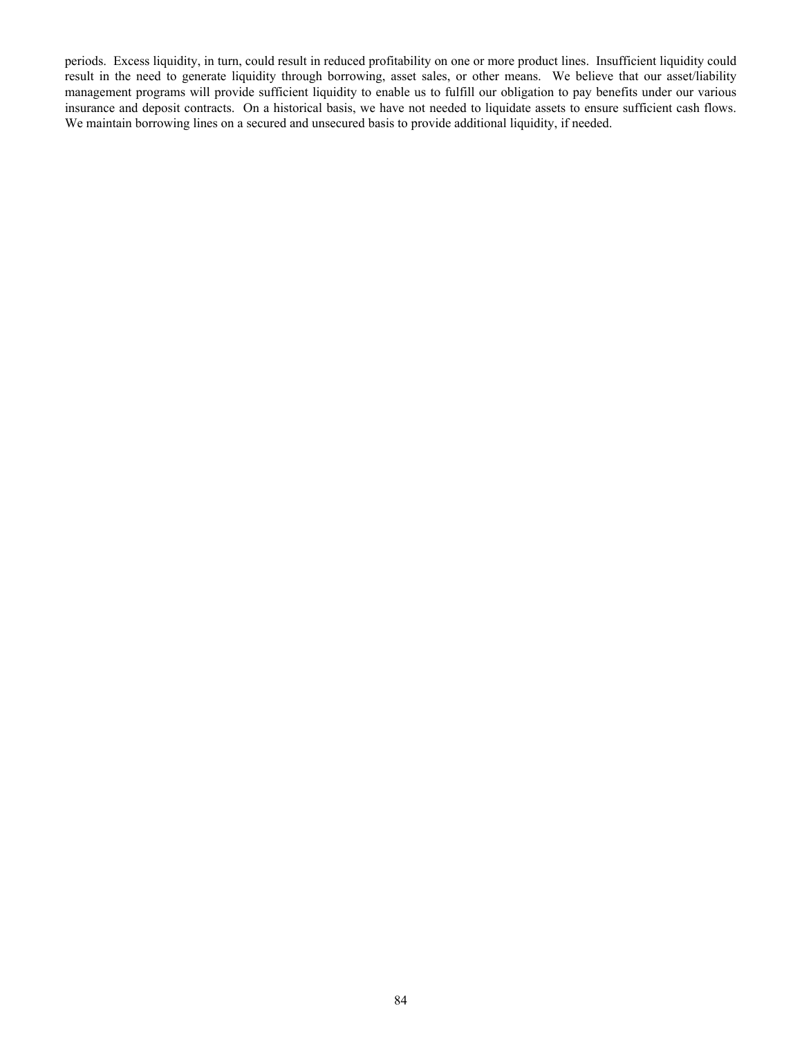periods. Excess liquidity, in turn, could result in reduced profitability on one or more product lines. Insufficient liquidity could result in the need to generate liquidity through borrowing, asset sales, or other means. We believe that our asset/liability management programs will provide sufficient liquidity to enable us to fulfill our obligation to pay benefits under our various insurance and deposit contracts. On a historical basis, we have not needed to liquidate assets to ensure sufficient cash flows. We maintain borrowing lines on a secured and unsecured basis to provide additional liquidity, if needed.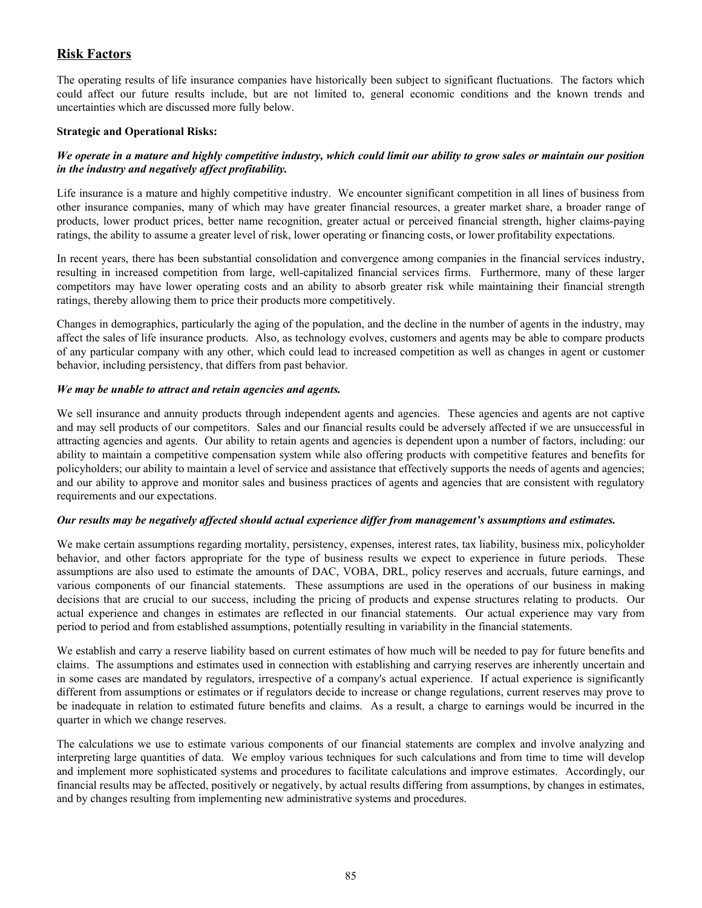## Risk Factors

The operating results of life insurance companies have historically been subject to significant fluctuations. The factors which could affect our future results include, but are not limited to, general economic conditions and the known trends and uncertainties which are discussed more fully below.

**Strategic and Operational Risks:**

***We operate in a mature and highly competitive industry, which could limit our ability to grow sales or maintain our position in the industry and negatively affect profitability.***

Life insurance is a mature and highly competitive industry. We encounter significant competition in all lines of business from other insurance companies, many of which may have greater financial resources, a greater market share, a broader range of products, lower product prices, better name recognition, greater actual or perceived financial strength, higher claims-paying ratings, the ability to assume a greater level of risk, lower operating or financing costs, or lower profitability expectations.

In recent years, there has been substantial consolidation and convergence among companies in the financial services industry, resulting in increased competition from large, well-capitalized financial services firms. Furthermore, many of these larger competitors may have lower operating costs and an ability to absorb greater risk while maintaining their financial strength ratings, thereby allowing them to price their products more competitively.

Changes in demographics, particularly the aging of the population, and the decline in the number of agents in the industry, may affect the sales of life insurance products. Also, as technology evolves, customers and agents may be able to compare products of any particular company with any other, which could lead to increased competition as well as changes in agent or customer behavior, including persistency, that differs from past behavior.

***We may be unable to attract and retain agencies and agents.***

We sell insurance and annuity products through independent agents and agencies. These agencies and agents are not captive and may sell products of our competitors. Sales and our financial results could be adversely affected if we are unsuccessful in attracting agencies and agents. Our ability to retain agents and agencies is dependent upon a number of factors, including: our ability to maintain a competitive compensation system while also offering products with competitive features and benefits for policyholders; our ability to maintain a level of service and assistance that effectively supports the needs of agents and agencies; and our ability to approve and monitor sales and business practices of agents and agencies that are consistent with regulatory requirements and our expectations.

***Our results may be negatively affected should actual experience differ from management's assumptions and estimates.***

We make certain assumptions regarding mortality, persistency, expenses, interest rates, tax liability, business mix, policyholder behavior, and other factors appropriate for the type of business results we expect to experience in future periods. These assumptions are also used to estimate the amounts of DAC, VOBA, DRL, policy reserves and accruals, future earnings, and various components of our financial statements. These assumptions are used in the operations of our business in making decisions that are crucial to our success, including the pricing of products and expense structures relating to products. Our actual experience and changes in estimates are reflected in our financial statements. Our actual experience may vary from period to period and from established assumptions, potentially resulting in variability in the financial statements.

We establish and carry a reserve liability based on current estimates of how much will be needed to pay for future benefits and claims. The assumptions and estimates used in connection with establishing and carrying reserves are inherently uncertain and in some cases are mandated by regulators, irrespective of a company's actual experience. If actual experience is significantly different from assumptions or estimates or if regulators decide to increase or change regulations, current reserves may prove to be inadequate in relation to estimated future benefits and claims. As a result, a charge to earnings would be incurred in the quarter in which we change reserves.

The calculations we use to estimate various components of our financial statements are complex and involve analyzing and interpreting large quantities of data. We employ various techniques for such calculations and from time to time will develop and implement more sophisticated systems and procedures to facilitate calculations and improve estimates. Accordingly, our financial results may be affected, positively or negatively, by actual results differing from assumptions, by changes in estimates, and by changes resulting from implementing new administrative systems and procedures.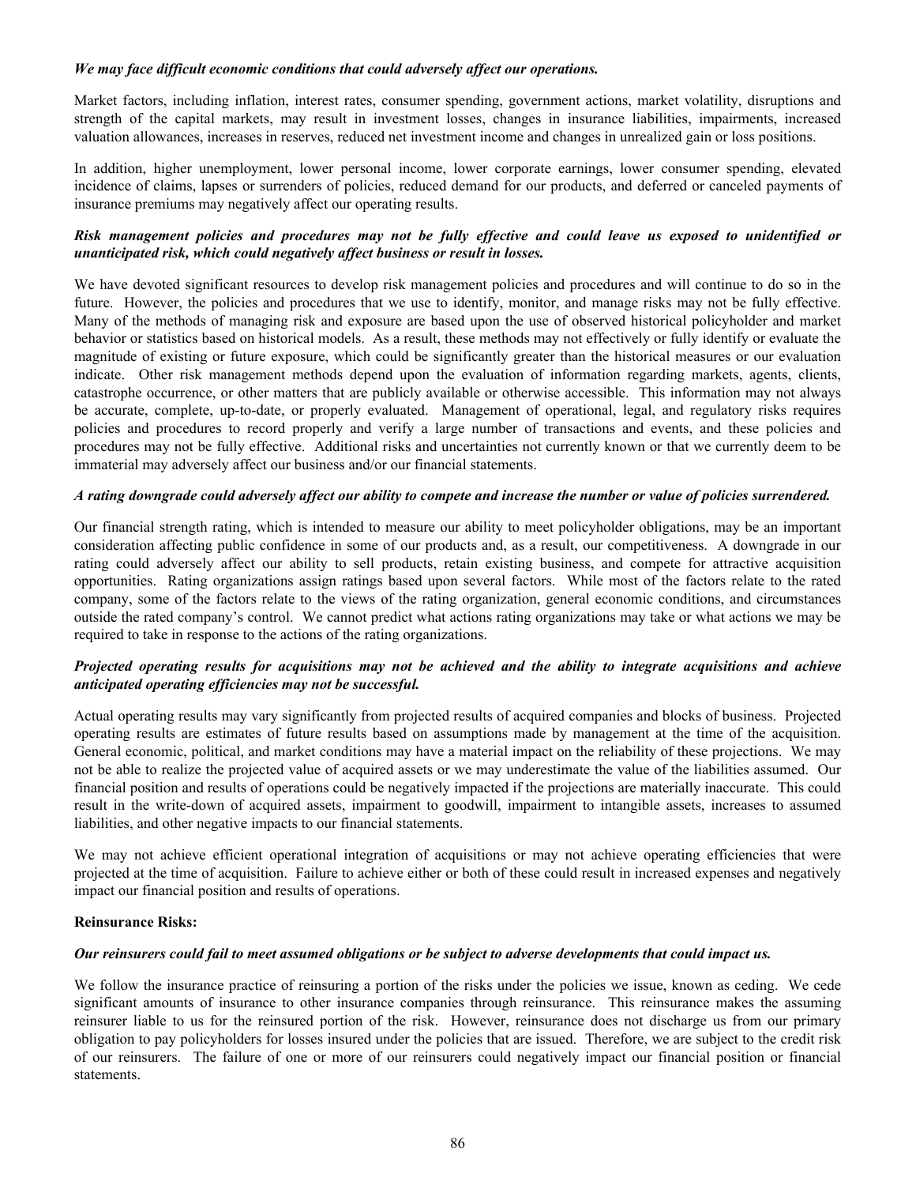***We may face difficult economic conditions that could adversely affect our operations.***

Market factors, including inflation, interest rates, consumer spending, government actions, market volatility, disruptions and strength of the capital markets, may result in investment losses, changes in insurance liabilities, impairments, increased valuation allowances, increases in reserves, reduced net investment income and changes in unrealized gain or loss positions.

In addition, higher unemployment, lower personal income, lower corporate earnings, lower consumer spending, elevated incidence of claims, lapses or surrenders of policies, reduced demand for our products, and deferred or canceled payments of insurance premiums may negatively affect our operating results.

***Risk management policies and procedures may not be fully effective and could leave us exposed to unidentified or unanticipated risk, which could negatively affect business or result in losses.***

We have devoted significant resources to develop risk management policies and procedures and will continue to do so in the future. However, the policies and procedures that we use to identify, monitor, and manage risks may not be fully effective. Many of the methods of managing risk and exposure are based upon the use of observed historical policyholder and market behavior or statistics based on historical models. As a result, these methods may not effectively or fully identify or evaluate the magnitude of existing or future exposure, which could be significantly greater than the historical measures or our evaluation indicate. Other risk management methods depend upon the evaluation of information regarding markets, agents, clients, catastrophe occurrence, or other matters that are publicly available or otherwise accessible. This information may not always be accurate, complete, up-to-date, or properly evaluated. Management of operational, legal, and regulatory risks requires policies and procedures to record properly and verify a large number of transactions and events, and these policies and procedures may not be fully effective. Additional risks and uncertainties not currently known or that we currently deem to be immaterial may adversely affect our business and/or our financial statements.

***A rating downgrade could adversely affect our ability to compete and increase the number or value of policies surrendered.***

Our financial strength rating, which is intended to measure our ability to meet policyholder obligations, may be an important consideration affecting public confidence in some of our products and, as a result, our competitiveness. A downgrade in our rating could adversely affect our ability to sell products, retain existing business, and compete for attractive acquisition opportunities. Rating organizations assign ratings based upon several factors. While most of the factors relate to the rated company, some of the factors relate to the views of the rating organization, general economic conditions, and circumstances outside the rated company's control. We cannot predict what actions rating organizations may take or what actions we may be required to take in response to the actions of the rating organizations.

***Projected operating results for acquisitions may not be achieved and the ability to integrate acquisitions and achieve anticipated operating efficiencies may not be successful.***

Actual operating results may vary significantly from projected results of acquired companies and blocks of business. Projected operating results are estimates of future results based on assumptions made by management at the time of the acquisition. General economic, political, and market conditions may have a material impact on the reliability of these projections. We may not be able to realize the projected value of acquired assets or we may underestimate the value of the liabilities assumed. Our financial position and results of operations could be negatively impacted if the projections are materially inaccurate. This could result in the write-down of acquired assets, impairment to goodwill, impairment to intangible assets, increases to assumed liabilities, and other negative impacts to our financial statements.

We may not achieve efficient operational integration of acquisitions or may not achieve operating efficiencies that were projected at the time of acquisition. Failure to achieve either or both of these could result in increased expenses and negatively impact our financial position and results of operations.

**Reinsurance Risks:**

***Our reinsurers could fail to meet assumed obligations or be subject to adverse developments that could impact us.***

We follow the insurance practice of reinsuring a portion of the risks under the policies we issue, known as ceding. We cede significant amounts of insurance to other insurance companies through reinsurance. This reinsurance makes the assuming reinsurer liable to us for the reinsured portion of the risk. However, reinsurance does not discharge us from our primary obligation to pay policyholders for losses insured under the policies that are issued. Therefore, we are subject to the credit risk of our reinsurers. The failure of one or more of our reinsurers could negatively impact our financial position or financial statements.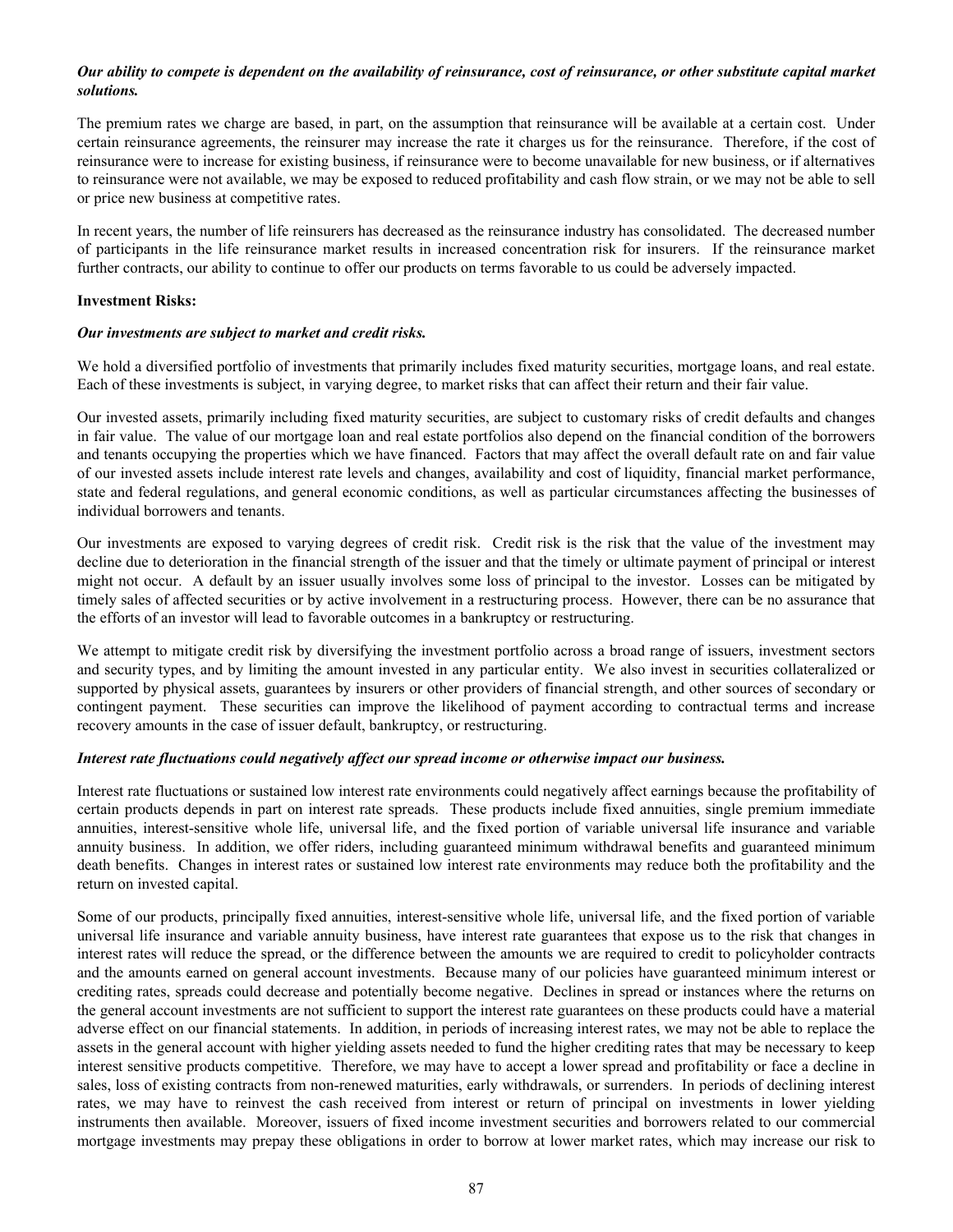***Our ability to compete is dependent on the availability of reinsurance, cost of reinsurance, or other substitute capital market solutions.***

The premium rates we charge are based, in part, on the assumption that reinsurance will be available at a certain cost. Under certain reinsurance agreements, the reinsurer may increase the rate it charges us for the reinsurance. Therefore, if the cost of reinsurance were to increase for existing business, if reinsurance were to become unavailable for new business, or if alternatives to reinsurance were not available, we may be exposed to reduced profitability and cash flow strain, or we may not be able to sell or price new business at competitive rates.

In recent years, the number of life reinsurers has decreased as the reinsurance industry has consolidated. The decreased number of participants in the life reinsurance market results in increased concentration risk for insurers. If the reinsurance market further contracts, our ability to continue to offer our products on terms favorable to us could be adversely impacted.

**Investment Risks:**

***Our investments are subject to market and credit risks.***

We hold a diversified portfolio of investments that primarily includes fixed maturity securities, mortgage loans, and real estate. Each of these investments is subject, in varying degree, to market risks that can affect their return and their fair value.

Our invested assets, primarily including fixed maturity securities, are subject to customary risks of credit defaults and changes in fair value. The value of our mortgage loan and real estate portfolios also depend on the financial condition of the borrowers and tenants occupying the properties which we have financed. Factors that may affect the overall default rate on and fair value of our invested assets include interest rate levels and changes, availability and cost of liquidity, financial market performance, state and federal regulations, and general economic conditions, as well as particular circumstances affecting the businesses of individual borrowers and tenants.

Our investments are exposed to varying degrees of credit risk. Credit risk is the risk that the value of the investment may decline due to deterioration in the financial strength of the issuer and that the timely or ultimate payment of principal or interest might not occur. A default by an issuer usually involves some loss of principal to the investor. Losses can be mitigated by timely sales of affected securities or by active involvement in a restructuring process. However, there can be no assurance that the efforts of an investor will lead to favorable outcomes in a bankruptcy or restructuring.

We attempt to mitigate credit risk by diversifying the investment portfolio across a broad range of issuers, investment sectors and security types, and by limiting the amount invested in any particular entity. We also invest in securities collateralized or supported by physical assets, guarantees by insurers or other providers of financial strength, and other sources of secondary or contingent payment. These securities can improve the likelihood of payment according to contractual terms and increase recovery amounts in the case of issuer default, bankruptcy, or restructuring.

***Interest rate fluctuations could negatively affect our spread income or otherwise impact our business.***

Interest rate fluctuations or sustained low interest rate environments could negatively affect earnings because the profitability of certain products depends in part on interest rate spreads. These products include fixed annuities, single premium immediate annuities, interest-sensitive whole life, universal life, and the fixed portion of variable universal life insurance and variable annuity business. In addition, we offer riders, including guaranteed minimum withdrawal benefits and guaranteed minimum death benefits. Changes in interest rates or sustained low interest rate environments may reduce both the profitability and the return on invested capital.

Some of our products, principally fixed annuities, interest-sensitive whole life, universal life, and the fixed portion of variable universal life insurance and variable annuity business, have interest rate guarantees that expose us to the risk that changes in interest rates will reduce the spread, or the difference between the amounts we are required to credit to policyholder contracts and the amounts earned on general account investments. Because many of our policies have guaranteed minimum interest or crediting rates, spreads could decrease and potentially become negative. Declines in spread or instances where the returns on the general account investments are not sufficient to support the interest rate guarantees on these products could have a material adverse effect on our financial statements. In addition, in periods of increasing interest rates, we may not be able to replace the assets in the general account with higher yielding assets needed to fund the higher crediting rates that may be necessary to keep interest sensitive products competitive. Therefore, we may have to accept a lower spread and profitability or face a decline in sales, loss of existing contracts from non-renewed maturities, early withdrawals, or surrenders. In periods of declining interest rates, we may have to reinvest the cash received from interest or return of principal on investments in lower yielding instruments then available. Moreover, issuers of fixed income investment securities and borrowers related to our commercial mortgage investments may prepay these obligations in order to borrow at lower market rates, which may increase our risk to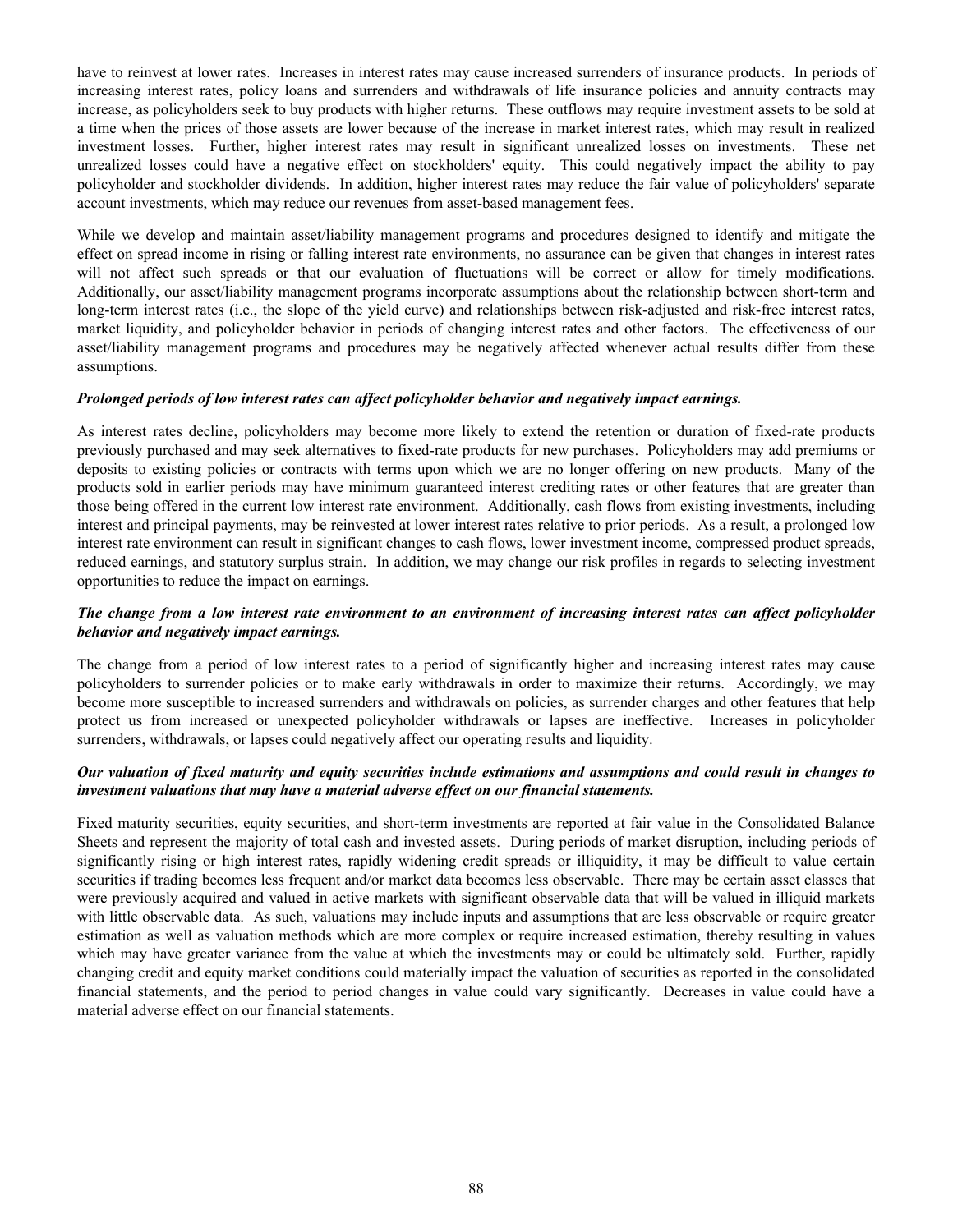have to reinvest at lower rates. Increases in interest rates may cause increased surrenders of insurance products. In periods of increasing interest rates, policy loans and surrenders and withdrawals of life insurance policies and annuity contracts may increase, as policyholders seek to buy products with higher returns. These outflows may require investment assets to be sold at a time when the prices of those assets are lower because of the increase in market interest rates, which may result in realized investment losses. Further, higher interest rates may result in significant unrealized losses on investments. These net unrealized losses could have a negative effect on stockholders' equity. This could negatively impact the ability to pay policyholder and stockholder dividends. In addition, higher interest rates may reduce the fair value of policyholders' separate account investments, which may reduce our revenues from asset-based management fees.

While we develop and maintain asset/liability management programs and procedures designed to identify and mitigate the effect on spread income in rising or falling interest rate environments, no assurance can be given that changes in interest rates will not affect such spreads or that our evaluation of fluctuations will be correct or allow for timely modifications. Additionally, our asset/liability management programs incorporate assumptions about the relationship between short-term and long-term interest rates (i.e., the slope of the yield curve) and relationships between risk-adjusted and risk-free interest rates, market liquidity, and policyholder behavior in periods of changing interest rates and other factors. The effectiveness of our asset/liability management programs and procedures may be negatively affected whenever actual results differ from these assumptions.

***Prolonged periods of low interest rates can affect policyholder behavior and negatively impact earnings.***

As interest rates decline, policyholders may become more likely to extend the retention or duration of fixed-rate products previously purchased and may seek alternatives to fixed-rate products for new purchases. Policyholders may add premiums or deposits to existing policies or contracts with terms upon which we are no longer offering on new products. Many of the products sold in earlier periods may have minimum guaranteed interest crediting rates or other features that are greater than those being offered in the current low interest rate environment. Additionally, cash flows from existing investments, including interest and principal payments, may be reinvested at lower interest rates relative to prior periods. As a result, a prolonged low interest rate environment can result in significant changes to cash flows, lower investment income, compressed product spreads, reduced earnings, and statutory surplus strain. In addition, we may change our risk profiles in regards to selecting investment opportunities to reduce the impact on earnings.

***The change from a low interest rate environment to an environment of increasing interest rates can affect policyholder behavior and negatively impact earnings.***

The change from a period of low interest rates to a period of significantly higher and increasing interest rates may cause policyholders to surrender policies or to make early withdrawals in order to maximize their returns. Accordingly, we may become more susceptible to increased surrenders and withdrawals on policies, as surrender charges and other features that help protect us from increased or unexpected policyholder withdrawals or lapses are ineffective. Increases in policyholder surrenders, withdrawals, or lapses could negatively affect our operating results and liquidity.

***Our valuation of fixed maturity and equity securities include estimations and assumptions and could result in changes to investment valuations that may have a material adverse effect on our financial statements.***

Fixed maturity securities, equity securities, and short-term investments are reported at fair value in the Consolidated Balance Sheets and represent the majority of total cash and invested assets. During periods of market disruption, including periods of significantly rising or high interest rates, rapidly widening credit spreads or illiquidity, it may be difficult to value certain securities if trading becomes less frequent and/or market data becomes less observable. There may be certain asset classes that were previously acquired and valued in active markets with significant observable data that will be valued in illiquid markets with little observable data. As such, valuations may include inputs and assumptions that are less observable or require greater estimation as well as valuation methods which are more complex or require increased estimation, thereby resulting in values which may have greater variance from the value at which the investments may or could be ultimately sold. Further, rapidly changing credit and equity market conditions could materially impact the valuation of securities as reported in the consolidated financial statements, and the period to period changes in value could vary significantly. Decreases in value could have a material adverse effect on our financial statements.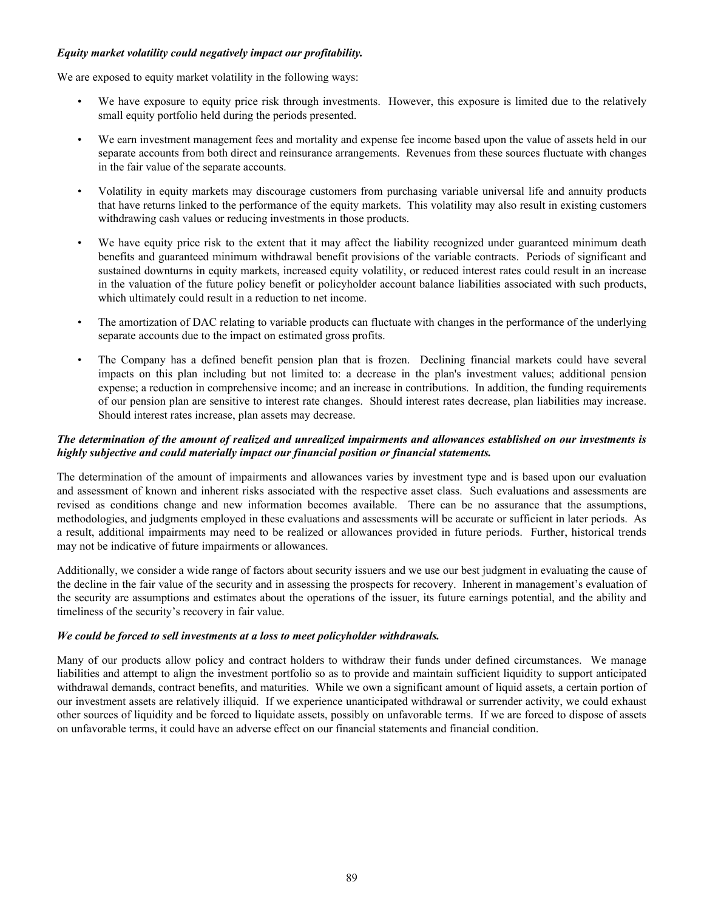***Equity market volatility could negatively impact our profitability.***

We are exposed to equity market volatility in the following ways:

- We have exposure to equity price risk through investments. However, this exposure is limited due to the relatively small equity portfolio held during the periods presented.
- We earn investment management fees and mortality and expense fee income based upon the value of assets held in our separate accounts from both direct and reinsurance arrangements. Revenues from these sources fluctuate with changes in the fair value of the separate accounts.
- Volatility in equity markets may discourage customers from purchasing variable universal life and annuity products that have returns linked to the performance of the equity markets. This volatility may also result in existing customers withdrawing cash values or reducing investments in those products.
- We have equity price risk to the extent that it may affect the liability recognized under guaranteed minimum death benefits and guaranteed minimum withdrawal benefit provisions of the variable contracts. Periods of significant and sustained downturns in equity markets, increased equity volatility, or reduced interest rates could result in an increase in the valuation of the future policy benefit or policyholder account balance liabilities associated with such products, which ultimately could result in a reduction to net income.
- The amortization of DAC relating to variable products can fluctuate with changes in the performance of the underlying separate accounts due to the impact on estimated gross profits.
- The Company has a defined benefit pension plan that is frozen. Declining financial markets could have several impacts on this plan including but not limited to: a decrease in the plan's investment values; additional pension expense; a reduction in comprehensive income; and an increase in contributions. In addition, the funding requirements of our pension plan are sensitive to interest rate changes. Should interest rates decrease, plan liabilities may increase. Should interest rates increase, plan assets may decrease.

***The determination of the amount of realized and unrealized impairments and allowances established on our investments is highly subjective and could materially impact our financial position or financial statements.***

The determination of the amount of impairments and allowances varies by investment type and is based upon our evaluation and assessment of known and inherent risks associated with the respective asset class. Such evaluations and assessments are revised as conditions change and new information becomes available. There can be no assurance that the assumptions, methodologies, and judgments employed in these evaluations and assessments will be accurate or sufficient in later periods. As a result, additional impairments may need to be realized or allowances provided in future periods. Further, historical trends may not be indicative of future impairments or allowances.

Additionally, we consider a wide range of factors about security issuers and we use our best judgment in evaluating the cause of the decline in the fair value of the security and in assessing the prospects for recovery. Inherent in management's evaluation of the security are assumptions and estimates about the operations of the issuer, its future earnings potential, and the ability and timeliness of the security's recovery in fair value.

***We could be forced to sell investments at a loss to meet policyholder withdrawals.***

Many of our products allow policy and contract holders to withdraw their funds under defined circumstances. We manage liabilities and attempt to align the investment portfolio so as to provide and maintain sufficient liquidity to support anticipated withdrawal demands, contract benefits, and maturities. While we own a significant amount of liquid assets, a certain portion of our investment assets are relatively illiquid. If we experience unanticipated withdrawal or surrender activity, we could exhaust other sources of liquidity and be forced to liquidate assets, possibly on unfavorable terms. If we are forced to dispose of assets on unfavorable terms, it could have an adverse effect on our financial statements and financial condition.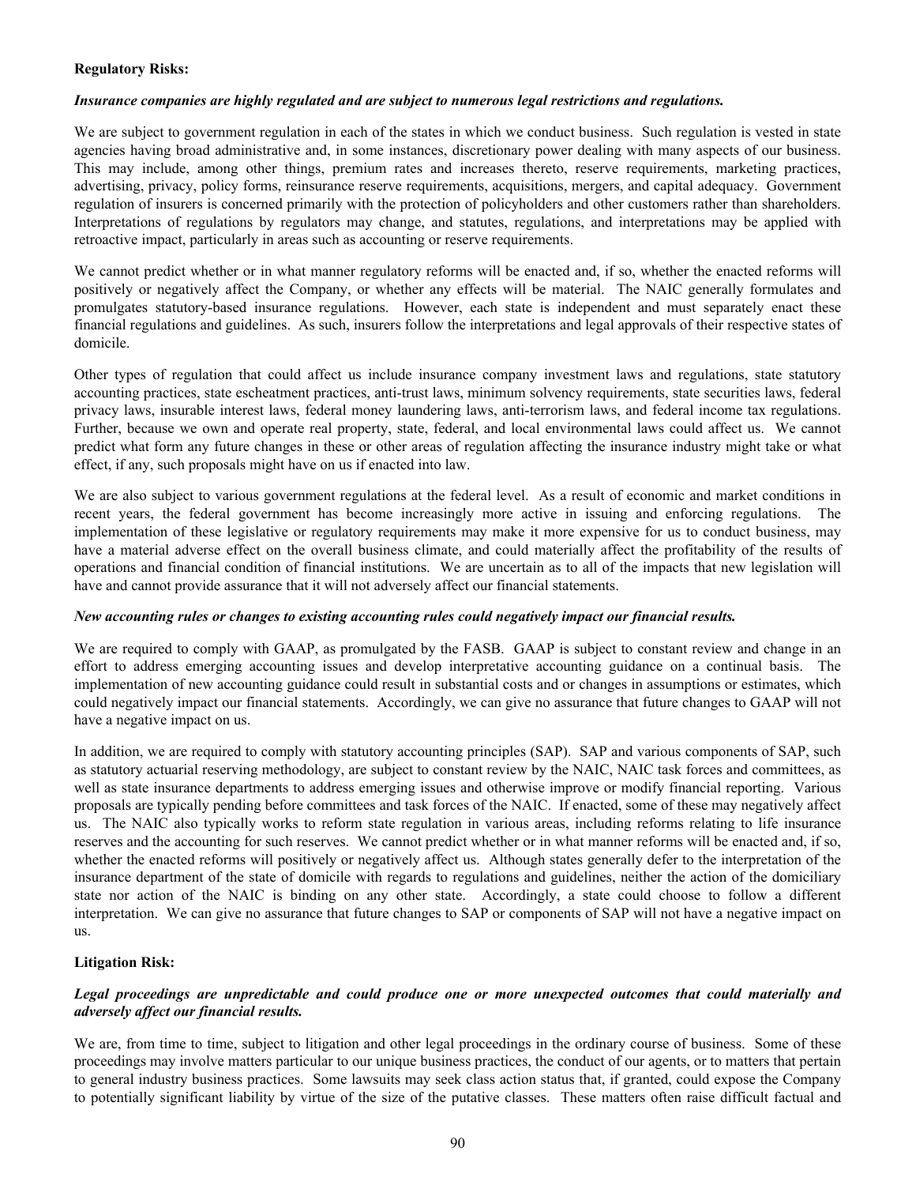**Regulatory Risks:**

***Insurance companies are highly regulated and are subject to numerous legal restrictions and regulations.***

We are subject to government regulation in each of the states in which we conduct business. Such regulation is vested in state agencies having broad administrative and, in some instances, discretionary power dealing with many aspects of our business. This may include, among other things, premium rates and increases thereto, reserve requirements, marketing practices, advertising, privacy, policy forms, reinsurance reserve requirements, acquisitions, mergers, and capital adequacy. Government regulation of insurers is concerned primarily with the protection of policyholders and other customers rather than shareholders. Interpretations of regulations by regulators may change, and statutes, regulations, and interpretations may be applied with retroactive impact, particularly in areas such as accounting or reserve requirements.

We cannot predict whether or in what manner regulatory reforms will be enacted and, if so, whether the enacted reforms will positively or negatively affect the Company, or whether any effects will be material. The NAIC generally formulates and promulgates statutory-based insurance regulations. However, each state is independent and must separately enact these financial regulations and guidelines. As such, insurers follow the interpretations and legal approvals of their respective states of domicile.

Other types of regulation that could affect us include insurance company investment laws and regulations, state statutory accounting practices, state escheatment practices, anti-trust laws, minimum solvency requirements, state securities laws, federal privacy laws, insurable interest laws, federal money laundering laws, anti-terrorism laws, and federal income tax regulations. Further, because we own and operate real property, state, federal, and local environmental laws could affect us. We cannot predict what form any future changes in these or other areas of regulation affecting the insurance industry might take or what effect, if any, such proposals might have on us if enacted into law.

We are also subject to various government regulations at the federal level. As a result of economic and market conditions in recent years, the federal government has become increasingly more active in issuing and enforcing regulations. The implementation of these legislative or regulatory requirements may make it more expensive for us to conduct business, may have a material adverse effect on the overall business climate, and could materially affect the profitability of the results of operations and financial condition of financial institutions. We are uncertain as to all of the impacts that new legislation will have and cannot provide assurance that it will not adversely affect our financial statements.

***New accounting rules or changes to existing accounting rules could negatively impact our financial results.***

We are required to comply with GAAP, as promulgated by the FASB. GAAP is subject to constant review and change in an effort to address emerging accounting issues and develop interpretative accounting guidance on a continual basis. The implementation of new accounting guidance could result in substantial costs and or changes in assumptions or estimates, which could negatively impact our financial statements. Accordingly, we can give no assurance that future changes to GAAP will not have a negative impact on us.

In addition, we are required to comply with statutory accounting principles (SAP). SAP and various components of SAP, such as statutory actuarial reserving methodology, are subject to constant review by the NAIC, NAIC task forces and committees, as well as state insurance departments to address emerging issues and otherwise improve or modify financial reporting. Various proposals are typically pending before committees and task forces of the NAIC. If enacted, some of these may negatively affect us. The NAIC also typically works to reform state regulation in various areas, including reforms relating to life insurance reserves and the accounting for such reserves. We cannot predict whether or in what manner reforms will be enacted and, if so, whether the enacted reforms will positively or negatively affect us. Although states generally defer to the interpretation of the insurance department of the state of domicile with regards to regulations and guidelines, neither the action of the domiciliary state nor action of the NAIC is binding on any other state. Accordingly, a state could choose to follow a different interpretation. We can give no assurance that future changes to SAP or components of SAP will not have a negative impact on us.

**Litigation Risk:**

***Legal proceedings are unpredictable and could produce one or more unexpected outcomes that could materially and adversely affect our financial results.***

We are, from time to time, subject to litigation and other legal proceedings in the ordinary course of business. Some of these proceedings may involve matters particular to our unique business practices, the conduct of our agents, or to matters that pertain to general industry business practices. Some lawsuits may seek class action status that, if granted, could expose the Company to potentially significant liability by virtue of the size of the putative classes. These matters often raise difficult factual and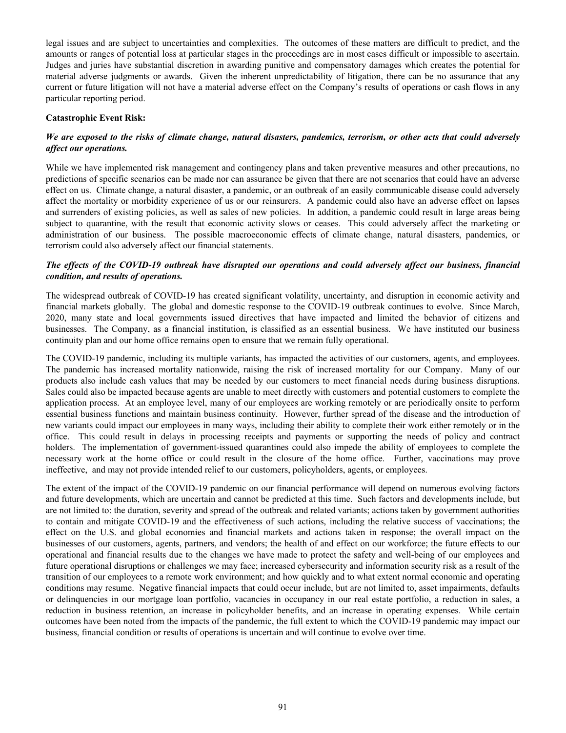legal issues and are subject to uncertainties and complexities. The outcomes of these matters are difficult to predict, and the amounts or ranges of potential loss at particular stages in the proceedings are in most cases difficult or impossible to ascertain. Judges and juries have substantial discretion in awarding punitive and compensatory damages which creates the potential for material adverse judgments or awards. Given the inherent unpredictability of litigation, there can be no assurance that any current or future litigation will not have a material adverse effect on the Company's results of operations or cash flows in any particular reporting period.

**Catastrophic Event Risk:**

***We are exposed to the risks of climate change, natural disasters, pandemics, terrorism, or other acts that could adversely affect our operations.***

While we have implemented risk management and contingency plans and taken preventive measures and other precautions, no predictions of specific scenarios can be made nor can assurance be given that there are not scenarios that could have an adverse effect on us. Climate change, a natural disaster, a pandemic, or an outbreak of an easily communicable disease could adversely affect the mortality or morbidity experience of us or our reinsurers. A pandemic could also have an adverse effect on lapses and surrenders of existing policies, as well as sales of new policies. In addition, a pandemic could result in large areas being subject to quarantine, with the result that economic activity slows or ceases. This could adversely affect the marketing or administration of our business. The possible macroeconomic effects of climate change, natural disasters, pandemics, or terrorism could also adversely affect our financial statements.

***The effects of the COVID-19 outbreak have disrupted our operations and could adversely affect our business, financial condition, and results of operations.***

The widespread outbreak of COVID-19 has created significant volatility, uncertainty, and disruption in economic activity and financial markets globally. The global and domestic response to the COVID-19 outbreak continues to evolve. Since March, 2020, many state and local governments issued directives that have impacted and limited the behavior of citizens and businesses. The Company, as a financial institution, is classified as an essential business. We have instituted our business continuity plan and our home office remains open to ensure that we remain fully operational.

The COVID-19 pandemic, including its multiple variants, has impacted the activities of our customers, agents, and employees. The pandemic has increased mortality nationwide, raising the risk of increased mortality for our Company. Many of our products also include cash values that may be needed by our customers to meet financial needs during business disruptions. Sales could also be impacted because agents are unable to meet directly with customers and potential customers to complete the application process. At an employee level, many of our employees are working remotely or are periodically onsite to perform essential business functions and maintain business continuity. However, further spread of the disease and the introduction of new variants could impact our employees in many ways, including their ability to complete their work either remotely or in the office. This could result in delays in processing receipts and payments or supporting the needs of policy and contract holders. The implementation of government-issued quarantines could also impede the ability of employees to complete the necessary work at the home office or could result in the closure of the home office. Further, vaccinations may prove ineffective, and may not provide intended relief to our customers, policyholders, agents, or employees.

The extent of the impact of the COVID-19 pandemic on our financial performance will depend on numerous evolving factors and future developments, which are uncertain and cannot be predicted at this time. Such factors and developments include, but are not limited to: the duration, severity and spread of the outbreak and related variants; actions taken by government authorities to contain and mitigate COVID-19 and the effectiveness of such actions, including the relative success of vaccinations; the effect on the U.S. and global economies and financial markets and actions taken in response; the overall impact on the businesses of our customers, agents, partners, and vendors; the health of and effect on our workforce; the future effects to our operational and financial results due to the changes we have made to protect the safety and well-being of our employees and future operational disruptions or challenges we may face; increased cybersecurity and information security risk as a result of the transition of our employees to a remote work environment; and how quickly and to what extent normal economic and operating conditions may resume. Negative financial impacts that could occur include, but are not limited to, asset impairments, defaults or delinquencies in our mortgage loan portfolio, vacancies in occupancy in our real estate portfolio, a reduction in sales, a reduction in business retention, an increase in policyholder benefits, and an increase in operating expenses. While certain outcomes have been noted from the impacts of the pandemic, the full extent to which the COVID-19 pandemic may impact our business, financial condition or results of operations is uncertain and will continue to evolve over time.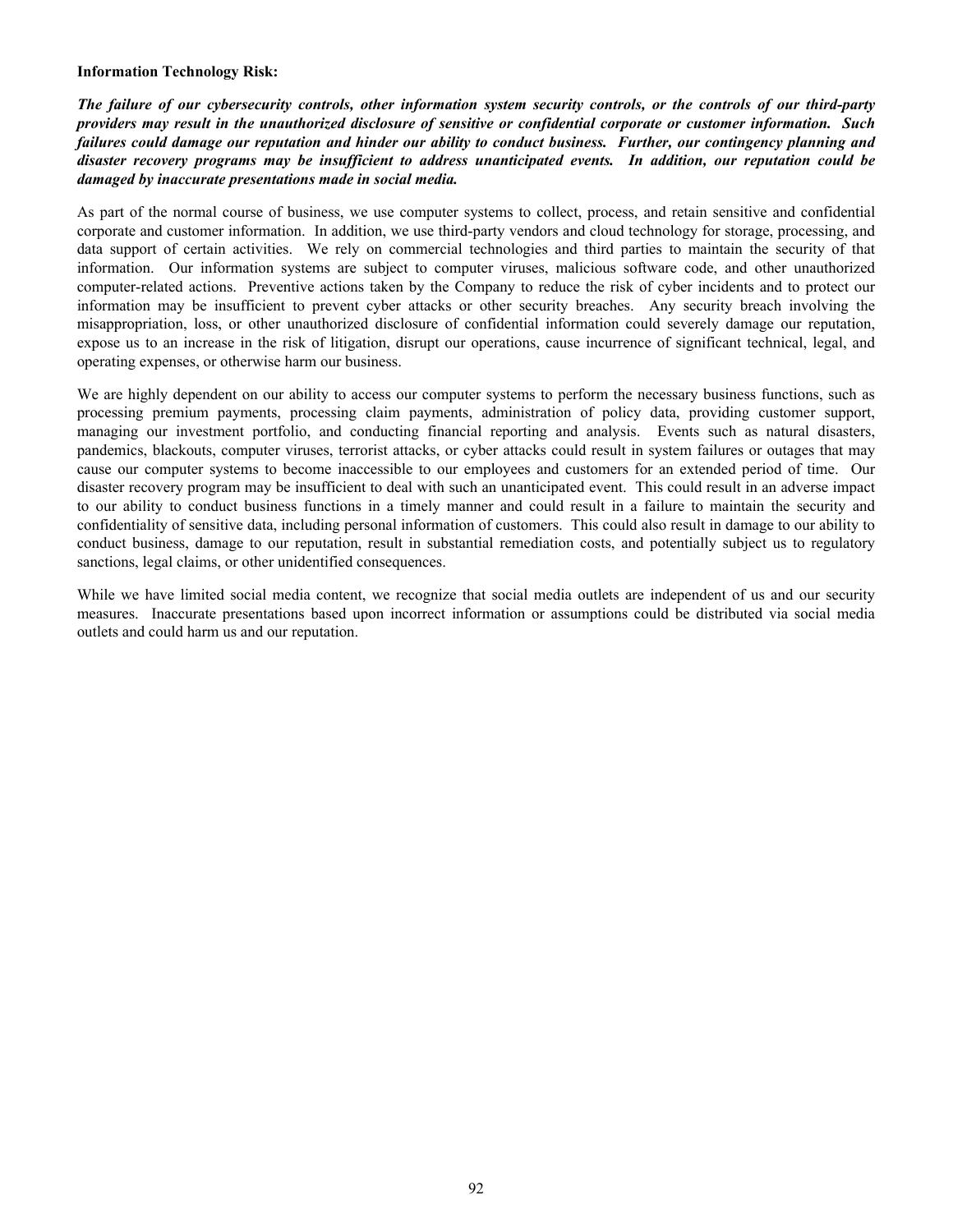**Information Technology Risk:**

***The failure of our cybersecurity controls, other information system security controls, or the controls of our third-party providers may result in the unauthorized disclosure of sensitive or confidential corporate or customer information. Such failures could damage our reputation and hinder our ability to conduct business. Further, our contingency planning and disaster recovery programs may be insufficient to address unanticipated events. In addition, our reputation could be damaged by inaccurate presentations made in social media.***

As part of the normal course of business, we use computer systems to collect, process, and retain sensitive and confidential corporate and customer information. In addition, we use third-party vendors and cloud technology for storage, processing, and data support of certain activities. We rely on commercial technologies and third parties to maintain the security of that information. Our information systems are subject to computer viruses, malicious software code, and other unauthorized computer-related actions. Preventive actions taken by the Company to reduce the risk of cyber incidents and to protect our information may be insufficient to prevent cyber attacks or other security breaches. Any security breach involving the misappropriation, loss, or other unauthorized disclosure of confidential information could severely damage our reputation, expose us to an increase in the risk of litigation, disrupt our operations, cause incurrence of significant technical, legal, and operating expenses, or otherwise harm our business.

We are highly dependent on our ability to access our computer systems to perform the necessary business functions, such as processing premium payments, processing claim payments, administration of policy data, providing customer support, managing our investment portfolio, and conducting financial reporting and analysis. Events such as natural disasters, pandemics, blackouts, computer viruses, terrorist attacks, or cyber attacks could result in system failures or outages that may cause our computer systems to become inaccessible to our employees and customers for an extended period of time. Our disaster recovery program may be insufficient to deal with such an unanticipated event. This could result in an adverse impact to our ability to conduct business functions in a timely manner and could result in a failure to maintain the security and confidentiality of sensitive data, including personal information of customers. This could also result in damage to our ability to conduct business, damage to our reputation, result in substantial remediation costs, and potentially subject us to regulatory sanctions, legal claims, or other unidentified consequences.

While we have limited social media content, we recognize that social media outlets are independent of us and our security measures. Inaccurate presentations based upon incorrect information or assumptions could be distributed via social media outlets and could harm us and our reputation.